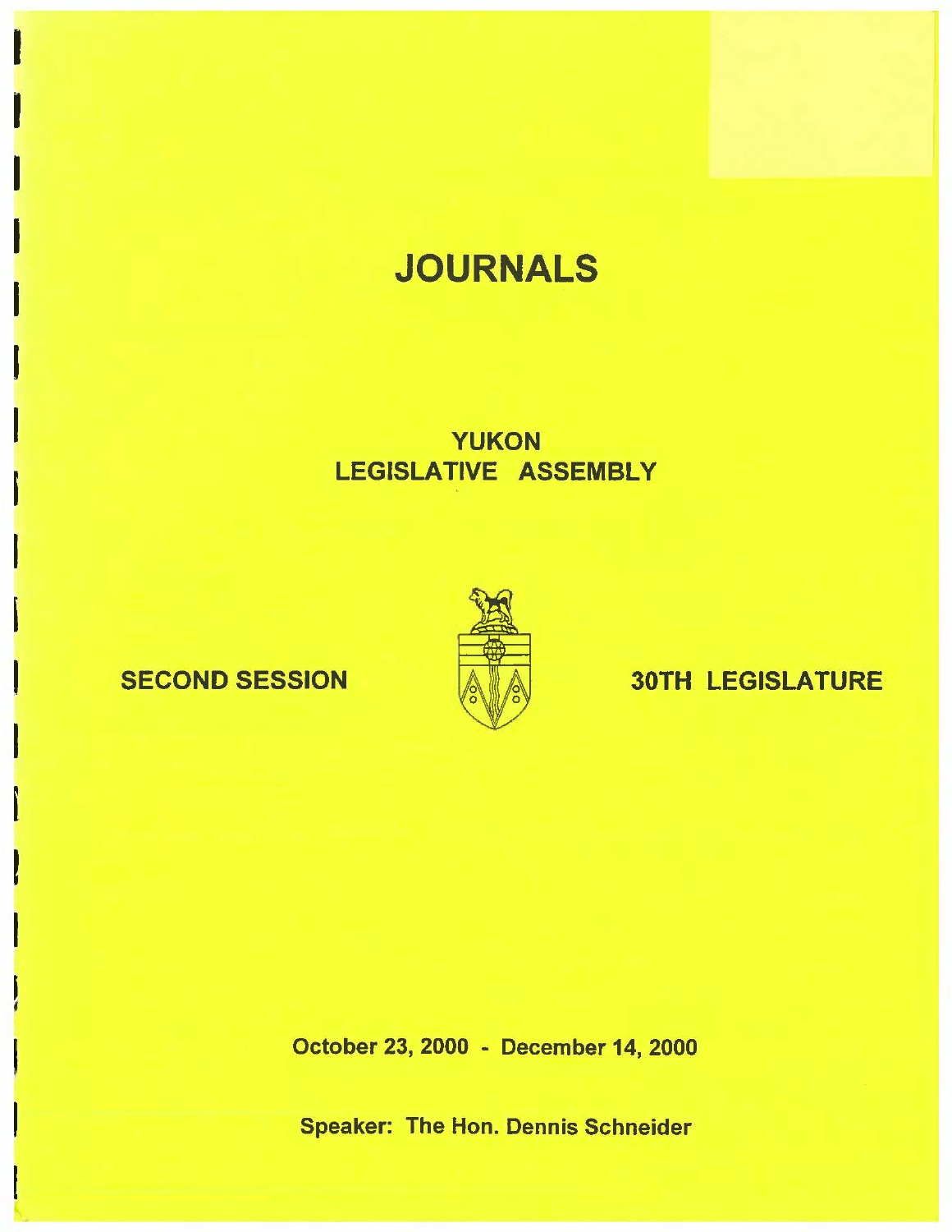# JOURNALS

## YUKON
## LEGISLATIVE ASSEMBLY

**SECOND SESSION** **30TH LEGISLATURE**

**October 23, 2000 - December 14, 2000**

**Speaker: The Hon. Dennis Schneider**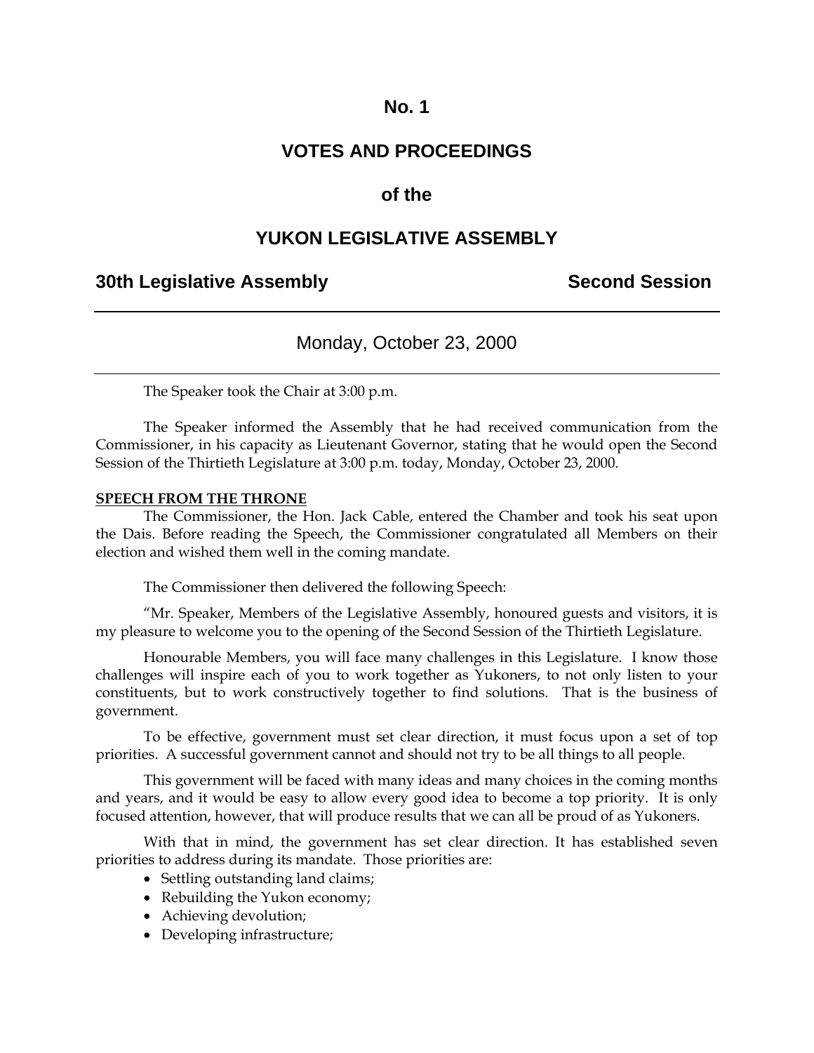# No. 1

# VOTES AND PROCEEDINGS

# of the

# YUKON LEGISLATIVE ASSEMBLY

**30th Legislative Assembly** **Second Session**

---

Monday, October 23, 2000

---

The Speaker took the Chair at 3:00 p.m.

The Speaker informed the Assembly that he had received communication from the Commissioner, in his capacity as Lieutenant Governor, stating that he would open the Second Session of the Thirtieth Legislature at 3:00 p.m. today, Monday, October 23, 2000.

**SPEECH FROM THE THRONE**

The Commissioner, the Hon. Jack Cable, entered the Chamber and took his seat upon the Dais. Before reading the Speech, the Commissioner congratulated all Members on their election and wished them well in the coming mandate.

The Commissioner then delivered the following Speech:

"Mr. Speaker, Members of the Legislative Assembly, honoured guests and visitors, it is my pleasure to welcome you to the opening of the Second Session of the Thirtieth Legislature.

Honourable Members, you will face many challenges in this Legislature. I know those challenges will inspire each of you to work together as Yukoners, to not only listen to your constituents, but to work constructively together to find solutions. That is the business of government.

To be effective, government must set clear direction, it must focus upon a set of top priorities. A successful government cannot and should not try to be all things to all people.

This government will be faced with many ideas and many choices in the coming months and years, and it would be easy to allow every good idea to become a top priority. It is only focused attention, however, that will produce results that we can all be proud of as Yukoners.

With that in mind, the government has set clear direction. It has established seven priorities to address during its mandate. Those priorities are:

- Settling outstanding land claims;
- Rebuilding the Yukon economy;
- Achieving devolution;
- Developing infrastructure;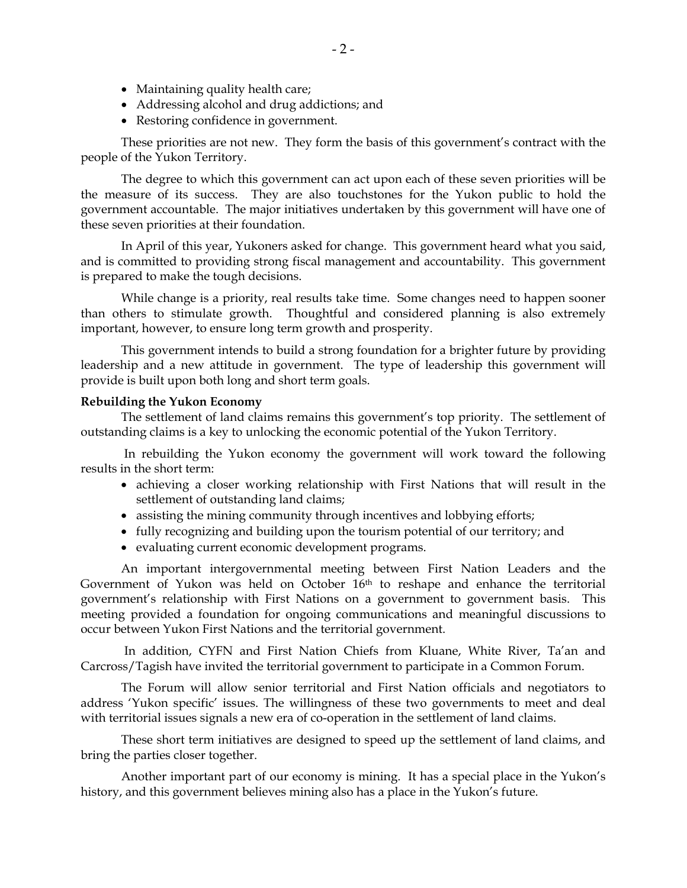- Maintaining quality health care;
- Addressing alcohol and drug addictions; and
- Restoring confidence in government.

These priorities are not new. They form the basis of this government's contract with the people of the Yukon Territory.

The degree to which this government can act upon each of these seven priorities will be the measure of its success. They are also touchstones for the Yukon public to hold the government accountable. The major initiatives undertaken by this government will have one of these seven priorities at their foundation.

In April of this year, Yukoners asked for change. This government heard what you said, and is committed to providing strong fiscal management and accountability. This government is prepared to make the tough decisions.

While change is a priority, real results take time. Some changes need to happen sooner than others to stimulate growth. Thoughtful and considered planning is also extremely important, however, to ensure long term growth and prosperity.

This government intends to build a strong foundation for a brighter future by providing leadership and a new attitude in government. The type of leadership this government will provide is built upon both long and short term goals.

**Rebuilding the Yukon Economy**

The settlement of land claims remains this government's top priority. The settlement of outstanding claims is a key to unlocking the economic potential of the Yukon Territory.

In rebuilding the Yukon economy the government will work toward the following results in the short term:

- achieving a closer working relationship with First Nations that will result in the settlement of outstanding land claims;
- assisting the mining community through incentives and lobbying efforts;
- fully recognizing and building upon the tourism potential of our territory; and
- evaluating current economic development programs.

An important intergovernmental meeting between First Nation Leaders and the Government of Yukon was held on October 16th to reshape and enhance the territorial government's relationship with First Nations on a government to government basis. This meeting provided a foundation for ongoing communications and meaningful discussions to occur between Yukon First Nations and the territorial government.

In addition, CYFN and First Nation Chiefs from Kluane, White River, Ta'an and Carcross/Tagish have invited the territorial government to participate in a Common Forum.

The Forum will allow senior territorial and First Nation officials and negotiators to address 'Yukon specific' issues. The willingness of these two governments to meet and deal with territorial issues signals a new era of co-operation in the settlement of land claims.

These short term initiatives are designed to speed up the settlement of land claims, and bring the parties closer together.

Another important part of our economy is mining. It has a special place in the Yukon's history, and this government believes mining also has a place in the Yukon's future.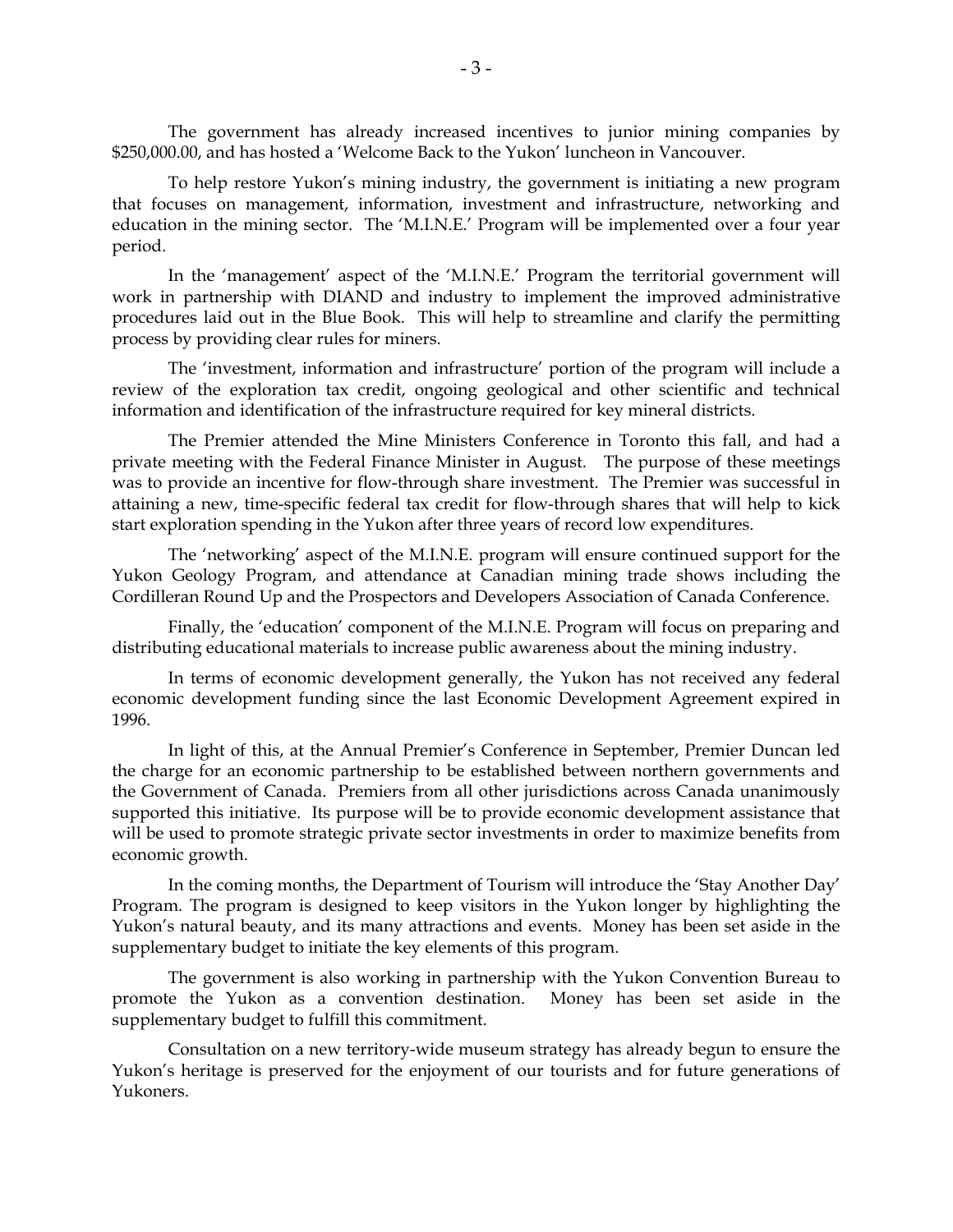The government has already increased incentives to junior mining companies by $250,000.00, and has hosted a 'Welcome Back to the Yukon' luncheon in Vancouver.

To help restore Yukon's mining industry, the government is initiating a new program that focuses on management, information, investment and infrastructure, networking and education in the mining sector. The 'M.I.N.E.' Program will be implemented over a four year period.

In the 'management' aspect of the 'M.I.N.E.' Program the territorial government will work in partnership with DIAND and industry to implement the improved administrative procedures laid out in the Blue Book. This will help to streamline and clarify the permitting process by providing clear rules for miners.

The 'investment, information and infrastructure' portion of the program will include a review of the exploration tax credit, ongoing geological and other scientific and technical information and identification of the infrastructure required for key mineral districts.

The Premier attended the Mine Ministers Conference in Toronto this fall, and had a private meeting with the Federal Finance Minister in August. The purpose of these meetings was to provide an incentive for flow-through share investment. The Premier was successful in attaining a new, time-specific federal tax credit for flow-through shares that will help to kick start exploration spending in the Yukon after three years of record low expenditures.

The 'networking' aspect of the M.I.N.E. program will ensure continued support for the Yukon Geology Program, and attendance at Canadian mining trade shows including the Cordilleran Round Up and the Prospectors and Developers Association of Canada Conference.

Finally, the 'education' component of the M.I.N.E. Program will focus on preparing and distributing educational materials to increase public awareness about the mining industry.

In terms of economic development generally, the Yukon has not received any federal economic development funding since the last Economic Development Agreement expired in 1996.

In light of this, at the Annual Premier's Conference in September, Premier Duncan led the charge for an economic partnership to be established between northern governments and the Government of Canada. Premiers from all other jurisdictions across Canada unanimously supported this initiative. Its purpose will be to provide economic development assistance that will be used to promote strategic private sector investments in order to maximize benefits from economic growth.

In the coming months, the Department of Tourism will introduce the 'Stay Another Day' Program. The program is designed to keep visitors in the Yukon longer by highlighting the Yukon's natural beauty, and its many attractions and events. Money has been set aside in the supplementary budget to initiate the key elements of this program.

The government is also working in partnership with the Yukon Convention Bureau to promote the Yukon as a convention destination. Money has been set aside in the supplementary budget to fulfill this commitment.

Consultation on a new territory-wide museum strategy has already begun to ensure the Yukon's heritage is preserved for the enjoyment of our tourists and for future generations of Yukoners.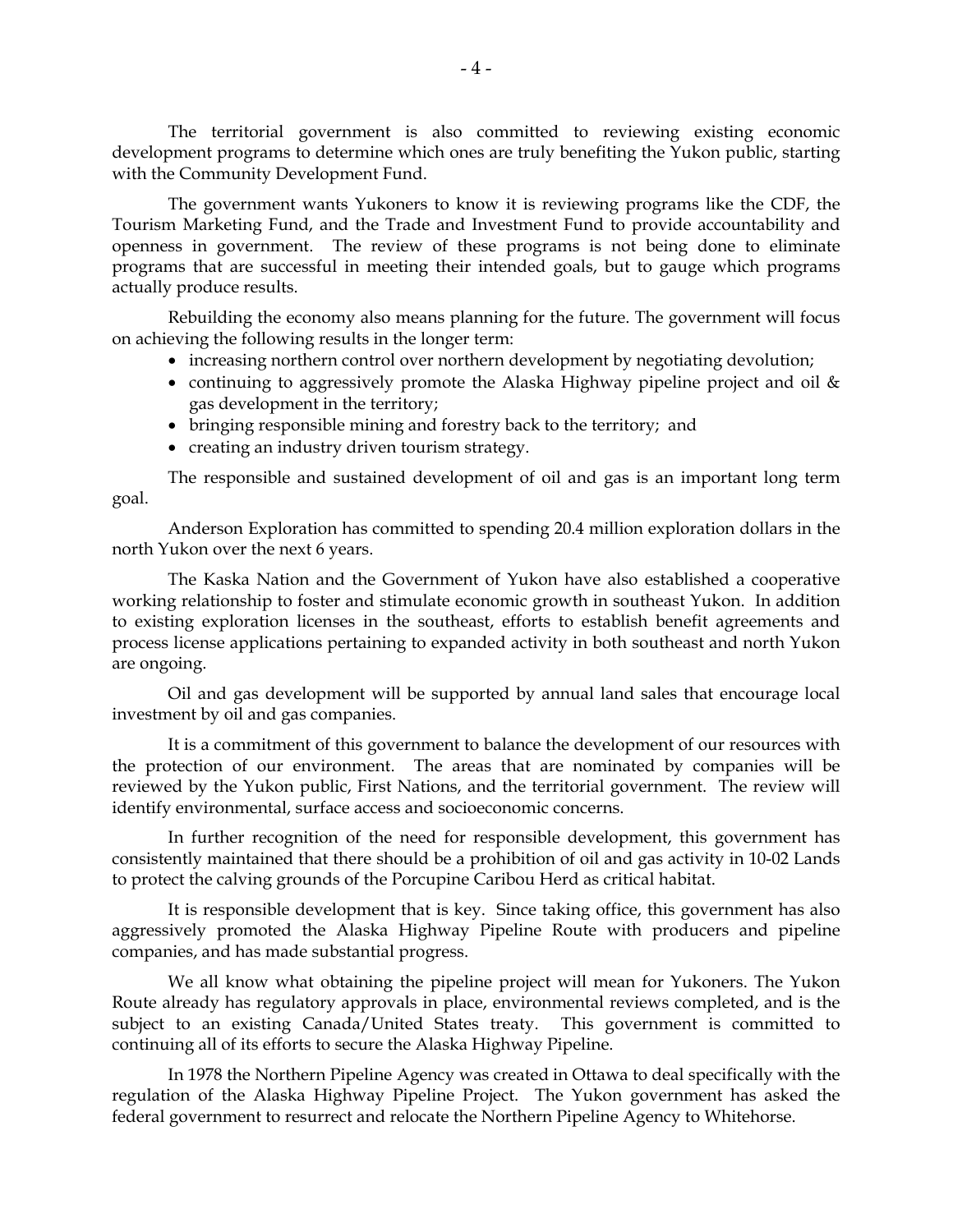The territorial government is also committed to reviewing existing economic development programs to determine which ones are truly benefiting the Yukon public, starting with the Community Development Fund.

The government wants Yukoners to know it is reviewing programs like the CDF, the Tourism Marketing Fund, and the Trade and Investment Fund to provide accountability and openness in government. The review of these programs is not being done to eliminate programs that are successful in meeting their intended goals, but to gauge which programs actually produce results.

Rebuilding the economy also means planning for the future. The government will focus on achieving the following results in the longer term:

- increasing northern control over northern development by negotiating devolution;
- continuing to aggressively promote the Alaska Highway pipeline project and oil & gas development in the territory;
- bringing responsible mining and forestry back to the territory; and
- creating an industry driven tourism strategy.

The responsible and sustained development of oil and gas is an important long term goal.

Anderson Exploration has committed to spending 20.4 million exploration dollars in the north Yukon over the next 6 years.

The Kaska Nation and the Government of Yukon have also established a cooperative working relationship to foster and stimulate economic growth in southeast Yukon. In addition to existing exploration licenses in the southeast, efforts to establish benefit agreements and process license applications pertaining to expanded activity in both southeast and north Yukon are ongoing.

Oil and gas development will be supported by annual land sales that encourage local investment by oil and gas companies.

It is a commitment of this government to balance the development of our resources with the protection of our environment. The areas that are nominated by companies will be reviewed by the Yukon public, First Nations, and the territorial government. The review will identify environmental, surface access and socioeconomic concerns.

In further recognition of the need for responsible development, this government has consistently maintained that there should be a prohibition of oil and gas activity in 10-02 Lands to protect the calving grounds of the Porcupine Caribou Herd as critical habitat.

It is responsible development that is key. Since taking office, this government has also aggressively promoted the Alaska Highway Pipeline Route with producers and pipeline companies, and has made substantial progress.

We all know what obtaining the pipeline project will mean for Yukoners. The Yukon Route already has regulatory approvals in place, environmental reviews completed, and is the subject to an existing Canada/United States treaty. This government is committed to continuing all of its efforts to secure the Alaska Highway Pipeline.

In 1978 the Northern Pipeline Agency was created in Ottawa to deal specifically with the regulation of the Alaska Highway Pipeline Project. The Yukon government has asked the federal government to resurrect and relocate the Northern Pipeline Agency to Whitehorse.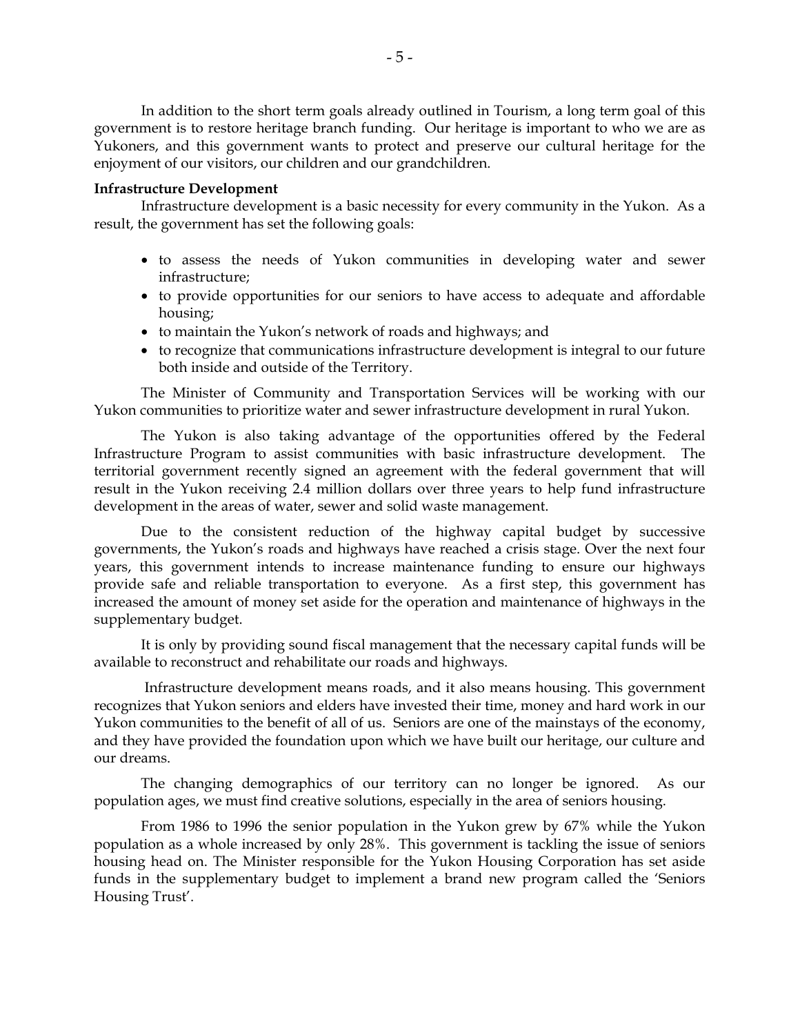In addition to the short term goals already outlined in Tourism, a long term goal of this government is to restore heritage branch funding. Our heritage is important to who we are as Yukoners, and this government wants to protect and preserve our cultural heritage for the enjoyment of our visitors, our children and our grandchildren.

**Infrastructure Development**

Infrastructure development is a basic necessity for every community in the Yukon. As a result, the government has set the following goals:

- to assess the needs of Yukon communities in developing water and sewer infrastructure;
- to provide opportunities for our seniors to have access to adequate and affordable housing;
- to maintain the Yukon's network of roads and highways; and
- to recognize that communications infrastructure development is integral to our future both inside and outside of the Territory.

The Minister of Community and Transportation Services will be working with our Yukon communities to prioritize water and sewer infrastructure development in rural Yukon.

The Yukon is also taking advantage of the opportunities offered by the Federal Infrastructure Program to assist communities with basic infrastructure development. The territorial government recently signed an agreement with the federal government that will result in the Yukon receiving 2.4 million dollars over three years to help fund infrastructure development in the areas of water, sewer and solid waste management.

Due to the consistent reduction of the highway capital budget by successive governments, the Yukon's roads and highways have reached a crisis stage. Over the next four years, this government intends to increase maintenance funding to ensure our highways provide safe and reliable transportation to everyone. As a first step, this government has increased the amount of money set aside for the operation and maintenance of highways in the supplementary budget.

It is only by providing sound fiscal management that the necessary capital funds will be available to reconstruct and rehabilitate our roads and highways.

Infrastructure development means roads, and it also means housing. This government recognizes that Yukon seniors and elders have invested their time, money and hard work in our Yukon communities to the benefit of all of us. Seniors are one of the mainstays of the economy, and they have provided the foundation upon which we have built our heritage, our culture and our dreams.

The changing demographics of our territory can no longer be ignored. As our population ages, we must find creative solutions, especially in the area of seniors housing.

From 1986 to 1996 the senior population in the Yukon grew by 67% while the Yukon population as a whole increased by only 28%. This government is tackling the issue of seniors housing head on. The Minister responsible for the Yukon Housing Corporation has set aside funds in the supplementary budget to implement a brand new program called the 'Seniors Housing Trust'.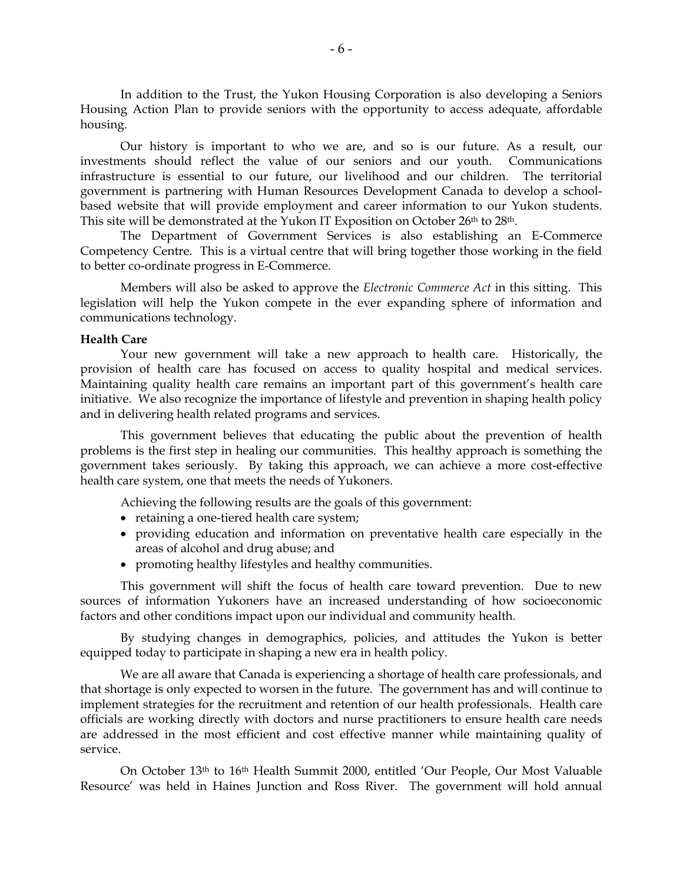In addition to the Trust, the Yukon Housing Corporation is also developing a Seniors Housing Action Plan to provide seniors with the opportunity to access adequate, affordable housing.

Our history is important to who we are, and so is our future. As a result, our investments should reflect the value of our seniors and our youth. Communications infrastructure is essential to our future, our livelihood and our children. The territorial government is partnering with Human Resources Development Canada to develop a school-based website that will provide employment and career information to our Yukon students. This site will be demonstrated at the Yukon IT Exposition on October 26th to 28th.

The Department of Government Services is also establishing an E-Commerce Competency Centre. This is a virtual centre that will bring together those working in the field to better co-ordinate progress in E-Commerce.

Members will also be asked to approve the *Electronic Commerce Act* in this sitting. This legislation will help the Yukon compete in the ever expanding sphere of information and communications technology.

**Health Care**

Your new government will take a new approach to health care. Historically, the provision of health care has focused on access to quality hospital and medical services. Maintaining quality health care remains an important part of this government's health care initiative. We also recognize the importance of lifestyle and prevention in shaping health policy and in delivering health related programs and services.

This government believes that educating the public about the prevention of health problems is the first step in healing our communities. This healthy approach is something the government takes seriously. By taking this approach, we can achieve a more cost-effective health care system, one that meets the needs of Yukoners.

Achieving the following results are the goals of this government:

- retaining a one-tiered health care system;
- providing education and information on preventative health care especially in the areas of alcohol and drug abuse; and
- promoting healthy lifestyles and healthy communities.

This government will shift the focus of health care toward prevention. Due to new sources of information Yukoners have an increased understanding of how socioeconomic factors and other conditions impact upon our individual and community health.

By studying changes in demographics, policies, and attitudes the Yukon is better equipped today to participate in shaping a new era in health policy.

We are all aware that Canada is experiencing a shortage of health care professionals, and that shortage is only expected to worsen in the future. The government has and will continue to implement strategies for the recruitment and retention of our health professionals. Health care officials are working directly with doctors and nurse practitioners to ensure health care needs are addressed in the most efficient and cost effective manner while maintaining quality of service.

On October 13th to 16th Health Summit 2000, entitled 'Our People, Our Most Valuable Resource' was held in Haines Junction and Ross River. The government will hold annual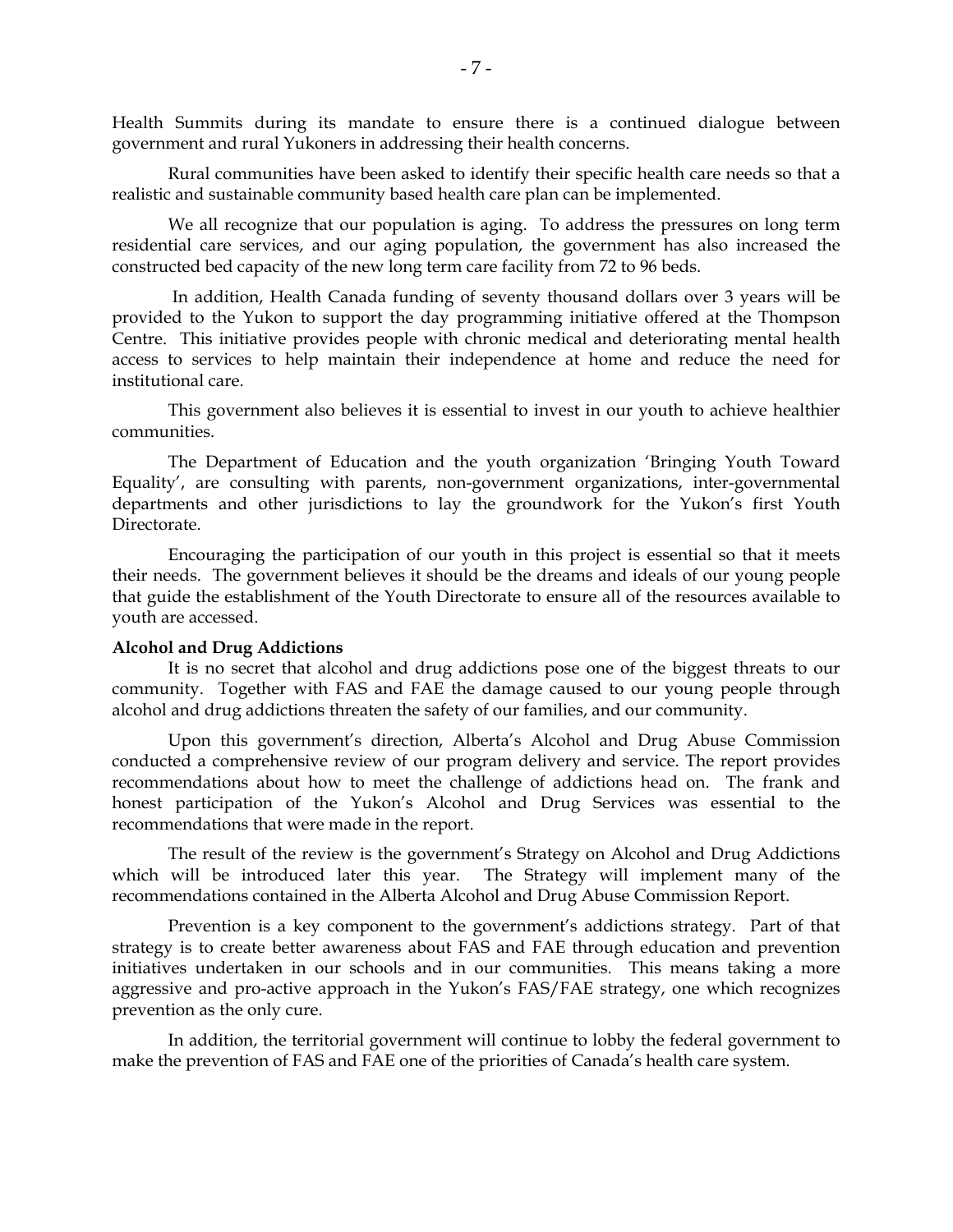Health Summits during its mandate to ensure there is a continued dialogue between government and rural Yukoners in addressing their health concerns.

Rural communities have been asked to identify their specific health care needs so that a realistic and sustainable community based health care plan can be implemented.

We all recognize that our population is aging. To address the pressures on long term residential care services, and our aging population, the government has also increased the constructed bed capacity of the new long term care facility from 72 to 96 beds.

In addition, Health Canada funding of seventy thousand dollars over 3 years will be provided to the Yukon to support the day programming initiative offered at the Thompson Centre. This initiative provides people with chronic medical and deteriorating mental health access to services to help maintain their independence at home and reduce the need for institutional care.

This government also believes it is essential to invest in our youth to achieve healthier communities.

The Department of Education and the youth organization 'Bringing Youth Toward Equality', are consulting with parents, non-government organizations, inter-governmental departments and other jurisdictions to lay the groundwork for the Yukon's first Youth Directorate.

Encouraging the participation of our youth in this project is essential so that it meets their needs. The government believes it should be the dreams and ideals of our young people that guide the establishment of the Youth Directorate to ensure all of the resources available to youth are accessed.

**Alcohol and Drug Addictions**

It is no secret that alcohol and drug addictions pose one of the biggest threats to our community. Together with FAS and FAE the damage caused to our young people through alcohol and drug addictions threaten the safety of our families, and our community.

Upon this government's direction, Alberta's Alcohol and Drug Abuse Commission conducted a comprehensive review of our program delivery and service. The report provides recommendations about how to meet the challenge of addictions head on. The frank and honest participation of the Yukon's Alcohol and Drug Services was essential to the recommendations that were made in the report.

The result of the review is the government's Strategy on Alcohol and Drug Addictions which will be introduced later this year. The Strategy will implement many of the recommendations contained in the Alberta Alcohol and Drug Abuse Commission Report.

Prevention is a key component to the government's addictions strategy. Part of that strategy is to create better awareness about FAS and FAE through education and prevention initiatives undertaken in our schools and in our communities. This means taking a more aggressive and pro-active approach in the Yukon's FAS/FAE strategy, one which recognizes prevention as the only cure.

In addition, the territorial government will continue to lobby the federal government to make the prevention of FAS and FAE one of the priorities of Canada's health care system.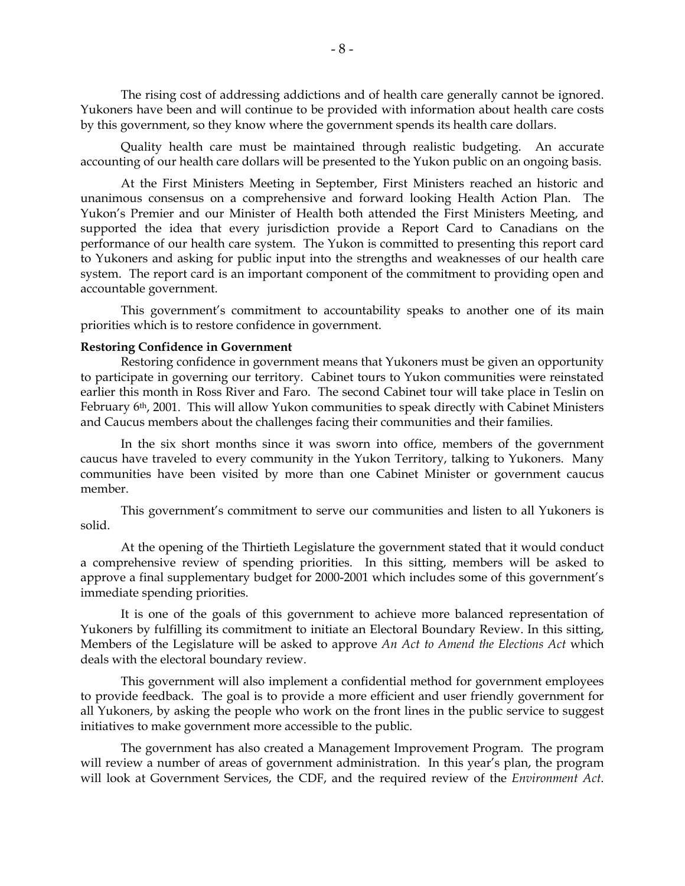The rising cost of addressing addictions and of health care generally cannot be ignored. Yukoners have been and will continue to be provided with information about health care costs by this government, so they know where the government spends its health care dollars.

Quality health care must be maintained through realistic budgeting. An accurate accounting of our health care dollars will be presented to the Yukon public on an ongoing basis.

At the First Ministers Meeting in September, First Ministers reached an historic and unanimous consensus on a comprehensive and forward looking Health Action Plan. The Yukon's Premier and our Minister of Health both attended the First Ministers Meeting, and supported the idea that every jurisdiction provide a Report Card to Canadians on the performance of our health care system. The Yukon is committed to presenting this report card to Yukoners and asking for public input into the strengths and weaknesses of our health care system. The report card is an important component of the commitment to providing open and accountable government.

This government's commitment to accountability speaks to another one of its main priorities which is to restore confidence in government.

**Restoring Confidence in Government**

Restoring confidence in government means that Yukoners must be given an opportunity to participate in governing our territory. Cabinet tours to Yukon communities were reinstated earlier this month in Ross River and Faro. The second Cabinet tour will take place in Teslin on February 6th, 2001. This will allow Yukon communities to speak directly with Cabinet Ministers and Caucus members about the challenges facing their communities and their families.

In the six short months since it was sworn into office, members of the government caucus have traveled to every community in the Yukon Territory, talking to Yukoners. Many communities have been visited by more than one Cabinet Minister or government caucus member.

This government's commitment to serve our communities and listen to all Yukoners is solid.

At the opening of the Thirtieth Legislature the government stated that it would conduct a comprehensive review of spending priorities. In this sitting, members will be asked to approve a final supplementary budget for 2000-2001 which includes some of this government's immediate spending priorities.

It is one of the goals of this government to achieve more balanced representation of Yukoners by fulfilling its commitment to initiate an Electoral Boundary Review. In this sitting, Members of the Legislature will be asked to approve *An Act to Amend the Elections Act* which deals with the electoral boundary review.

This government will also implement a confidential method for government employees to provide feedback. The goal is to provide a more efficient and user friendly government for all Yukoners, by asking the people who work on the front lines in the public service to suggest initiatives to make government more accessible to the public.

The government has also created a Management Improvement Program. The program will review a number of areas of government administration. In this year's plan, the program will look at Government Services, the CDF, and the required review of the *Environment Act.*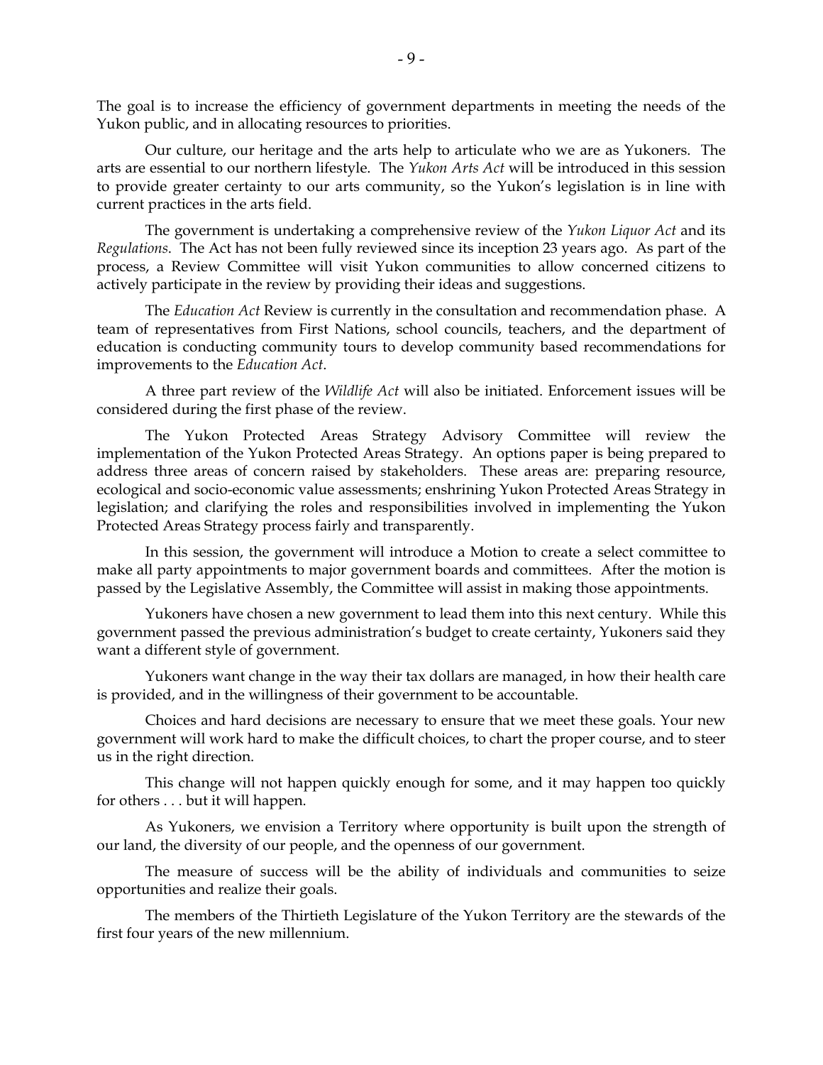The goal is to increase the efficiency of government departments in meeting the needs of the Yukon public, and in allocating resources to priorities.

Our culture, our heritage and the arts help to articulate who we are as Yukoners. The arts are essential to our northern lifestyle. The *Yukon Arts Act* will be introduced in this session to provide greater certainty to our arts community, so the Yukon's legislation is in line with current practices in the arts field.

The government is undertaking a comprehensive review of the *Yukon Liquor Act* and its *Regulations*. The Act has not been fully reviewed since its inception 23 years ago. As part of the process, a Review Committee will visit Yukon communities to allow concerned citizens to actively participate in the review by providing their ideas and suggestions.

The *Education Act* Review is currently in the consultation and recommendation phase. A team of representatives from First Nations, school councils, teachers, and the department of education is conducting community tours to develop community based recommendations for improvements to the *Education Act*.

A three part review of the *Wildlife Act* will also be initiated. Enforcement issues will be considered during the first phase of the review.

The Yukon Protected Areas Strategy Advisory Committee will review the implementation of the Yukon Protected Areas Strategy. An options paper is being prepared to address three areas of concern raised by stakeholders. These areas are: preparing resource, ecological and socio-economic value assessments; enshrining Yukon Protected Areas Strategy in legislation; and clarifying the roles and responsibilities involved in implementing the Yukon Protected Areas Strategy process fairly and transparently.

In this session, the government will introduce a Motion to create a select committee to make all party appointments to major government boards and committees. After the motion is passed by the Legislative Assembly, the Committee will assist in making those appointments.

Yukoners have chosen a new government to lead them into this next century. While this government passed the previous administration's budget to create certainty, Yukoners said they want a different style of government.

Yukoners want change in the way their tax dollars are managed, in how their health care is provided, and in the willingness of their government to be accountable.

Choices and hard decisions are necessary to ensure that we meet these goals. Your new government will work hard to make the difficult choices, to chart the proper course, and to steer us in the right direction.

This change will not happen quickly enough for some, and it may happen too quickly for others . . . but it will happen.

As Yukoners, we envision a Territory where opportunity is built upon the strength of our land, the diversity of our people, and the openness of our government.

The measure of success will be the ability of individuals and communities to seize opportunities and realize their goals.

The members of the Thirtieth Legislature of the Yukon Territory are the stewards of the first four years of the new millennium.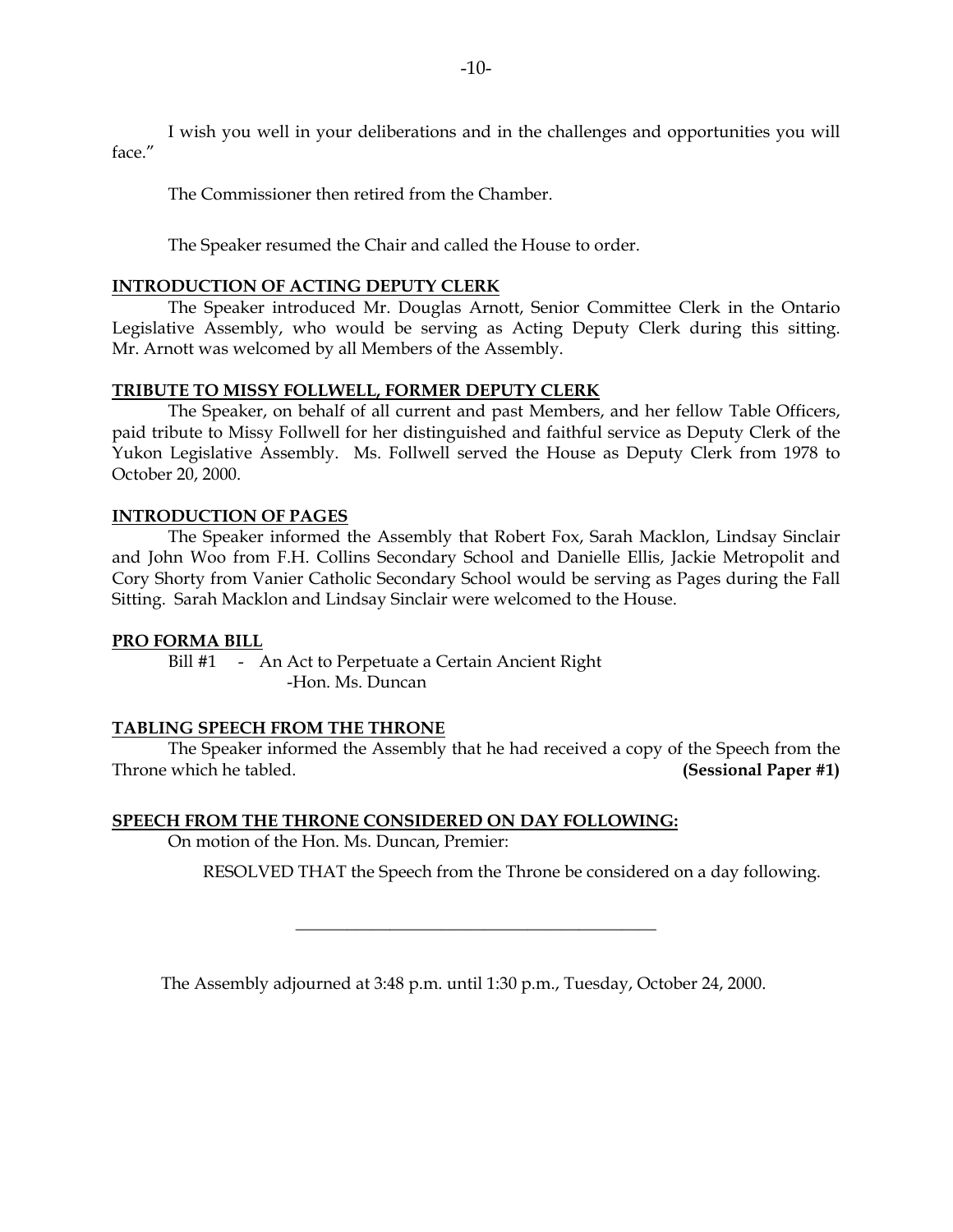I wish you well in your deliberations and in the challenges and opportunities you will face."

The Commissioner then retired from the Chamber.

The Speaker resumed the Chair and called the House to order.

**INTRODUCTION OF ACTING DEPUTY CLERK**

The Speaker introduced Mr. Douglas Arnott, Senior Committee Clerk in the Ontario Legislative Assembly, who would be serving as Acting Deputy Clerk during this sitting. Mr. Arnott was welcomed by all Members of the Assembly.

**TRIBUTE TO MISSY FOLLWELL, FORMER DEPUTY CLERK**

The Speaker, on behalf of all current and past Members, and her fellow Table Officers, paid tribute to Missy Follwell for her distinguished and faithful service as Deputy Clerk of the Yukon Legislative Assembly. Ms. Follwell served the House as Deputy Clerk from 1978 to October 20, 2000.

**INTRODUCTION OF PAGES**

The Speaker informed the Assembly that Robert Fox, Sarah Macklon, Lindsay Sinclair and John Woo from F.H. Collins Secondary School and Danielle Ellis, Jackie Metropolit and Cory Shorty from Vanier Catholic Secondary School would be serving as Pages during the Fall Sitting. Sarah Macklon and Lindsay Sinclair were welcomed to the House.

**PRO FORMA BILL**

Bill #1 - An Act to Perpetuate a Certain Ancient Right
-Hon. Ms. Duncan

**TABLING SPEECH FROM THE THRONE**

The Speaker informed the Assembly that he had received a copy of the Speech from the Throne which he tabled. **(Sessional Paper #1)**

**SPEECH FROM THE THRONE CONSIDERED ON DAY FOLLOWING:**

On motion of the Hon. Ms. Duncan, Premier:

RESOLVED THAT the Speech from the Throne be considered on a day following.

---

The Assembly adjourned at 3:48 p.m. until 1:30 p.m., Tuesday, October 24, 2000.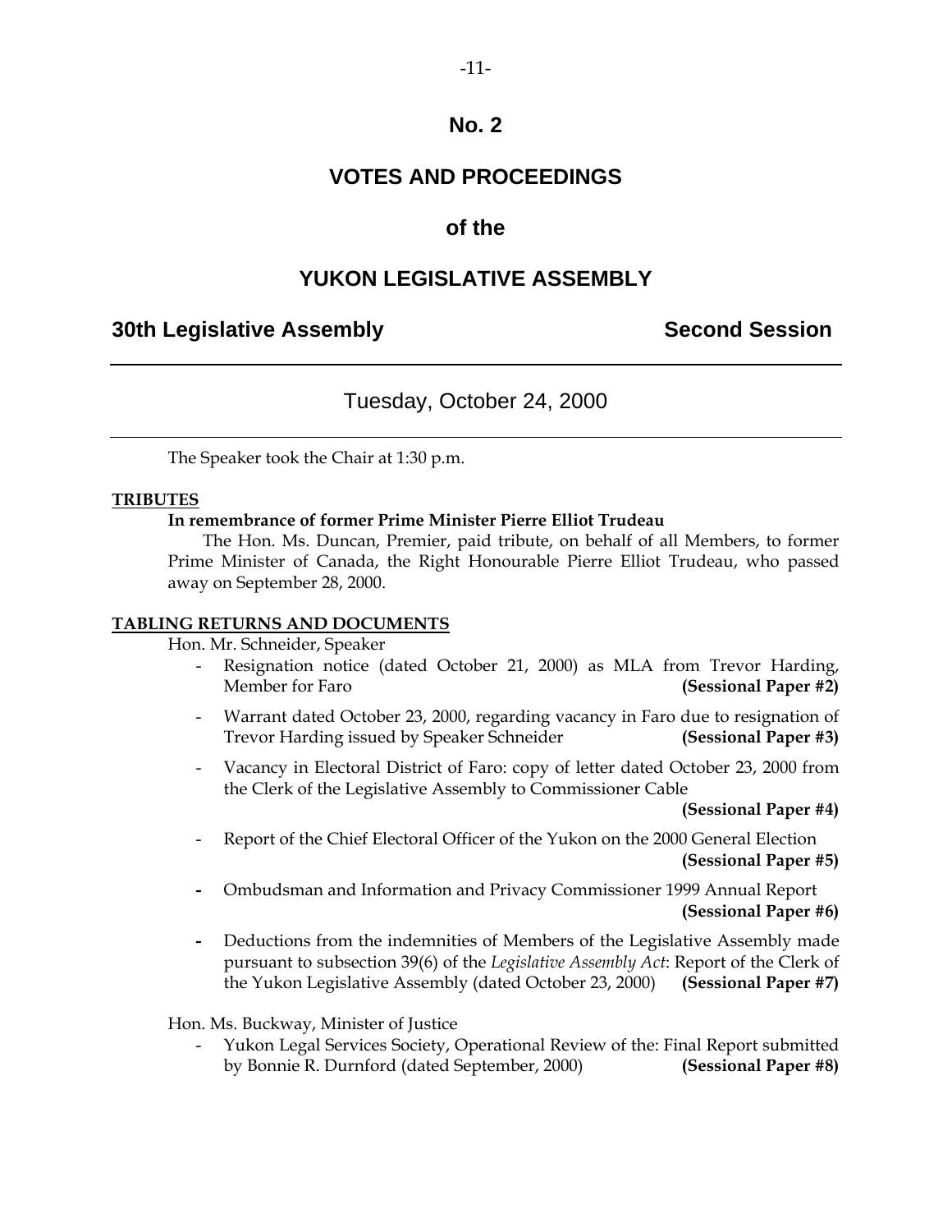# No. 2

# VOTES AND PROCEEDINGS

# of the

# YUKON LEGISLATIVE ASSEMBLY

## 30th Legislative Assembly — Second Session

---

### Tuesday, October 24, 2000

---

The Speaker took the Chair at 1:30 p.m.

**TRIBUTES**

**In remembrance of former Prime Minister Pierre Elliot Trudeau**

The Hon. Ms. Duncan, Premier, paid tribute, on behalf of all Members, to former Prime Minister of Canada, the Right Honourable Pierre Elliot Trudeau, who passed away on September 28, 2000.

**TABLING RETURNS AND DOCUMENTS**

Hon. Mr. Schneider, Speaker

- Resignation notice (dated October 21, 2000) as MLA from Trevor Harding, Member for Faro **(Sessional Paper #2)**
- Warrant dated October 23, 2000, regarding vacancy in Faro due to resignation of Trevor Harding issued by Speaker Schneider **(Sessional Paper #3)**
- Vacancy in Electoral District of Faro: copy of letter dated October 23, 2000 from the Clerk of the Legislative Assembly to Commissioner Cable **(Sessional Paper #4)**
- Report of the Chief Electoral Officer of the Yukon on the 2000 General Election **(Sessional Paper #5)**
- Ombudsman and Information and Privacy Commissioner 1999 Annual Report **(Sessional Paper #6)**
- Deductions from the indemnities of Members of the Legislative Assembly made pursuant to subsection 39(6) of the *Legislative Assembly Act*: Report of the Clerk of the Yukon Legislative Assembly (dated October 23, 2000) **(Sessional Paper #7)**

Hon. Ms. Buckway, Minister of Justice

- Yukon Legal Services Society, Operational Review of the: Final Report submitted by Bonnie R. Durnford (dated September, 2000) **(Sessional Paper #8)**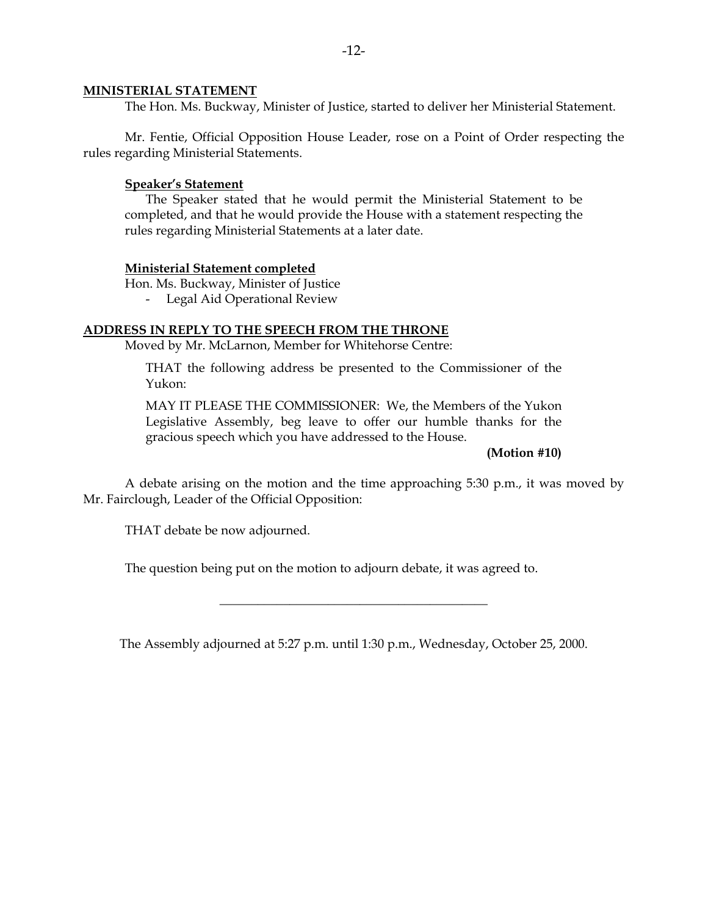**MINISTERIAL STATEMENT**

The Hon. Ms. Buckway, Minister of Justice, started to deliver her Ministerial Statement.

Mr. Fentie, Official Opposition House Leader, rose on a Point of Order respecting the rules regarding Ministerial Statements.

**Speaker's Statement**

The Speaker stated that he would permit the Ministerial Statement to be completed, and that he would provide the House with a statement respecting the rules regarding Ministerial Statements at a later date.

**Ministerial Statement completed**

Hon. Ms. Buckway, Minister of Justice

- Legal Aid Operational Review

**ADDRESS IN REPLY TO THE SPEECH FROM THE THRONE**

Moved by Mr. McLarnon, Member for Whitehorse Centre:

THAT the following address be presented to the Commissioner of the Yukon:

MAY IT PLEASE THE COMMISSIONER: We, the Members of the Yukon Legislative Assembly, beg leave to offer our humble thanks for the gracious speech which you have addressed to the House.

**(Motion #10)**

A debate arising on the motion and the time approaching 5:30 p.m., it was moved by Mr. Fairclough, Leader of the Official Opposition:

THAT debate be now adjourned.

The question being put on the motion to adjourn debate, it was agreed to.

---

The Assembly adjourned at 5:27 p.m. until 1:30 p.m., Wednesday, October 25, 2000.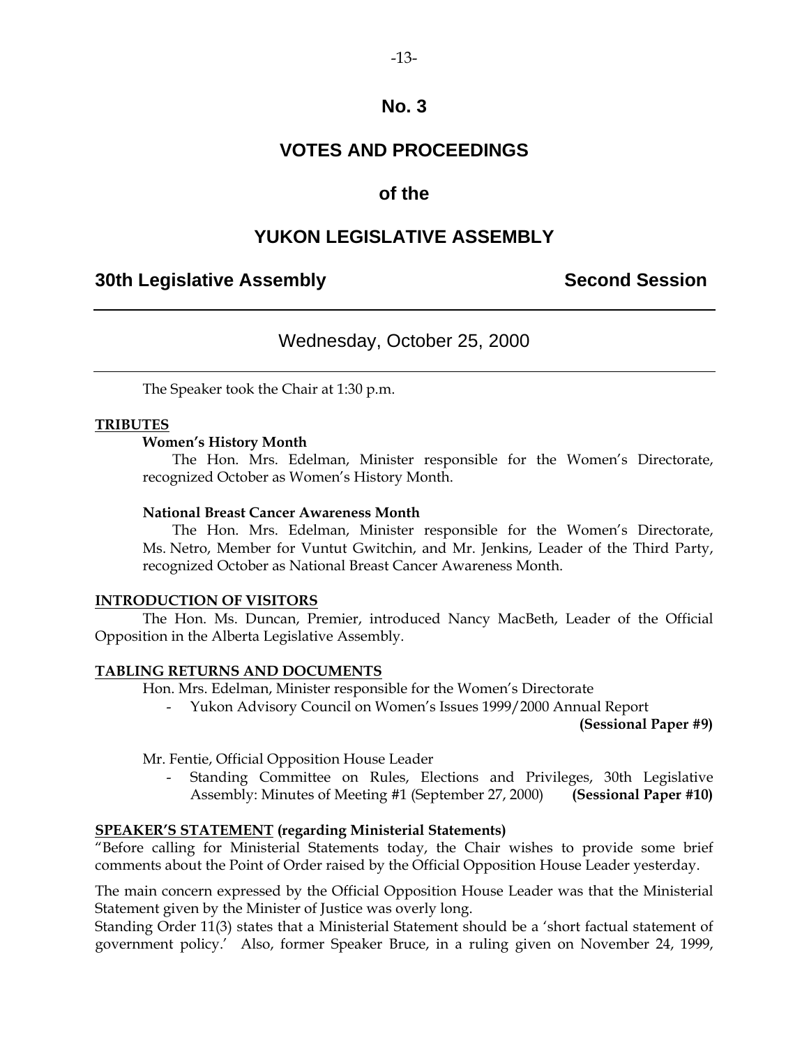# No. 3

# VOTES AND PROCEEDINGS

## of the

# YUKON LEGISLATIVE ASSEMBLY

**30th Legislative Assembly** **Second Session**

---

Wednesday, October 25, 2000

---

The Speaker took the Chair at 1:30 p.m.

**TRIBUTES**

**Women's History Month**

The Hon. Mrs. Edelman, Minister responsible for the Women's Directorate, recognized October as Women's History Month.

**National Breast Cancer Awareness Month**

The Hon. Mrs. Edelman, Minister responsible for the Women's Directorate, Ms. Netro, Member for Vuntut Gwitchin, and Mr. Jenkins, Leader of the Third Party, recognized October as National Breast Cancer Awareness Month.

**INTRODUCTION OF VISITORS**

The Hon. Ms. Duncan, Premier, introduced Nancy MacBeth, Leader of the Official Opposition in the Alberta Legislative Assembly.

**TABLING RETURNS AND DOCUMENTS**

Hon. Mrs. Edelman, Minister responsible for the Women's Directorate

- Yukon Advisory Council on Women's Issues 1999/2000 Annual Report **(Sessional Paper #9)**

Mr. Fentie, Official Opposition House Leader

- Standing Committee on Rules, Elections and Privileges, 30th Legislative Assembly: Minutes of Meeting #1 (September 27, 2000) **(Sessional Paper #10)**

**SPEAKER'S STATEMENT (regarding Ministerial Statements)**

"Before calling for Ministerial Statements today, the Chair wishes to provide some brief comments about the Point of Order raised by the Official Opposition House Leader yesterday.

The main concern expressed by the Official Opposition House Leader was that the Ministerial Statement given by the Minister of Justice was overly long.

Standing Order 11(3) states that a Ministerial Statement should be a 'short factual statement of government policy.' Also, former Speaker Bruce, in a ruling given on November 24, 1999,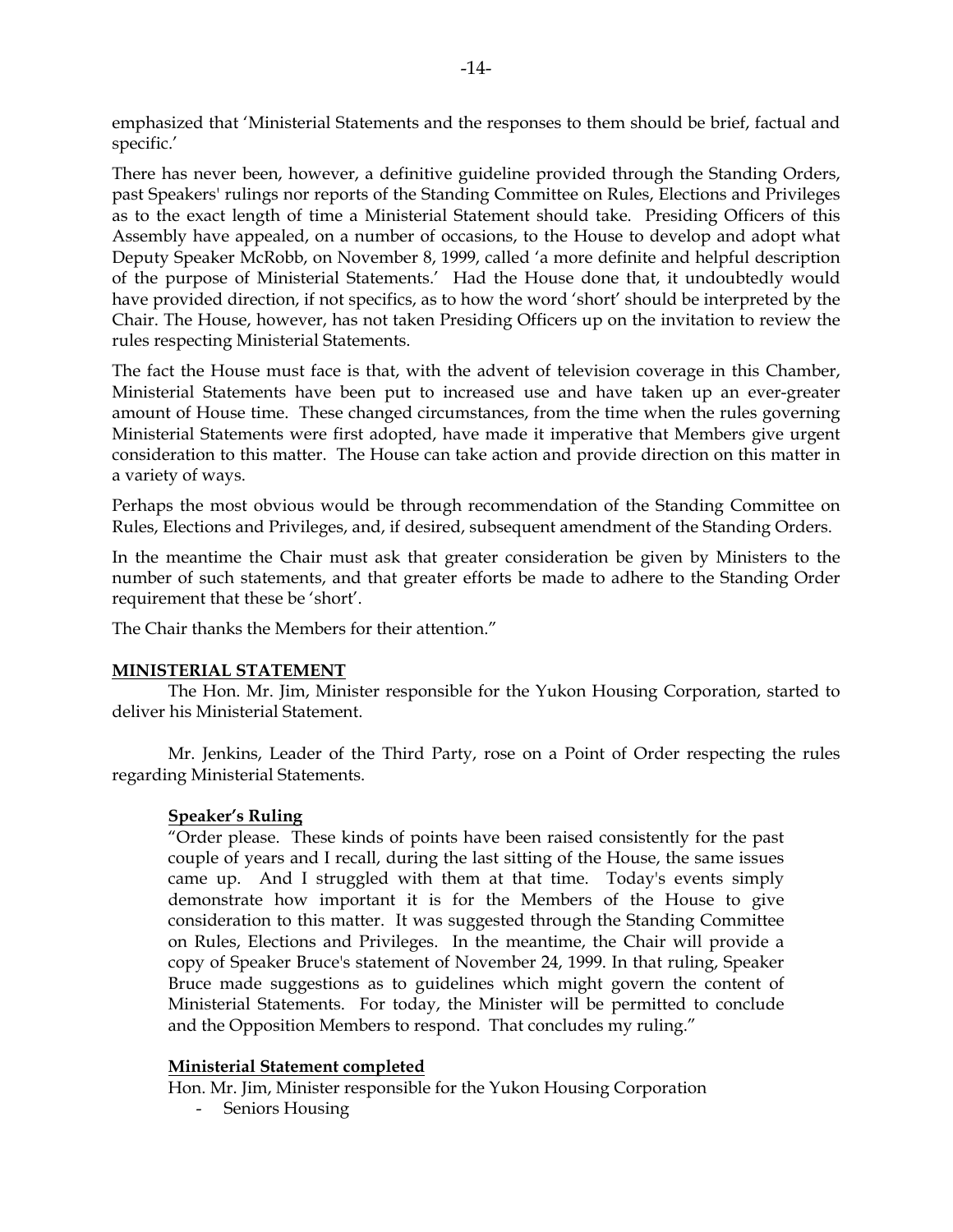emphasized that 'Ministerial Statements and the responses to them should be brief, factual and specific.'

There has never been, however, a definitive guideline provided through the Standing Orders, past Speakers' rulings nor reports of the Standing Committee on Rules, Elections and Privileges as to the exact length of time a Ministerial Statement should take. Presiding Officers of this Assembly have appealed, on a number of occasions, to the House to develop and adopt what Deputy Speaker McRobb, on November 8, 1999, called 'a more definite and helpful description of the purpose of Ministerial Statements.' Had the House done that, it undoubtedly would have provided direction, if not specifics, as to how the word 'short' should be interpreted by the Chair. The House, however, has not taken Presiding Officers up on the invitation to review the rules respecting Ministerial Statements.

The fact the House must face is that, with the advent of television coverage in this Chamber, Ministerial Statements have been put to increased use and have taken up an ever-greater amount of House time. These changed circumstances, from the time when the rules governing Ministerial Statements were first adopted, have made it imperative that Members give urgent consideration to this matter. The House can take action and provide direction on this matter in a variety of ways.

Perhaps the most obvious would be through recommendation of the Standing Committee on Rules, Elections and Privileges, and, if desired, subsequent amendment of the Standing Orders.

In the meantime the Chair must ask that greater consideration be given by Ministers to the number of such statements, and that greater efforts be made to adhere to the Standing Order requirement that these be 'short'.

The Chair thanks the Members for their attention."

**MINISTERIAL STATEMENT**

The Hon. Mr. Jim, Minister responsible for the Yukon Housing Corporation, started to deliver his Ministerial Statement.

Mr. Jenkins, Leader of the Third Party, rose on a Point of Order respecting the rules regarding Ministerial Statements.

**Speaker's Ruling**

"Order please. These kinds of points have been raised consistently for the past couple of years and I recall, during the last sitting of the House, the same issues came up. And I struggled with them at that time. Today's events simply demonstrate how important it is for the Members of the House to give consideration to this matter. It was suggested through the Standing Committee on Rules, Elections and Privileges. In the meantime, the Chair will provide a copy of Speaker Bruce's statement of November 24, 1999. In that ruling, Speaker Bruce made suggestions as to guidelines which might govern the content of Ministerial Statements. For today, the Minister will be permitted to conclude and the Opposition Members to respond. That concludes my ruling."

**Ministerial Statement completed**

Hon. Mr. Jim, Minister responsible for the Yukon Housing Corporation

- Seniors Housing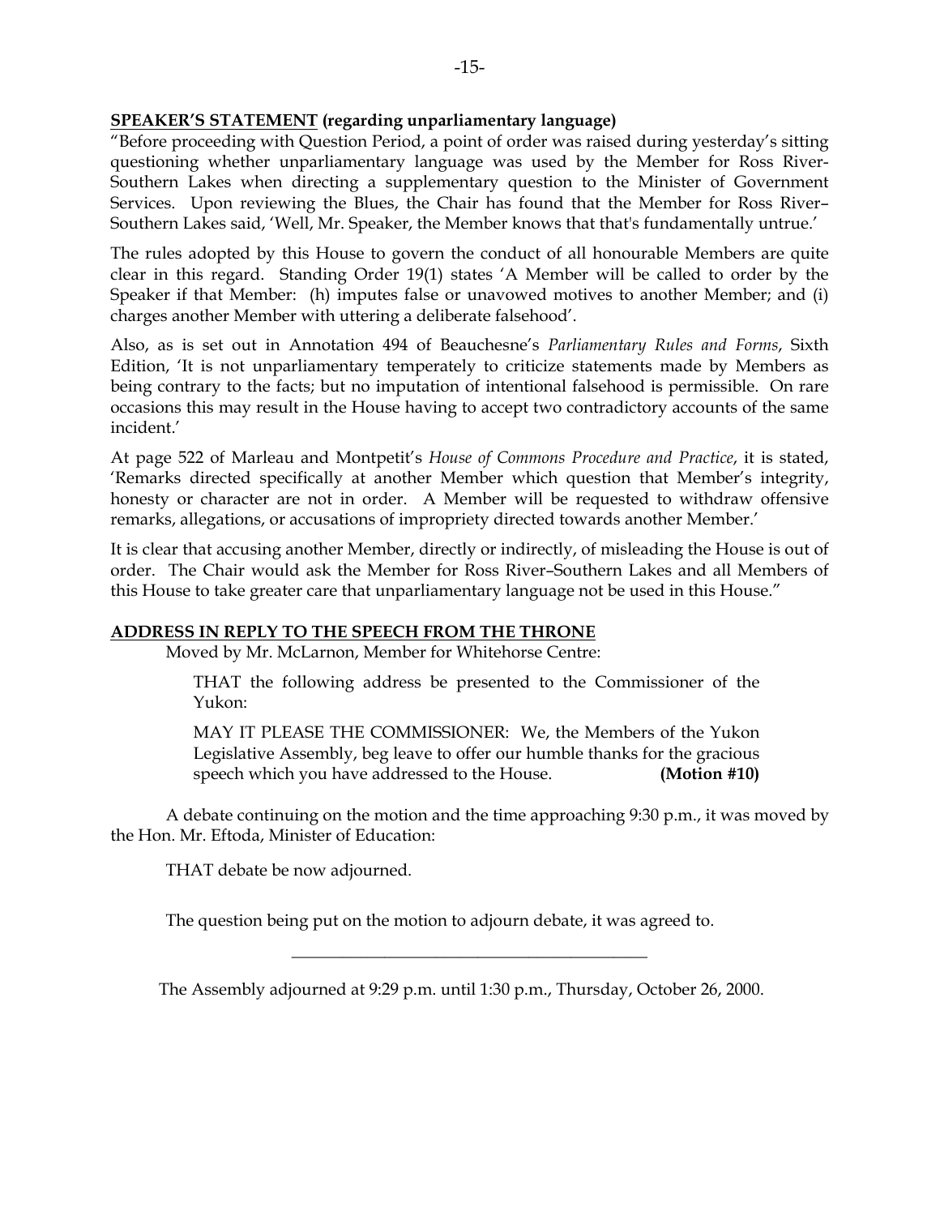**<u>SPEAKER'S STATEMENT</u> (regarding unparliamentary language)**

"Before proceeding with Question Period, a point of order was raised during yesterday's sitting questioning whether unparliamentary language was used by the Member for Ross River-Southern Lakes when directing a supplementary question to the Minister of Government Services. Upon reviewing the Blues, the Chair has found that the Member for Ross River–Southern Lakes said, 'Well, Mr. Speaker, the Member knows that that's fundamentally untrue.'

The rules adopted by this House to govern the conduct of all honourable Members are quite clear in this regard. Standing Order 19(1) states 'A Member will be called to order by the Speaker if that Member: (h) imputes false or unavowed motives to another Member; and (i) charges another Member with uttering a deliberate falsehood'.

Also, as is set out in Annotation 494 of Beauchesne's *Parliamentary Rules and Forms*, Sixth Edition, 'It is not unparliamentary temperately to criticize statements made by Members as being contrary to the facts; but no imputation of intentional falsehood is permissible. On rare occasions this may result in the House having to accept two contradictory accounts of the same incident.'

At page 522 of Marleau and Montpetit's *House of Commons Procedure and Practice*, it is stated, 'Remarks directed specifically at another Member which question that Member's integrity, honesty or character are not in order. A Member will be requested to withdraw offensive remarks, allegations, or accusations of impropriety directed towards another Member.'

It is clear that accusing another Member, directly or indirectly, of misleading the House is out of order. The Chair would ask the Member for Ross River–Southern Lakes and all Members of this House to take greater care that unparliamentary language not be used in this House."

**<u>ADDRESS IN REPLY TO THE SPEECH FROM THE THRONE</u>**

Moved by Mr. McLarnon, Member for Whitehorse Centre:

> THAT the following address be presented to the Commissioner of the Yukon:
>
> MAY IT PLEASE THE COMMISSIONER: We, the Members of the Yukon Legislative Assembly, beg leave to offer our humble thanks for the gracious speech which you have addressed to the House. **(Motion #10)**

A debate continuing on the motion and the time approaching 9:30 p.m., it was moved by the Hon. Mr. Eftoda, Minister of Education:

THAT debate be now adjourned.

The question being put on the motion to adjourn debate, it was agreed to.

---

The Assembly adjourned at 9:29 p.m. until 1:30 p.m., Thursday, October 26, 2000.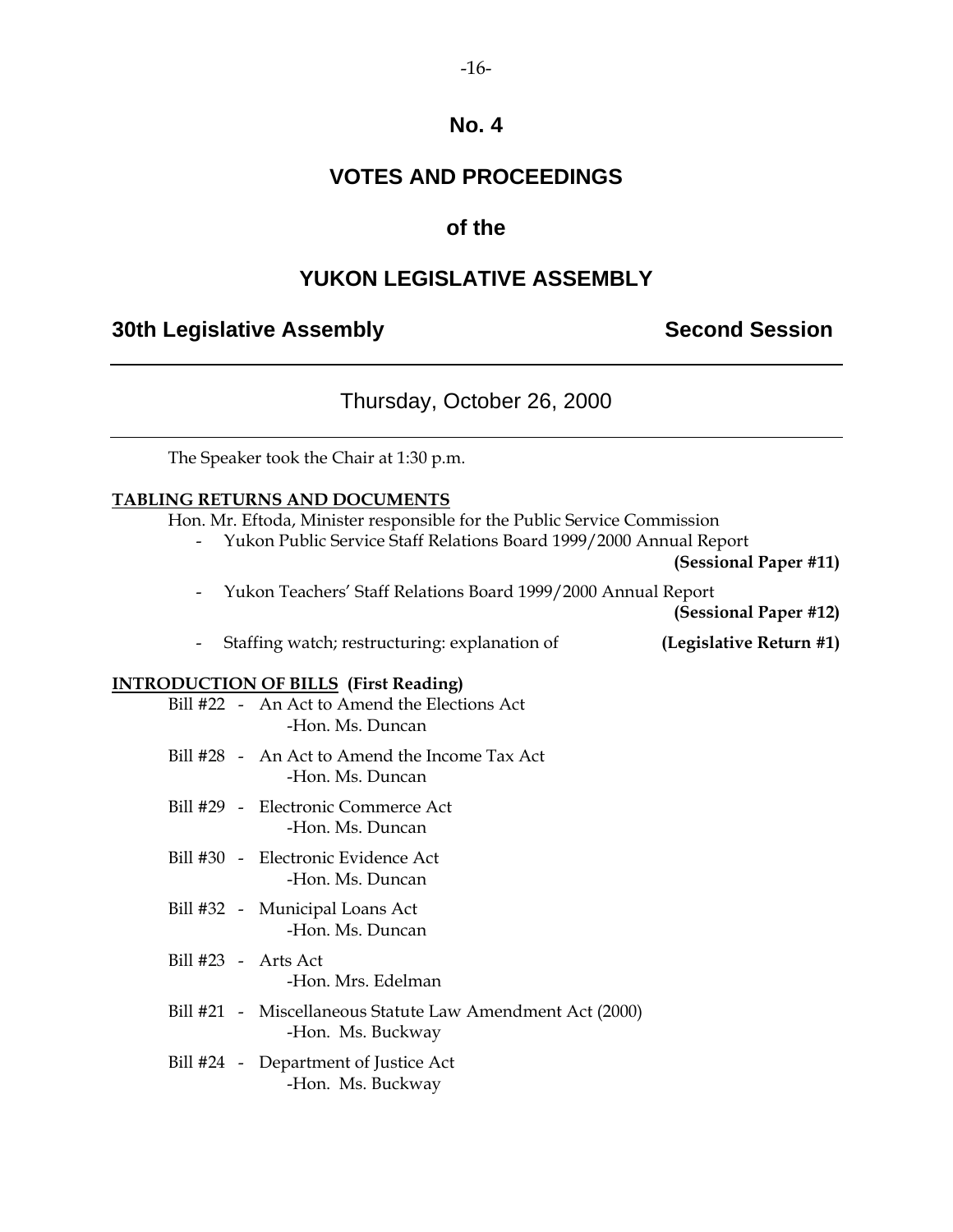# No. 4

# VOTES AND PROCEEDINGS

# of the

# YUKON LEGISLATIVE ASSEMBLY

**30th Legislative Assembly** **Second Session**

---

Thursday, October 26, 2000

---

The Speaker took the Chair at 1:30 p.m.

**TABLING RETURNS AND DOCUMENTS**

Hon. Mr. Eftoda, Minister responsible for the Public Service Commission

- Yukon Public Service Staff Relations Board 1999/2000 Annual Report **(Sessional Paper #11)**
- Yukon Teachers' Staff Relations Board 1999/2000 Annual Report **(Sessional Paper #12)**
- Staffing watch; restructuring: explanation of **(Legislative Return #1)**

**INTRODUCTION OF BILLS (First Reading)**

Bill #22 - An Act to Amend the Elections Act
-Hon. Ms. Duncan

Bill #28 - An Act to Amend the Income Tax Act
-Hon. Ms. Duncan

Bill #29 - Electronic Commerce Act
-Hon. Ms. Duncan

Bill #30 - Electronic Evidence Act
-Hon. Ms. Duncan

Bill #32 - Municipal Loans Act
-Hon. Ms. Duncan

Bill #23 - Arts Act
-Hon. Mrs. Edelman

Bill #21 - Miscellaneous Statute Law Amendment Act (2000)
-Hon. Ms. Buckway

Bill #24 - Department of Justice Act
-Hon. Ms. Buckway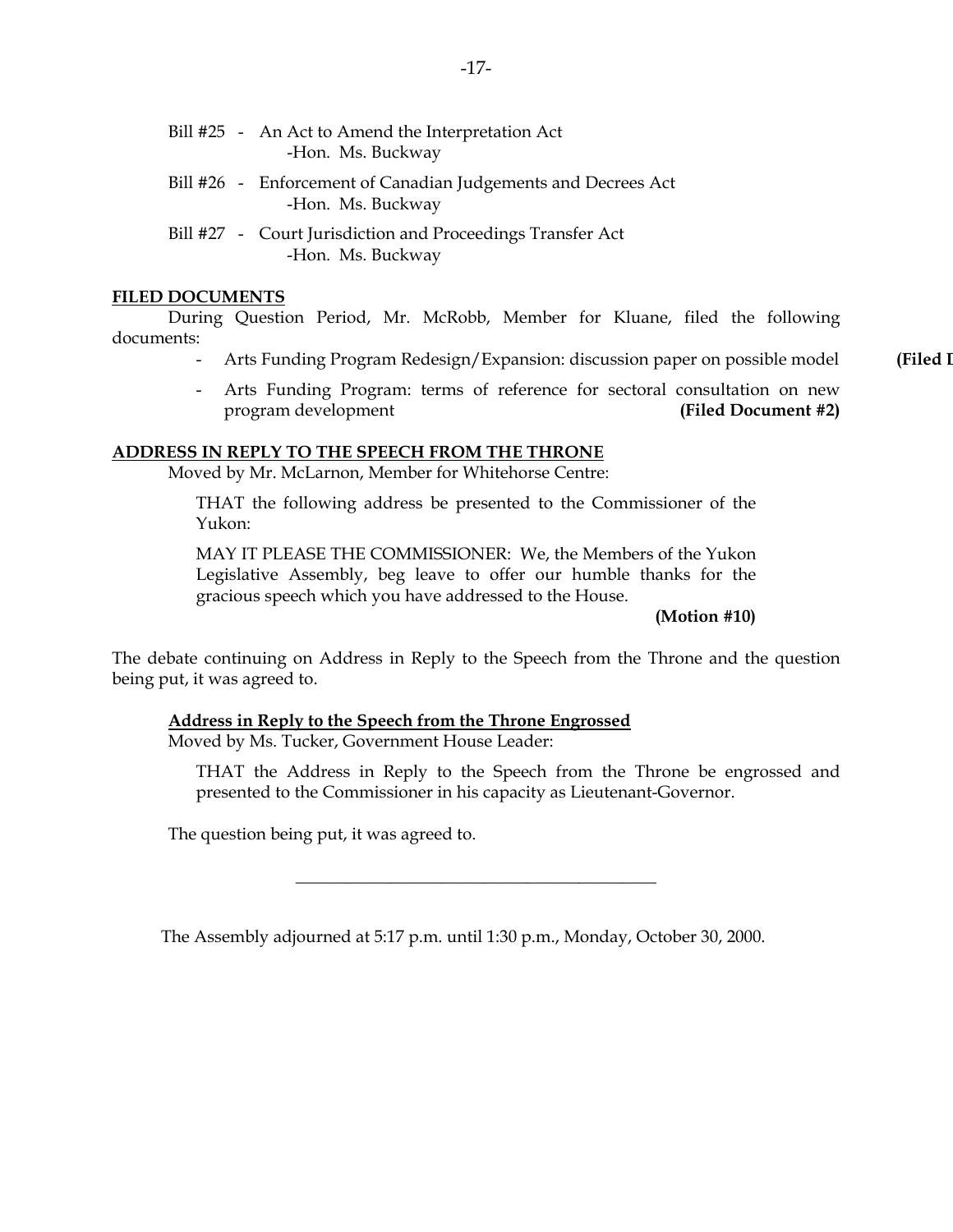Bill #25 - An Act to Amend the Interpretation Act
-Hon. Ms. Buckway

Bill #26 - Enforcement of Canadian Judgements and Decrees Act
-Hon. Ms. Buckway

Bill #27 - Court Jurisdiction and Proceedings Transfer Act
-Hon. Ms. Buckway

**FILED DOCUMENTS**

During Question Period, Mr. McRobb, Member for Kluane, filed the following documents:

- Arts Funding Program Redesign/Expansion: discussion paper on possible model **(Filed D**
- Arts Funding Program: terms of reference for sectoral consultation on new program development **(Filed Document #2)**

**ADDRESS IN REPLY TO THE SPEECH FROM THE THRONE**

Moved by Mr. McLarnon, Member for Whitehorse Centre:

THAT the following address be presented to the Commissioner of the Yukon:

MAY IT PLEASE THE COMMISSIONER: We, the Members of the Yukon Legislative Assembly, beg leave to offer our humble thanks for the gracious speech which you have addressed to the House.

**(Motion #10)**

The debate continuing on Address in Reply to the Speech from the Throne and the question being put, it was agreed to.

**Address in Reply to the Speech from the Throne Engrossed**

Moved by Ms. Tucker, Government House Leader:

THAT the Address in Reply to the Speech from the Throne be engrossed and presented to the Commissioner in his capacity as Lieutenant-Governor.

The question being put, it was agreed to.

---

The Assembly adjourned at 5:17 p.m. until 1:30 p.m., Monday, October 30, 2000.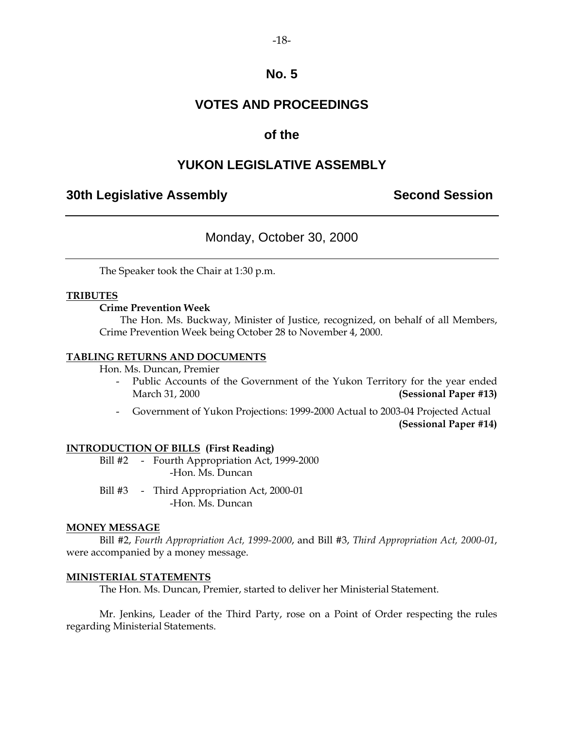# No. 5

# VOTES AND PROCEEDINGS

## of the

# YUKON LEGISLATIVE ASSEMBLY

**30th Legislative Assembly** **Second Session**

---

Monday, October 30, 2000

---

The Speaker took the Chair at 1:30 p.m.

**TRIBUTES**

**Crime Prevention Week**

The Hon. Ms. Buckway, Minister of Justice, recognized, on behalf of all Members, Crime Prevention Week being October 28 to November 4, 2000.

**TABLING RETURNS AND DOCUMENTS**

Hon. Ms. Duncan, Premier

- Public Accounts of the Government of the Yukon Territory for the year ended March 31, 2000 **(Sessional Paper #13)**
- Government of Yukon Projections: 1999-2000 Actual to 2003-04 Projected Actual **(Sessional Paper #14)**

**INTRODUCTION OF BILLS (First Reading)**

Bill #2 - Fourth Appropriation Act, 1999-2000
-Hon. Ms. Duncan

Bill #3 - Third Appropriation Act, 2000-01
-Hon. Ms. Duncan

**MONEY MESSAGE**

Bill #2, *Fourth Appropriation Act, 1999-2000*, and Bill #3, *Third Appropriation Act, 2000-01*, were accompanied by a money message.

**MINISTERIAL STATEMENTS**

The Hon. Ms. Duncan, Premier, started to deliver her Ministerial Statement.

Mr. Jenkins, Leader of the Third Party, rose on a Point of Order respecting the rules regarding Ministerial Statements.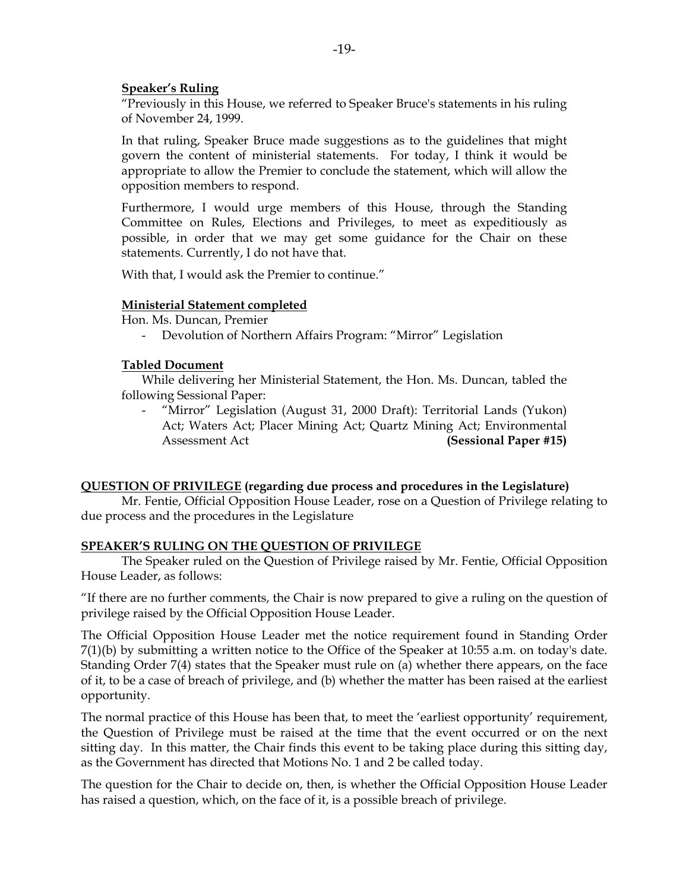**Speaker's Ruling**

"Previously in this House, we referred to Speaker Bruce's statements in his ruling of November 24, 1999.

In that ruling, Speaker Bruce made suggestions as to the guidelines that might govern the content of ministerial statements. For today, I think it would be appropriate to allow the Premier to conclude the statement, which will allow the opposition members to respond.

Furthermore, I would urge members of this House, through the Standing Committee on Rules, Elections and Privileges, to meet as expeditiously as possible, in order that we may get some guidance for the Chair on these statements. Currently, I do not have that.

With that, I would ask the Premier to continue."

**Ministerial Statement completed**

Hon. Ms. Duncan, Premier

- Devolution of Northern Affairs Program: "Mirror" Legislation

**Tabled Document**

While delivering her Ministerial Statement, the Hon. Ms. Duncan, tabled the following Sessional Paper:

- "Mirror" Legislation (August 31, 2000 Draft): Territorial Lands (Yukon) Act; Waters Act; Placer Mining Act; Quartz Mining Act; Environmental Assessment Act **(Sessional Paper #15)**

**QUESTION OF PRIVILEGE (regarding due process and procedures in the Legislature)**

Mr. Fentie, Official Opposition House Leader, rose on a Question of Privilege relating to due process and the procedures in the Legislature

**SPEAKER'S RULING ON THE QUESTION OF PRIVILEGE**

The Speaker ruled on the Question of Privilege raised by Mr. Fentie, Official Opposition House Leader, as follows:

"If there are no further comments, the Chair is now prepared to give a ruling on the question of privilege raised by the Official Opposition House Leader.

The Official Opposition House Leader met the notice requirement found in Standing Order 7(1)(b) by submitting a written notice to the Office of the Speaker at 10:55 a.m. on today's date. Standing Order 7(4) states that the Speaker must rule on (a) whether there appears, on the face of it, to be a case of breach of privilege, and (b) whether the matter has been raised at the earliest opportunity.

The normal practice of this House has been that, to meet the 'earliest opportunity' requirement, the Question of Privilege must be raised at the time that the event occurred or on the next sitting day. In this matter, the Chair finds this event to be taking place during this sitting day, as the Government has directed that Motions No. 1 and 2 be called today.

The question for the Chair to decide on, then, is whether the Official Opposition House Leader has raised a question, which, on the face of it, is a possible breach of privilege.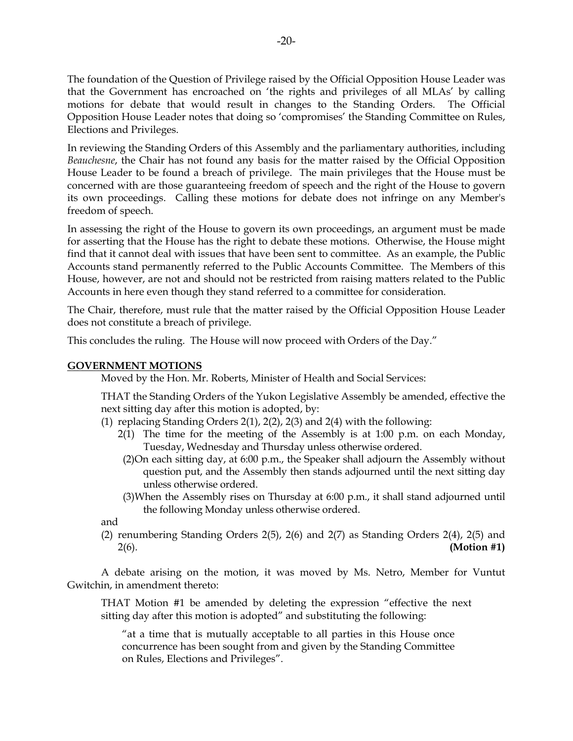The foundation of the Question of Privilege raised by the Official Opposition House Leader was that the Government has encroached on 'the rights and privileges of all MLAs' by calling motions for debate that would result in changes to the Standing Orders. The Official Opposition House Leader notes that doing so 'compromises' the Standing Committee on Rules, Elections and Privileges.

In reviewing the Standing Orders of this Assembly and the parliamentary authorities, including *Beauchesne*, the Chair has not found any basis for the matter raised by the Official Opposition House Leader to be found a breach of privilege. The main privileges that the House must be concerned with are those guaranteeing freedom of speech and the right of the House to govern its own proceedings. Calling these motions for debate does not infringe on any Member's freedom of speech.

In assessing the right of the House to govern its own proceedings, an argument must be made for asserting that the House has the right to debate these motions. Otherwise, the House might find that it cannot deal with issues that have been sent to committee. As an example, the Public Accounts stand permanently referred to the Public Accounts Committee. The Members of this House, however, are not and should not be restricted from raising matters related to the Public Accounts in here even though they stand referred to a committee for consideration.

The Chair, therefore, must rule that the matter raised by the Official Opposition House Leader does not constitute a breach of privilege.

This concludes the ruling. The House will now proceed with Orders of the Day."

**GOVERNMENT MOTIONS**

Moved by the Hon. Mr. Roberts, Minister of Health and Social Services:

THAT the Standing Orders of the Yukon Legislative Assembly be amended, effective the next sitting day after this motion is adopted, by:

(1) replacing Standing Orders 2(1), 2(2), 2(3) and 2(4) with the following:

2(1) The time for the meeting of the Assembly is at 1:00 p.m. on each Monday, Tuesday, Wednesday and Thursday unless otherwise ordered.

(2) On each sitting day, at 6:00 p.m., the Speaker shall adjourn the Assembly without question put, and the Assembly then stands adjourned until the next sitting day unless otherwise ordered.

(3) When the Assembly rises on Thursday at 6:00 p.m., it shall stand adjourned until the following Monday unless otherwise ordered.

and

(2) renumbering Standing Orders 2(5), 2(6) and 2(7) as Standing Orders 2(4), 2(5) and 2(6). **(Motion #1)**

A debate arising on the motion, it was moved by Ms. Netro, Member for Vuntut Gwitchin, in amendment thereto:

THAT Motion #1 be amended by deleting the expression "effective the next sitting day after this motion is adopted" and substituting the following:

"at a time that is mutually acceptable to all parties in this House once concurrence has been sought from and given by the Standing Committee on Rules, Elections and Privileges".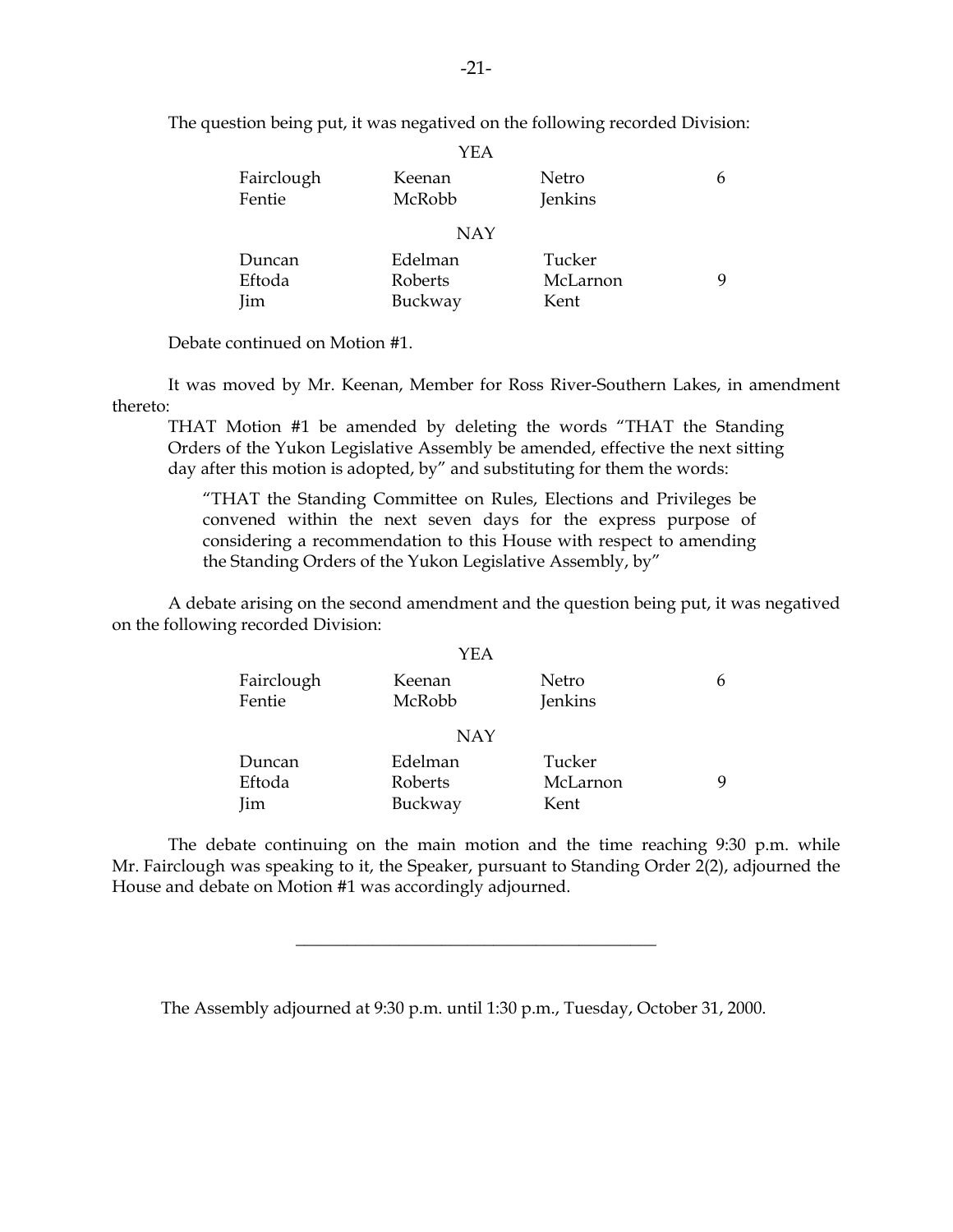The question being put, it was negatived on the following recorded Division:

| | YEA | | |
|---|---|---|---|
| Fairclough | Keenan | Netro | 6 |
| Fentie | McRobb | Jenkins | |
| | **NAY** | | |
| Duncan | Edelman | Tucker | |
| Eftoda | Roberts | McLarnon | 9 |
| Jim | Buckway | Kent | |

Debate continued on Motion #1.

It was moved by Mr. Keenan, Member for Ross River-Southern Lakes, in amendment thereto:

> THAT Motion #1 be amended by deleting the words "THAT the Standing Orders of the Yukon Legislative Assembly be amended, effective the next sitting day after this motion is adopted, by" and substituting for them the words:
>
> > "THAT the Standing Committee on Rules, Elections and Privileges be convened within the next seven days for the express purpose of considering a recommendation to this House with respect to amending the Standing Orders of the Yukon Legislative Assembly, by"

A debate arising on the second amendment and the question being put, it was negatived on the following recorded Division:

| | YEA | | |
|---|---|---|---|
| Fairclough | Keenan | Netro | 6 |
| Fentie | McRobb | Jenkins | |
| | **NAY** | | |
| Duncan | Edelman | Tucker | |
| Eftoda | Roberts | McLarnon | 9 |
| Jim | Buckway | Kent | |

The debate continuing on the main motion and the time reaching 9:30 p.m. while Mr. Fairclough was speaking to it, the Speaker, pursuant to Standing Order 2(2), adjourned the House and debate on Motion #1 was accordingly adjourned.

---

The Assembly adjourned at 9:30 p.m. until 1:30 p.m., Tuesday, October 31, 2000.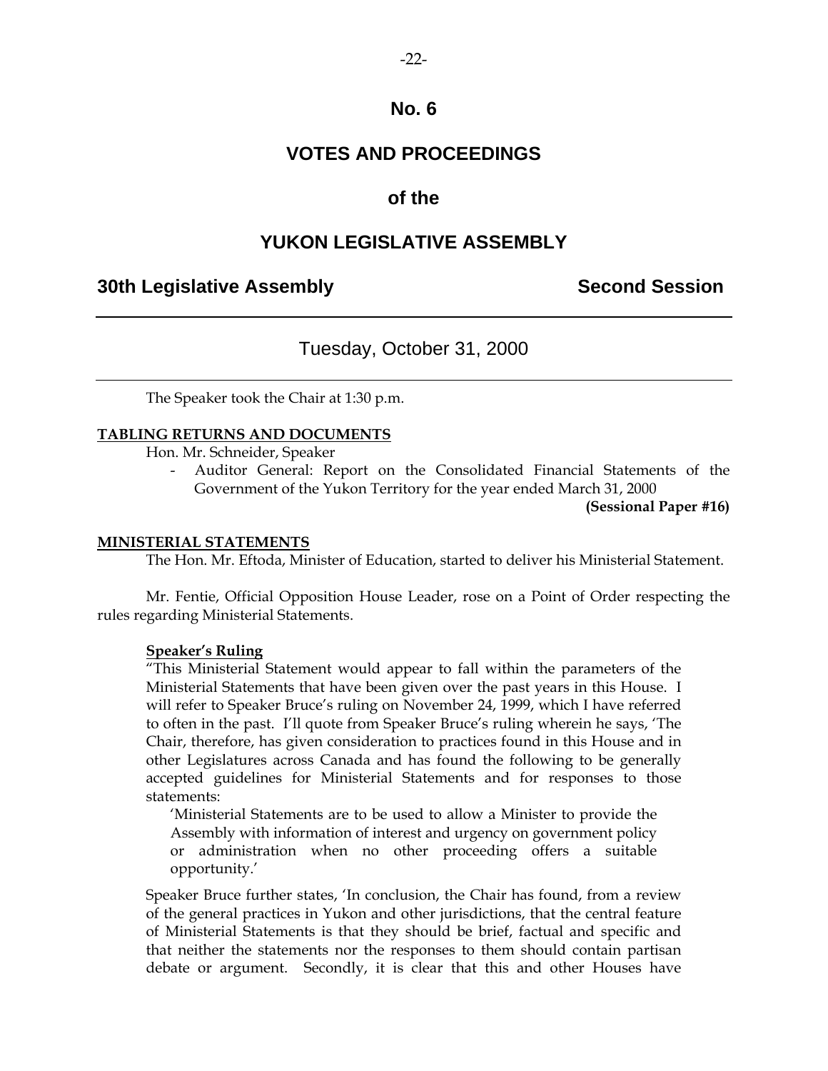# No. 6

# VOTES AND PROCEEDINGS

# of the

# YUKON LEGISLATIVE ASSEMBLY

**30th Legislative Assembly** **Second Session**

---

Tuesday, October 31, 2000

---

The Speaker took the Chair at 1:30 p.m.

**TABLING RETURNS AND DOCUMENTS**

Hon. Mr. Schneider, Speaker

- Auditor General: Report on the Consolidated Financial Statements of the Government of the Yukon Territory for the year ended March 31, 2000

**(Sessional Paper #16)**

**MINISTERIAL STATEMENTS**

The Hon. Mr. Eftoda, Minister of Education, started to deliver his Ministerial Statement.

Mr. Fentie, Official Opposition House Leader, rose on a Point of Order respecting the rules regarding Ministerial Statements.

**Speaker's Ruling**

"This Ministerial Statement would appear to fall within the parameters of the Ministerial Statements that have been given over the past years in this House. I will refer to Speaker Bruce's ruling on November 24, 1999, which I have referred to often in the past. I'll quote from Speaker Bruce's ruling wherein he says, 'The Chair, therefore, has given consideration to practices found in this House and in other Legislatures across Canada and has found the following to be generally accepted guidelines for Ministerial Statements and for responses to those statements:

> 'Ministerial Statements are to be used to allow a Minister to provide the Assembly with information of interest and urgency on government policy or administration when no other proceeding offers a suitable opportunity.'

Speaker Bruce further states, 'In conclusion, the Chair has found, from a review of the general practices in Yukon and other jurisdictions, that the central feature of Ministerial Statements is that they should be brief, factual and specific and that neither the statements nor the responses to them should contain partisan debate or argument. Secondly, it is clear that this and other Houses have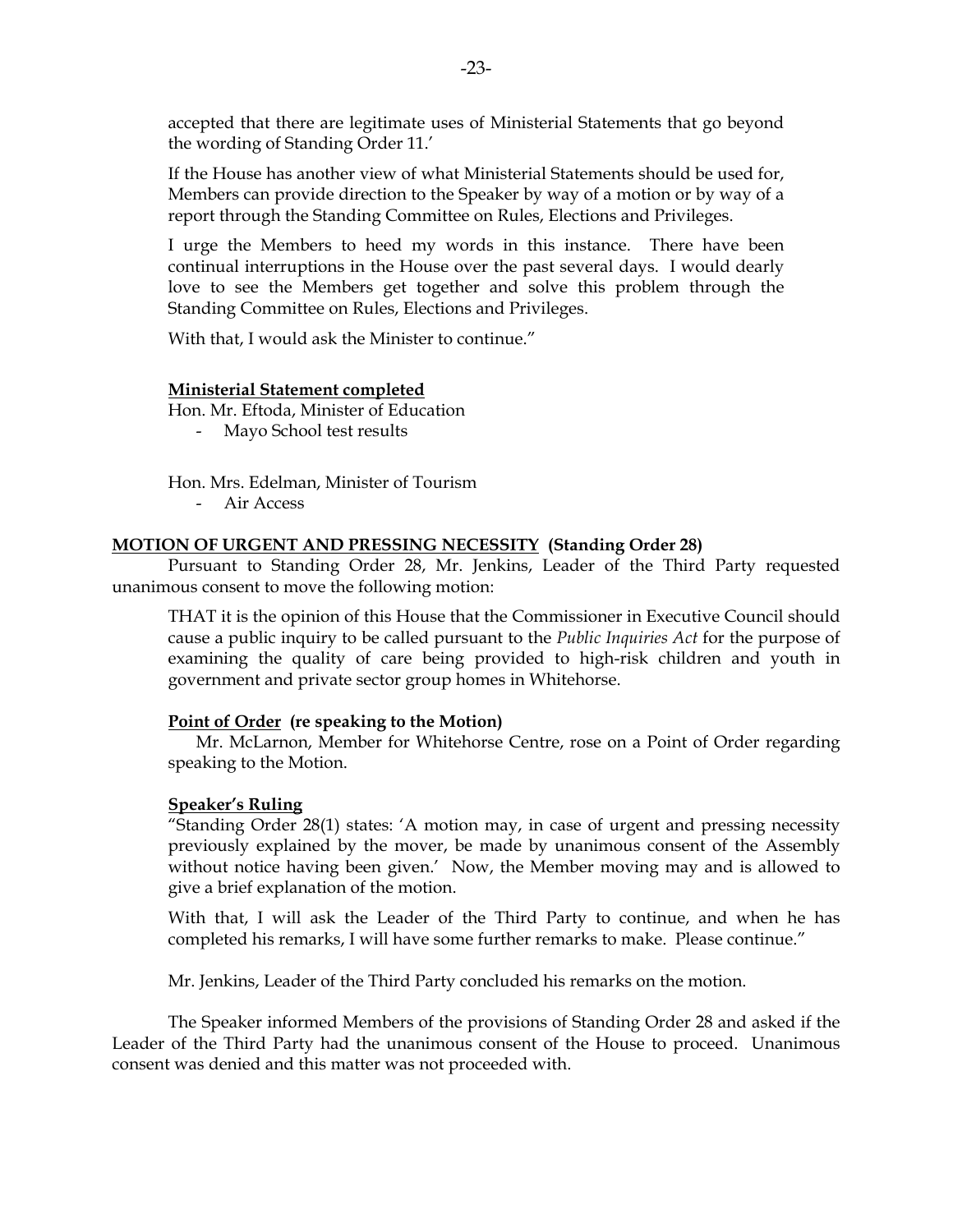accepted that there are legitimate uses of Ministerial Statements that go beyond the wording of Standing Order 11.'

If the House has another view of what Ministerial Statements should be used for, Members can provide direction to the Speaker by way of a motion or by way of a report through the Standing Committee on Rules, Elections and Privileges.

I urge the Members to heed my words in this instance. There have been continual interruptions in the House over the past several days. I would dearly love to see the Members get together and solve this problem through the Standing Committee on Rules, Elections and Privileges.

With that, I would ask the Minister to continue."

**Ministerial Statement completed**

Hon. Mr. Eftoda, Minister of Education
- Mayo School test results

Hon. Mrs. Edelman, Minister of Tourism
- Air Access

## MOTION OF URGENT AND PRESSING NECESSITY (Standing Order 28)

Pursuant to Standing Order 28, Mr. Jenkins, Leader of the Third Party requested unanimous consent to move the following motion:

THAT it is the opinion of this House that the Commissioner in Executive Council should cause a public inquiry to be called pursuant to the *Public Inquiries Act* for the purpose of examining the quality of care being provided to high-risk children and youth in government and private sector group homes in Whitehorse.

**Point of Order (re speaking to the Motion)**

Mr. McLarnon, Member for Whitehorse Centre, rose on a Point of Order regarding speaking to the Motion.

**Speaker's Ruling**

"Standing Order 28(1) states: 'A motion may, in case of urgent and pressing necessity previously explained by the mover, be made by unanimous consent of the Assembly without notice having been given.' Now, the Member moving may and is allowed to give a brief explanation of the motion.

With that, I will ask the Leader of the Third Party to continue, and when he has completed his remarks, I will have some further remarks to make. Please continue."

Mr. Jenkins, Leader of the Third Party concluded his remarks on the motion.

The Speaker informed Members of the provisions of Standing Order 28 and asked if the Leader of the Third Party had the unanimous consent of the House to proceed. Unanimous consent was denied and this matter was not proceeded with.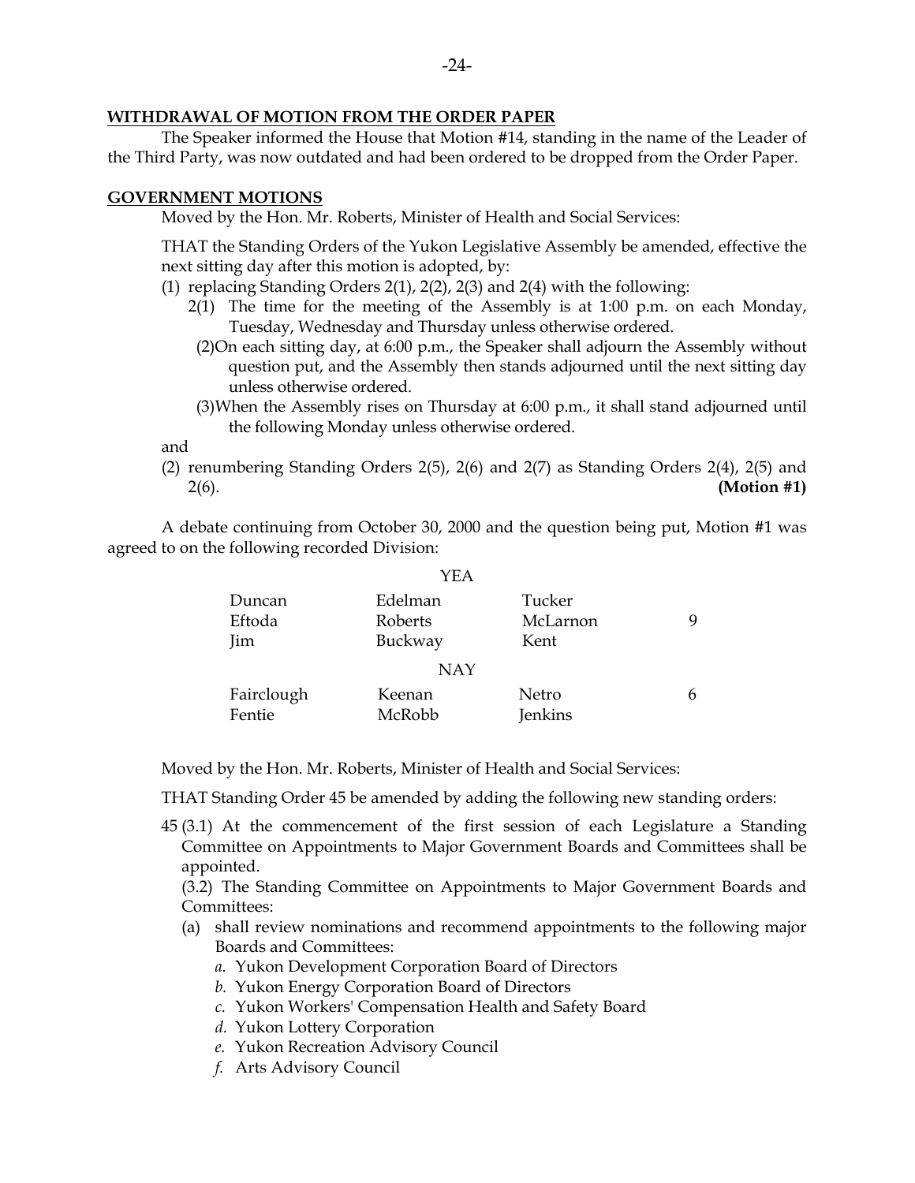**WITHDRAWAL OF MOTION FROM THE ORDER PAPER**

The Speaker informed the House that Motion #14, standing in the name of the Leader of the Third Party, was now outdated and had been ordered to be dropped from the Order Paper.

**GOVERNMENT MOTIONS**

Moved by the Hon. Mr. Roberts, Minister of Health and Social Services:

THAT the Standing Orders of the Yukon Legislative Assembly be amended, effective the next sitting day after this motion is adopted, by:

(1) replacing Standing Orders 2(1), 2(2), 2(3) and 2(4) with the following:

2(1) The time for the meeting of the Assembly is at 1:00 p.m. on each Monday, Tuesday, Wednesday and Thursday unless otherwise ordered.

(2) On each sitting day, at 6:00 p.m., the Speaker shall adjourn the Assembly without question put, and the Assembly then stands adjourned until the next sitting day unless otherwise ordered.

(3) When the Assembly rises on Thursday at 6:00 p.m., it shall stand adjourned until the following Monday unless otherwise ordered.

and

(2) renumbering Standing Orders 2(5), 2(6) and 2(7) as Standing Orders 2(4), 2(5) and 2(6). **(Motion #1)**

A debate continuing from October 30, 2000 and the question being put, Motion #1 was agreed to on the following recorded Division:

YEA

| | | | |
|---|---|---|---|
| Duncan | Edelman | Tucker | |
| Eftoda | Roberts | McLarnon | 9 |
| Jim | Buckway | Kent | |

NAY

| | | | |
|---|---|---|---|
| Fairclough | Keenan | Netro | 6 |
| Fentie | McRobb | Jenkins | |

Moved by the Hon. Mr. Roberts, Minister of Health and Social Services:

THAT Standing Order 45 be amended by adding the following new standing orders:

45 (3.1) At the commencement of the first session of each Legislature a Standing Committee on Appointments to Major Government Boards and Committees shall be appointed.

(3.2) The Standing Committee on Appointments to Major Government Boards and Committees:

(a) shall review nominations and recommend appointments to the following major Boards and Committees:

*a.* Yukon Development Corporation Board of Directors
*b.* Yukon Energy Corporation Board of Directors
*c.* Yukon Workers' Compensation Health and Safety Board
*d.* Yukon Lottery Corporation
*e.* Yukon Recreation Advisory Council
*f.* Arts Advisory Council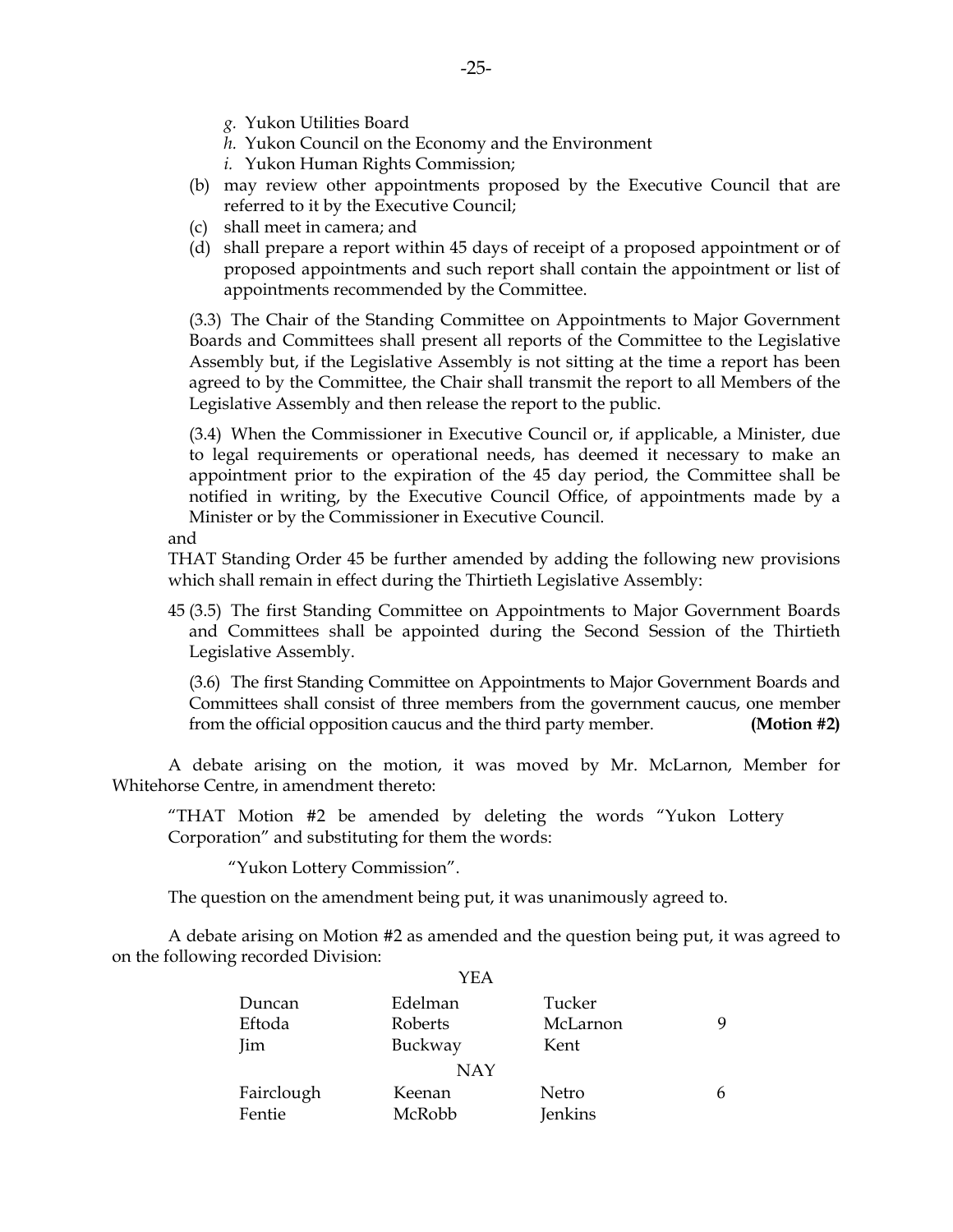*g.* Yukon Utilities Board
*h.* Yukon Council on the Economy and the Environment
*i.* Yukon Human Rights Commission;

(b) may review other appointments proposed by the Executive Council that are referred to it by the Executive Council;

(c) shall meet in camera; and

(d) shall prepare a report within 45 days of receipt of a proposed appointment or of proposed appointments and such report shall contain the appointment or list of appointments recommended by the Committee.

(3.3) The Chair of the Standing Committee on Appointments to Major Government Boards and Committees shall present all reports of the Committee to the Legislative Assembly but, if the Legislative Assembly is not sitting at the time a report has been agreed to by the Committee, the Chair shall transmit the report to all Members of the Legislative Assembly and then release the report to the public.

(3.4) When the Commissioner in Executive Council or, if applicable, a Minister, due to legal requirements or operational needs, has deemed it necessary to make an appointment prior to the expiration of the 45 day period, the Committee shall be notified in writing, by the Executive Council Office, of appointments made by a Minister or by the Commissioner in Executive Council.

and

THAT Standing Order 45 be further amended by adding the following new provisions which shall remain in effect during the Thirtieth Legislative Assembly:

45 (3.5) The first Standing Committee on Appointments to Major Government Boards and Committees shall be appointed during the Second Session of the Thirtieth Legislative Assembly.

(3.6) The first Standing Committee on Appointments to Major Government Boards and Committees shall consist of three members from the government caucus, one member from the official opposition caucus and the third party member. **(Motion #2)**

A debate arising on the motion, it was moved by Mr. McLarnon, Member for Whitehorse Centre, in amendment thereto:

"THAT Motion #2 be amended by deleting the words "Yukon Lottery Corporation" and substituting for them the words:

"Yukon Lottery Commission".

The question on the amendment being put, it was unanimously agreed to.

A debate arising on Motion #2 as amended and the question being put, it was agreed to on the following recorded Division:

YEA

| | | | |
|---|---|---|---|
| Duncan | Edelman | Tucker | |
| Eftoda | Roberts | McLarnon | 9 |
| Jim | Buckway | Kent | |

NAY

| | | | |
|---|---|---|---|
| Fairclough | Keenan | Netro | 6 |
| Fentie | McRobb | Jenkins | |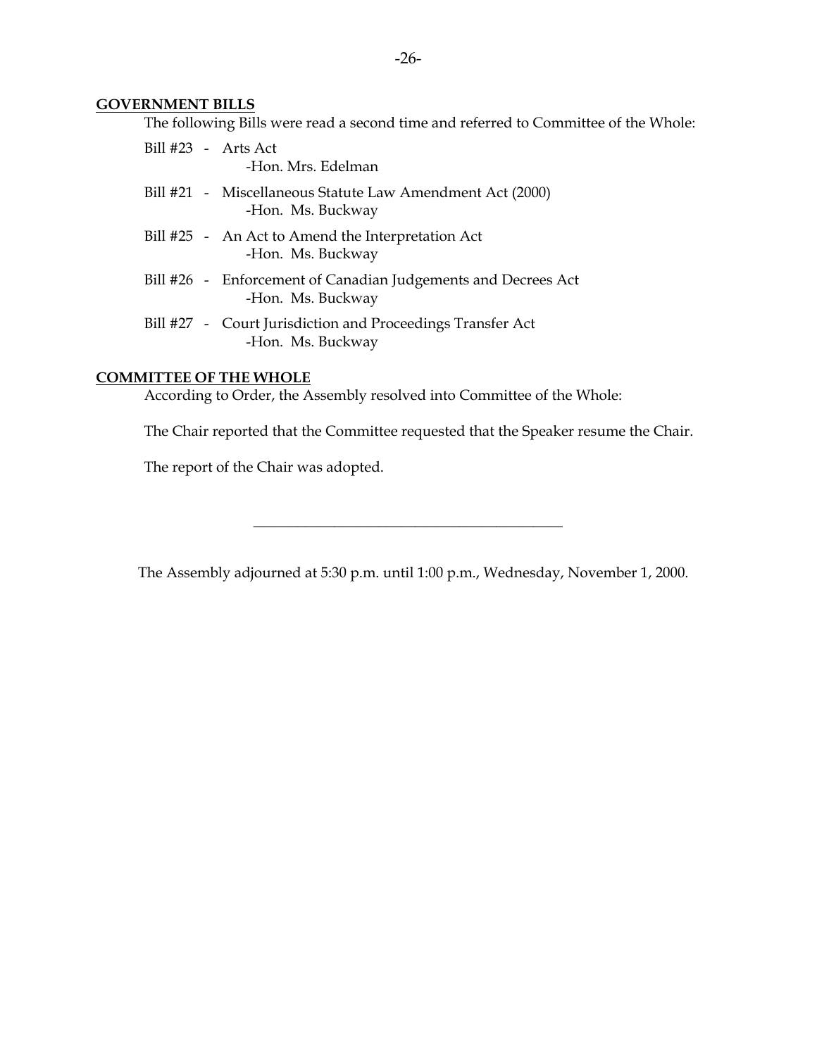## GOVERNMENT BILLS

The following Bills were read a second time and referred to Committee of the Whole:

Bill #23 - Arts Act
-Hon. Mrs. Edelman

Bill #21 - Miscellaneous Statute Law Amendment Act (2000)
-Hon. Ms. Buckway

Bill #25 - An Act to Amend the Interpretation Act
-Hon. Ms. Buckway

Bill #26 - Enforcement of Canadian Judgements and Decrees Act
-Hon. Ms. Buckway

Bill #27 - Court Jurisdiction and Proceedings Transfer Act
-Hon. Ms. Buckway

## COMMITTEE OF THE WHOLE

According to Order, the Assembly resolved into Committee of the Whole:

The Chair reported that the Committee requested that the Speaker resume the Chair.

The report of the Chair was adopted.

---

The Assembly adjourned at 5:30 p.m. until 1:00 p.m., Wednesday, November 1, 2000.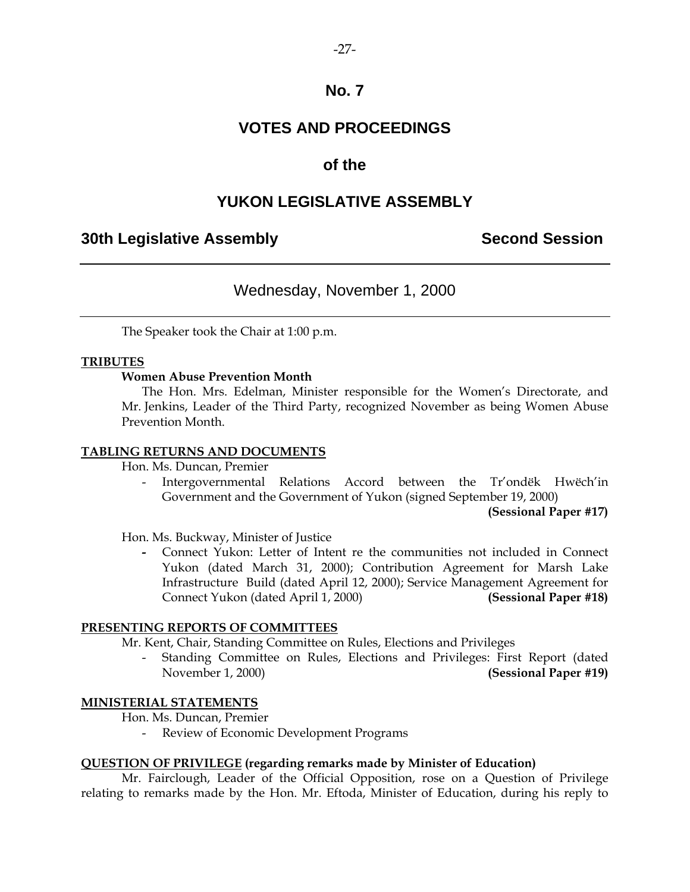# No. 7

# VOTES AND PROCEEDINGS

# of the

# YUKON LEGISLATIVE ASSEMBLY

## 30th Legislative Assembly — Second Session

### Wednesday, November 1, 2000

The Speaker took the Chair at 1:00 p.m.

**TRIBUTES**

**Women Abuse Prevention Month**

The Hon. Mrs. Edelman, Minister responsible for the Women's Directorate, and Mr. Jenkins, Leader of the Third Party, recognized November as being Women Abuse Prevention Month.

**TABLING RETURNS AND DOCUMENTS**

Hon. Ms. Duncan, Premier

- Intergovernmental Relations Accord between the Tr'ondëk Hwëch'in Government and the Government of Yukon (signed September 19, 2000) **(Sessional Paper #17)**

Hon. Ms. Buckway, Minister of Justice

- Connect Yukon: Letter of Intent re the communities not included in Connect Yukon (dated March 31, 2000); Contribution Agreement for Marsh Lake Infrastructure Build (dated April 12, 2000); Service Management Agreement for Connect Yukon (dated April 1, 2000) **(Sessional Paper #18)**

**PRESENTING REPORTS OF COMMITTEES**

Mr. Kent, Chair, Standing Committee on Rules, Elections and Privileges

- Standing Committee on Rules, Elections and Privileges: First Report (dated November 1, 2000) **(Sessional Paper #19)**

**MINISTERIAL STATEMENTS**

Hon. Ms. Duncan, Premier

- Review of Economic Development Programs

**QUESTION OF PRIVILEGE (regarding remarks made by Minister of Education)**

Mr. Fairclough, Leader of the Official Opposition, rose on a Question of Privilege relating to remarks made by the Hon. Mr. Eftoda, Minister of Education, during his reply to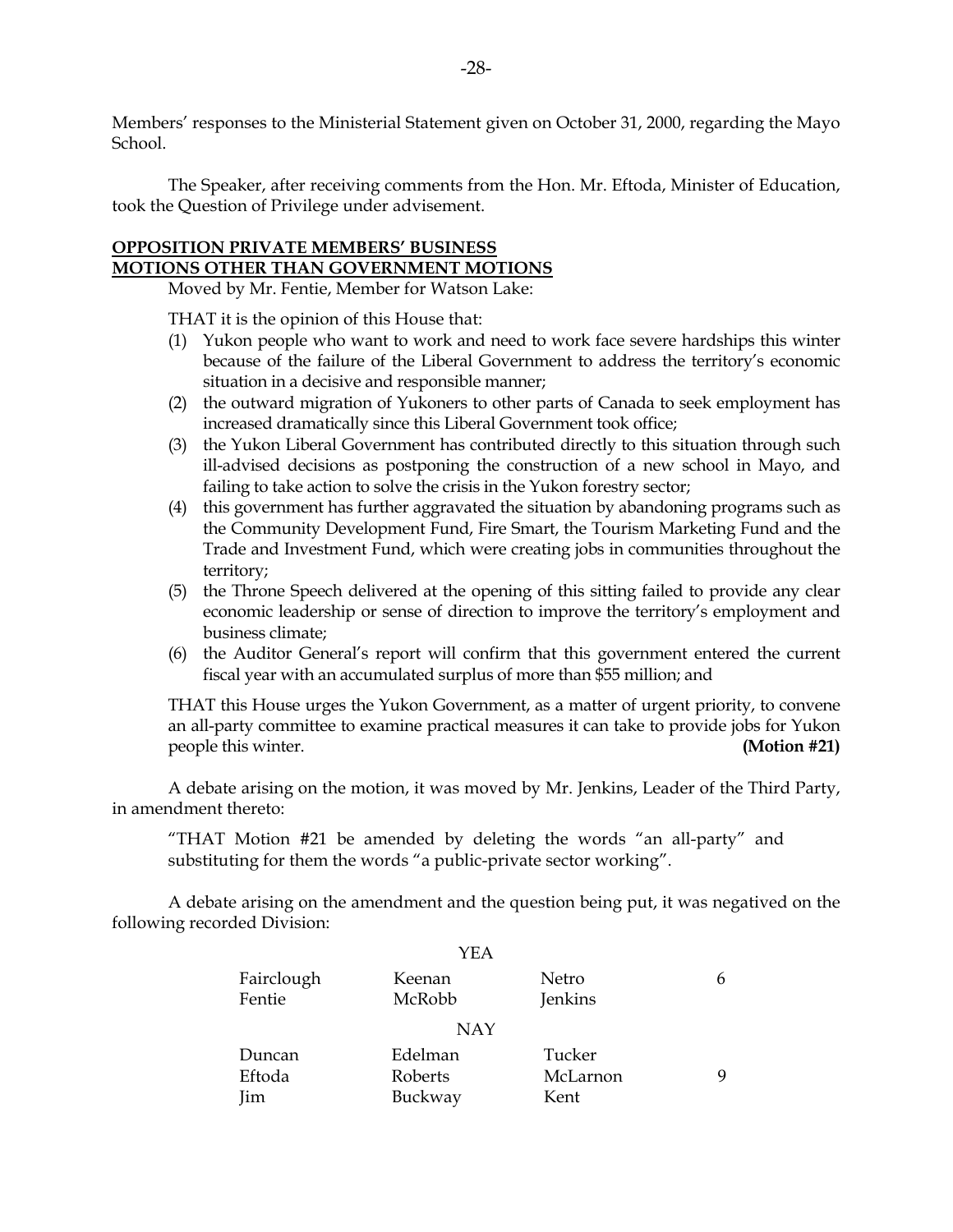Members' responses to the Ministerial Statement given on October 31, 2000, regarding the Mayo School.

The Speaker, after receiving comments from the Hon. Mr. Eftoda, Minister of Education, took the Question of Privilege under advisement.

**OPPOSITION PRIVATE MEMBERS' BUSINESS**
**MOTIONS OTHER THAN GOVERNMENT MOTIONS**

Moved by Mr. Fentie, Member for Watson Lake:

THAT it is the opinion of this House that:

(1) Yukon people who want to work and need to work face severe hardships this winter because of the failure of the Liberal Government to address the territory's economic situation in a decisive and responsible manner;
(2) the outward migration of Yukoners to other parts of Canada to seek employment has increased dramatically since this Liberal Government took office;
(3) the Yukon Liberal Government has contributed directly to this situation through such ill-advised decisions as postponing the construction of a new school in Mayo, and failing to take action to solve the crisis in the Yukon forestry sector;
(4) this government has further aggravated the situation by abandoning programs such as the Community Development Fund, Fire Smart, the Tourism Marketing Fund and the Trade and Investment Fund, which were creating jobs in communities throughout the territory;
(5) the Throne Speech delivered at the opening of this sitting failed to provide any clear economic leadership or sense of direction to improve the territory's employment and business climate;
(6) the Auditor General's report will confirm that this government entered the current fiscal year with an accumulated surplus of more than $55 million; and

THAT this House urges the Yukon Government, as a matter of urgent priority, to convene an all-party committee to examine practical measures it can take to provide jobs for Yukon people this winter. **(Motion #21)**

A debate arising on the motion, it was moved by Mr. Jenkins, Leader of the Third Party, in amendment thereto:

"THAT Motion #21 be amended by deleting the words "an all-party" and substituting for them the words "a public-private sector working".

A debate arising on the amendment and the question being put, it was negatived on the following recorded Division:

YEA

| | | | |
|---|---|---|---|
| Fairclough | Keenan | Netro | 6 |
| Fentie | McRobb | Jenkins | |

NAY

| | | | |
|---|---|---|---|
| Duncan | Edelman | Tucker | |
| Eftoda | Roberts | McLarnon | 9 |
| Jim | Buckway | Kent | |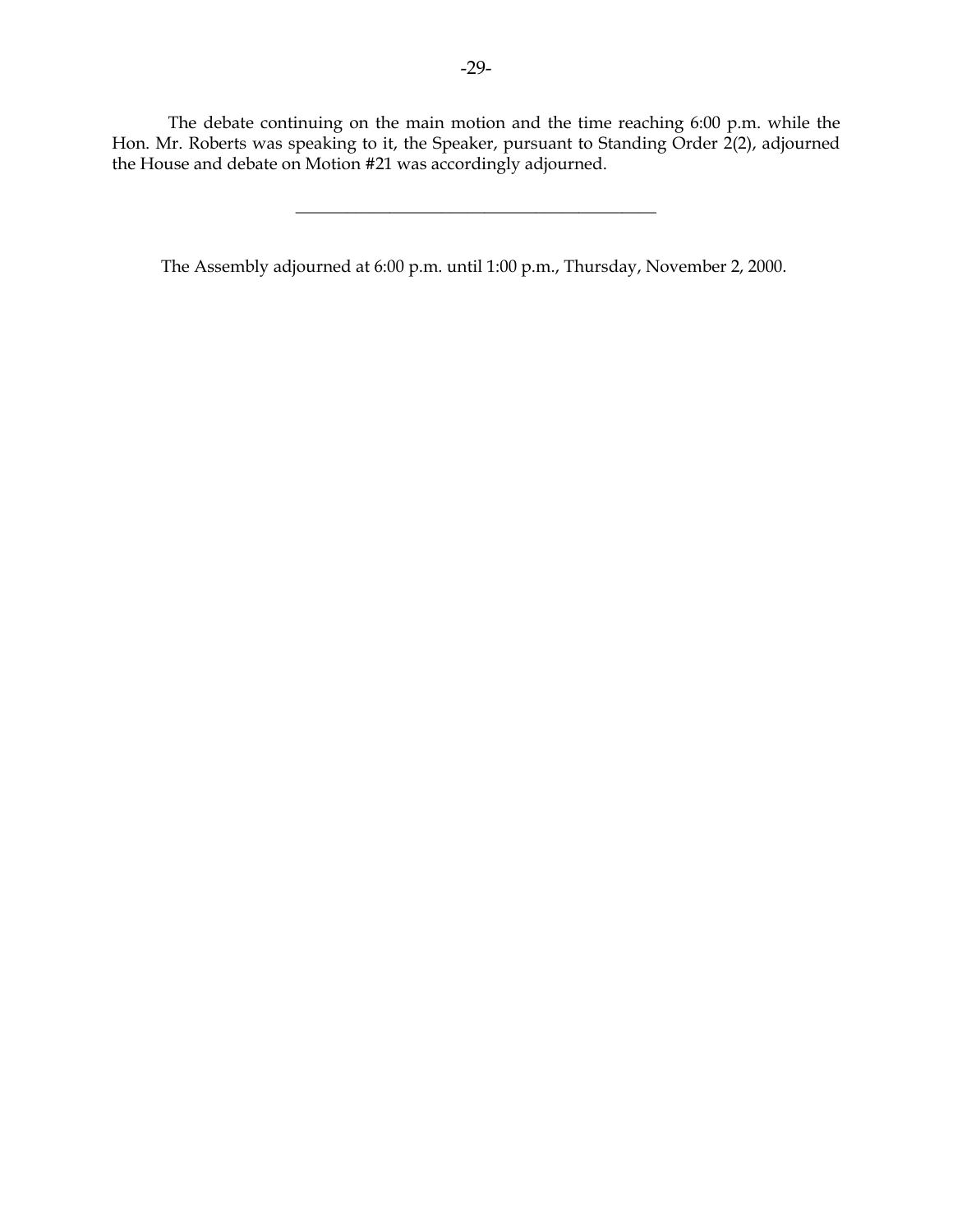The debate continuing on the main motion and the time reaching 6:00 p.m. while the Hon. Mr. Roberts was speaking to it, the Speaker, pursuant to Standing Order 2(2), adjourned the House and debate on Motion #21 was accordingly adjourned.

---

The Assembly adjourned at 6:00 p.m. until 1:00 p.m., Thursday, November 2, 2000.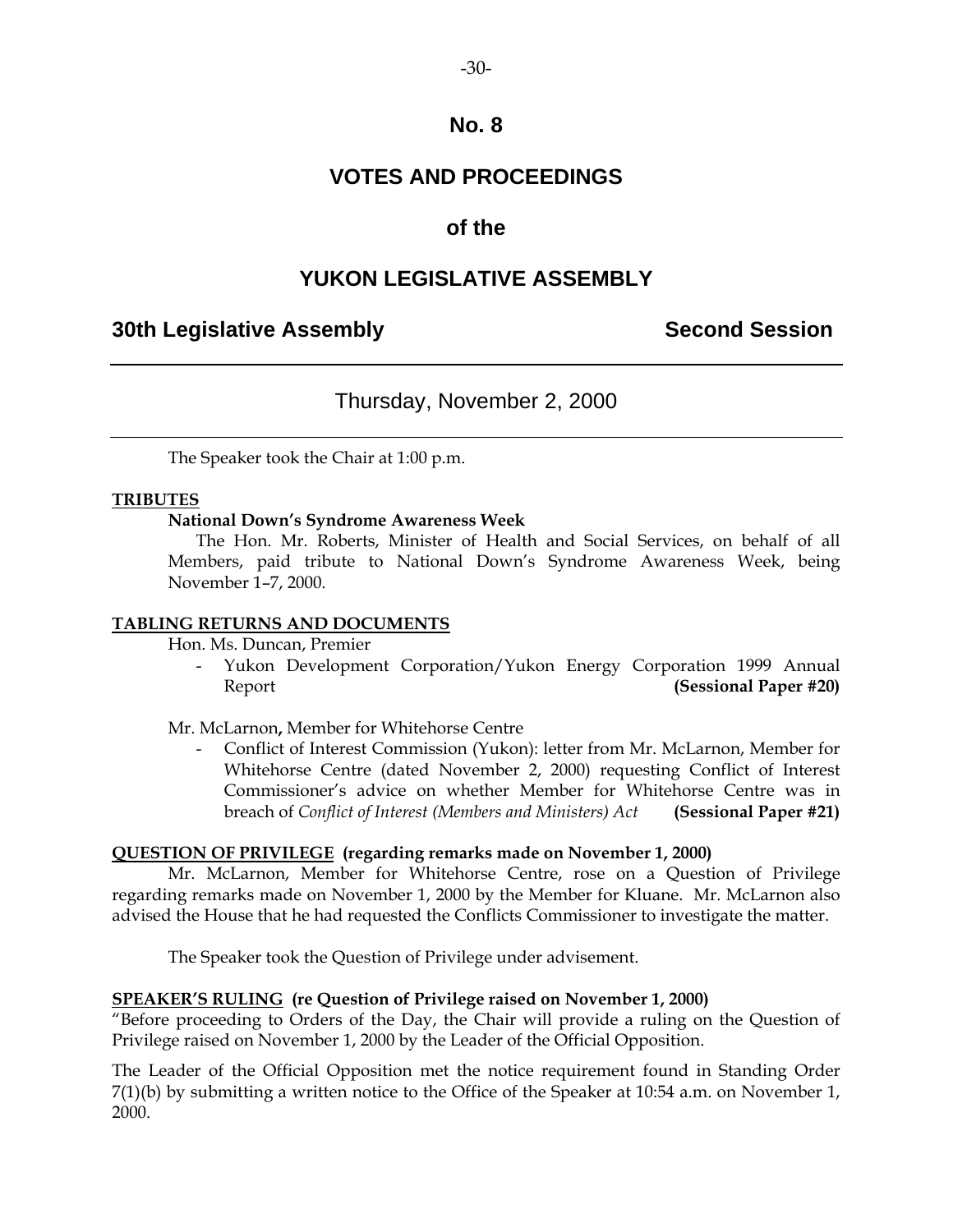# No. 8

# VOTES AND PROCEEDINGS

## of the

# YUKON LEGISLATIVE ASSEMBLY

**30th Legislative Assembly** **Second Session**

---

Thursday, November 2, 2000

---

The Speaker took the Chair at 1:00 p.m.

**TRIBUTES**

**National Down's Syndrome Awareness Week**

The Hon. Mr. Roberts, Minister of Health and Social Services, on behalf of all Members, paid tribute to National Down's Syndrome Awareness Week, being November 1–7, 2000.

**TABLING RETURNS AND DOCUMENTS**

Hon. Ms. Duncan, Premier

- Yukon Development Corporation/Yukon Energy Corporation 1999 Annual Report **(Sessional Paper #20)**

Mr. McLarnon**,** Member for Whitehorse Centre

- Conflict of Interest Commission (Yukon): letter from Mr. McLarnon, Member for Whitehorse Centre (dated November 2, 2000) requesting Conflict of Interest Commissioner's advice on whether Member for Whitehorse Centre was in breach of *Conflict of Interest (Members and Ministers) Act* **(Sessional Paper #21)**

**QUESTION OF PRIVILEGE (regarding remarks made on November 1, 2000)**

Mr. McLarnon, Member for Whitehorse Centre, rose on a Question of Privilege regarding remarks made on November 1, 2000 by the Member for Kluane. Mr. McLarnon also advised the House that he had requested the Conflicts Commissioner to investigate the matter.

The Speaker took the Question of Privilege under advisement.

**SPEAKER'S RULING (re Question of Privilege raised on November 1, 2000)**

"Before proceeding to Orders of the Day, the Chair will provide a ruling on the Question of Privilege raised on November 1, 2000 by the Leader of the Official Opposition.

The Leader of the Official Opposition met the notice requirement found in Standing Order 7(1)(b) by submitting a written notice to the Office of the Speaker at 10:54 a.m. on November 1, 2000.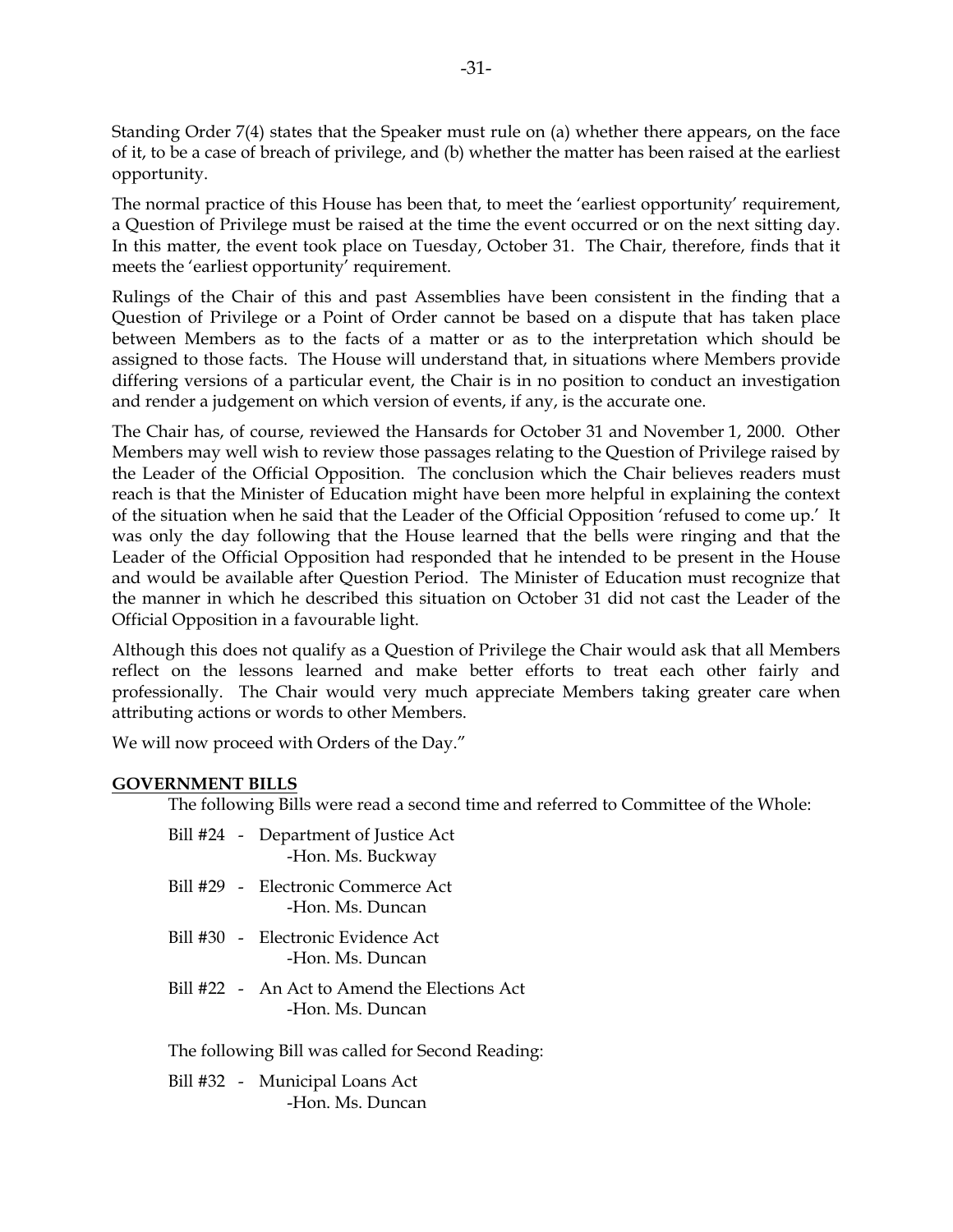Standing Order 7(4) states that the Speaker must rule on (a) whether there appears, on the face of it, to be a case of breach of privilege, and (b) whether the matter has been raised at the earliest opportunity.

The normal practice of this House has been that, to meet the 'earliest opportunity' requirement, a Question of Privilege must be raised at the time the event occurred or on the next sitting day. In this matter, the event took place on Tuesday, October 31. The Chair, therefore, finds that it meets the 'earliest opportunity' requirement.

Rulings of the Chair of this and past Assemblies have been consistent in the finding that a Question of Privilege or a Point of Order cannot be based on a dispute that has taken place between Members as to the facts of a matter or as to the interpretation which should be assigned to those facts. The House will understand that, in situations where Members provide differing versions of a particular event, the Chair is in no position to conduct an investigation and render a judgement on which version of events, if any, is the accurate one.

The Chair has, of course, reviewed the Hansards for October 31 and November 1, 2000. Other Members may well wish to review those passages relating to the Question of Privilege raised by the Leader of the Official Opposition. The conclusion which the Chair believes readers must reach is that the Minister of Education might have been more helpful in explaining the context of the situation when he said that the Leader of the Official Opposition 'refused to come up.' It was only the day following that the House learned that the bells were ringing and that the Leader of the Official Opposition had responded that he intended to be present in the House and would be available after Question Period. The Minister of Education must recognize that the manner in which he described this situation on October 31 did not cast the Leader of the Official Opposition in a favourable light.

Although this does not qualify as a Question of Privilege the Chair would ask that all Members reflect on the lessons learned and make better efforts to treat each other fairly and professionally. The Chair would very much appreciate Members taking greater care when attributing actions or words to other Members.

We will now proceed with Orders of the Day."

**GOVERNMENT BILLS**

The following Bills were read a second time and referred to Committee of the Whole:

Bill #24 - Department of Justice Act
-Hon. Ms. Buckway

Bill #29 - Electronic Commerce Act
-Hon. Ms. Duncan

Bill #30 - Electronic Evidence Act
-Hon. Ms. Duncan

Bill #22 - An Act to Amend the Elections Act
-Hon. Ms. Duncan

The following Bill was called for Second Reading:

Bill #32 - Municipal Loans Act
-Hon. Ms. Duncan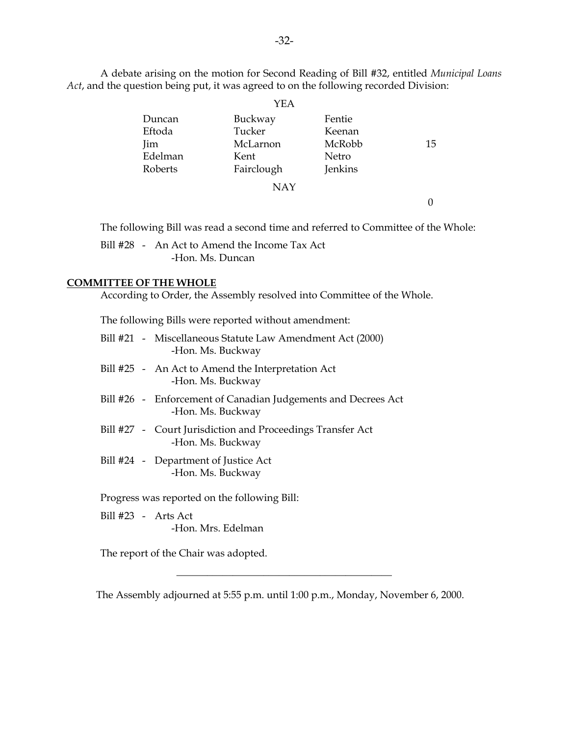A debate arising on the motion for Second Reading of Bill #32, entitled *Municipal Loans Act*, and the question being put, it was agreed to on the following recorded Division:

YEA

| | | | |
|---|---|---|---|
| Duncan | Buckway | Fentie | |
| Eftoda | Tucker | Keenan | |
| Jim | McLarnon | McRobb | 15 |
| Edelman | Kent | Netro | |
| Roberts | Fairclough | Jenkins | |

NAY

0

The following Bill was read a second time and referred to Committee of the Whole:

Bill #28 - An Act to Amend the Income Tax Act
-Hon. Ms. Duncan

**COMMITTEE OF THE WHOLE**

According to Order, the Assembly resolved into Committee of the Whole.

The following Bills were reported without amendment:

Bill #21 - Miscellaneous Statute Law Amendment Act (2000)
-Hon. Ms. Buckway

Bill #25 - An Act to Amend the Interpretation Act
-Hon. Ms. Buckway

Bill #26 - Enforcement of Canadian Judgements and Decrees Act
-Hon. Ms. Buckway

Bill #27 - Court Jurisdiction and Proceedings Transfer Act
-Hon. Ms. Buckway

Bill #24 - Department of Justice Act
-Hon. Ms. Buckway

Progress was reported on the following Bill:

Bill #23 - Arts Act
-Hon. Mrs. Edelman

The report of the Chair was adopted.

---

The Assembly adjourned at 5:55 p.m. until 1:00 p.m., Monday, November 6, 2000.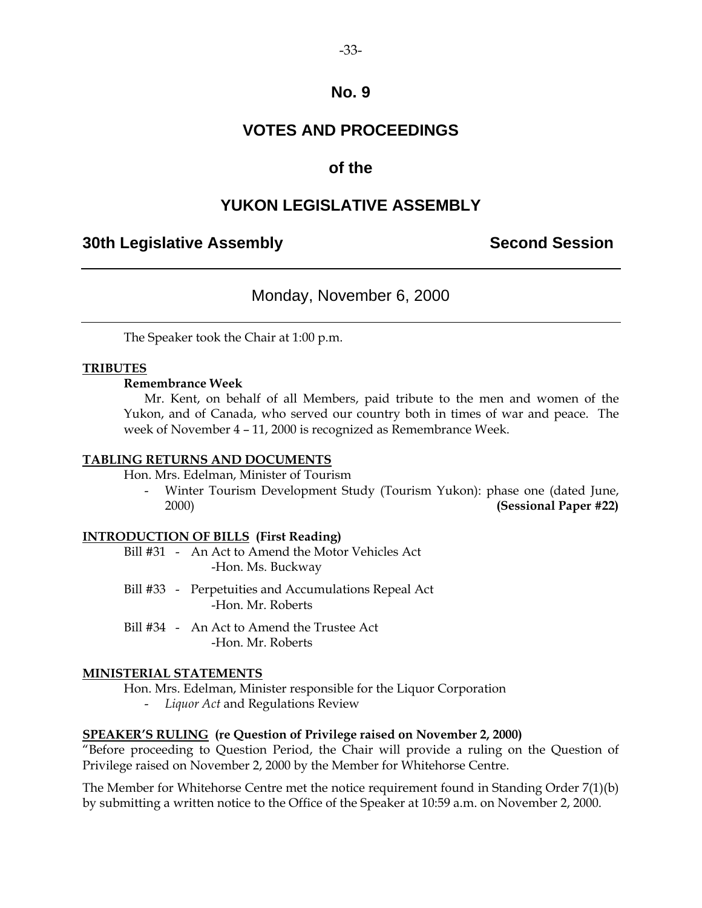# No. 9

# VOTES AND PROCEEDINGS

## of the

# YUKON LEGISLATIVE ASSEMBLY

**30th Legislative Assembly** **Second Session**

---

Monday, November 6, 2000

---

The Speaker took the Chair at 1:00 p.m.

**TRIBUTES**

**Remembrance Week**

Mr. Kent, on behalf of all Members, paid tribute to the men and women of the Yukon, and of Canada, who served our country both in times of war and peace. The week of November 4 – 11, 2000 is recognized as Remembrance Week.

**TABLING RETURNS AND DOCUMENTS**

Hon. Mrs. Edelman, Minister of Tourism

- Winter Tourism Development Study (Tourism Yukon): phase one (dated June, 2000) **(Sessional Paper #22)**

**INTRODUCTION OF BILLS (First Reading)**

Bill #31 - An Act to Amend the Motor Vehicles Act
-Hon. Ms. Buckway

Bill #33 - Perpetuities and Accumulations Repeal Act
-Hon. Mr. Roberts

Bill #34 - An Act to Amend the Trustee Act
-Hon. Mr. Roberts

**MINISTERIAL STATEMENTS**

Hon. Mrs. Edelman, Minister responsible for the Liquor Corporation

- *Liquor Act* and Regulations Review

**SPEAKER'S RULING (re Question of Privilege raised on November 2, 2000)**

"Before proceeding to Question Period, the Chair will provide a ruling on the Question of Privilege raised on November 2, 2000 by the Member for Whitehorse Centre.

The Member for Whitehorse Centre met the notice requirement found in Standing Order 7(1)(b) by submitting a written notice to the Office of the Speaker at 10:59 a.m. on November 2, 2000.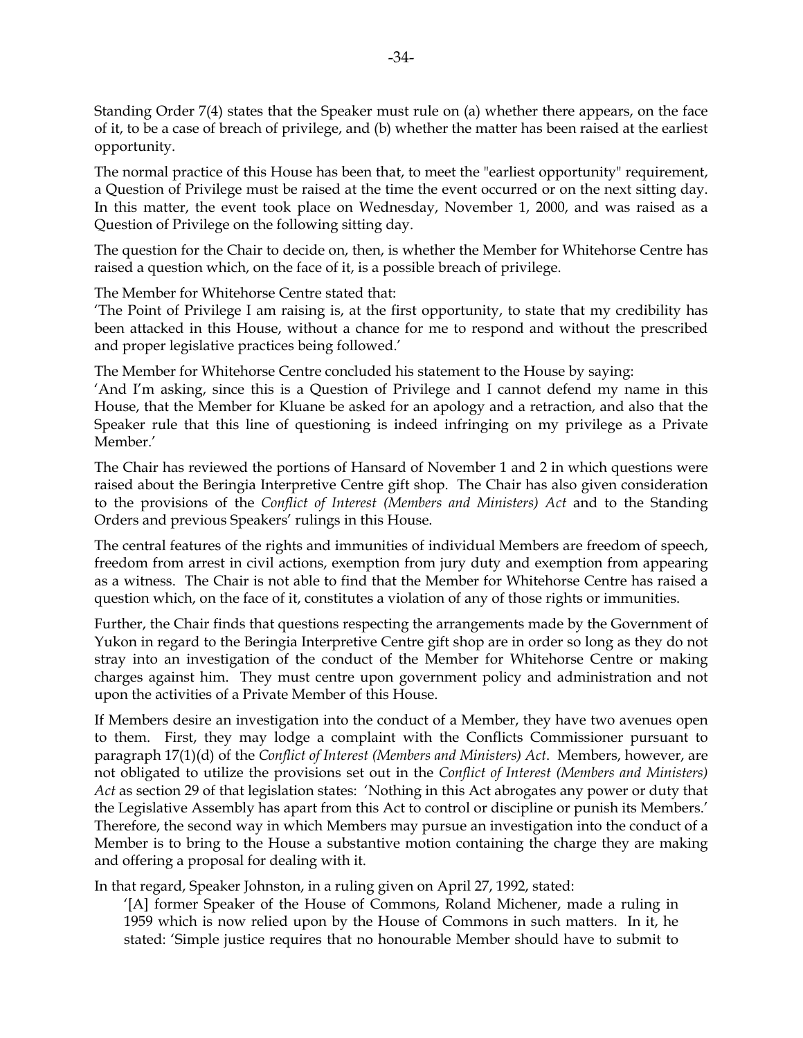Standing Order 7(4) states that the Speaker must rule on (a) whether there appears, on the face of it, to be a case of breach of privilege, and (b) whether the matter has been raised at the earliest opportunity.

The normal practice of this House has been that, to meet the "earliest opportunity" requirement, a Question of Privilege must be raised at the time the event occurred or on the next sitting day. In this matter, the event took place on Wednesday, November 1, 2000, and was raised as a Question of Privilege on the following sitting day.

The question for the Chair to decide on, then, is whether the Member for Whitehorse Centre has raised a question which, on the face of it, is a possible breach of privilege.

The Member for Whitehorse Centre stated that:

'The Point of Privilege I am raising is, at the first opportunity, to state that my credibility has been attacked in this House, without a chance for me to respond and without the prescribed and proper legislative practices being followed.'

The Member for Whitehorse Centre concluded his statement to the House by saying:

'And I'm asking, since this is a Question of Privilege and I cannot defend my name in this House, that the Member for Kluane be asked for an apology and a retraction, and also that the Speaker rule that this line of questioning is indeed infringing on my privilege as a Private Member.'

The Chair has reviewed the portions of Hansard of November 1 and 2 in which questions were raised about the Beringia Interpretive Centre gift shop. The Chair has also given consideration to the provisions of the *Conflict of Interest (Members and Ministers) Act* and to the Standing Orders and previous Speakers' rulings in this House.

The central features of the rights and immunities of individual Members are freedom of speech, freedom from arrest in civil actions, exemption from jury duty and exemption from appearing as a witness. The Chair is not able to find that the Member for Whitehorse Centre has raised a question which, on the face of it, constitutes a violation of any of those rights or immunities.

Further, the Chair finds that questions respecting the arrangements made by the Government of Yukon in regard to the Beringia Interpretive Centre gift shop are in order so long as they do not stray into an investigation of the conduct of the Member for Whitehorse Centre or making charges against him. They must centre upon government policy and administration and not upon the activities of a Private Member of this House.

If Members desire an investigation into the conduct of a Member, they have two avenues open to them. First, they may lodge a complaint with the Conflicts Commissioner pursuant to paragraph 17(1)(d) of the *Conflict of Interest (Members and Ministers) Act*. Members, however, are not obligated to utilize the provisions set out in the *Conflict of Interest (Members and Ministers) Act* as section 29 of that legislation states: 'Nothing in this Act abrogates any power or duty that the Legislative Assembly has apart from this Act to control or discipline or punish its Members.' Therefore, the second way in which Members may pursue an investigation into the conduct of a Member is to bring to the House a substantive motion containing the charge they are making and offering a proposal for dealing with it.

In that regard, Speaker Johnston, in a ruling given on April 27, 1992, stated:

> '[A] former Speaker of the House of Commons, Roland Michener, made a ruling in 1959 which is now relied upon by the House of Commons in such matters. In it, he stated: 'Simple justice requires that no honourable Member should have to submit to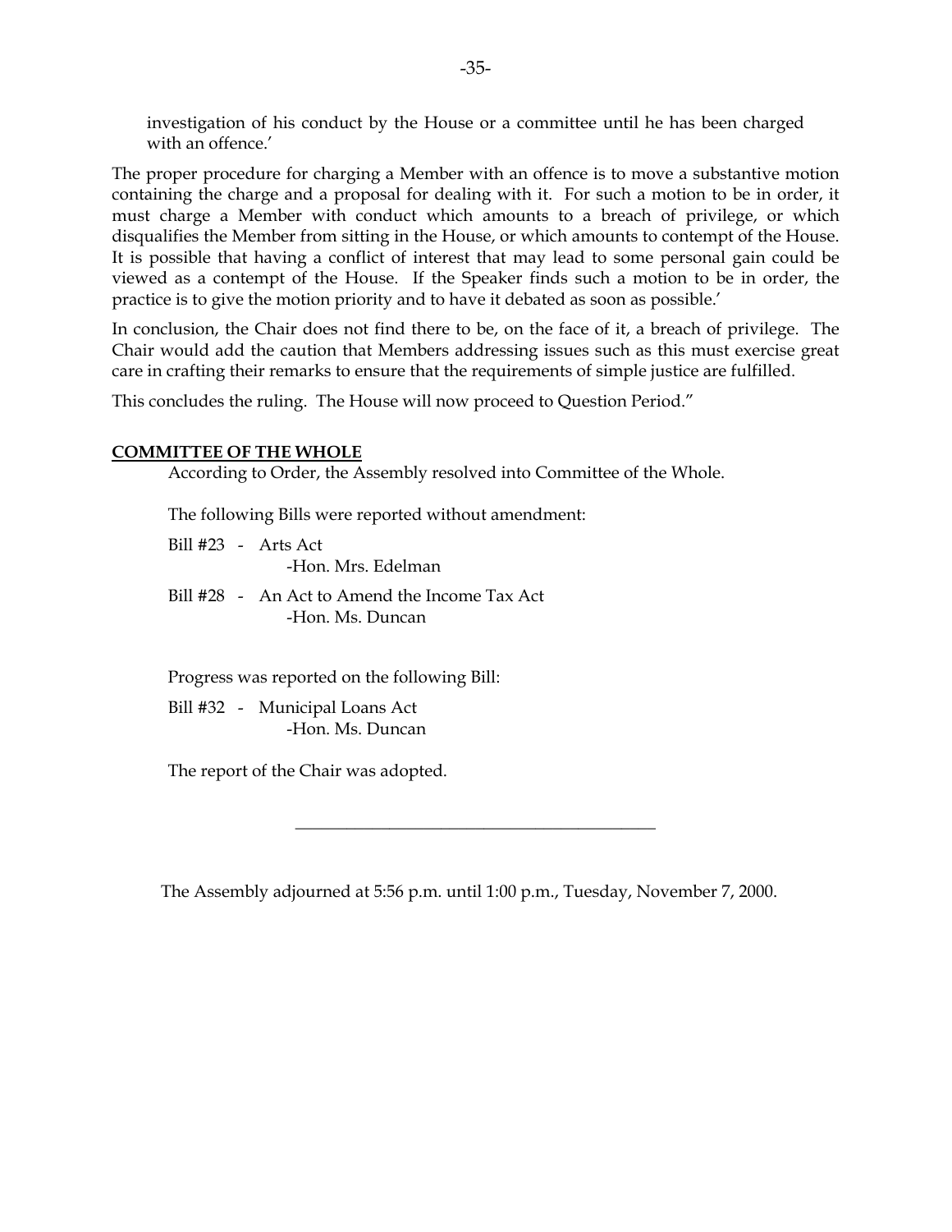investigation of his conduct by the House or a committee until he has been charged with an offence.'

The proper procedure for charging a Member with an offence is to move a substantive motion containing the charge and a proposal for dealing with it. For such a motion to be in order, it must charge a Member with conduct which amounts to a breach of privilege, or which disqualifies the Member from sitting in the House, or which amounts to contempt of the House. It is possible that having a conflict of interest that may lead to some personal gain could be viewed as a contempt of the House. If the Speaker finds such a motion to be in order, the practice is to give the motion priority and to have it debated as soon as possible.'

In conclusion, the Chair does not find there to be, on the face of it, a breach of privilege. The Chair would add the caution that Members addressing issues such as this must exercise great care in crafting their remarks to ensure that the requirements of simple justice are fulfilled.

This concludes the ruling. The House will now proceed to Question Period."

**COMMITTEE OF THE WHOLE**

According to Order, the Assembly resolved into Committee of the Whole.

The following Bills were reported without amendment:

Bill #23 - Arts Act
-Hon. Mrs. Edelman

Bill #28 - An Act to Amend the Income Tax Act
-Hon. Ms. Duncan

Progress was reported on the following Bill:

Bill #32 - Municipal Loans Act
-Hon. Ms. Duncan

The report of the Chair was adopted.

---

The Assembly adjourned at 5:56 p.m. until 1:00 p.m., Tuesday, November 7, 2000.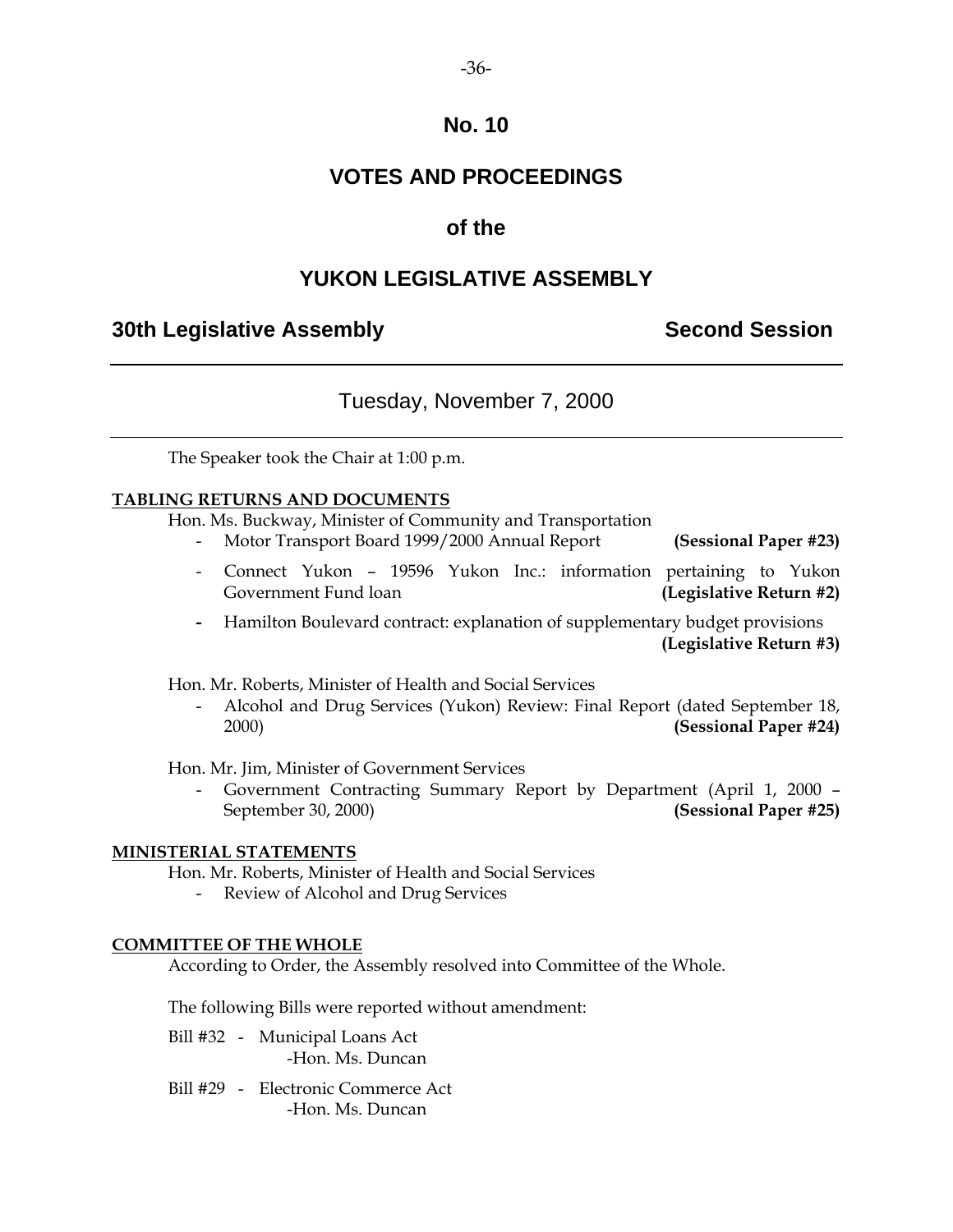# No. 10

# VOTES AND PROCEEDINGS

# of the

# YUKON LEGISLATIVE ASSEMBLY

**30th Legislative Assembly** **Second Session**

---

## Tuesday, November 7, 2000

---

The Speaker took the Chair at 1:00 p.m.

**TABLING RETURNS AND DOCUMENTS**

Hon. Ms. Buckway, Minister of Community and Transportation

- Motor Transport Board 1999/2000 Annual Report **(Sessional Paper #23)**
- Connect Yukon – 19596 Yukon Inc.: information pertaining to Yukon Government Fund loan **(Legislative Return #2)**
- Hamilton Boulevard contract: explanation of supplementary budget provisions **(Legislative Return #3)**

Hon. Mr. Roberts, Minister of Health and Social Services

- Alcohol and Drug Services (Yukon) Review: Final Report (dated September 18, 2000) **(Sessional Paper #24)**

Hon. Mr. Jim, Minister of Government Services

- Government Contracting Summary Report by Department (April 1, 2000 – September 30, 2000) **(Sessional Paper #25)**

**MINISTERIAL STATEMENTS**

Hon. Mr. Roberts, Minister of Health and Social Services

- Review of Alcohol and Drug Services

**COMMITTEE OF THE WHOLE**

According to Order, the Assembly resolved into Committee of the Whole.

The following Bills were reported without amendment:

Bill #32 - Municipal Loans Act
-Hon. Ms. Duncan

Bill #29 - Electronic Commerce Act
-Hon. Ms. Duncan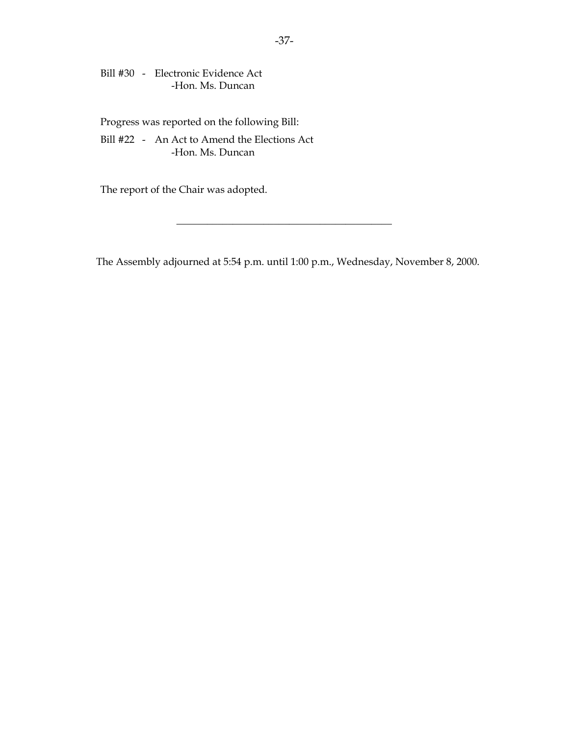Bill #30 - Electronic Evidence Act
-Hon. Ms. Duncan

Progress was reported on the following Bill:

Bill #22 - An Act to Amend the Elections Act
-Hon. Ms. Duncan

The report of the Chair was adopted.

---

The Assembly adjourned at 5:54 p.m. until 1:00 p.m., Wednesday, November 8, 2000.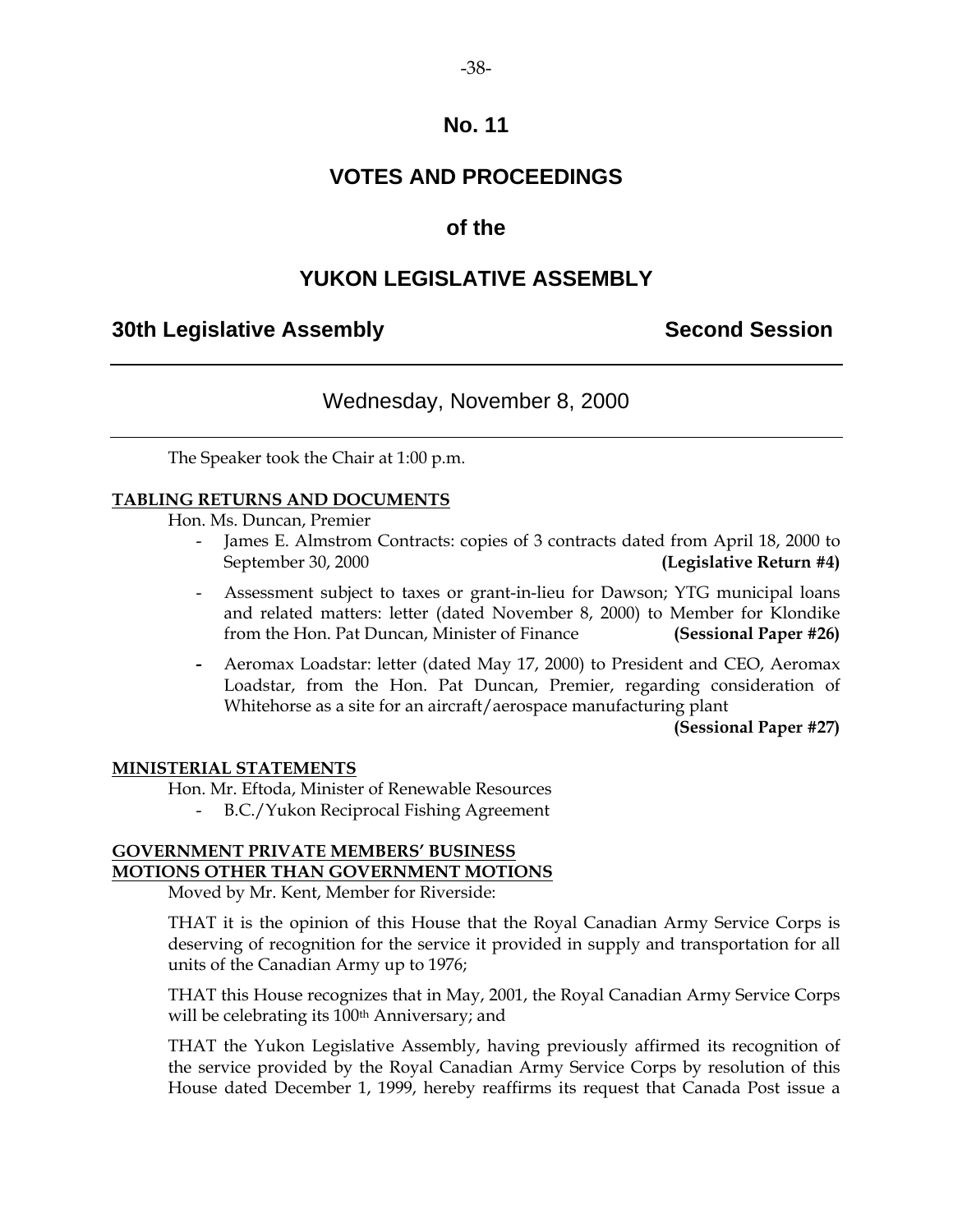# No. 11

# VOTES AND PROCEEDINGS

# of the

# YUKON LEGISLATIVE ASSEMBLY

## 30th Legislative Assembly — Second Session

---

Wednesday, November 8, 2000

---

The Speaker took the Chair at 1:00 p.m.

**TABLING RETURNS AND DOCUMENTS**

Hon. Ms. Duncan, Premier

- James E. Almstrom Contracts: copies of 3 contracts dated from April 18, 2000 to September 30, 2000 **(Legislative Return #4)**
- Assessment subject to taxes or grant-in-lieu for Dawson; YTG municipal loans and related matters: letter (dated November 8, 2000) to Member for Klondike from the Hon. Pat Duncan, Minister of Finance **(Sessional Paper #26)**
- Aeromax Loadstar: letter (dated May 17, 2000) to President and CEO, Aeromax Loadstar, from the Hon. Pat Duncan, Premier, regarding consideration of Whitehorse as a site for an aircraft/aerospace manufacturing plant **(Sessional Paper #27)**

**MINISTERIAL STATEMENTS**

Hon. Mr. Eftoda, Minister of Renewable Resources

- B.C./Yukon Reciprocal Fishing Agreement

**GOVERNMENT PRIVATE MEMBERS' BUSINESS**
**MOTIONS OTHER THAN GOVERNMENT MOTIONS**

Moved by Mr. Kent, Member for Riverside:

THAT it is the opinion of this House that the Royal Canadian Army Service Corps is deserving of recognition for the service it provided in supply and transportation for all units of the Canadian Army up to 1976;

THAT this House recognizes that in May, 2001, the Royal Canadian Army Service Corps will be celebrating its 100th Anniversary; and

THAT the Yukon Legislative Assembly, having previously affirmed its recognition of the service provided by the Royal Canadian Army Service Corps by resolution of this House dated December 1, 1999, hereby reaffirms its request that Canada Post issue a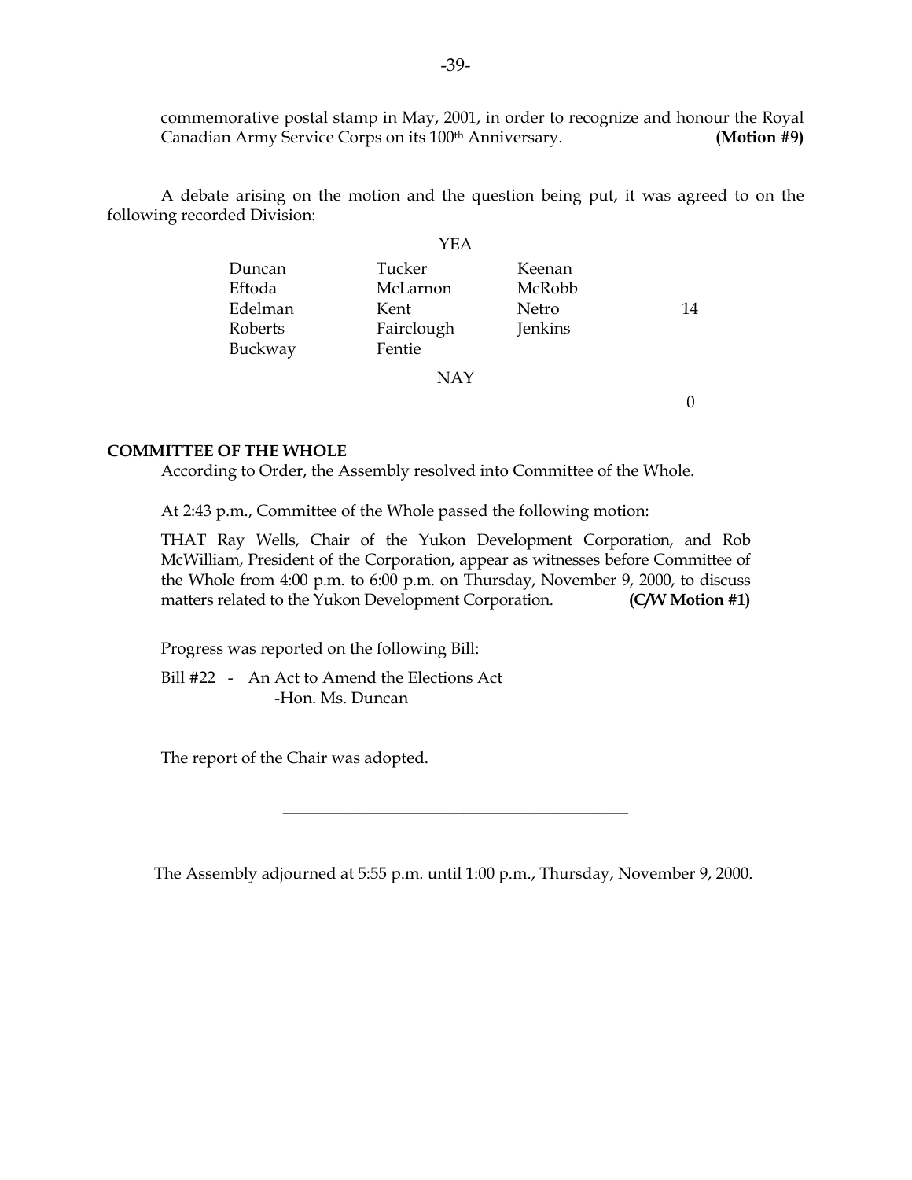commemorative postal stamp in May, 2001, in order to recognize and honour the Royal Canadian Army Service Corps on its 100th Anniversary. **(Motion #9)**

A debate arising on the motion and the question being put, it was agreed to on the following recorded Division:

YEA

| | | | |
|---|---|---|---|
| Duncan | Tucker | Keenan | |
| Eftoda | McLarnon | McRobb | |
| Edelman | Kent | Netro | 14 |
| Roberts | Fairclough | Jenkins | |
| Buckway | Fentie | | |

NAY

0

**COMMITTEE OF THE WHOLE**

According to Order, the Assembly resolved into Committee of the Whole.

At 2:43 p.m., Committee of the Whole passed the following motion:

THAT Ray Wells, Chair of the Yukon Development Corporation, and Rob McWilliam, President of the Corporation, appear as witnesses before Committee of the Whole from 4:00 p.m. to 6:00 p.m. on Thursday, November 9, 2000, to discuss matters related to the Yukon Development Corporation. **(C/W Motion #1)**

Progress was reported on the following Bill:

Bill #22 - An Act to Amend the Elections Act
-Hon. Ms. Duncan

The report of the Chair was adopted.

---

The Assembly adjourned at 5:55 p.m. until 1:00 p.m., Thursday, November 9, 2000.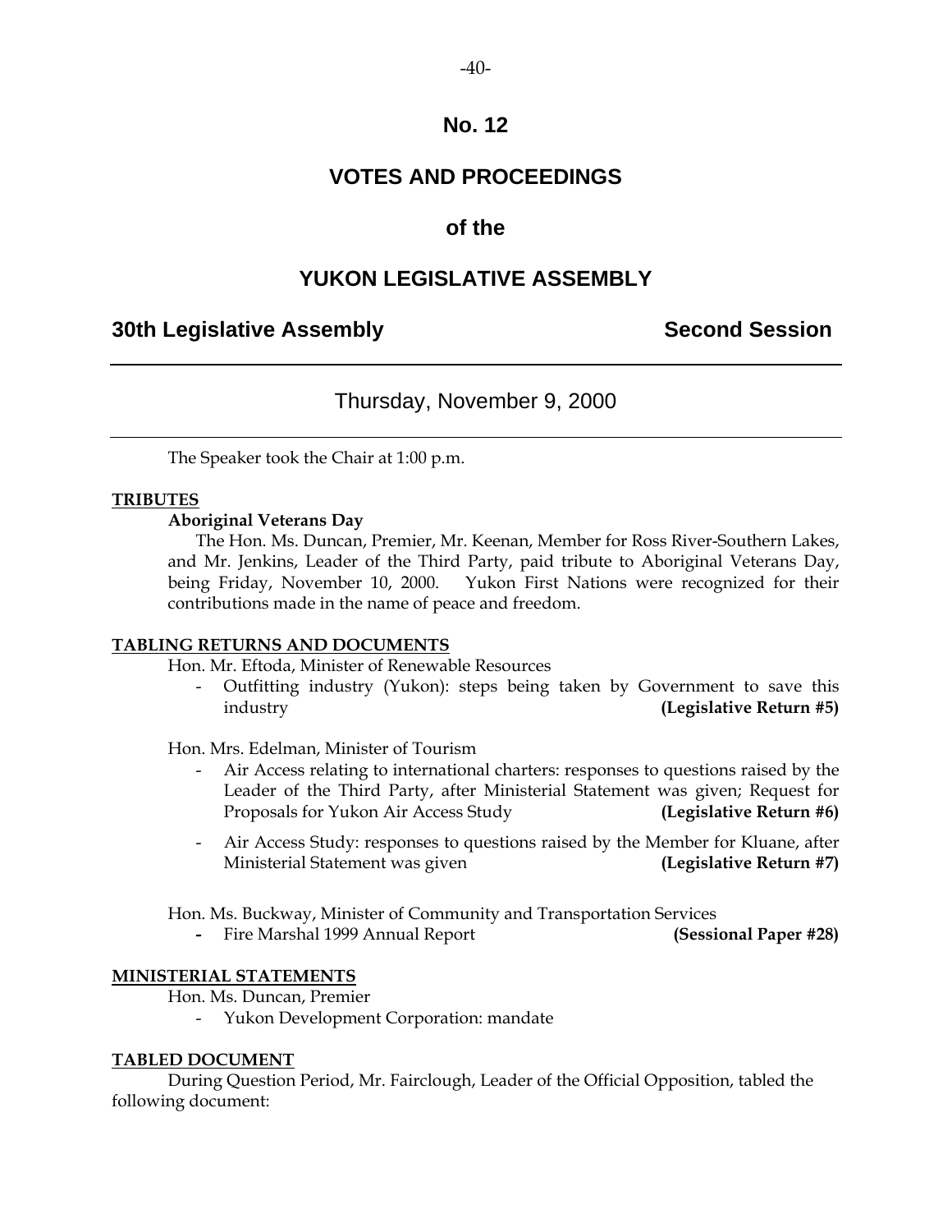# No. 12

# VOTES AND PROCEEDINGS

# of the

# YUKON LEGISLATIVE ASSEMBLY

## 30th Legislative Assembly — Second Session

---

### Thursday, November 9, 2000

---

The Speaker took the Chair at 1:00 p.m.

**TRIBUTES**

**Aboriginal Veterans Day**

The Hon. Ms. Duncan, Premier, Mr. Keenan, Member for Ross River-Southern Lakes, and Mr. Jenkins, Leader of the Third Party, paid tribute to Aboriginal Veterans Day, being Friday, November 10, 2000. Yukon First Nations were recognized for their contributions made in the name of peace and freedom.

**TABLING RETURNS AND DOCUMENTS**

Hon. Mr. Eftoda, Minister of Renewable Resources

- Outfitting industry (Yukon): steps being taken by Government to save this industry **(Legislative Return #5)**

Hon. Mrs. Edelman, Minister of Tourism

- Air Access relating to international charters: responses to questions raised by the Leader of the Third Party, after Ministerial Statement was given; Request for Proposals for Yukon Air Access Study **(Legislative Return #6)**
- Air Access Study: responses to questions raised by the Member for Kluane, after Ministerial Statement was given **(Legislative Return #7)**

Hon. Ms. Buckway, Minister of Community and Transportation Services

- Fire Marshal 1999 Annual Report **(Sessional Paper #28)**

**MINISTERIAL STATEMENTS**

Hon. Ms. Duncan, Premier

- Yukon Development Corporation: mandate

**TABLED DOCUMENT**

During Question Period, Mr. Fairclough, Leader of the Official Opposition, tabled the following document: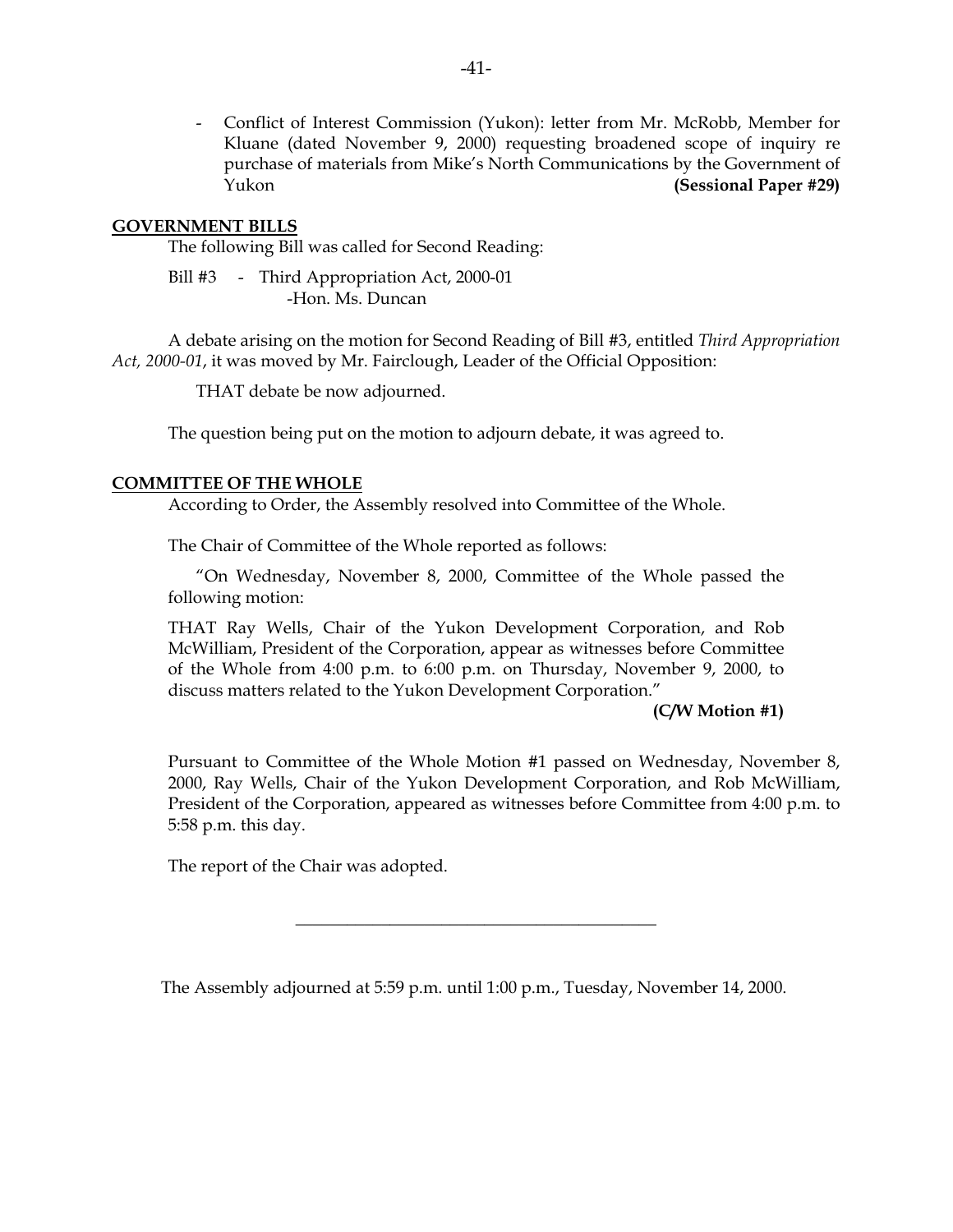- Conflict of Interest Commission (Yukon): letter from Mr. McRobb, Member for Kluane (dated November 9, 2000) requesting broadened scope of inquiry re purchase of materials from Mike's North Communications by the Government of Yukon **(Sessional Paper #29)**

**GOVERNMENT BILLS**

The following Bill was called for Second Reading:

Bill #3 - Third Appropriation Act, 2000-01
-Hon. Ms. Duncan

A debate arising on the motion for Second Reading of Bill #3, entitled *Third Appropriation Act, 2000-01*, it was moved by Mr. Fairclough, Leader of the Official Opposition:

THAT debate be now adjourned.

The question being put on the motion to adjourn debate, it was agreed to.

**COMMITTEE OF THE WHOLE**

According to Order, the Assembly resolved into Committee of the Whole.

The Chair of Committee of the Whole reported as follows:

"On Wednesday, November 8, 2000, Committee of the Whole passed the following motion:

THAT Ray Wells, Chair of the Yukon Development Corporation, and Rob McWilliam, President of the Corporation, appear as witnesses before Committee of the Whole from 4:00 p.m. to 6:00 p.m. on Thursday, November 9, 2000, to discuss matters related to the Yukon Development Corporation."

**(C/W Motion #1)**

Pursuant to Committee of the Whole Motion #1 passed on Wednesday, November 8, 2000, Ray Wells, Chair of the Yukon Development Corporation, and Rob McWilliam, President of the Corporation, appeared as witnesses before Committee from 4:00 p.m. to 5:58 p.m. this day.

The report of the Chair was adopted.

---

The Assembly adjourned at 5:59 p.m. until 1:00 p.m., Tuesday, November 14, 2000.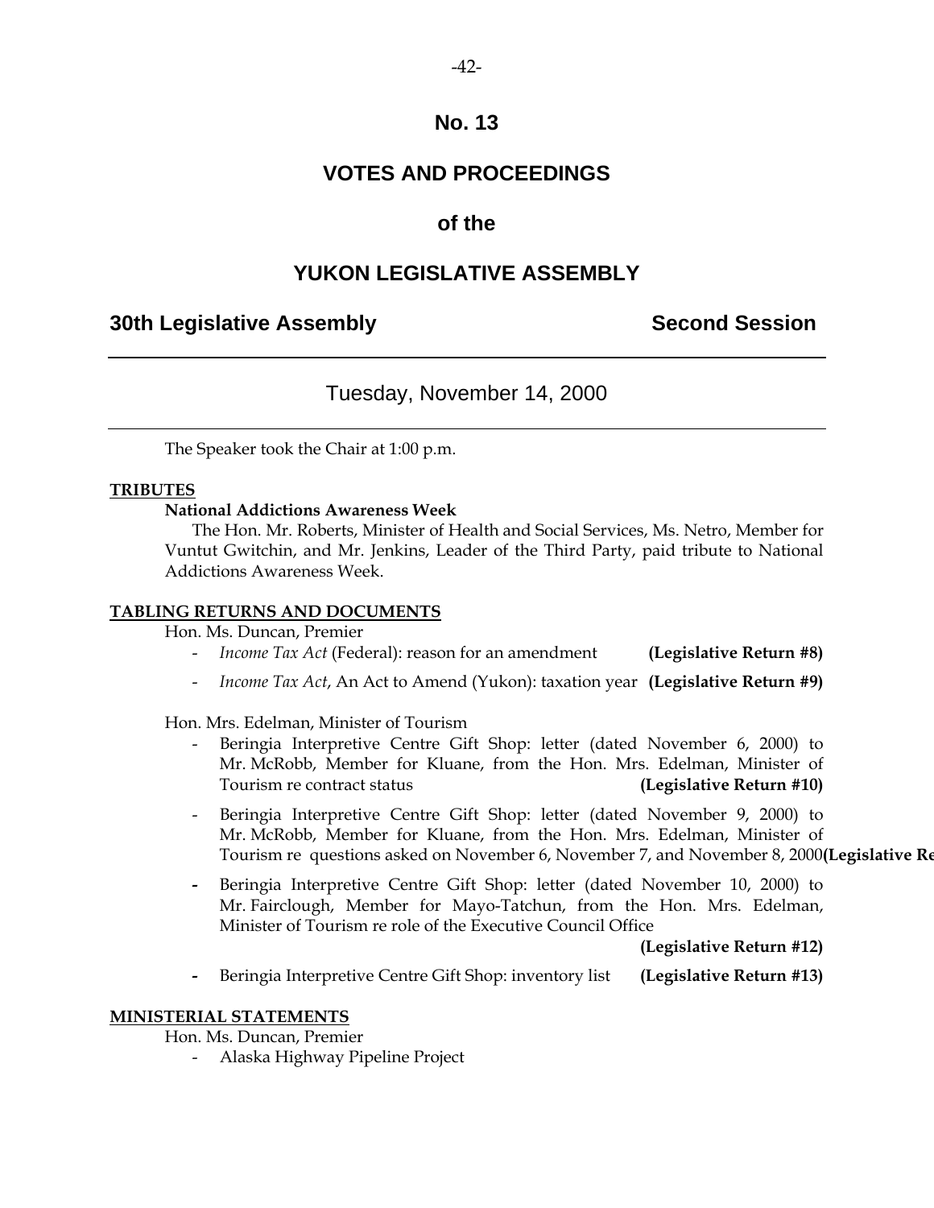# No. 13

# VOTES AND PROCEEDINGS

# of the

# YUKON LEGISLATIVE ASSEMBLY

## 30th Legislative Assembly — Second Session

### Tuesday, November 14, 2000

The Speaker took the Chair at 1:00 p.m.

**TRIBUTES**

**National Addictions Awareness Week**

The Hon. Mr. Roberts, Minister of Health and Social Services, Ms. Netro, Member for Vuntut Gwitchin, and Mr. Jenkins, Leader of the Third Party, paid tribute to National Addictions Awareness Week.

**TABLING RETURNS AND DOCUMENTS**

Hon. Ms. Duncan, Premier

- *Income Tax Act* (Federal): reason for an amendment **(Legislative Return #8)**
- *Income Tax Act*, An Act to Amend (Yukon): taxation year **(Legislative Return #9)**

Hon. Mrs. Edelman, Minister of Tourism

- Beringia Interpretive Centre Gift Shop: letter (dated November 6, 2000) to Mr. McRobb, Member for Kluane, from the Hon. Mrs. Edelman, Minister of Tourism re contract status **(Legislative Return #10)**
- Beringia Interpretive Centre Gift Shop: letter (dated November 9, 2000) to Mr. McRobb, Member for Kluane, from the Hon. Mrs. Edelman, Minister of Tourism re questions asked on November 6, November 7, and November 8, 2000 **(Legislative Re**
- Beringia Interpretive Centre Gift Shop: letter (dated November 10, 2000) to Mr. Fairclough, Member for Mayo-Tatchun, from the Hon. Mrs. Edelman, Minister of Tourism re role of the Executive Council Office **(Legislative Return #12)**
- Beringia Interpretive Centre Gift Shop: inventory list **(Legislative Return #13)**

**MINISTERIAL STATEMENTS**

Hon. Ms. Duncan, Premier

- Alaska Highway Pipeline Project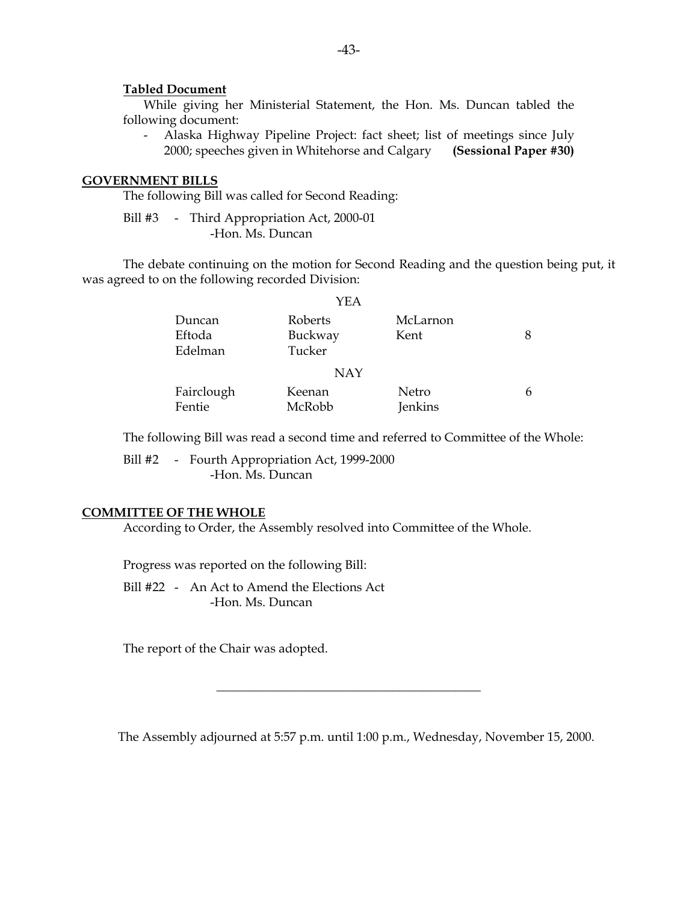**Tabled Document**

While giving her Ministerial Statement, the Hon. Ms. Duncan tabled the following document:

- Alaska Highway Pipeline Project: fact sheet; list of meetings since July 2000; speeches given in Whitehorse and Calgary **(Sessional Paper #30)**

## GOVERNMENT BILLS

The following Bill was called for Second Reading:

Bill #3 - Third Appropriation Act, 2000-01
-Hon. Ms. Duncan

The debate continuing on the motion for Second Reading and the question being put, it was agreed to on the following recorded Division:

| | YEA | | |
|---|---|---|---|
| Duncan | Roberts | McLarnon | |
| Eftoda | Buckway | Kent | 8 |
| Edelman | Tucker | | |
| | **NAY** | | |
| Fairclough | Keenan | Netro | 6 |
| Fentie | McRobb | Jenkins | |

The following Bill was read a second time and referred to Committee of the Whole:

Bill #2 - Fourth Appropriation Act, 1999-2000
-Hon. Ms. Duncan

## COMMITTEE OF THE WHOLE

According to Order, the Assembly resolved into Committee of the Whole.

Progress was reported on the following Bill:

Bill #22 - An Act to Amend the Elections Act
-Hon. Ms. Duncan

The report of the Chair was adopted.

---

The Assembly adjourned at 5:57 p.m. until 1:00 p.m., Wednesday, November 15, 2000.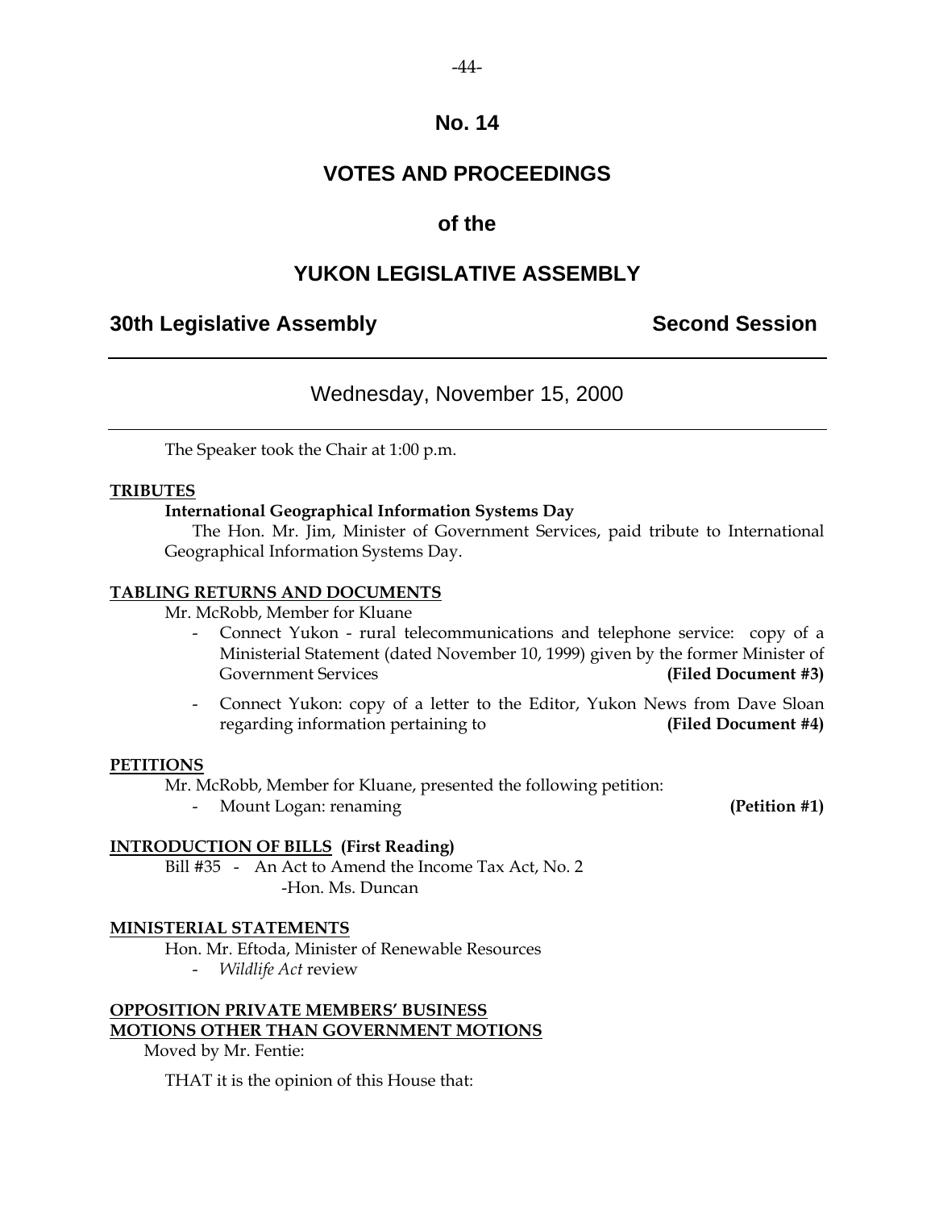# No. 14

# VOTES AND PROCEEDINGS

## of the

# YUKON LEGISLATIVE ASSEMBLY

**30th Legislative Assembly** **Second Session**

---

Wednesday, November 15, 2000

---

The Speaker took the Chair at 1:00 p.m.

**TRIBUTES**

**International Geographical Information Systems Day**

The Hon. Mr. Jim, Minister of Government Services, paid tribute to International Geographical Information Systems Day.

**TABLING RETURNS AND DOCUMENTS**

Mr. McRobb, Member for Kluane

- Connect Yukon - rural telecommunications and telephone service: copy of a Ministerial Statement (dated November 10, 1999) given by the former Minister of Government Services **(Filed Document #3)**
- Connect Yukon: copy of a letter to the Editor, Yukon News from Dave Sloan regarding information pertaining to **(Filed Document #4)**

**PETITIONS**

Mr. McRobb, Member for Kluane, presented the following petition:

- Mount Logan: renaming **(Petition #1)**

**INTRODUCTION OF BILLS (First Reading)**

Bill #35 - An Act to Amend the Income Tax Act, No. 2
-Hon. Ms. Duncan

**MINISTERIAL STATEMENTS**

Hon. Mr. Eftoda, Minister of Renewable Resources

- *Wildlife Act* review

**OPPOSITION PRIVATE MEMBERS' BUSINESS**
**MOTIONS OTHER THAN GOVERNMENT MOTIONS**

Moved by Mr. Fentie:

THAT it is the opinion of this House that: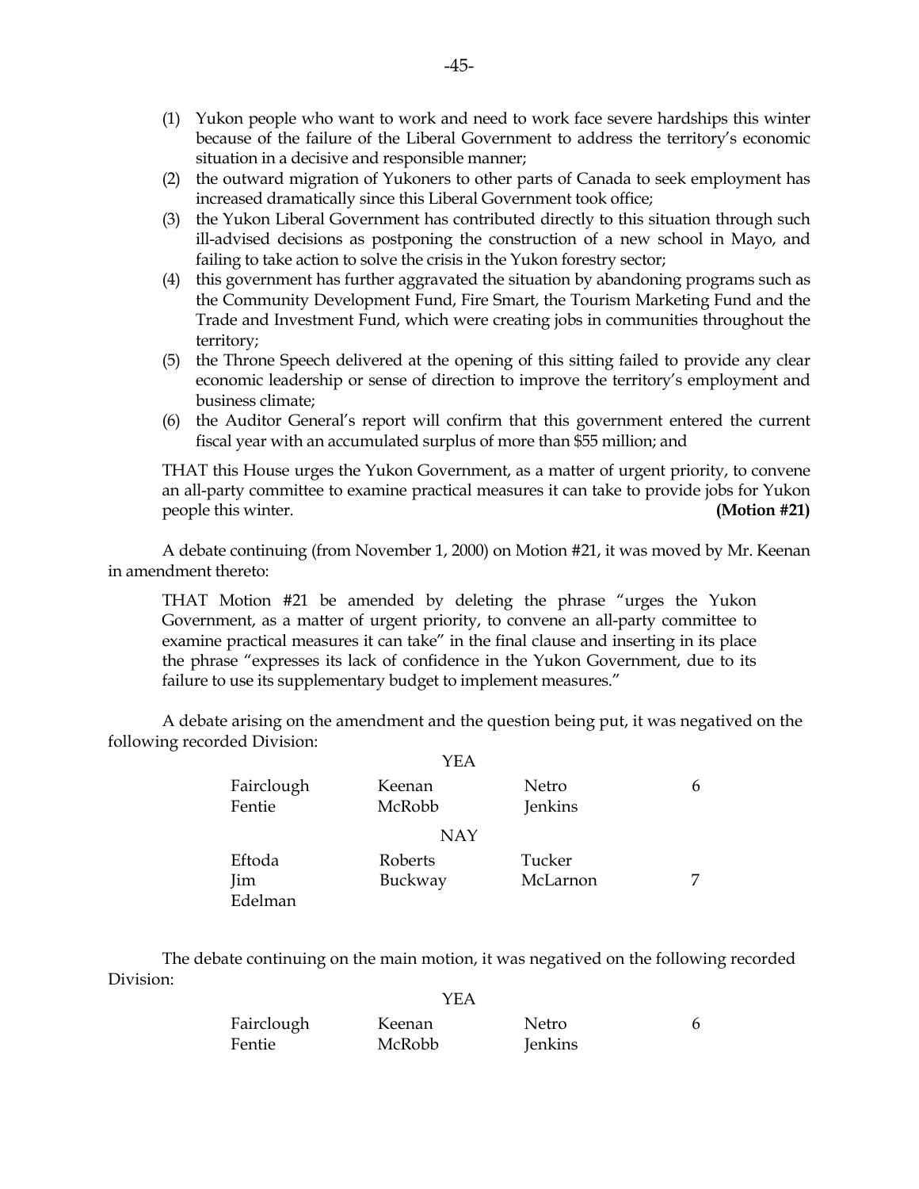(1) Yukon people who want to work and need to work face severe hardships this winter because of the failure of the Liberal Government to address the territory's economic situation in a decisive and responsible manner;

(2) the outward migration of Yukoners to other parts of Canada to seek employment has increased dramatically since this Liberal Government took office;

(3) the Yukon Liberal Government has contributed directly to this situation through such ill-advised decisions as postponing the construction of a new school in Mayo, and failing to take action to solve the crisis in the Yukon forestry sector;

(4) this government has further aggravated the situation by abandoning programs such as the Community Development Fund, Fire Smart, the Tourism Marketing Fund and the Trade and Investment Fund, which were creating jobs in communities throughout the territory;

(5) the Throne Speech delivered at the opening of this sitting failed to provide any clear economic leadership or sense of direction to improve the territory's employment and business climate;

(6) the Auditor General's report will confirm that this government entered the current fiscal year with an accumulated surplus of more than $55 million; and

THAT this House urges the Yukon Government, as a matter of urgent priority, to convene an all-party committee to examine practical measures it can take to provide jobs for Yukon people this winter. **(Motion #21)**

A debate continuing (from November 1, 2000) on Motion #21, it was moved by Mr. Keenan in amendment thereto:

THAT Motion #21 be amended by deleting the phrase "urges the Yukon Government, as a matter of urgent priority, to convene an all-party committee to examine practical measures it can take" in the final clause and inserting in its place the phrase "expresses its lack of confidence in the Yukon Government, due to its failure to use its supplementary budget to implement measures."

A debate arising on the amendment and the question being put, it was negatived on the following recorded Division:

YEA

| | | | |
|---|---|---|---|
| Fairclough | Keenan | Netro | 6 |
| Fentie | McRobb | Jenkins | |

NAY

| | | | |
|---|---|---|---|
| Eftoda | Roberts | Tucker | |
| Jim | Buckway | McLarnon | 7 |
| Edelman | | | |

The debate continuing on the main motion, it was negatived on the following recorded Division:

YEA

| | | | |
|---|---|---|---|
| Fairclough | Keenan | Netro | 6 |
| Fentie | McRobb | Jenkins | |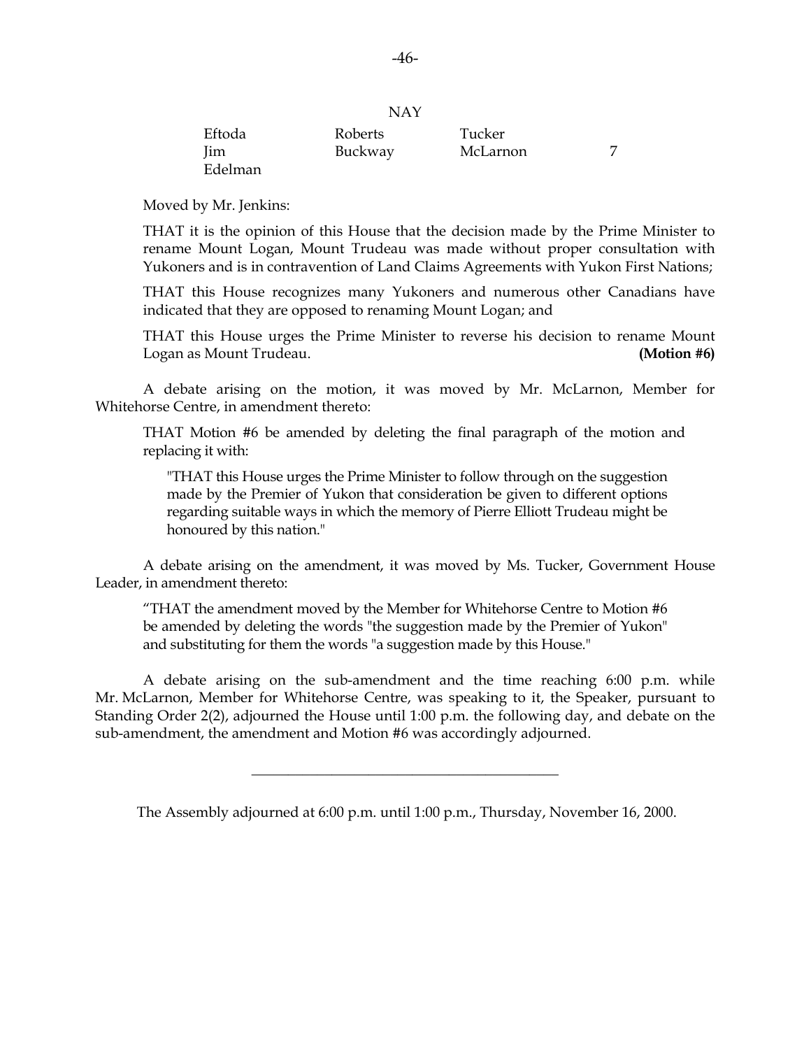NAY

| | | | |
|---|---|---|---|
| Eftoda | Roberts | Tucker | |
| Jim | Buckway | McLarnon | 7 |
| Edelman | | | |

Moved by Mr. Jenkins:

THAT it is the opinion of this House that the decision made by the Prime Minister to rename Mount Logan, Mount Trudeau was made without proper consultation with Yukoners and is in contravention of Land Claims Agreements with Yukon First Nations;

THAT this House recognizes many Yukoners and numerous other Canadians have indicated that they are opposed to renaming Mount Logan; and

THAT this House urges the Prime Minister to reverse his decision to rename Mount Logan as Mount Trudeau. **(Motion #6)**

A debate arising on the motion, it was moved by Mr. McLarnon, Member for Whitehorse Centre, in amendment thereto:

THAT Motion #6 be amended by deleting the final paragraph of the motion and replacing it with:

"THAT this House urges the Prime Minister to follow through on the suggestion made by the Premier of Yukon that consideration be given to different options regarding suitable ways in which the memory of Pierre Elliott Trudeau might be honoured by this nation."

A debate arising on the amendment, it was moved by Ms. Tucker, Government House Leader, in amendment thereto:

"THAT the amendment moved by the Member for Whitehorse Centre to Motion #6 be amended by deleting the words "the suggestion made by the Premier of Yukon" and substituting for them the words "a suggestion made by this House."

A debate arising on the sub-amendment and the time reaching 6:00 p.m. while Mr. McLarnon, Member for Whitehorse Centre, was speaking to it, the Speaker, pursuant to Standing Order 2(2), adjourned the House until 1:00 p.m. the following day, and debate on the sub-amendment, the amendment and Motion #6 was accordingly adjourned.

---

The Assembly adjourned at 6:00 p.m. until 1:00 p.m., Thursday, November 16, 2000.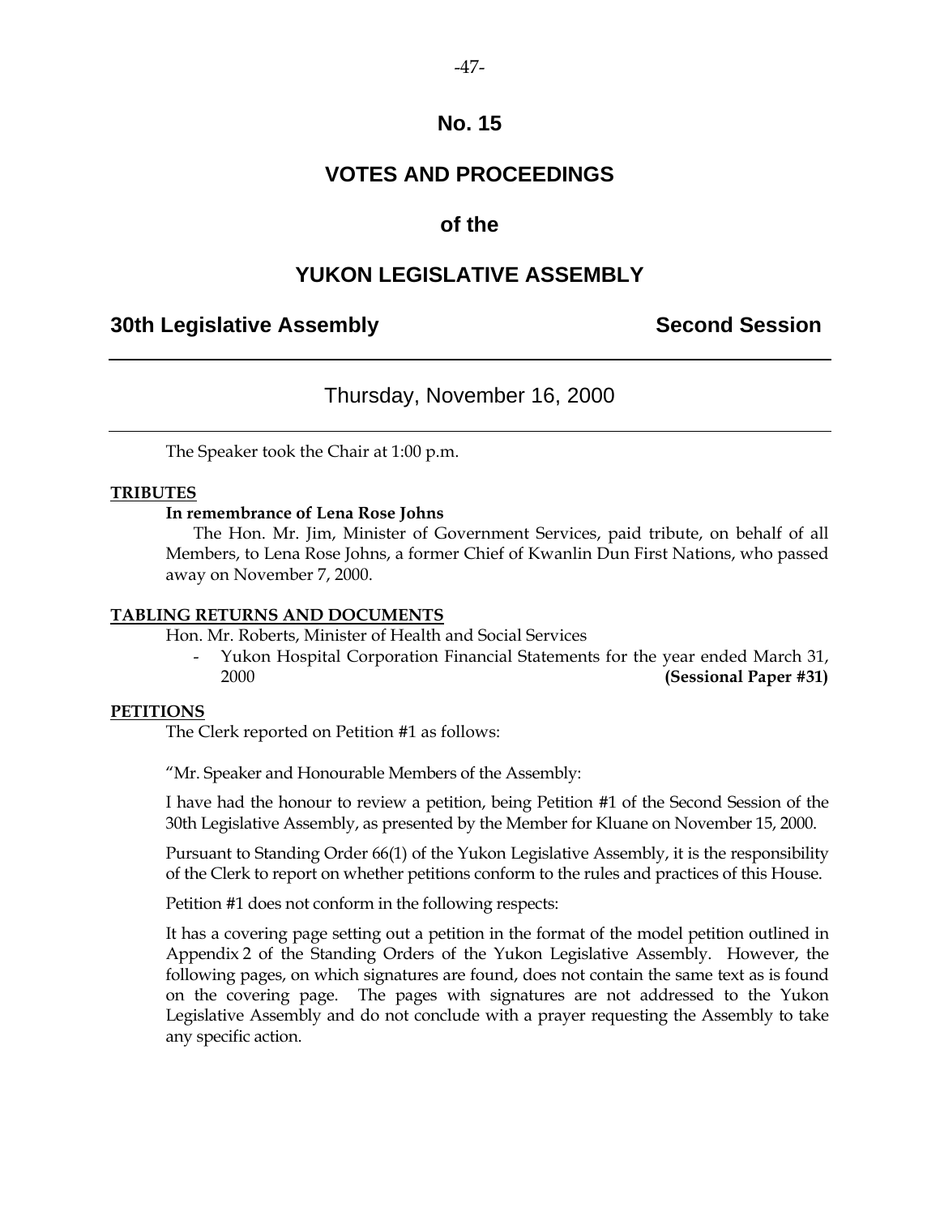# No. 15

# VOTES AND PROCEEDINGS

# of the

# YUKON LEGISLATIVE ASSEMBLY

## 30th Legislative Assembly — Second Session

---

### Thursday, November 16, 2000

---

The Speaker took the Chair at 1:00 p.m.

**TRIBUTES**

**In remembrance of Lena Rose Johns**

The Hon. Mr. Jim, Minister of Government Services, paid tribute, on behalf of all Members, to Lena Rose Johns, a former Chief of Kwanlin Dun First Nations, who passed away on November 7, 2000.

**TABLING RETURNS AND DOCUMENTS**

Hon. Mr. Roberts, Minister of Health and Social Services

- Yukon Hospital Corporation Financial Statements for the year ended March 31, 2000 **(Sessional Paper #31)**

**PETITIONS**

The Clerk reported on Petition #1 as follows:

"Mr. Speaker and Honourable Members of the Assembly:

I have had the honour to review a petition, being Petition #1 of the Second Session of the 30th Legislative Assembly, as presented by the Member for Kluane on November 15, 2000.

Pursuant to Standing Order 66(1) of the Yukon Legislative Assembly, it is the responsibility of the Clerk to report on whether petitions conform to the rules and practices of this House.

Petition #1 does not conform in the following respects:

It has a covering page setting out a petition in the format of the model petition outlined in Appendix 2 of the Standing Orders of the Yukon Legislative Assembly. However, the following pages, on which signatures are found, does not contain the same text as is found on the covering page. The pages with signatures are not addressed to the Yukon Legislative Assembly and do not conclude with a prayer requesting the Assembly to take any specific action.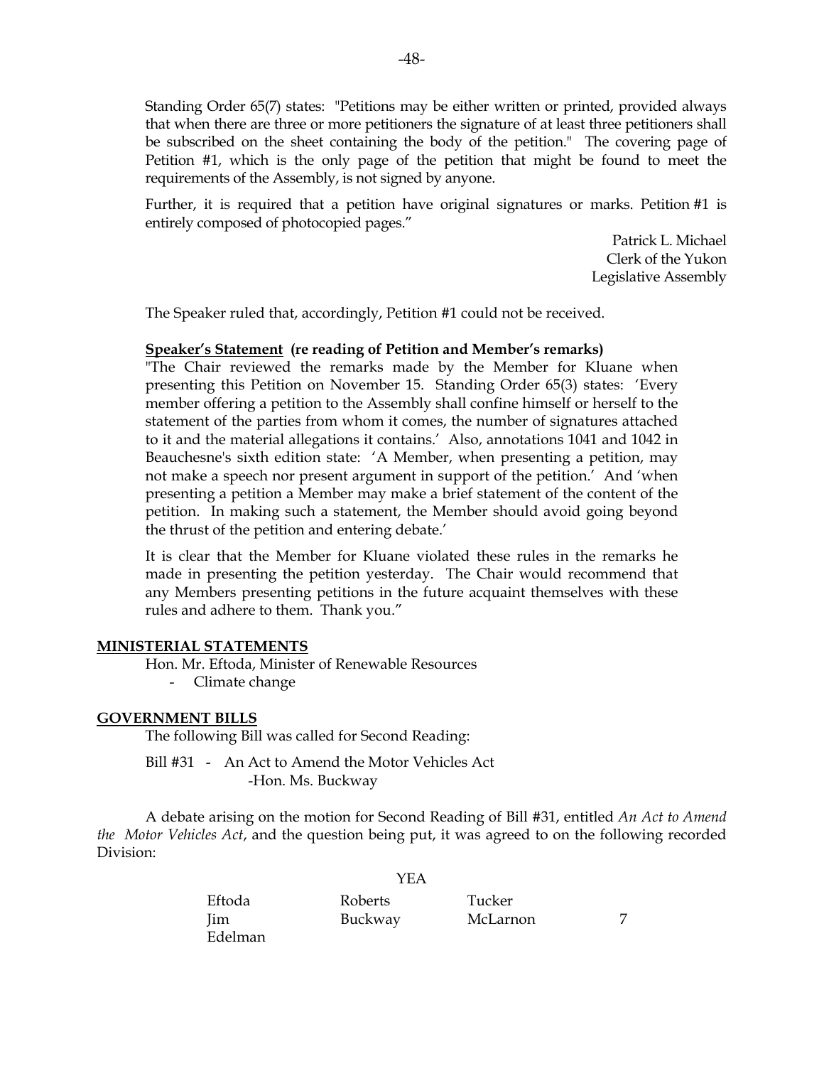Standing Order 65(7) states: "Petitions may be either written or printed, provided always that when there are three or more petitioners the signature of at least three petitioners shall be subscribed on the sheet containing the body of the petition." The covering page of Petition #1, which is the only page of the petition that might be found to meet the requirements of the Assembly, is not signed by anyone.

Further, it is required that a petition have original signatures or marks. Petition #1 is entirely composed of photocopied pages."

Patrick L. Michael
Clerk of the Yukon
Legislative Assembly

The Speaker ruled that, accordingly, Petition #1 could not be received.

**Speaker's Statement (re reading of Petition and Member's remarks)**

"The Chair reviewed the remarks made by the Member for Kluane when presenting this Petition on November 15. Standing Order 65(3) states: 'Every member offering a petition to the Assembly shall confine himself or herself to the statement of the parties from whom it comes, the number of signatures attached to it and the material allegations it contains.' Also, annotations 1041 and 1042 in Beauchesne's sixth edition state: 'A Member, when presenting a petition, may not make a speech nor present argument in support of the petition.' And 'when presenting a petition a Member may make a brief statement of the content of the petition. In making such a statement, the Member should avoid going beyond the thrust of the petition and entering debate.'

It is clear that the Member for Kluane violated these rules in the remarks he made in presenting the petition yesterday. The Chair would recommend that any Members presenting petitions in the future acquaint themselves with these rules and adhere to them. Thank you."

## MINISTERIAL STATEMENTS

Hon. Mr. Eftoda, Minister of Renewable Resources
- Climate change

## GOVERNMENT BILLS

The following Bill was called for Second Reading:

Bill #31 - An Act to Amend the Motor Vehicles Act
-Hon. Ms. Buckway

A debate arising on the motion for Second Reading of Bill #31, entitled *An Act to Amend the Motor Vehicles Act*, and the question being put, it was agreed to on the following recorded Division:

YEA

| | | | |
|---|---|---|---|
| Eftoda | Roberts | Tucker | |
| Jim | Buckway | McLarnon | 7 |
| Edelman | | | |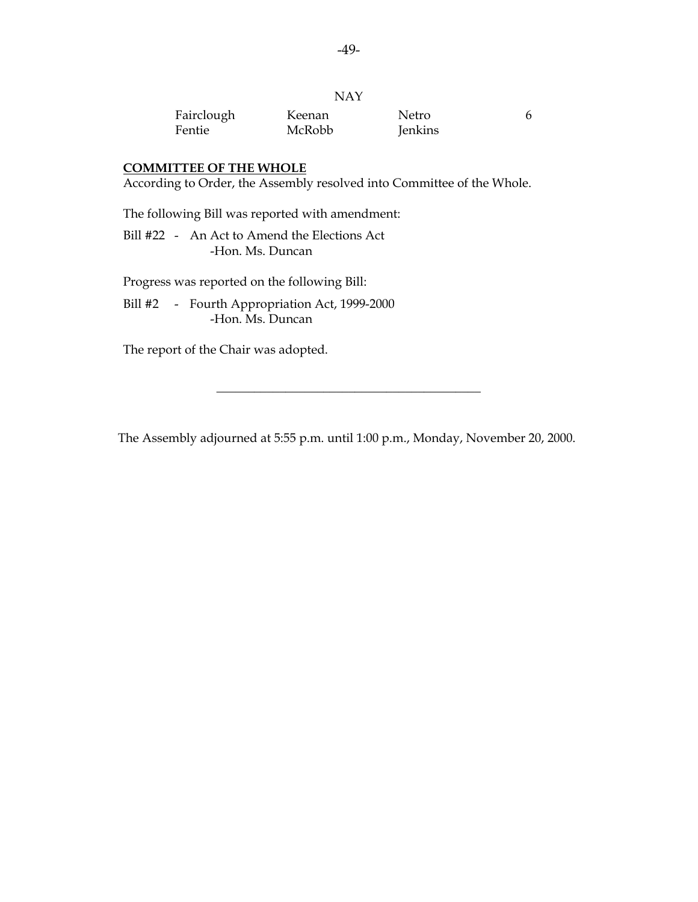NAY

| | | | |
|---|---|---|---|
| Fairclough | Keenan | Netro | 6 |
| Fentie | McRobb | Jenkins | |

**COMMITTEE OF THE WHOLE**

According to Order, the Assembly resolved into Committee of the Whole.

The following Bill was reported with amendment:

Bill #22 - An Act to Amend the Elections Act
-Hon. Ms. Duncan

Progress was reported on the following Bill:

Bill #2 - Fourth Appropriation Act, 1999-2000
-Hon. Ms. Duncan

The report of the Chair was adopted.

---

The Assembly adjourned at 5:55 p.m. until 1:00 p.m., Monday, November 20, 2000.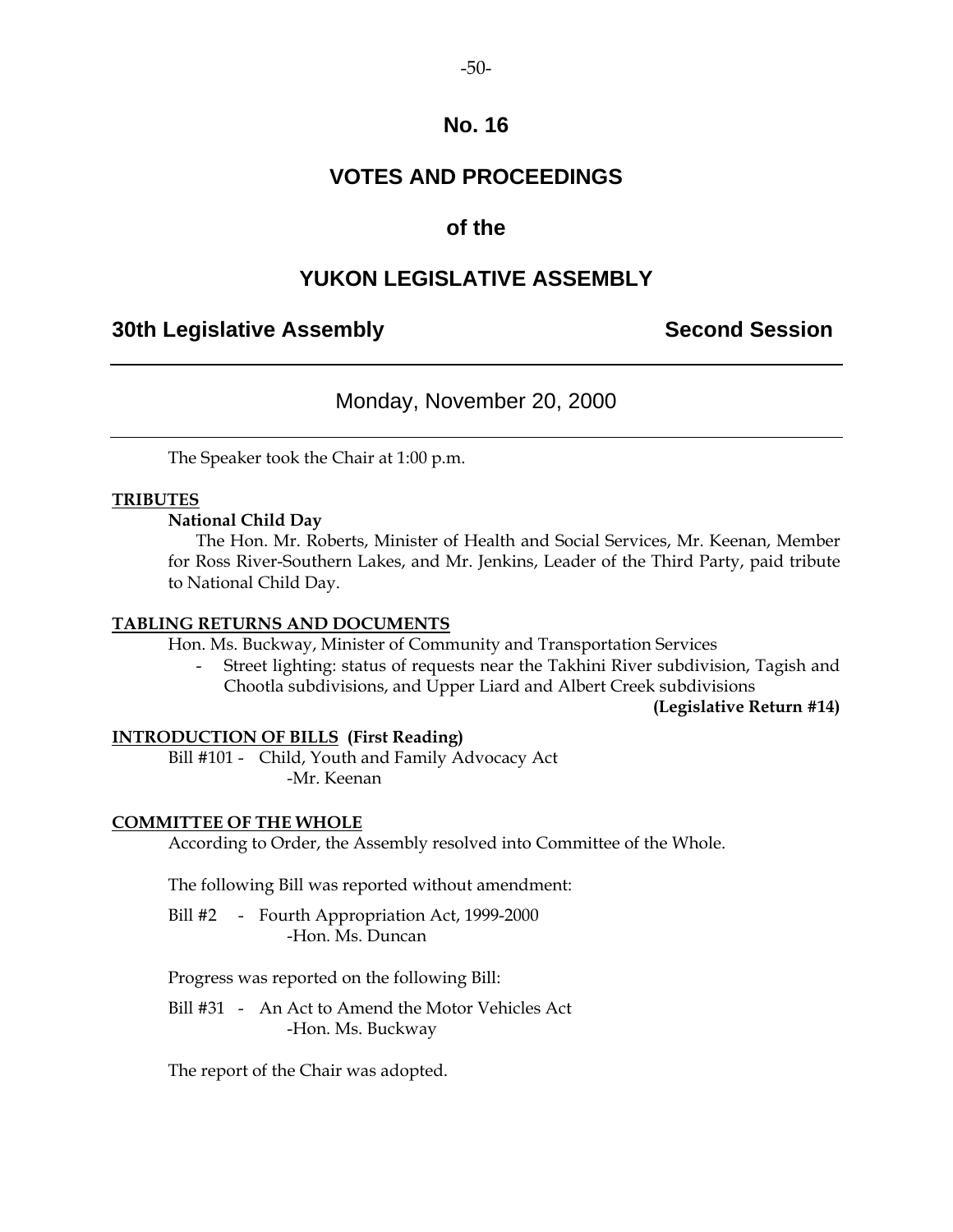# No. 16

# VOTES AND PROCEEDINGS

# of the

# YUKON LEGISLATIVE ASSEMBLY

## 30th Legislative Assembly — Second Session

Monday, November 20, 2000

The Speaker took the Chair at 1:00 p.m.

**TRIBUTES**

**National Child Day**

The Hon. Mr. Roberts, Minister of Health and Social Services, Mr. Keenan, Member for Ross River-Southern Lakes, and Mr. Jenkins, Leader of the Third Party, paid tribute to National Child Day.

**TABLING RETURNS AND DOCUMENTS**

Hon. Ms. Buckway, Minister of Community and Transportation Services

- Street lighting: status of requests near the Takhini River subdivision, Tagish and Chootla subdivisions, and Upper Liard and Albert Creek subdivisions

**(Legislative Return #14)**

**INTRODUCTION OF BILLS (First Reading)**

Bill #101 - Child, Youth and Family Advocacy Act
-Mr. Keenan

**COMMITTEE OF THE WHOLE**

According to Order, the Assembly resolved into Committee of the Whole.

The following Bill was reported without amendment:

Bill #2 - Fourth Appropriation Act, 1999-2000
-Hon. Ms. Duncan

Progress was reported on the following Bill:

Bill #31 - An Act to Amend the Motor Vehicles Act
-Hon. Ms. Buckway

The report of the Chair was adopted.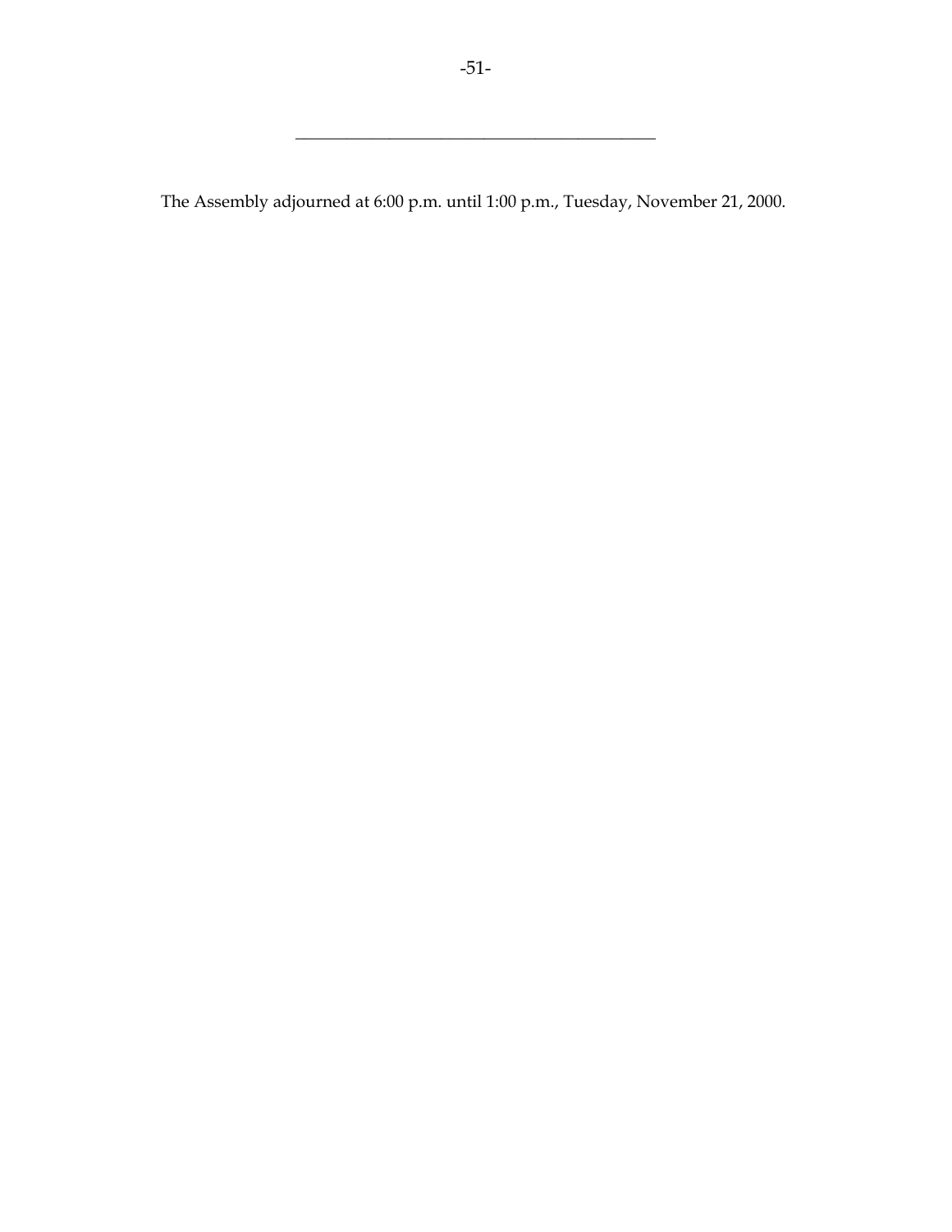---

The Assembly adjourned at 6:00 p.m. until 1:00 p.m., Tuesday, November 21, 2000.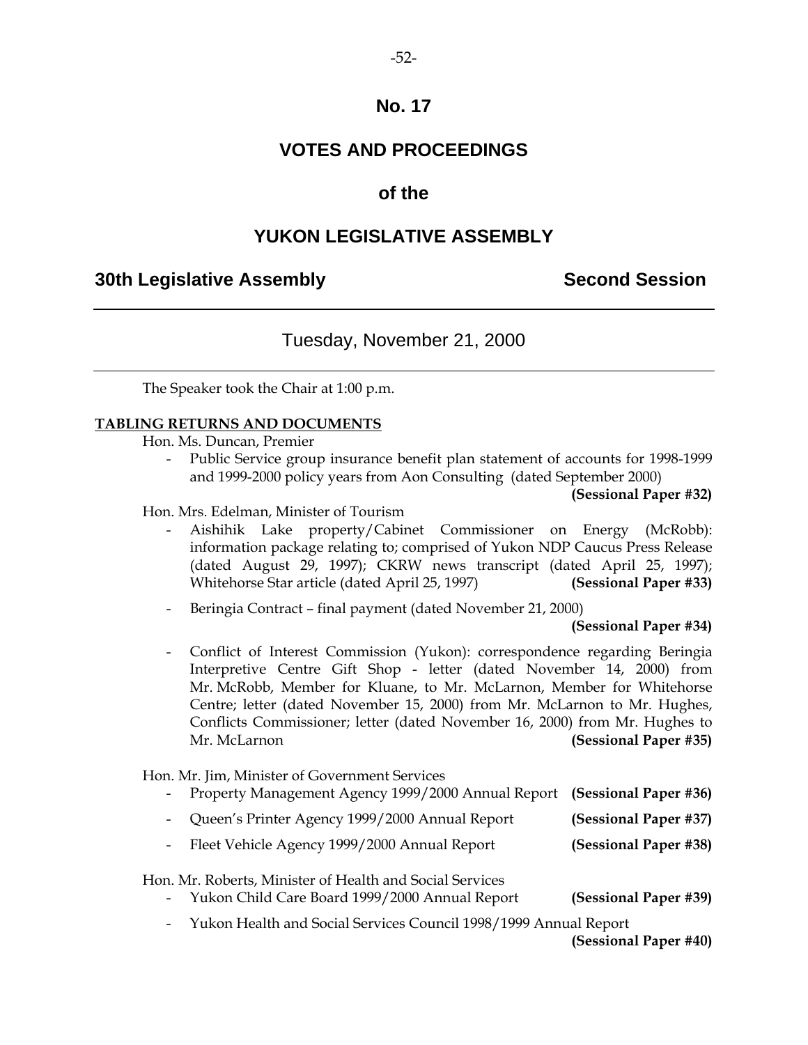# No. 17

# VOTES AND PROCEEDINGS

# of the

# YUKON LEGISLATIVE ASSEMBLY

**30th Legislative Assembly** **Second Session**

---

Tuesday, November 21, 2000

---

The Speaker took the Chair at 1:00 p.m.

**TABLING RETURNS AND DOCUMENTS**

Hon. Ms. Duncan, Premier

- Public Service group insurance benefit plan statement of accounts for 1998-1999 and 1999-2000 policy years from Aon Consulting (dated September 2000) **(Sessional Paper #32)**

Hon. Mrs. Edelman, Minister of Tourism

- Aishihik Lake property/Cabinet Commissioner on Energy (McRobb): information package relating to; comprised of Yukon NDP Caucus Press Release (dated August 29, 1997); CKRW news transcript (dated April 25, 1997); Whitehorse Star article (dated April 25, 1997) **(Sessional Paper #33)**
- Beringia Contract – final payment (dated November 21, 2000) **(Sessional Paper #34)**
- Conflict of Interest Commission (Yukon): correspondence regarding Beringia Interpretive Centre Gift Shop - letter (dated November 14, 2000) from Mr. McRobb, Member for Kluane, to Mr. McLarnon, Member for Whitehorse Centre; letter (dated November 15, 2000) from Mr. McLarnon to Mr. Hughes, Conflicts Commissioner; letter (dated November 16, 2000) from Mr. Hughes to Mr. McLarnon **(Sessional Paper #35)**

Hon. Mr. Jim, Minister of Government Services

- Property Management Agency 1999/2000 Annual Report **(Sessional Paper #36)**
- Queen's Printer Agency 1999/2000 Annual Report **(Sessional Paper #37)**
- Fleet Vehicle Agency 1999/2000 Annual Report **(Sessional Paper #38)**

Hon. Mr. Roberts, Minister of Health and Social Services

- Yukon Child Care Board 1999/2000 Annual Report **(Sessional Paper #39)**
- Yukon Health and Social Services Council 1998/1999 Annual Report **(Sessional Paper #40)**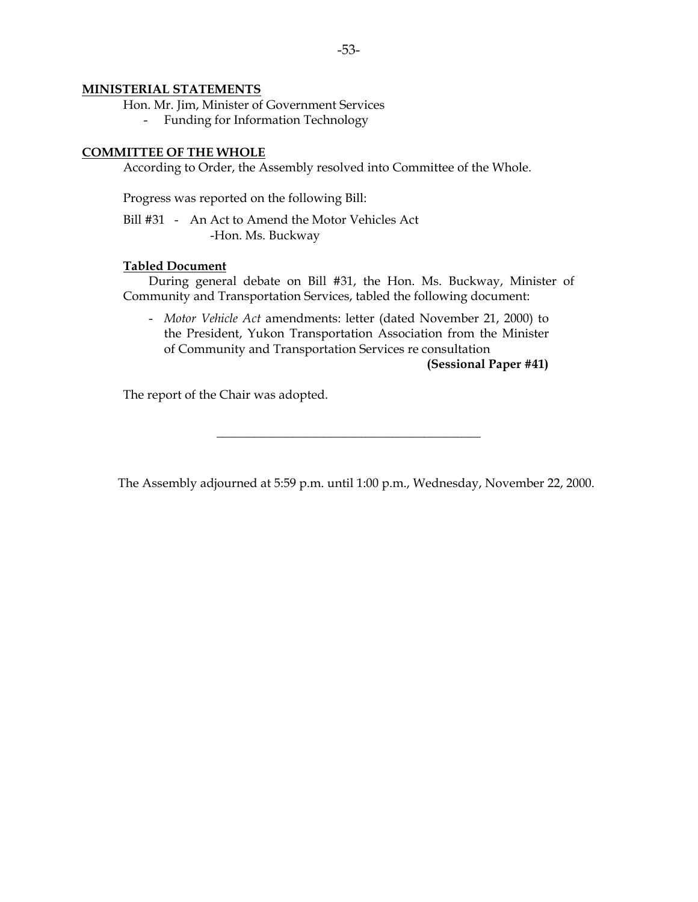**MINISTERIAL STATEMENTS**

Hon. Mr. Jim, Minister of Government Services

- Funding for Information Technology

**COMMITTEE OF THE WHOLE**

According to Order, the Assembly resolved into Committee of the Whole.

Progress was reported on the following Bill:

Bill #31 - An Act to Amend the Motor Vehicles Act
-Hon. Ms. Buckway

**Tabled Document**

During general debate on Bill #31, the Hon. Ms. Buckway, Minister of Community and Transportation Services, tabled the following document:

- *Motor Vehicle Act* amendments: letter (dated November 21, 2000) to the President, Yukon Transportation Association from the Minister of Community and Transportation Services re consultation
**(Sessional Paper #41)**

The report of the Chair was adopted.

---

The Assembly adjourned at 5:59 p.m. until 1:00 p.m., Wednesday, November 22, 2000.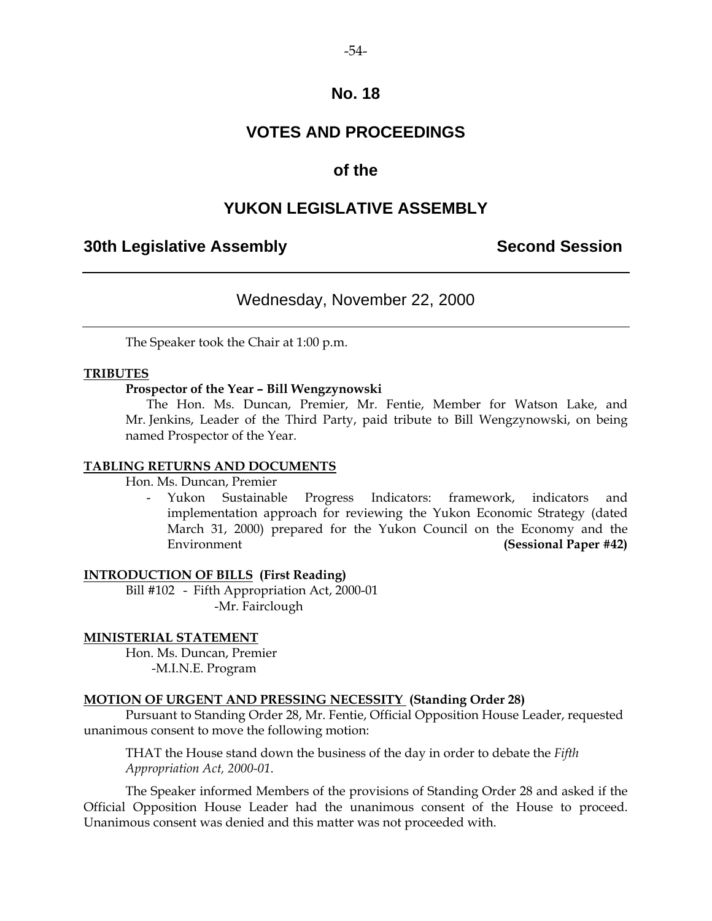# No. 18

# VOTES AND PROCEEDINGS

## of the

# YUKON LEGISLATIVE ASSEMBLY

**30th Legislative Assembly** **Second Session**

---

Wednesday, November 22, 2000

---

The Speaker took the Chair at 1:00 p.m.

**TRIBUTES**

**Prospector of the Year – Bill Wengzynowski**

The Hon. Ms. Duncan, Premier, Mr. Fentie, Member for Watson Lake, and Mr. Jenkins, Leader of the Third Party, paid tribute to Bill Wengzynowski, on being named Prospector of the Year.

**TABLING RETURNS AND DOCUMENTS**

Hon. Ms. Duncan, Premier

- Yukon Sustainable Progress Indicators: framework, indicators and implementation approach for reviewing the Yukon Economic Strategy (dated March 31, 2000) prepared for the Yukon Council on the Economy and the Environment **(Sessional Paper #42)**

**INTRODUCTION OF BILLS (First Reading)**

Bill #102 - Fifth Appropriation Act, 2000-01
-Mr. Fairclough

**MINISTERIAL STATEMENT**

Hon. Ms. Duncan, Premier
-M.I.N.E. Program

**MOTION OF URGENT AND PRESSING NECESSITY (Standing Order 28)**

Pursuant to Standing Order 28, Mr. Fentie, Official Opposition House Leader, requested unanimous consent to move the following motion:

THAT the House stand down the business of the day in order to debate the *Fifth Appropriation Act, 2000-01*.

The Speaker informed Members of the provisions of Standing Order 28 and asked if the Official Opposition House Leader had the unanimous consent of the House to proceed. Unanimous consent was denied and this matter was not proceeded with.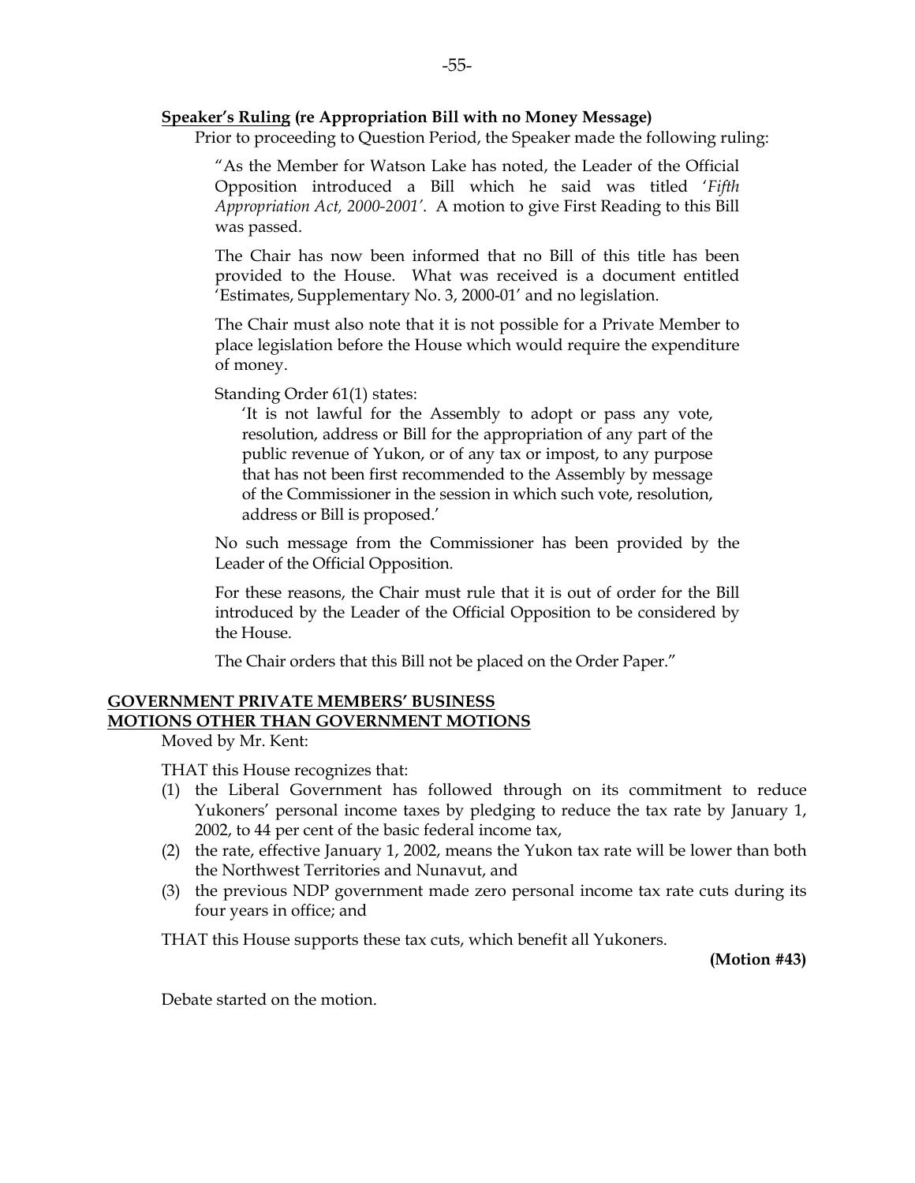**Speaker's Ruling (re Appropriation Bill with no Money Message)**

Prior to proceeding to Question Period, the Speaker made the following ruling:

"As the Member for Watson Lake has noted, the Leader of the Official Opposition introduced a Bill which he said was titled '*Fifth Appropriation Act, 2000-2001*'. A motion to give First Reading to this Bill was passed.

The Chair has now been informed that no Bill of this title has been provided to the House. What was received is a document entitled 'Estimates, Supplementary No. 3, 2000-01' and no legislation.

The Chair must also note that it is not possible for a Private Member to place legislation before the House which would require the expenditure of money.

Standing Order 61(1) states:

> 'It is not lawful for the Assembly to adopt or pass any vote, resolution, address or Bill for the appropriation of any part of the public revenue of Yukon, or of any tax or impost, to any purpose that has not been first recommended to the Assembly by message of the Commissioner in the session in which such vote, resolution, address or Bill is proposed.'

No such message from the Commissioner has been provided by the Leader of the Official Opposition.

For these reasons, the Chair must rule that it is out of order for the Bill introduced by the Leader of the Official Opposition to be considered by the House.

The Chair orders that this Bill not be placed on the Order Paper."

## GOVERNMENT PRIVATE MEMBERS' BUSINESS

## MOTIONS OTHER THAN GOVERNMENT MOTIONS

Moved by Mr. Kent:

THAT this House recognizes that:

(1) the Liberal Government has followed through on its commitment to reduce Yukoners' personal income taxes by pledging to reduce the tax rate by January 1, 2002, to 44 per cent of the basic federal income tax,

(2) the rate, effective January 1, 2002, means the Yukon tax rate will be lower than both the Northwest Territories and Nunavut, and

(3) the previous NDP government made zero personal income tax rate cuts during its four years in office; and

THAT this House supports these tax cuts, which benefit all Yukoners.

**(Motion #43)**

Debate started on the motion.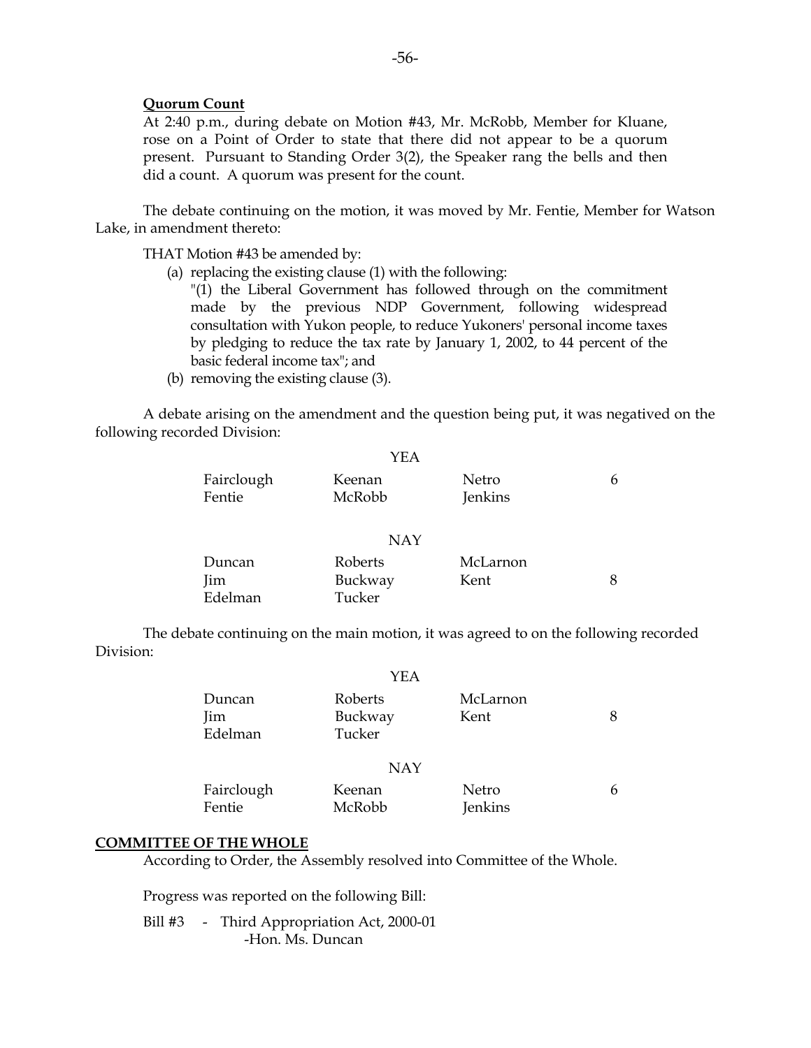**Quorum Count**

At 2:40 p.m., during debate on Motion #43, Mr. McRobb, Member for Kluane, rose on a Point of Order to state that there did not appear to be a quorum present. Pursuant to Standing Order 3(2), the Speaker rang the bells and then did a count. A quorum was present for the count.

The debate continuing on the motion, it was moved by Mr. Fentie, Member for Watson Lake, in amendment thereto:

THAT Motion #43 be amended by:

(a) replacing the existing clause (1) with the following:
"(1) the Liberal Government has followed through on the commitment made by the previous NDP Government, following widespread consultation with Yukon people, to reduce Yukoners' personal income taxes by pledging to reduce the tax rate by January 1, 2002, to 44 percent of the basic federal income tax"; and

(b) removing the existing clause (3).

A debate arising on the amendment and the question being put, it was negatived on the following recorded Division:

| | YEA | | |
|---|---|---|---|
| Fairclough | Keenan | Netro | 6 |
| Fentie | McRobb | Jenkins | |

| | NAY | | |
|---|---|---|---|
| Duncan | Roberts | McLarnon | |
| Jim | Buckway | Kent | 8 |
| Edelman | Tucker | | |

The debate continuing on the main motion, it was agreed to on the following recorded Division:

| | YEA | | |
|---|---|---|---|
| Duncan | Roberts | McLarnon | |
| Jim | Buckway | Kent | 8 |
| Edelman | Tucker | | |

| | NAY | | |
|---|---|---|---|
| Fairclough | Keenan | Netro | 6 |
| Fentie | McRobb | Jenkins | |

**COMMITTEE OF THE WHOLE**

According to Order, the Assembly resolved into Committee of the Whole.

Progress was reported on the following Bill:

Bill #3 - Third Appropriation Act, 2000-01
-Hon. Ms. Duncan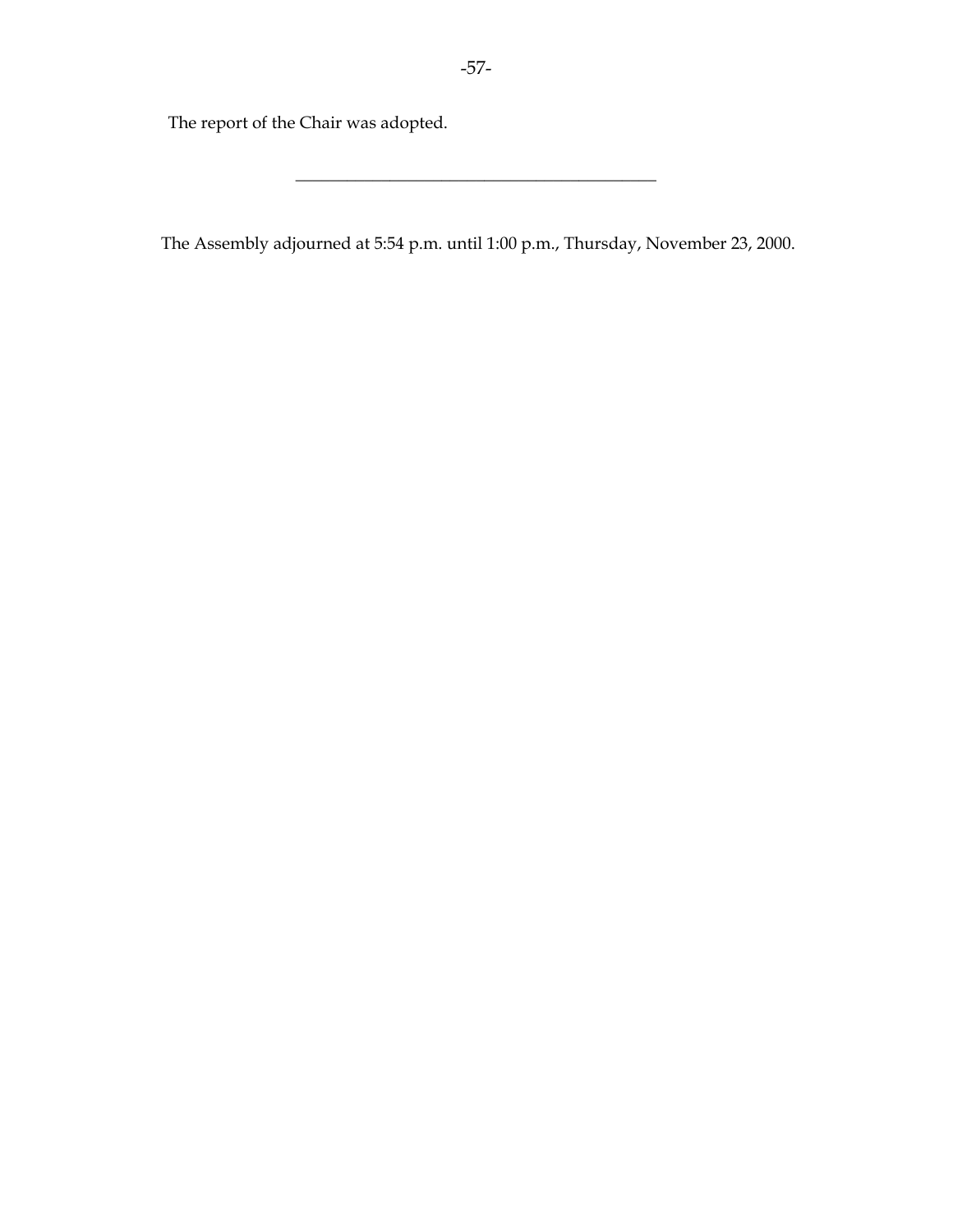The report of the Chair was adopted.

---

The Assembly adjourned at 5:54 p.m. until 1:00 p.m., Thursday, November 23, 2000.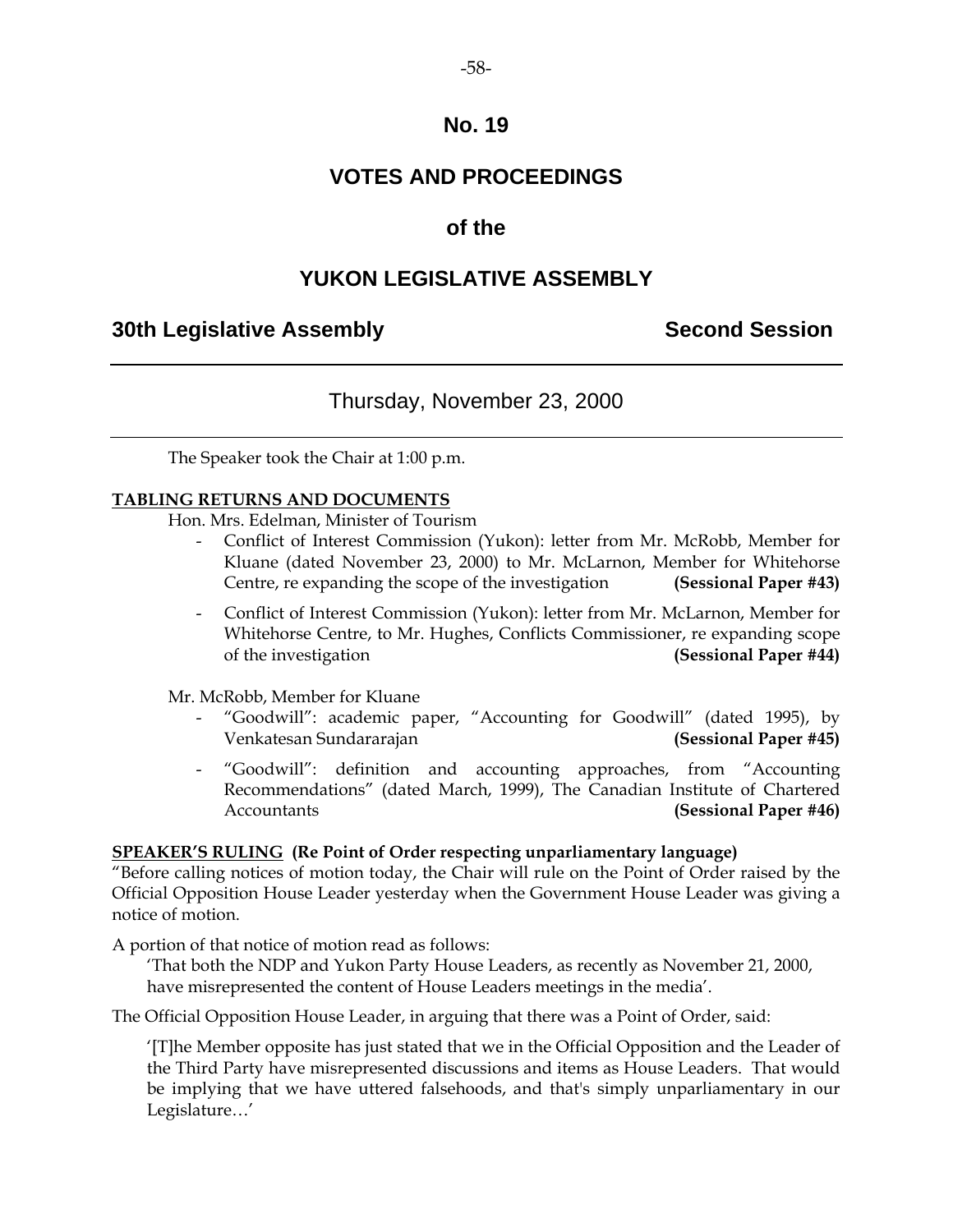# No. 19

# VOTES AND PROCEEDINGS

# of the

# YUKON LEGISLATIVE ASSEMBLY

## 30th Legislative Assembly — Second Session

---

Thursday, November 23, 2000

---

The Speaker took the Chair at 1:00 p.m.

**TABLING RETURNS AND DOCUMENTS**

Hon. Mrs. Edelman, Minister of Tourism

- Conflict of Interest Commission (Yukon): letter from Mr. McRobb, Member for Kluane (dated November 23, 2000) to Mr. McLarnon, Member for Whitehorse Centre, re expanding the scope of the investigation **(Sessional Paper #43)**
- Conflict of Interest Commission (Yukon): letter from Mr. McLarnon, Member for Whitehorse Centre, to Mr. Hughes, Conflicts Commissioner, re expanding scope of the investigation **(Sessional Paper #44)**

Mr. McRobb, Member for Kluane

- "Goodwill": academic paper, "Accounting for Goodwill" (dated 1995), by Venkatesan Sundararajan **(Sessional Paper #45)**
- "Goodwill": definition and accounting approaches, from "Accounting Recommendations" (dated March, 1999), The Canadian Institute of Chartered Accountants **(Sessional Paper #46)**

**SPEAKER'S RULING (Re Point of Order respecting unparliamentary language)**

"Before calling notices of motion today, the Chair will rule on the Point of Order raised by the Official Opposition House Leader yesterday when the Government House Leader was giving a notice of motion.

A portion of that notice of motion read as follows:

> 'That both the NDP and Yukon Party House Leaders, as recently as November 21, 2000, have misrepresented the content of House Leaders meetings in the media'.

The Official Opposition House Leader, in arguing that there was a Point of Order, said:

> '[T]he Member opposite has just stated that we in the Official Opposition and the Leader of the Third Party have misrepresented discussions and items as House Leaders. That would be implying that we have uttered falsehoods, and that's simply unparliamentary in our Legislature…'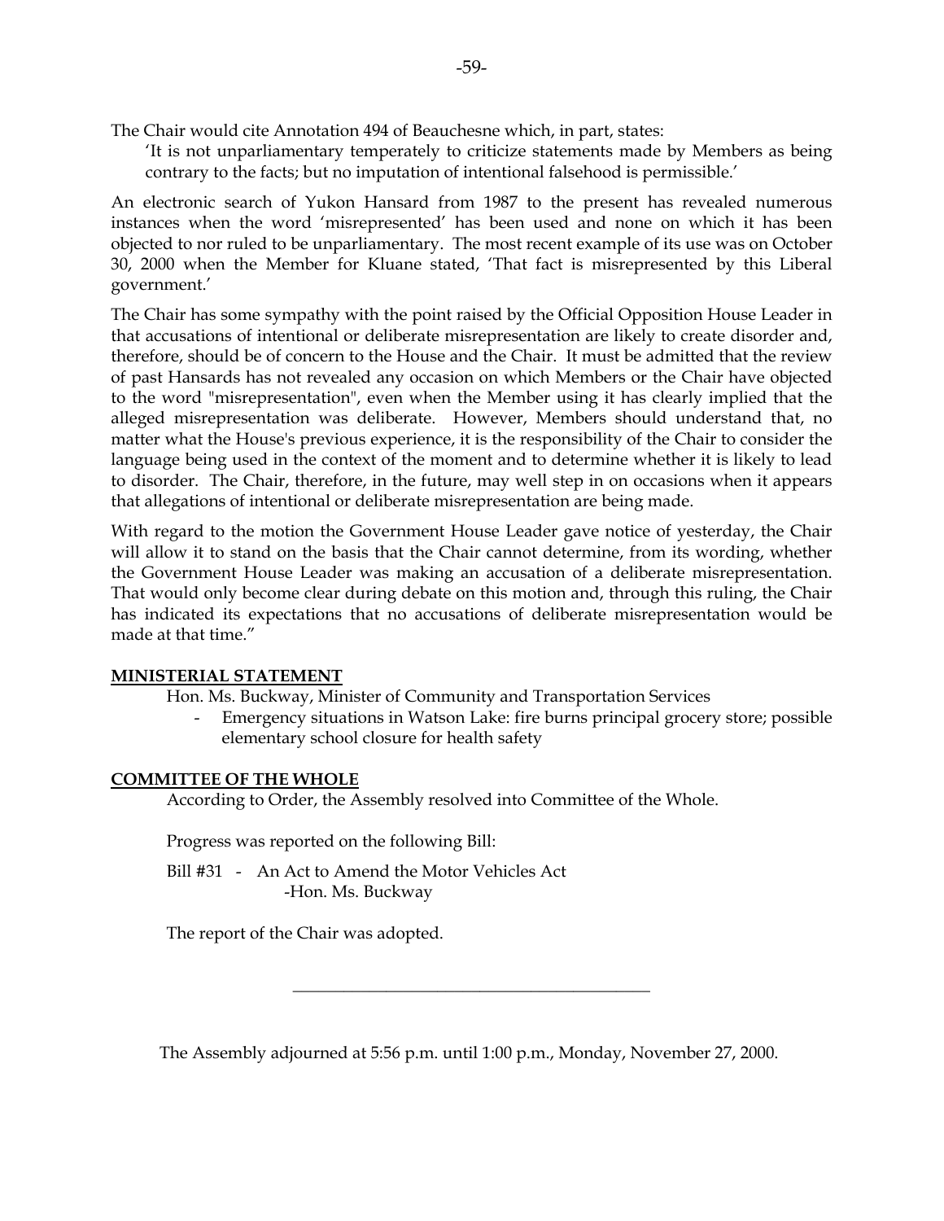The Chair would cite Annotation 494 of Beauchesne which, in part, states:

> 'It is not unparliamentary temperately to criticize statements made by Members as being contrary to the facts; but no imputation of intentional falsehood is permissible.'

An electronic search of Yukon Hansard from 1987 to the present has revealed numerous instances when the word 'misrepresented' has been used and none on which it has been objected to nor ruled to be unparliamentary. The most recent example of its use was on October 30, 2000 when the Member for Kluane stated, 'That fact is misrepresented by this Liberal government.'

The Chair has some sympathy with the point raised by the Official Opposition House Leader in that accusations of intentional or deliberate misrepresentation are likely to create disorder and, therefore, should be of concern to the House and the Chair. It must be admitted that the review of past Hansards has not revealed any occasion on which Members or the Chair have objected to the word "misrepresentation", even when the Member using it has clearly implied that the alleged misrepresentation was deliberate. However, Members should understand that, no matter what the House's previous experience, it is the responsibility of the Chair to consider the language being used in the context of the moment and to determine whether it is likely to lead to disorder. The Chair, therefore, in the future, may well step in on occasions when it appears that allegations of intentional or deliberate misrepresentation are being made.

With regard to the motion the Government House Leader gave notice of yesterday, the Chair will allow it to stand on the basis that the Chair cannot determine, from its wording, whether the Government House Leader was making an accusation of a deliberate misrepresentation. That would only become clear during debate on this motion and, through this ruling, the Chair has indicated its expectations that no accusations of deliberate misrepresentation would be made at that time."

**MINISTERIAL STATEMENT**

Hon. Ms. Buckway, Minister of Community and Transportation Services

- Emergency situations in Watson Lake: fire burns principal grocery store; possible elementary school closure for health safety

**COMMITTEE OF THE WHOLE**

According to Order, the Assembly resolved into Committee of the Whole.

Progress was reported on the following Bill:

Bill #31 - An Act to Amend the Motor Vehicles Act
-Hon. Ms. Buckway

The report of the Chair was adopted.

---

The Assembly adjourned at 5:56 p.m. until 1:00 p.m., Monday, November 27, 2000.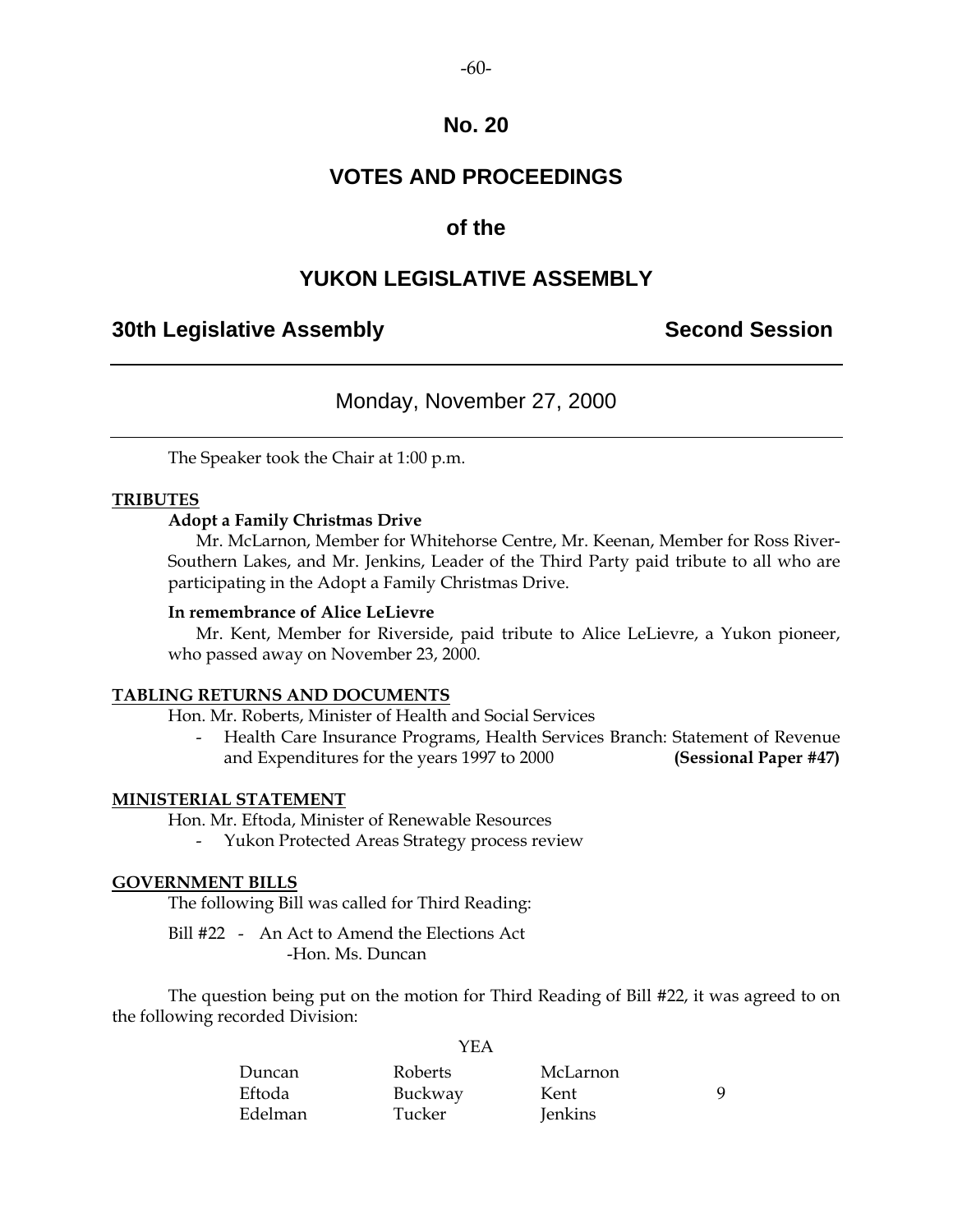# No. 20

# VOTES AND PROCEEDINGS

## of the

# YUKON LEGISLATIVE ASSEMBLY

**30th Legislative Assembly** **Second Session**

---

Monday, November 27, 2000

---

The Speaker took the Chair at 1:00 p.m.

**TRIBUTES**

**Adopt a Family Christmas Drive**

Mr. McLarnon, Member for Whitehorse Centre, Mr. Keenan, Member for Ross River-Southern Lakes, and Mr. Jenkins, Leader of the Third Party paid tribute to all who are participating in the Adopt a Family Christmas Drive.

**In remembrance of Alice LeLievre**

Mr. Kent, Member for Riverside, paid tribute to Alice LeLievre, a Yukon pioneer, who passed away on November 23, 2000.

**TABLING RETURNS AND DOCUMENTS**

Hon. Mr. Roberts, Minister of Health and Social Services

- Health Care Insurance Programs, Health Services Branch: Statement of Revenue and Expenditures for the years 1997 to 2000 **(Sessional Paper #47)**

**MINISTERIAL STATEMENT**

Hon. Mr. Eftoda, Minister of Renewable Resources

- Yukon Protected Areas Strategy process review

**GOVERNMENT BILLS**

The following Bill was called for Third Reading:

Bill #22 - An Act to Amend the Elections Act
-Hon. Ms. Duncan

The question being put on the motion for Third Reading of Bill #22, it was agreed to on the following recorded Division:

YEA

| | | | |
|---|---|---|---|
| Duncan | Roberts | McLarnon | |
| Eftoda | Buckway | Kent | 9 |
| Edelman | Tucker | Jenkins | |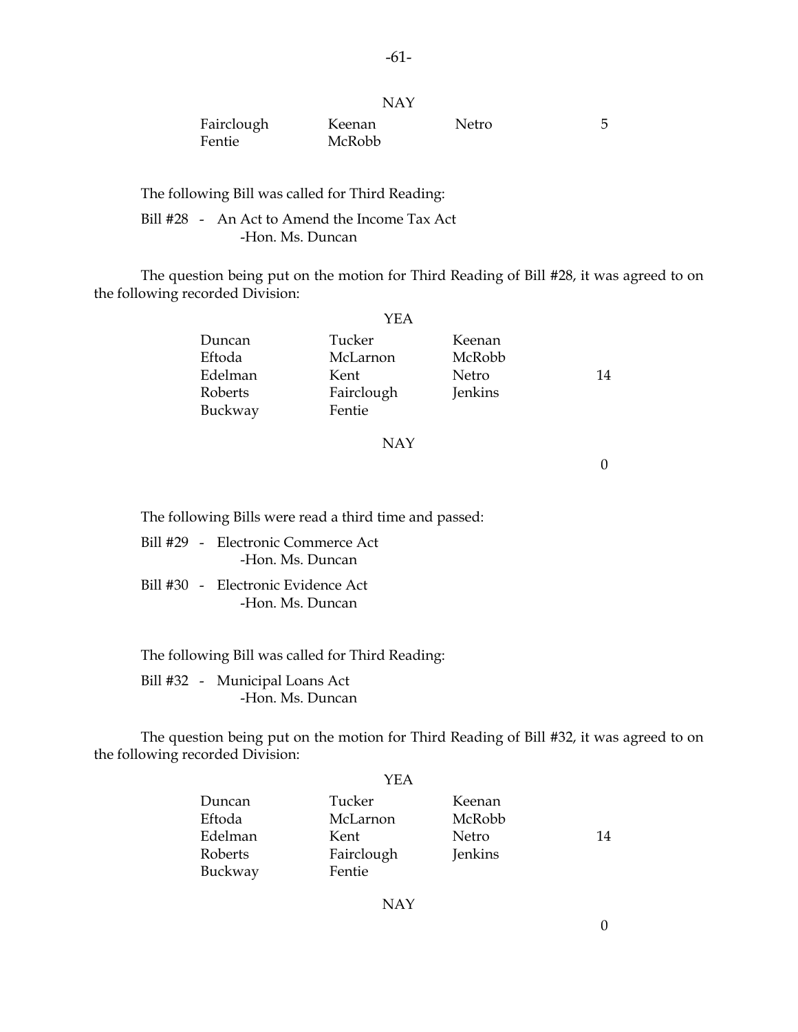NAY

| | | | |
|---|---|---|---|
| Fairclough | Keenan | Netro | 5 |
| Fentie | McRobb | | |

The following Bill was called for Third Reading:

Bill #28 - An Act to Amend the Income Tax Act
-Hon. Ms. Duncan

The question being put on the motion for Third Reading of Bill #28, it was agreed to on the following recorded Division:

YEA

| | | | |
|---|---|---|---|
| Duncan | Tucker | Keenan | |
| Eftoda | McLarnon | McRobb | |
| Edelman | Kent | Netro | 14 |
| Roberts | Fairclough | Jenkins | |
| Buckway | Fentie | | |

NAY

0

The following Bills were read a third time and passed:

Bill #29 - Electronic Commerce Act
-Hon. Ms. Duncan

Bill #30 - Electronic Evidence Act
-Hon. Ms. Duncan

The following Bill was called for Third Reading:

Bill #32 - Municipal Loans Act
-Hon. Ms. Duncan

The question being put on the motion for Third Reading of Bill #32, it was agreed to on the following recorded Division:

YEA

| | | | |
|---|---|---|---|
| Duncan | Tucker | Keenan | |
| Eftoda | McLarnon | McRobb | |
| Edelman | Kent | Netro | 14 |
| Roberts | Fairclough | Jenkins | |
| Buckway | Fentie | | |

NAY

0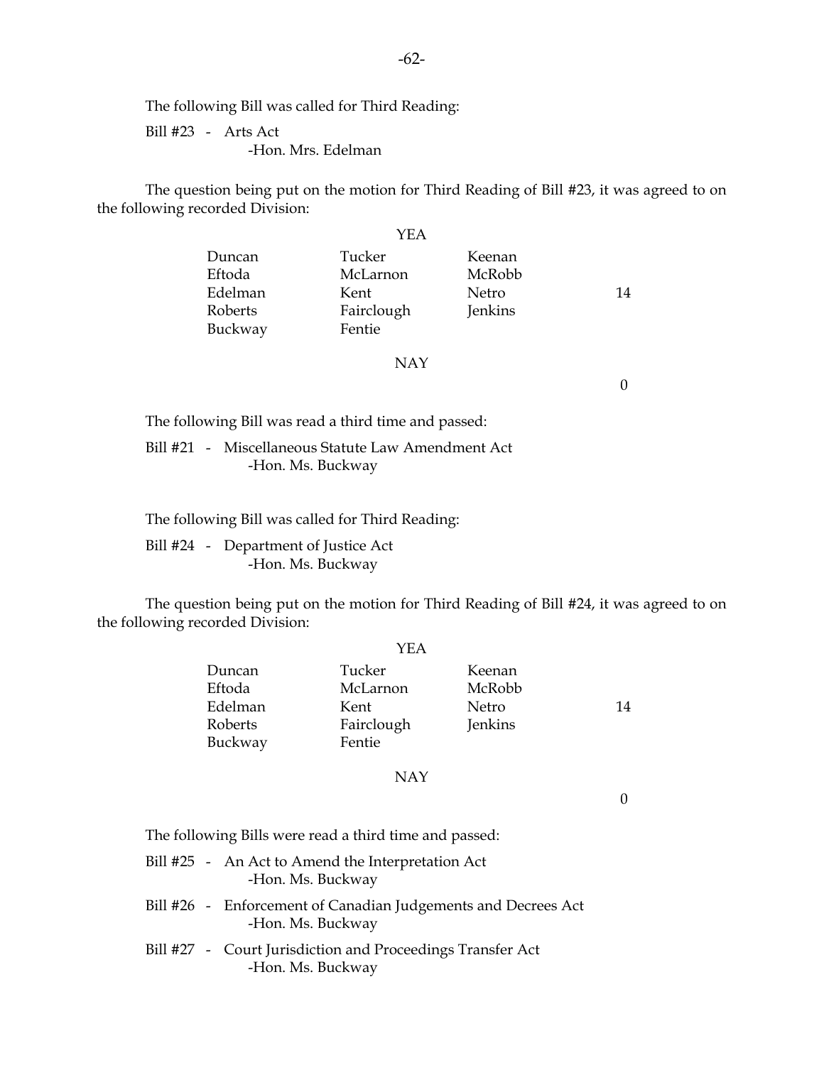The following Bill was called for Third Reading:

Bill #23 - Arts Act
-Hon. Mrs. Edelman

The question being put on the motion for Third Reading of Bill #23, it was agreed to on the following recorded Division:

YEA

| | | | |
|---|---|---|---|
| Duncan | Tucker | Keenan | |
| Eftoda | McLarnon | McRobb | |
| Edelman | Kent | Netro | 14 |
| Roberts | Fairclough | Jenkins | |
| Buckway | Fentie | | |

NAY

0

The following Bill was read a third time and passed:

Bill #21 - Miscellaneous Statute Law Amendment Act
-Hon. Ms. Buckway

The following Bill was called for Third Reading:

Bill #24 - Department of Justice Act
-Hon. Ms. Buckway

The question being put on the motion for Third Reading of Bill #24, it was agreed to on the following recorded Division:

YEA

| | | | |
|---|---|---|---|
| Duncan | Tucker | Keenan | |
| Eftoda | McLarnon | McRobb | |
| Edelman | Kent | Netro | 14 |
| Roberts | Fairclough | Jenkins | |
| Buckway | Fentie | | |

NAY

0

The following Bills were read a third time and passed:

Bill #25 - An Act to Amend the Interpretation Act
-Hon. Ms. Buckway

Bill #26 - Enforcement of Canadian Judgements and Decrees Act
-Hon. Ms. Buckway

Bill #27 - Court Jurisdiction and Proceedings Transfer Act
-Hon. Ms. Buckway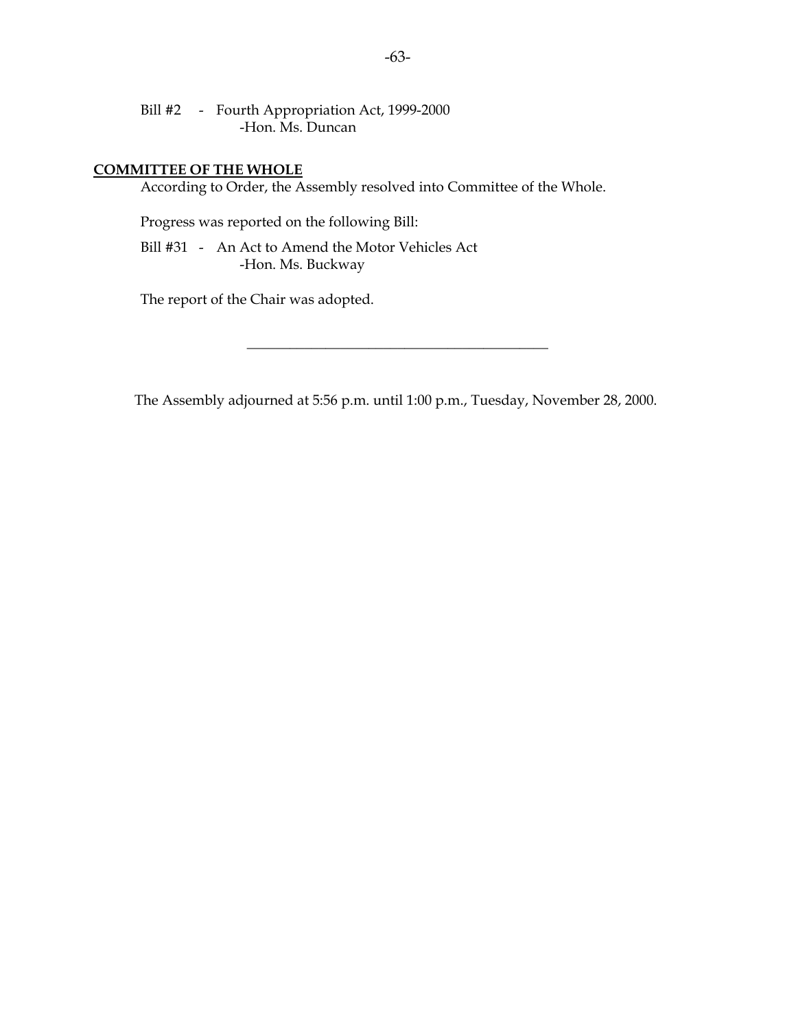Bill #2 - Fourth Appropriation Act, 1999-2000
-Hon. Ms. Duncan

**COMMITTEE OF THE WHOLE**

According to Order, the Assembly resolved into Committee of the Whole.

Progress was reported on the following Bill:

Bill #31 - An Act to Amend the Motor Vehicles Act
-Hon. Ms. Buckway

The report of the Chair was adopted.

---

The Assembly adjourned at 5:56 p.m. until 1:00 p.m., Tuesday, November 28, 2000.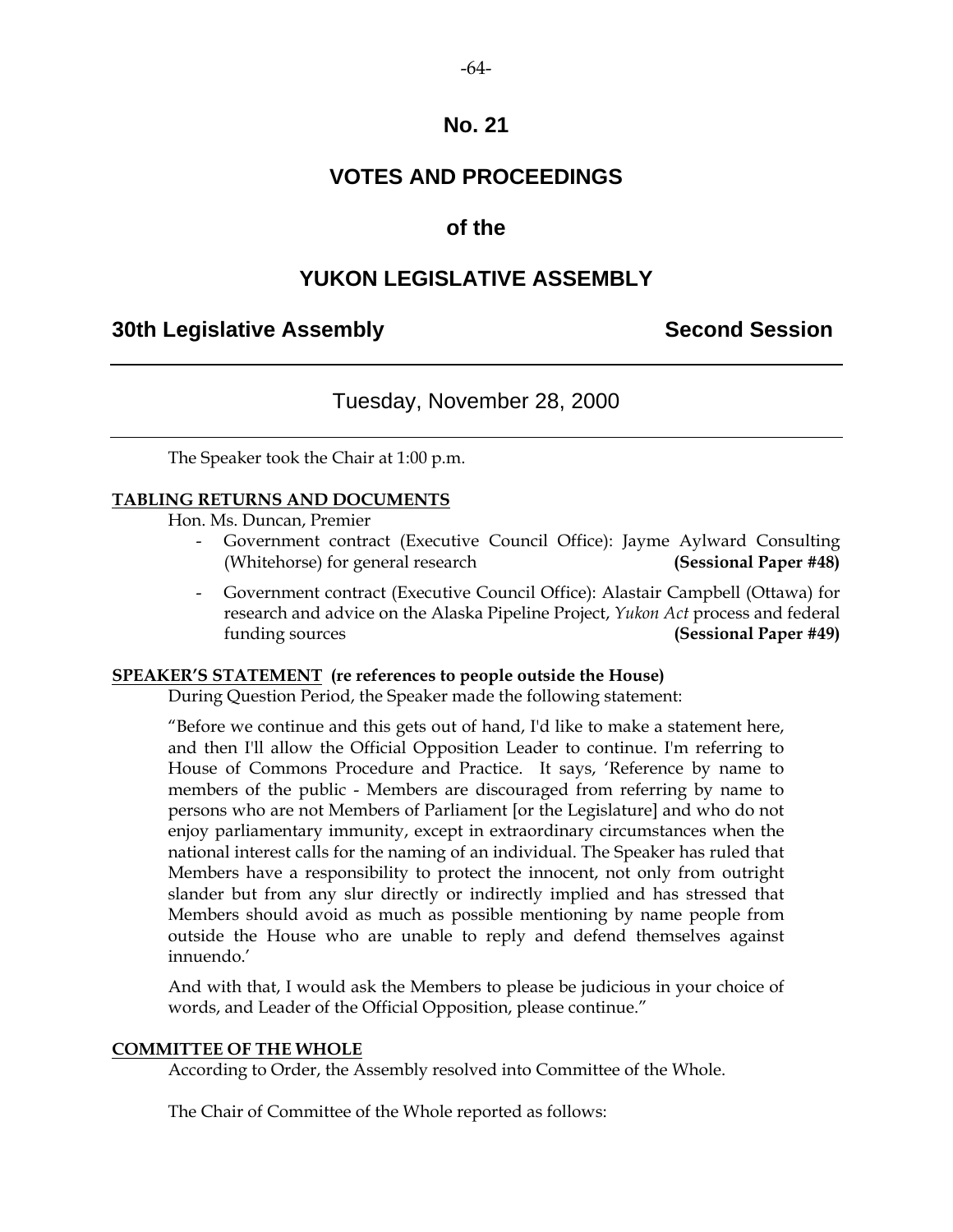# No. 21

# VOTES AND PROCEEDINGS

# of the

# YUKON LEGISLATIVE ASSEMBLY

**30th Legislative Assembly** **Second Session**

---

## Tuesday, November 28, 2000

---

The Speaker took the Chair at 1:00 p.m.

**TABLING RETURNS AND DOCUMENTS**

Hon. Ms. Duncan, Premier

- Government contract (Executive Council Office): Jayme Aylward Consulting (Whitehorse) for general research **(Sessional Paper #48)**
- Government contract (Executive Council Office): Alastair Campbell (Ottawa) for research and advice on the Alaska Pipeline Project, *Yukon Act* process and federal funding sources **(Sessional Paper #49)**

**SPEAKER'S STATEMENT (re references to people outside the House)**

During Question Period, the Speaker made the following statement:

"Before we continue and this gets out of hand, I'd like to make a statement here, and then I'll allow the Official Opposition Leader to continue. I'm referring to House of Commons Procedure and Practice. It says, 'Reference by name to members of the public - Members are discouraged from referring by name to persons who are not Members of Parliament [or the Legislature] and who do not enjoy parliamentary immunity, except in extraordinary circumstances when the national interest calls for the naming of an individual. The Speaker has ruled that Members have a responsibility to protect the innocent, not only from outright slander but from any slur directly or indirectly implied and has stressed that Members should avoid as much as possible mentioning by name people from outside the House who are unable to reply and defend themselves against innuendo.'

And with that, I would ask the Members to please be judicious in your choice of words, and Leader of the Official Opposition, please continue."

**COMMITTEE OF THE WHOLE**

According to Order, the Assembly resolved into Committee of the Whole.

The Chair of Committee of the Whole reported as follows: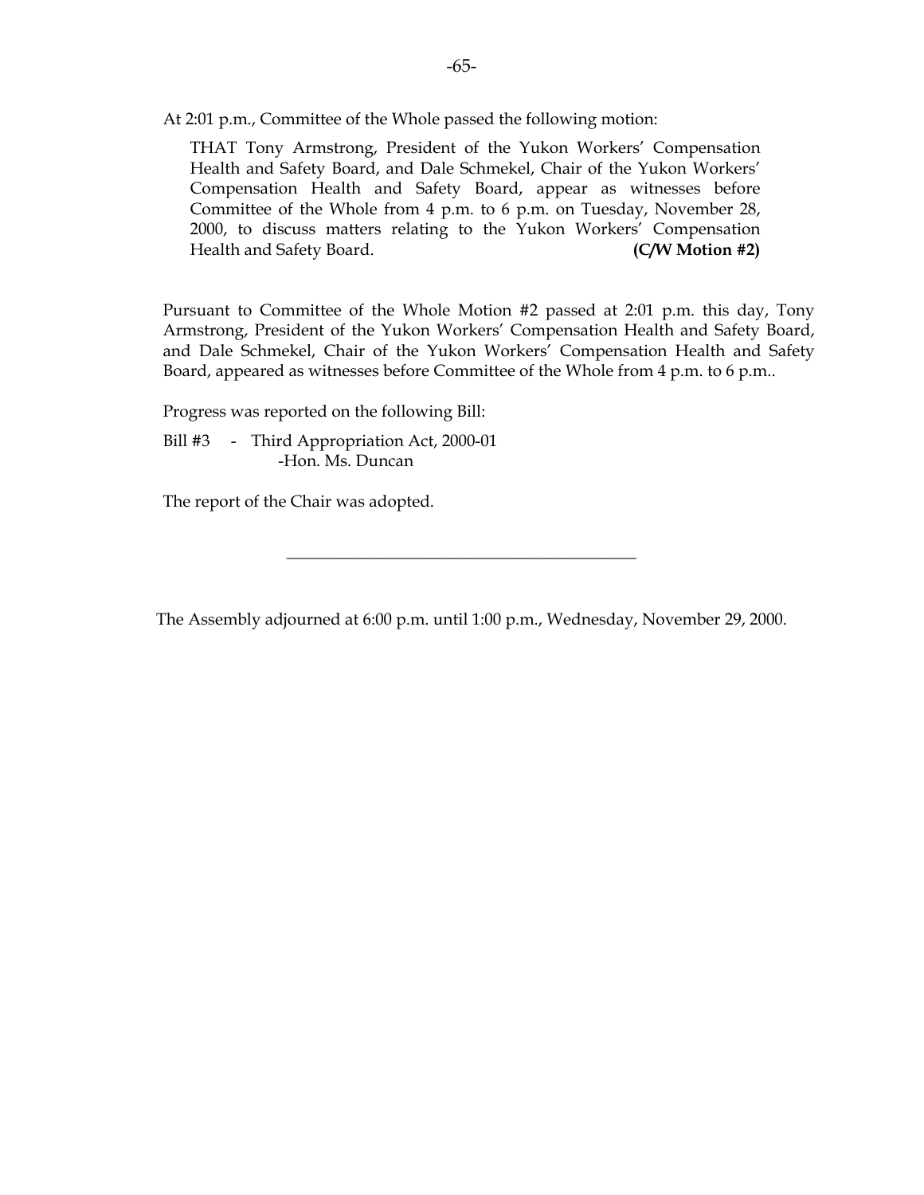At 2:01 p.m., Committee of the Whole passed the following motion:

> THAT Tony Armstrong, President of the Yukon Workers' Compensation Health and Safety Board, and Dale Schmekel, Chair of the Yukon Workers' Compensation Health and Safety Board, appear as witnesses before Committee of the Whole from 4 p.m. to 6 p.m. on Tuesday, November 28, 2000, to discuss matters relating to the Yukon Workers' Compensation Health and Safety Board. **(C/W Motion #2)**

Pursuant to Committee of the Whole Motion #2 passed at 2:01 p.m. this day, Tony Armstrong, President of the Yukon Workers' Compensation Health and Safety Board, and Dale Schmekel, Chair of the Yukon Workers' Compensation Health and Safety Board, appeared as witnesses before Committee of the Whole from 4 p.m. to 6 p.m..

Progress was reported on the following Bill:

Bill #3 - Third Appropriation Act, 2000-01
-Hon. Ms. Duncan

The report of the Chair was adopted.

---

The Assembly adjourned at 6:00 p.m. until 1:00 p.m., Wednesday, November 29, 2000.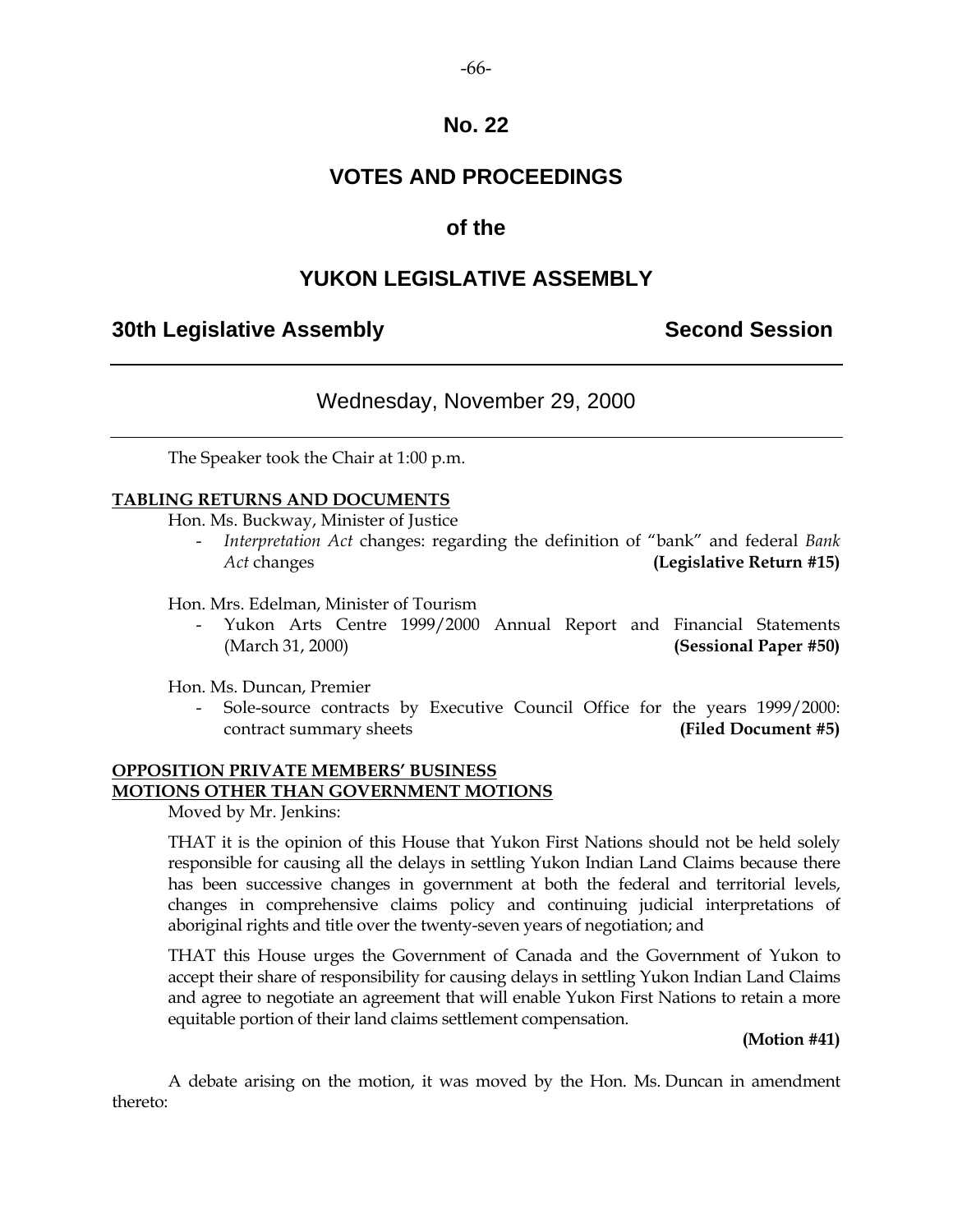# No. 22

# VOTES AND PROCEEDINGS

## of the

# YUKON LEGISLATIVE ASSEMBLY

**30th Legislative Assembly** **Second Session**

---

Wednesday, November 29, 2000

---

The Speaker took the Chair at 1:00 p.m.

**TABLING RETURNS AND DOCUMENTS**

Hon. Ms. Buckway, Minister of Justice

- *Interpretation Act* changes: regarding the definition of "bank" and federal *Bank Act* changes **(Legislative Return #15)**

Hon. Mrs. Edelman, Minister of Tourism

- Yukon Arts Centre 1999/2000 Annual Report and Financial Statements (March 31, 2000) **(Sessional Paper #50)**

Hon. Ms. Duncan, Premier

- Sole-source contracts by Executive Council Office for the years 1999/2000: contract summary sheets **(Filed Document #5)**

**OPPOSITION PRIVATE MEMBERS' BUSINESS**
**MOTIONS OTHER THAN GOVERNMENT MOTIONS**

Moved by Mr. Jenkins:

THAT it is the opinion of this House that Yukon First Nations should not be held solely responsible for causing all the delays in settling Yukon Indian Land Claims because there has been successive changes in government at both the federal and territorial levels, changes in comprehensive claims policy and continuing judicial interpretations of aboriginal rights and title over the twenty-seven years of negotiation; and

THAT this House urges the Government of Canada and the Government of Yukon to accept their share of responsibility for causing delays in settling Yukon Indian Land Claims and agree to negotiate an agreement that will enable Yukon First Nations to retain a more equitable portion of their land claims settlement compensation.

**(Motion #41)**

A debate arising on the motion, it was moved by the Hon. Ms. Duncan in amendment thereto: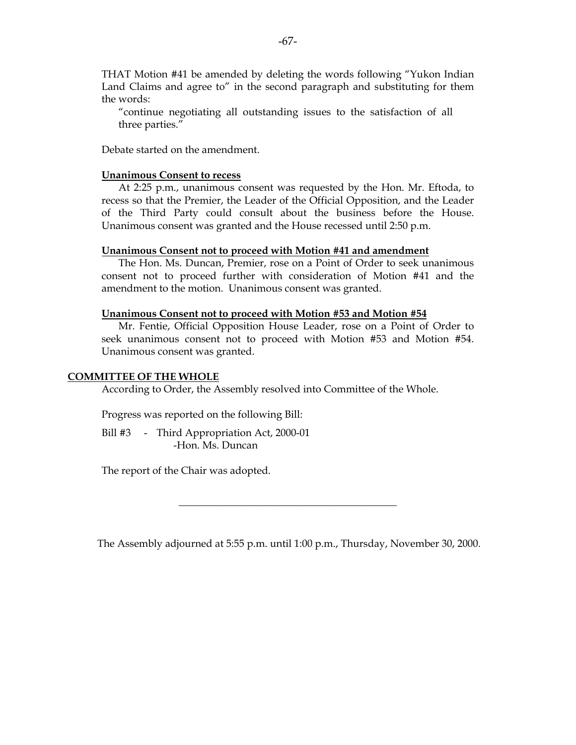THAT Motion #41 be amended by deleting the words following "Yukon Indian Land Claims and agree to" in the second paragraph and substituting for them the words:

"continue negotiating all outstanding issues to the satisfaction of all three parties."

Debate started on the amendment.

**Unanimous Consent to recess**

At 2:25 p.m., unanimous consent was requested by the Hon. Mr. Eftoda, to recess so that the Premier, the Leader of the Official Opposition, and the Leader of the Third Party could consult about the business before the House. Unanimous consent was granted and the House recessed until 2:50 p.m.

**Unanimous Consent not to proceed with Motion #41 and amendment**

The Hon. Ms. Duncan, Premier, rose on a Point of Order to seek unanimous consent not to proceed further with consideration of Motion #41 and the amendment to the motion. Unanimous consent was granted.

**Unanimous Consent not to proceed with Motion #53 and Motion #54**

Mr. Fentie, Official Opposition House Leader, rose on a Point of Order to seek unanimous consent not to proceed with Motion #53 and Motion #54. Unanimous consent was granted.

## COMMITTEE OF THE WHOLE

According to Order, the Assembly resolved into Committee of the Whole.

Progress was reported on the following Bill:

Bill #3 - Third Appropriation Act, 2000-01
-Hon. Ms. Duncan

The report of the Chair was adopted.

---

The Assembly adjourned at 5:55 p.m. until 1:00 p.m., Thursday, November 30, 2000.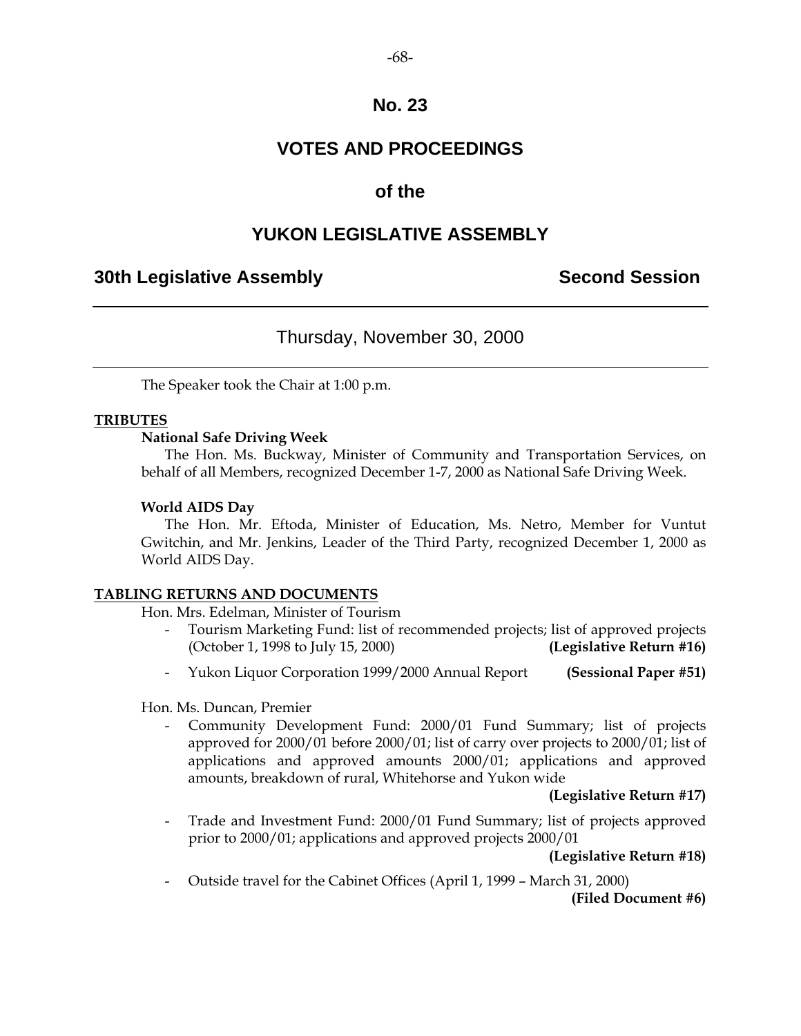# No. 23

## VOTES AND PROCEEDINGS

## of the

## YUKON LEGISLATIVE ASSEMBLY

**30th Legislative Assembly** **Second Session**

---

Thursday, November 30, 2000

---

The Speaker took the Chair at 1:00 p.m.

**TRIBUTES**

**National Safe Driving Week**

The Hon. Ms. Buckway, Minister of Community and Transportation Services, on behalf of all Members, recognized December 1-7, 2000 as National Safe Driving Week.

**World AIDS Day**

The Hon. Mr. Eftoda, Minister of Education, Ms. Netro, Member for Vuntut Gwitchin, and Mr. Jenkins, Leader of the Third Party, recognized December 1, 2000 as World AIDS Day.

**TABLING RETURNS AND DOCUMENTS**

Hon. Mrs. Edelman, Minister of Tourism

- Tourism Marketing Fund: list of recommended projects; list of approved projects (October 1, 1998 to July 15, 2000) **(Legislative Return #16)**
- Yukon Liquor Corporation 1999/2000 Annual Report **(Sessional Paper #51)**

Hon. Ms. Duncan, Premier

- Community Development Fund: 2000/01 Fund Summary; list of projects approved for 2000/01 before 2000/01; list of carry over projects to 2000/01; list of applications and approved amounts 2000/01; applications and approved amounts, breakdown of rural, Whitehorse and Yukon wide **(Legislative Return #17)**
- Trade and Investment Fund: 2000/01 Fund Summary; list of projects approved prior to 2000/01; applications and approved projects 2000/01 **(Legislative Return #18)**
- Outside travel for the Cabinet Offices (April 1, 1999 – March 31, 2000) **(Filed Document #6)**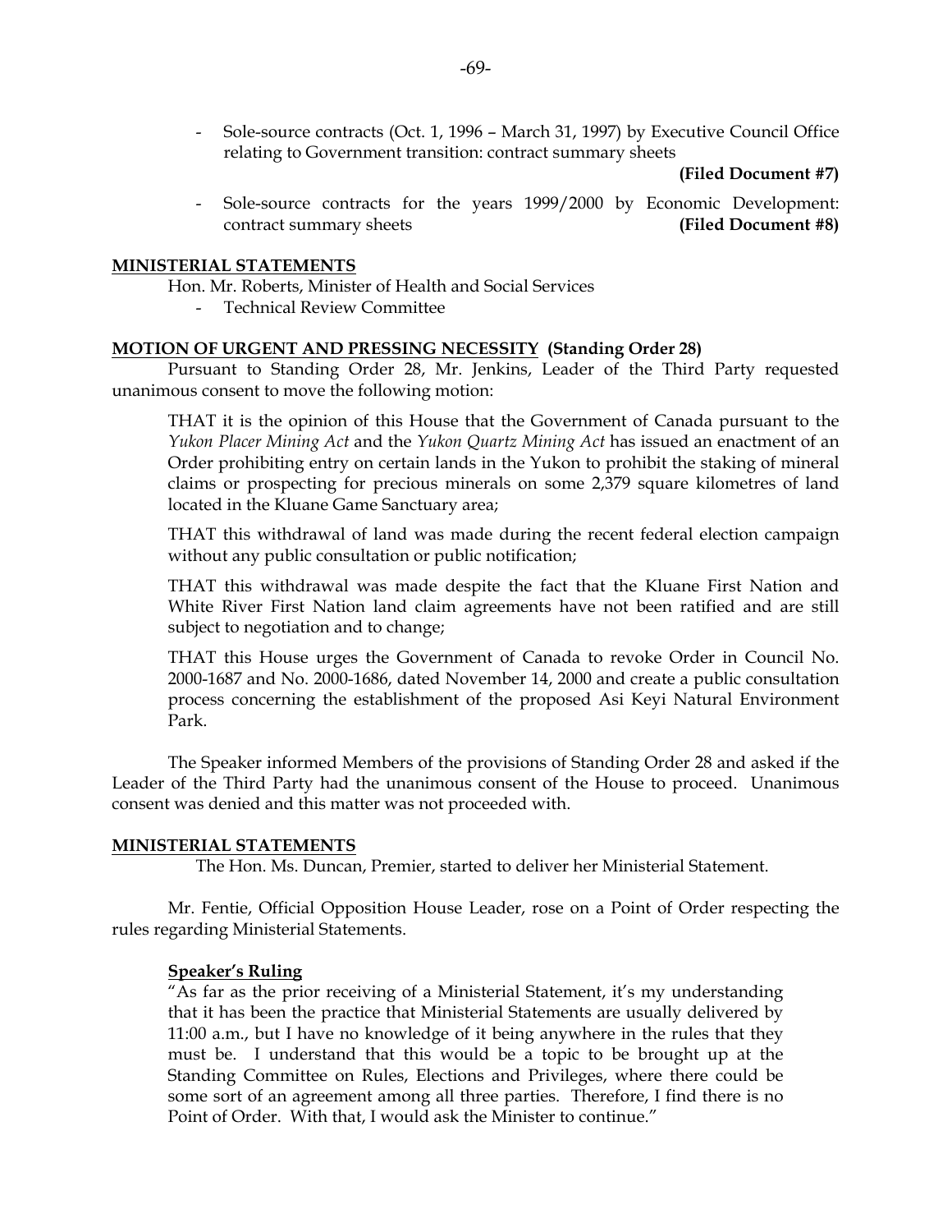- Sole-source contracts (Oct. 1, 1996 – March 31, 1997) by Executive Council Office relating to Government transition: contract summary sheets **(Filed Document #7)**

- Sole-source contracts for the years 1999/2000 by Economic Development: contract summary sheets **(Filed Document #8)**

**MINISTERIAL STATEMENTS**

Hon. Mr. Roberts, Minister of Health and Social Services

- Technical Review Committee

**MOTION OF URGENT AND PRESSING NECESSITY (Standing Order 28)**

Pursuant to Standing Order 28, Mr. Jenkins, Leader of the Third Party requested unanimous consent to move the following motion:

THAT it is the opinion of this House that the Government of Canada pursuant to the *Yukon Placer Mining Act* and the *Yukon Quartz Mining Act* has issued an enactment of an Order prohibiting entry on certain lands in the Yukon to prohibit the staking of mineral claims or prospecting for precious minerals on some 2,379 square kilometres of land located in the Kluane Game Sanctuary area;

THAT this withdrawal of land was made during the recent federal election campaign without any public consultation or public notification;

THAT this withdrawal was made despite the fact that the Kluane First Nation and White River First Nation land claim agreements have not been ratified and are still subject to negotiation and to change;

THAT this House urges the Government of Canada to revoke Order in Council No. 2000-1687 and No. 2000-1686, dated November 14, 2000 and create a public consultation process concerning the establishment of the proposed Asi Keyi Natural Environment Park.

The Speaker informed Members of the provisions of Standing Order 28 and asked if the Leader of the Third Party had the unanimous consent of the House to proceed. Unanimous consent was denied and this matter was not proceeded with.

**MINISTERIAL STATEMENTS**

The Hon. Ms. Duncan, Premier, started to deliver her Ministerial Statement.

Mr. Fentie, Official Opposition House Leader, rose on a Point of Order respecting the rules regarding Ministerial Statements.

**Speaker's Ruling**

"As far as the prior receiving of a Ministerial Statement, it's my understanding that it has been the practice that Ministerial Statements are usually delivered by 11:00 a.m., but I have no knowledge of it being anywhere in the rules that they must be. I understand that this would be a topic to be brought up at the Standing Committee on Rules, Elections and Privileges, where there could be some sort of an agreement among all three parties. Therefore, I find there is no Point of Order. With that, I would ask the Minister to continue."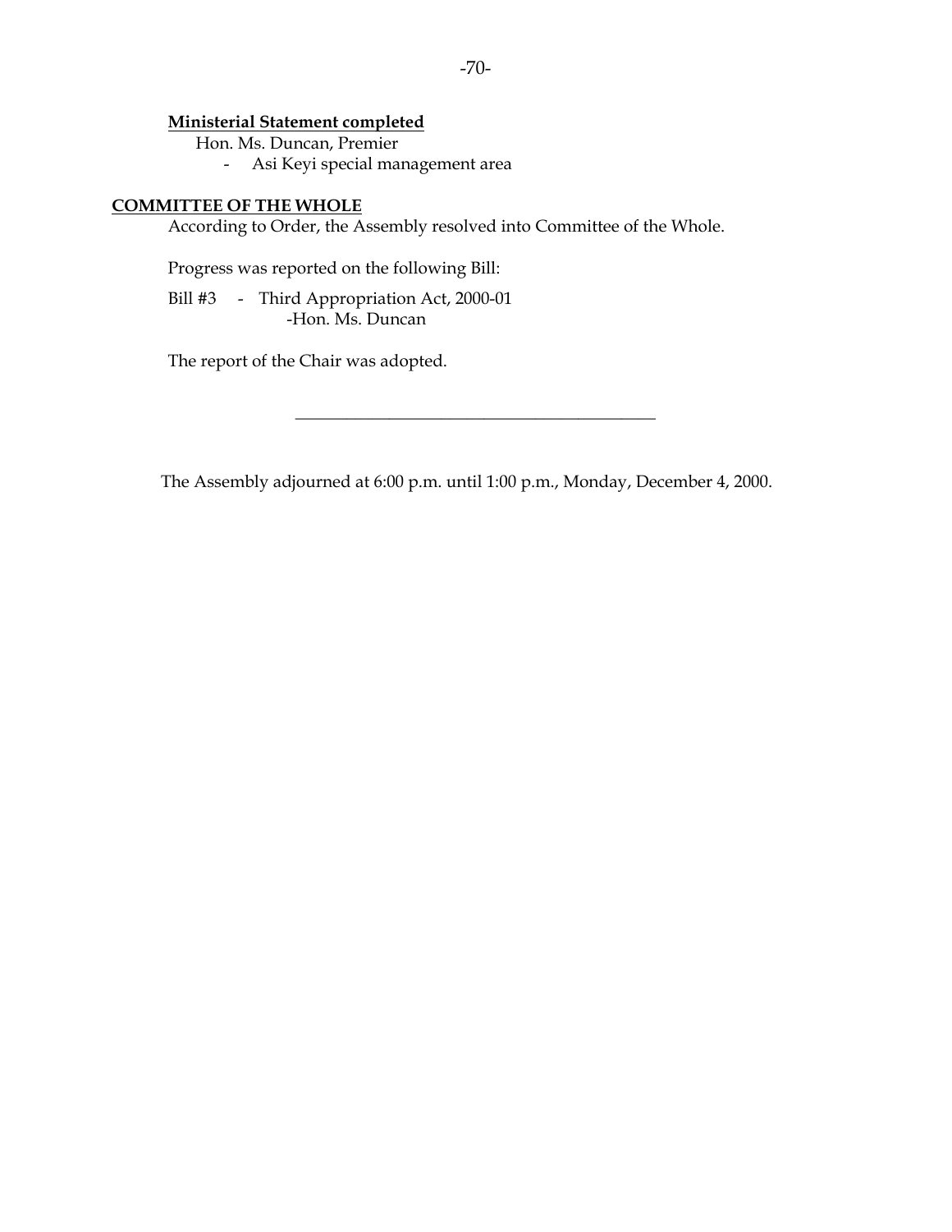**Ministerial Statement completed**

Hon. Ms. Duncan, Premier

- Asi Keyi special management area

## COMMITTEE OF THE WHOLE

According to Order, the Assembly resolved into Committee of the Whole.

Progress was reported on the following Bill:

Bill #3 - Third Appropriation Act, 2000-01
-Hon. Ms. Duncan

The report of the Chair was adopted.

---

The Assembly adjourned at 6:00 p.m. until 1:00 p.m., Monday, December 4, 2000.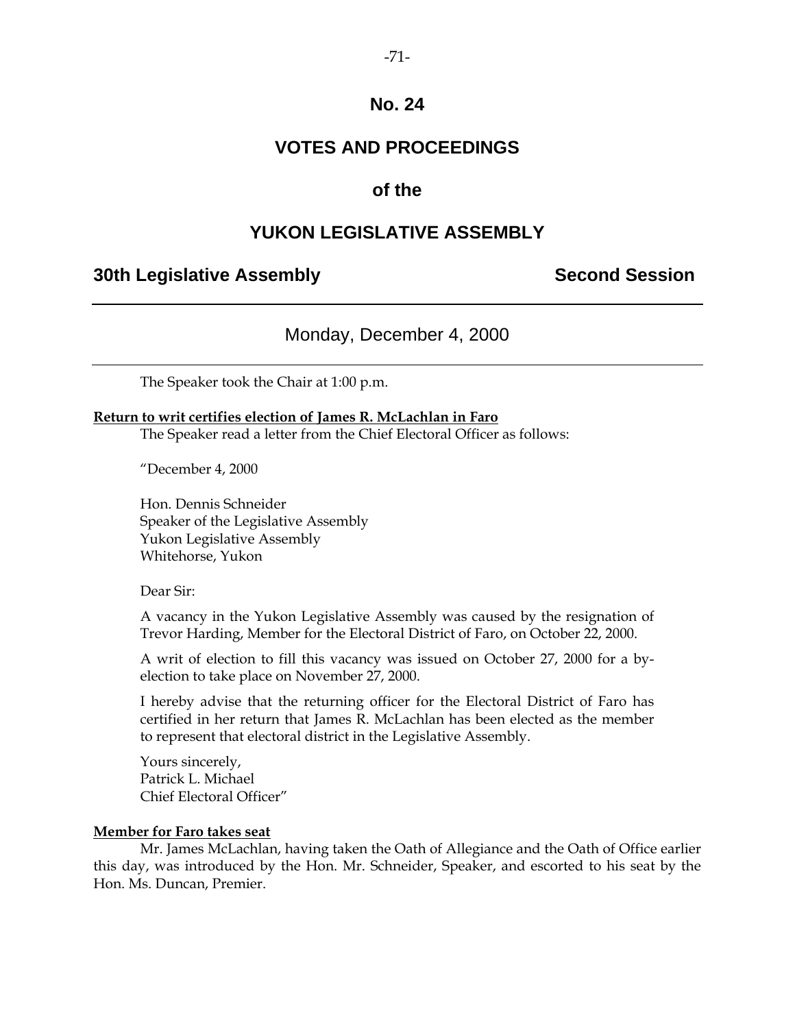# No. 24

# VOTES AND PROCEEDINGS

# of the

# YUKON LEGISLATIVE ASSEMBLY

## 30th Legislative Assembly — Second Session

---

### Monday, December 4, 2000

---

The Speaker took the Chair at 1:00 p.m.

**Return to writ certifies election of James R. McLachlan in Faro**

The Speaker read a letter from the Chief Electoral Officer as follows:

"December 4, 2000

Hon. Dennis Schneider
Speaker of the Legislative Assembly
Yukon Legislative Assembly
Whitehorse, Yukon

Dear Sir:

A vacancy in the Yukon Legislative Assembly was caused by the resignation of Trevor Harding, Member for the Electoral District of Faro, on October 22, 2000.

A writ of election to fill this vacancy was issued on October 27, 2000 for a by-election to take place on November 27, 2000.

I hereby advise that the returning officer for the Electoral District of Faro has certified in her return that James R. McLachlan has been elected as the member to represent that electoral district in the Legislative Assembly.

Yours sincerely,
Patrick L. Michael
Chief Electoral Officer"

**Member for Faro takes seat**

Mr. James McLachlan, having taken the Oath of Allegiance and the Oath of Office earlier this day, was introduced by the Hon. Mr. Schneider, Speaker, and escorted to his seat by the Hon. Ms. Duncan, Premier.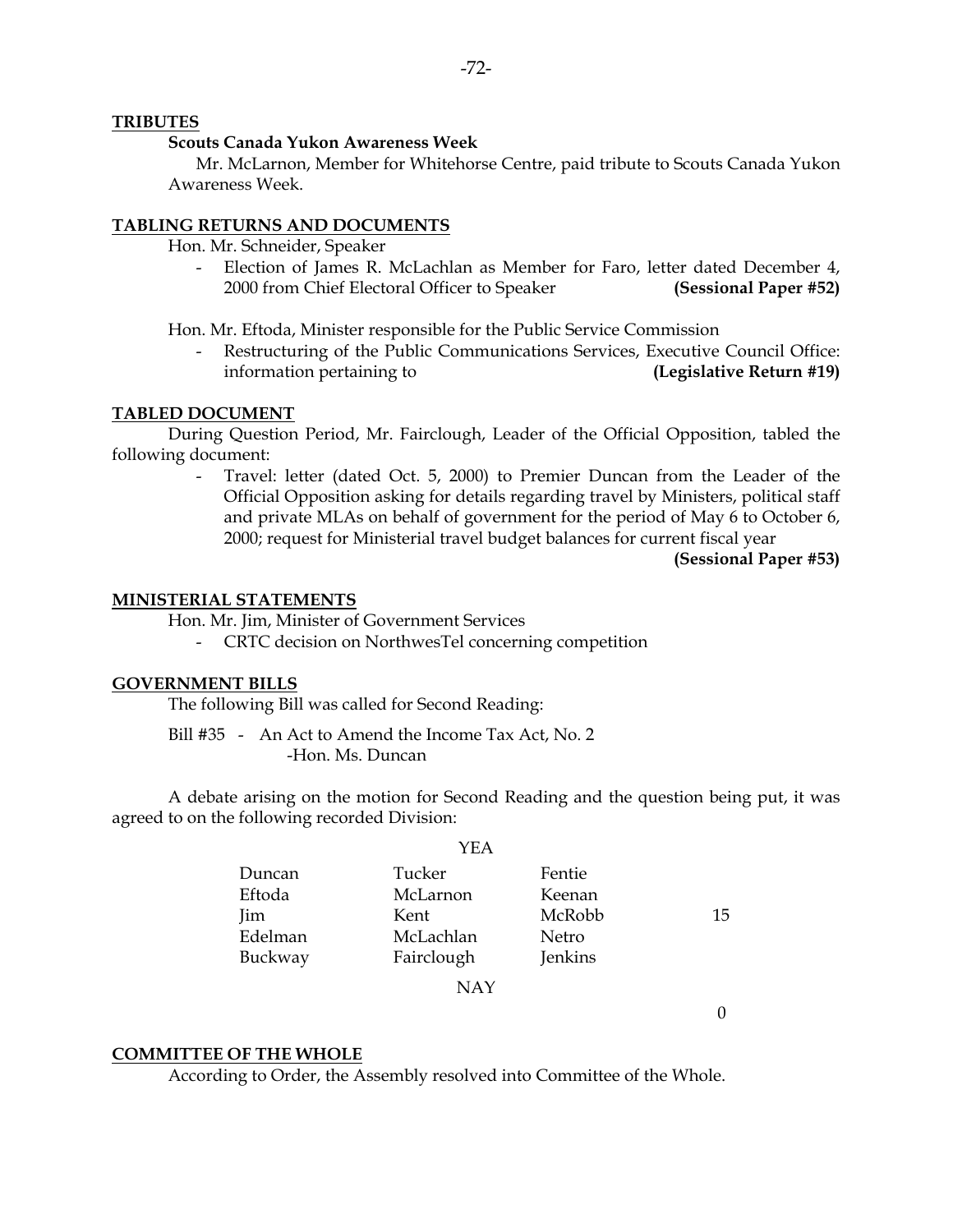**TRIBUTES**

**Scouts Canada Yukon Awareness Week**

Mr. McLarnon, Member for Whitehorse Centre, paid tribute to Scouts Canada Yukon Awareness Week.

**TABLING RETURNS AND DOCUMENTS**

Hon. Mr. Schneider, Speaker

- Election of James R. McLachlan as Member for Faro, letter dated December 4, 2000 from Chief Electoral Officer to Speaker **(Sessional Paper #52)**

Hon. Mr. Eftoda, Minister responsible for the Public Service Commission

- Restructuring of the Public Communications Services, Executive Council Office: information pertaining to **(Legislative Return #19)**

**TABLED DOCUMENT**

During Question Period, Mr. Fairclough, Leader of the Official Opposition, tabled the following document:

- Travel: letter (dated Oct. 5, 2000) to Premier Duncan from the Leader of the Official Opposition asking for details regarding travel by Ministers, political staff and private MLAs on behalf of government for the period of May 6 to October 6, 2000; request for Ministerial travel budget balances for current fiscal year **(Sessional Paper #53)**

**MINISTERIAL STATEMENTS**

Hon. Mr. Jim, Minister of Government Services

- CRTC decision on NorthwesTel concerning competition

**GOVERNMENT BILLS**

The following Bill was called for Second Reading:

Bill #35 - An Act to Amend the Income Tax Act, No. 2
-Hon. Ms. Duncan

A debate arising on the motion for Second Reading and the question being put, it was agreed to on the following recorded Division:

YEA

| | | | |
|---|---|---|---|
| Duncan | Tucker | Fentie | |
| Eftoda | McLarnon | Keenan | |
| Jim | Kent | McRobb | 15 |
| Edelman | McLachlan | Netro | |
| Buckway | Fairclough | Jenkins | |

NAY

0

**COMMITTEE OF THE WHOLE**

According to Order, the Assembly resolved into Committee of the Whole.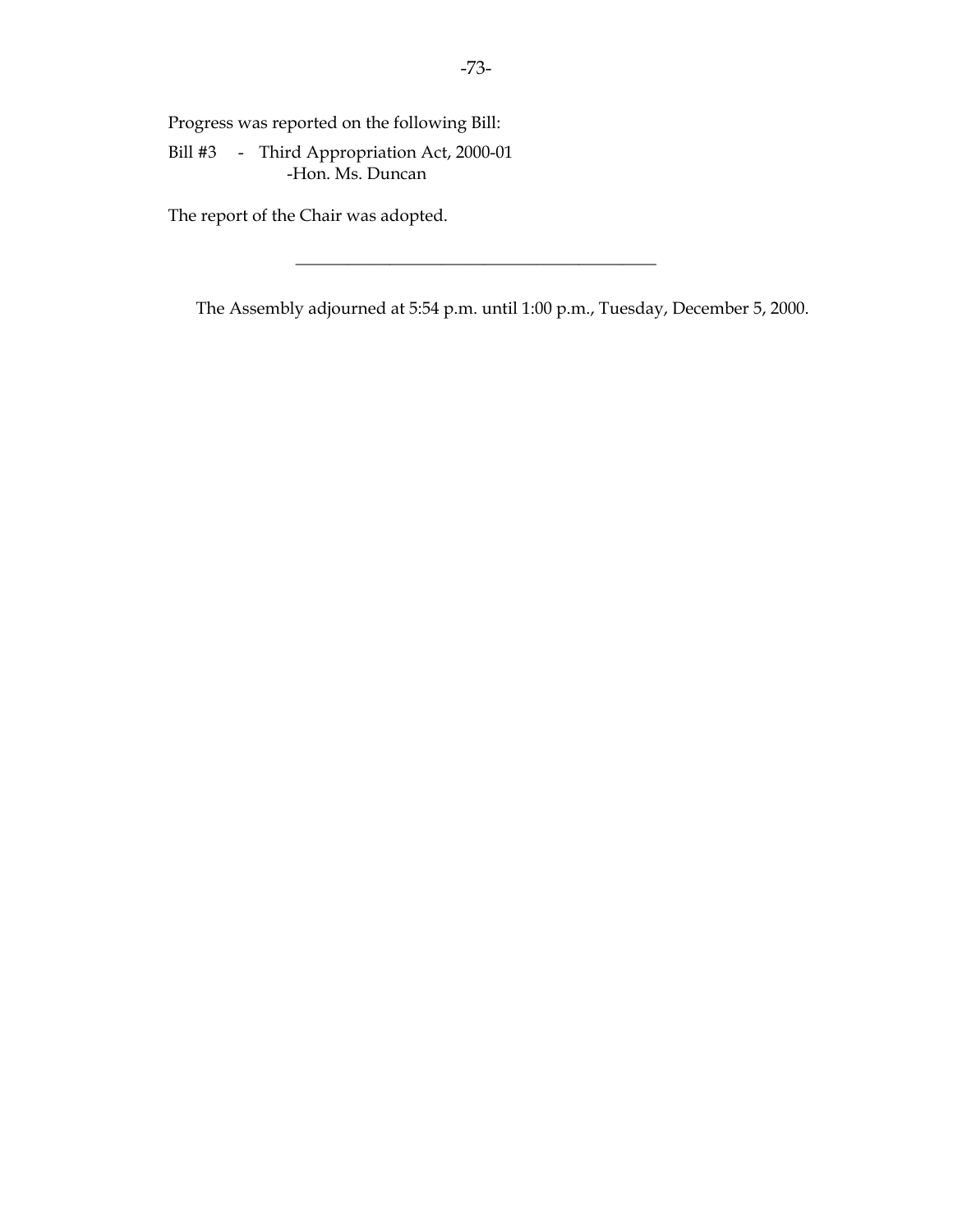Progress was reported on the following Bill:

Bill #3 - Third Appropriation Act, 2000-01
-Hon. Ms. Duncan

The report of the Chair was adopted.

---

The Assembly adjourned at 5:54 p.m. until 1:00 p.m., Tuesday, December 5, 2000.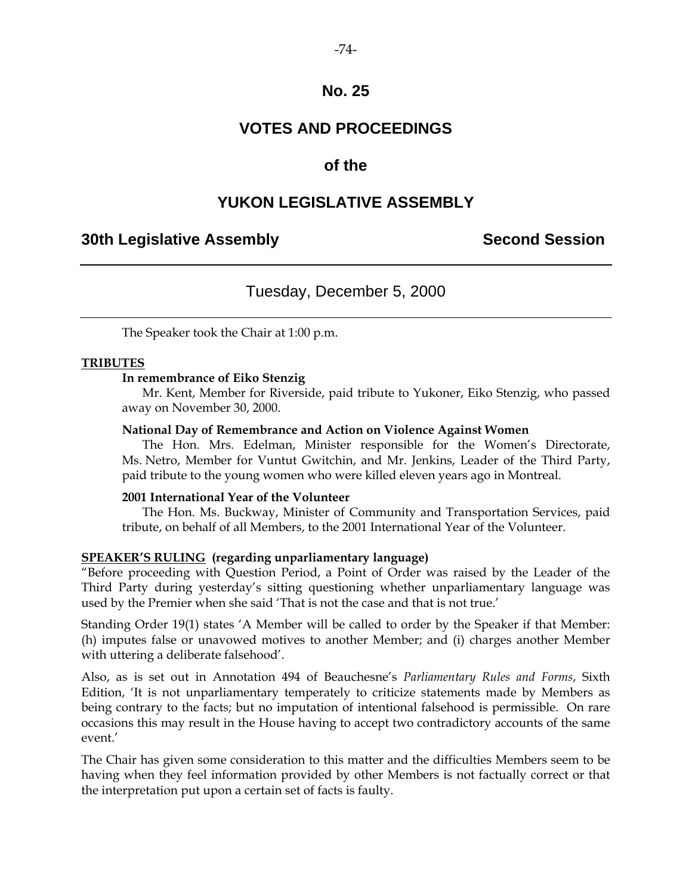# No. 25

# VOTES AND PROCEEDINGS

## of the

# YUKON LEGISLATIVE ASSEMBLY

**30th Legislative Assembly** **Second Session**

---

Tuesday, December 5, 2000

---

The Speaker took the Chair at 1:00 p.m.

**TRIBUTES**

**In remembrance of Eiko Stenzig**

Mr. Kent, Member for Riverside, paid tribute to Yukoner, Eiko Stenzig, who passed away on November 30, 2000.

**National Day of Remembrance and Action on Violence Against Women**

The Hon. Mrs. Edelman, Minister responsible for the Women's Directorate, Ms. Netro, Member for Vuntut Gwitchin, and Mr. Jenkins, Leader of the Third Party, paid tribute to the young women who were killed eleven years ago in Montreal.

**2001 International Year of the Volunteer**

The Hon. Ms. Buckway, Minister of Community and Transportation Services, paid tribute, on behalf of all Members, to the 2001 International Year of the Volunteer.

**SPEAKER'S RULING (regarding unparliamentary language)**

"Before proceeding with Question Period, a Point of Order was raised by the Leader of the Third Party during yesterday's sitting questioning whether unparliamentary language was used by the Premier when she said 'That is not the case and that is not true.'

Standing Order 19(1) states 'A Member will be called to order by the Speaker if that Member: (h) imputes false or unavowed motives to another Member; and (i) charges another Member with uttering a deliberate falsehood'.

Also, as is set out in Annotation 494 of Beauchesne's *Parliamentary Rules and Forms*, Sixth Edition, 'It is not unparliamentary temperately to criticize statements made by Members as being contrary to the facts; but no imputation of intentional falsehood is permissible. On rare occasions this may result in the House having to accept two contradictory accounts of the same event.'

The Chair has given some consideration to this matter and the difficulties Members seem to be having when they feel information provided by other Members is not factually correct or that the interpretation put upon a certain set of facts is faulty.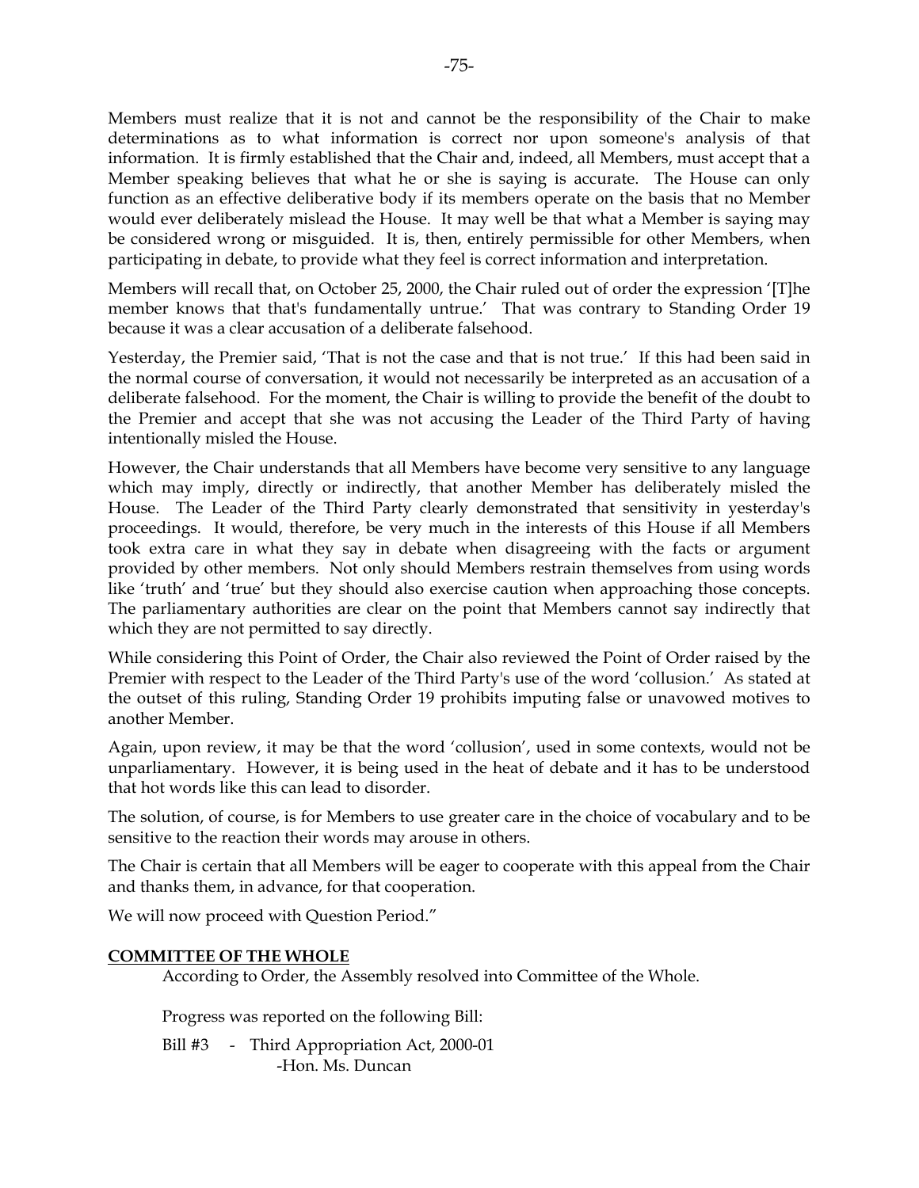Members must realize that it is not and cannot be the responsibility of the Chair to make determinations as to what information is correct nor upon someone's analysis of that information. It is firmly established that the Chair and, indeed, all Members, must accept that a Member speaking believes that what he or she is saying is accurate. The House can only function as an effective deliberative body if its members operate on the basis that no Member would ever deliberately mislead the House. It may well be that what a Member is saying may be considered wrong or misguided. It is, then, entirely permissible for other Members, when participating in debate, to provide what they feel is correct information and interpretation.

Members will recall that, on October 25, 2000, the Chair ruled out of order the expression '[T]he member knows that that's fundamentally untrue.' That was contrary to Standing Order 19 because it was a clear accusation of a deliberate falsehood.

Yesterday, the Premier said, 'That is not the case and that is not true.' If this had been said in the normal course of conversation, it would not necessarily be interpreted as an accusation of a deliberate falsehood. For the moment, the Chair is willing to provide the benefit of the doubt to the Premier and accept that she was not accusing the Leader of the Third Party of having intentionally misled the House.

However, the Chair understands that all Members have become very sensitive to any language which may imply, directly or indirectly, that another Member has deliberately misled the House. The Leader of the Third Party clearly demonstrated that sensitivity in yesterday's proceedings. It would, therefore, be very much in the interests of this House if all Members took extra care in what they say in debate when disagreeing with the facts or argument provided by other members. Not only should Members restrain themselves from using words like 'truth' and 'true' but they should also exercise caution when approaching those concepts. The parliamentary authorities are clear on the point that Members cannot say indirectly that which they are not permitted to say directly.

While considering this Point of Order, the Chair also reviewed the Point of Order raised by the Premier with respect to the Leader of the Third Party's use of the word 'collusion.' As stated at the outset of this ruling, Standing Order 19 prohibits imputing false or unavowed motives to another Member.

Again, upon review, it may be that the word 'collusion', used in some contexts, would not be unparliamentary. However, it is being used in the heat of debate and it has to be understood that hot words like this can lead to disorder.

The solution, of course, is for Members to use greater care in the choice of vocabulary and to be sensitive to the reaction their words may arouse in others.

The Chair is certain that all Members will be eager to cooperate with this appeal from the Chair and thanks them, in advance, for that cooperation.

We will now proceed with Question Period."

**COMMITTEE OF THE WHOLE**

According to Order, the Assembly resolved into Committee of the Whole.

Progress was reported on the following Bill:

Bill #3 - Third Appropriation Act, 2000-01
-Hon. Ms. Duncan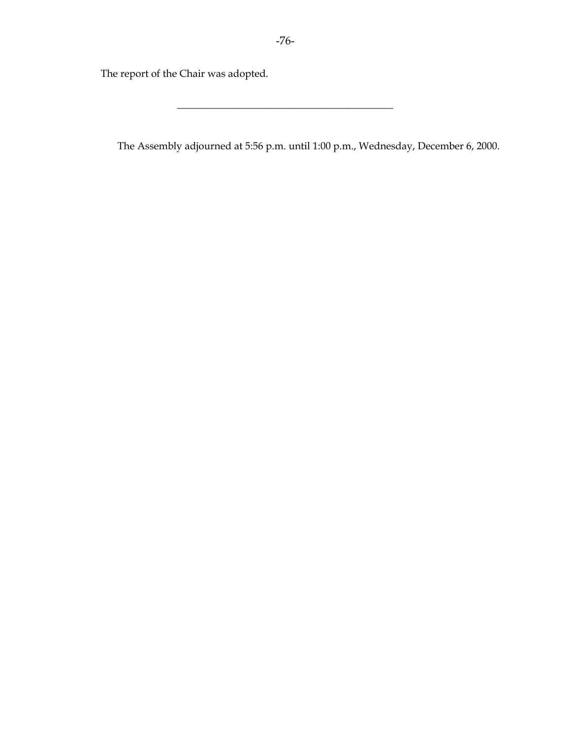The report of the Chair was adopted.

---

The Assembly adjourned at 5:56 p.m. until 1:00 p.m., Wednesday, December 6, 2000.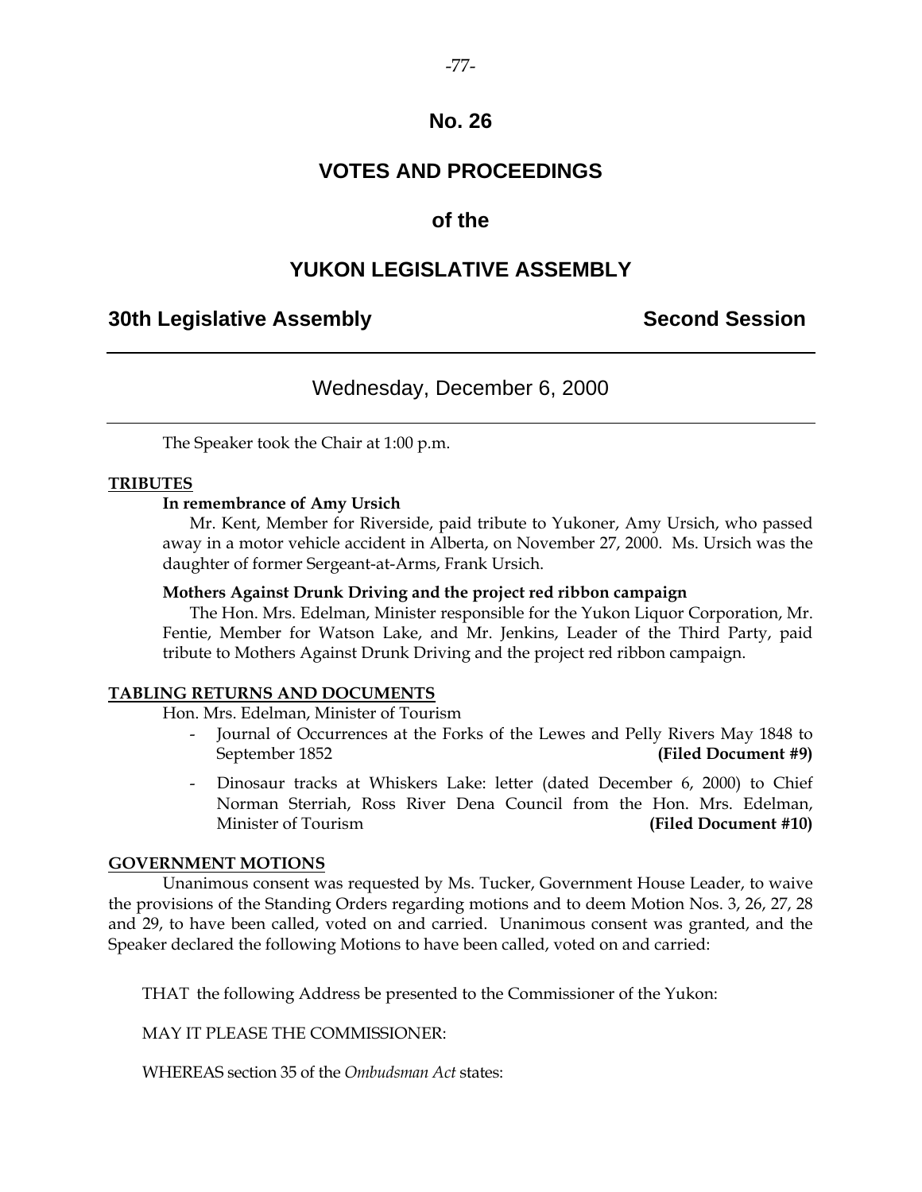# No. 26

# VOTES AND PROCEEDINGS

## of the

# YUKON LEGISLATIVE ASSEMBLY

**30th Legislative Assembly** **Second Session**

---

Wednesday, December 6, 2000

---

The Speaker took the Chair at 1:00 p.m.

**TRIBUTES**

**In remembrance of Amy Ursich**

Mr. Kent, Member for Riverside, paid tribute to Yukoner, Amy Ursich, who passed away in a motor vehicle accident in Alberta, on November 27, 2000. Ms. Ursich was the daughter of former Sergeant-at-Arms, Frank Ursich.

**Mothers Against Drunk Driving and the project red ribbon campaign**

The Hon. Mrs. Edelman, Minister responsible for the Yukon Liquor Corporation, Mr. Fentie, Member for Watson Lake, and Mr. Jenkins, Leader of the Third Party, paid tribute to Mothers Against Drunk Driving and the project red ribbon campaign.

**TABLING RETURNS AND DOCUMENTS**

Hon. Mrs. Edelman, Minister of Tourism

- Journal of Occurrences at the Forks of the Lewes and Pelly Rivers May 1848 to September 1852 **(Filed Document #9)**
- Dinosaur tracks at Whiskers Lake: letter (dated December 6, 2000) to Chief Norman Sterriah, Ross River Dena Council from the Hon. Mrs. Edelman, Minister of Tourism **(Filed Document #10)**

**GOVERNMENT MOTIONS**

Unanimous consent was requested by Ms. Tucker, Government House Leader, to waive the provisions of the Standing Orders regarding motions and to deem Motion Nos. 3, 26, 27, 28 and 29, to have been called, voted on and carried. Unanimous consent was granted, and the Speaker declared the following Motions to have been called, voted on and carried:

THAT the following Address be presented to the Commissioner of the Yukon:

MAY IT PLEASE THE COMMISSIONER:

WHEREAS section 35 of the *Ombudsman Act* states: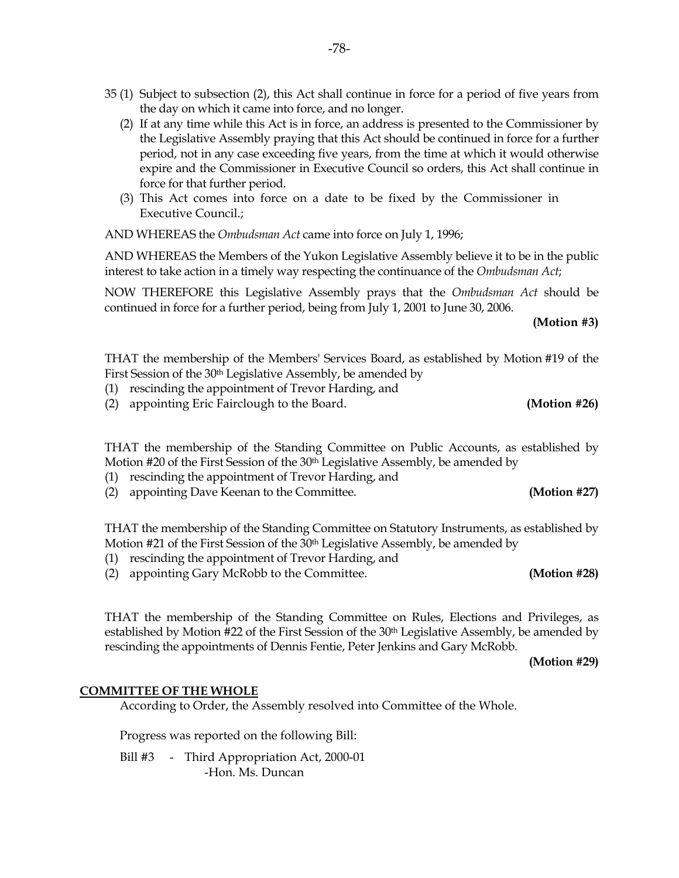35 (1) Subject to subsection (2), this Act shall continue in force for a period of five years from the day on which it came into force, and no longer.

(2) If at any time while this Act is in force, an address is presented to the Commissioner by the Legislative Assembly praying that this Act should be continued in force for a further period, not in any case exceeding five years, from the time at which it would otherwise expire and the Commissioner in Executive Council so orders, this Act shall continue in force for that further period.

(3) This Act comes into force on a date to be fixed by the Commissioner in Executive Council.;

AND WHEREAS the *Ombudsman Act* came into force on July 1, 1996;

AND WHEREAS the Members of the Yukon Legislative Assembly believe it to be in the public interest to take action in a timely way respecting the continuance of the *Ombudsman Act*;

NOW THEREFORE this Legislative Assembly prays that the *Ombudsman Act* should be continued in force for a further period, being from July 1, 2001 to June 30, 2006.

**(Motion #3)**

THAT the membership of the Members' Services Board, as established by Motion #19 of the First Session of the 30th Legislative Assembly, be amended by

(1) rescinding the appointment of Trevor Harding, and
(2) appointing Eric Fairclough to the Board. **(Motion #26)**

THAT the membership of the Standing Committee on Public Accounts, as established by Motion #20 of the First Session of the 30th Legislative Assembly, be amended by

(1) rescinding the appointment of Trevor Harding, and
(2) appointing Dave Keenan to the Committee. **(Motion #27)**

THAT the membership of the Standing Committee on Statutory Instruments, as established by Motion #21 of the First Session of the 30th Legislative Assembly, be amended by

(1) rescinding the appointment of Trevor Harding, and
(2) appointing Gary McRobb to the Committee. **(Motion #28)**

THAT the membership of the Standing Committee on Rules, Elections and Privileges, as established by Motion #22 of the First Session of the 30th Legislative Assembly, be amended by rescinding the appointments of Dennis Fentie, Peter Jenkins and Gary McRobb.

**(Motion #29)**

**COMMITTEE OF THE WHOLE**

According to Order, the Assembly resolved into Committee of the Whole.

Progress was reported on the following Bill:

Bill #3 - Third Appropriation Act, 2000-01
-Hon. Ms. Duncan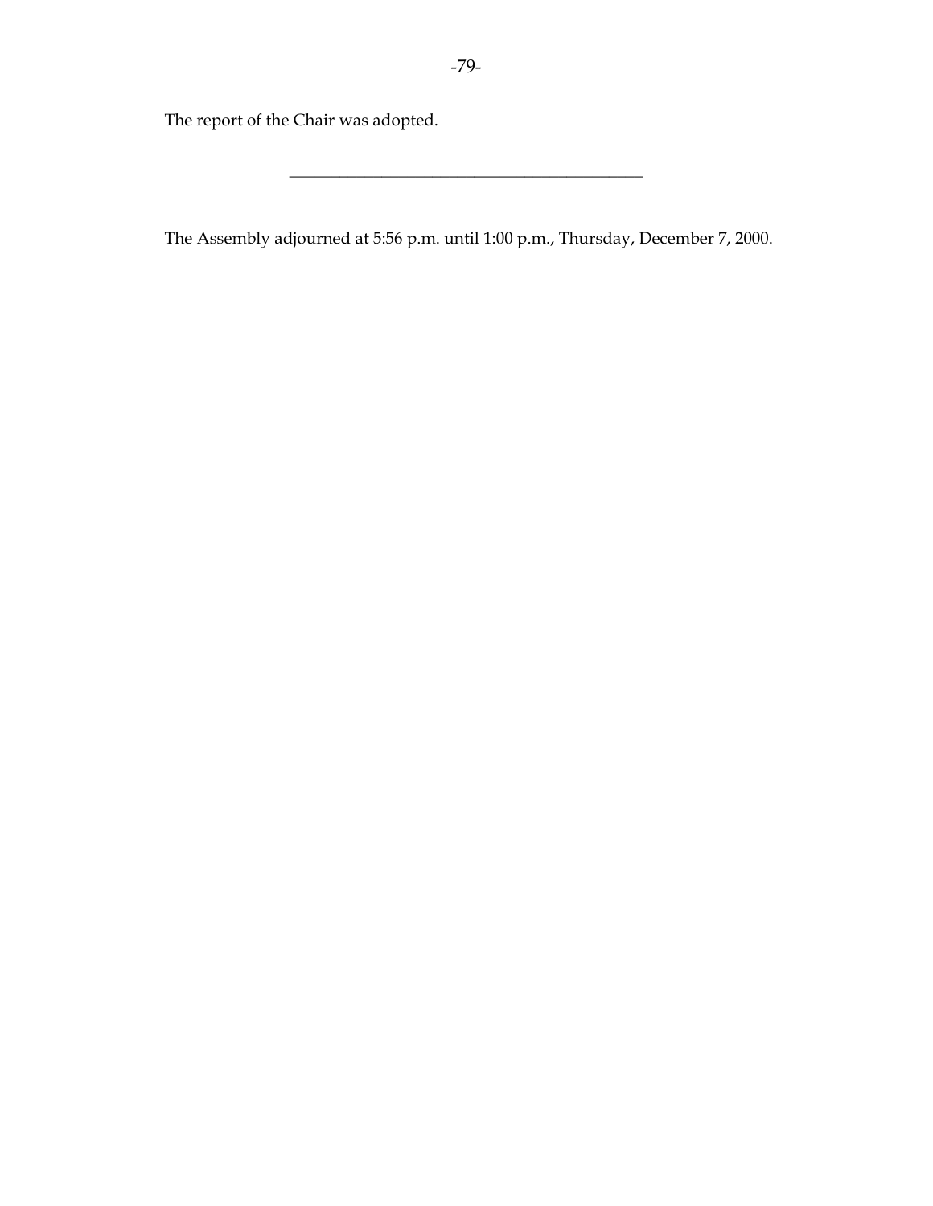The report of the Chair was adopted.

---

The Assembly adjourned at 5:56 p.m. until 1:00 p.m., Thursday, December 7, 2000.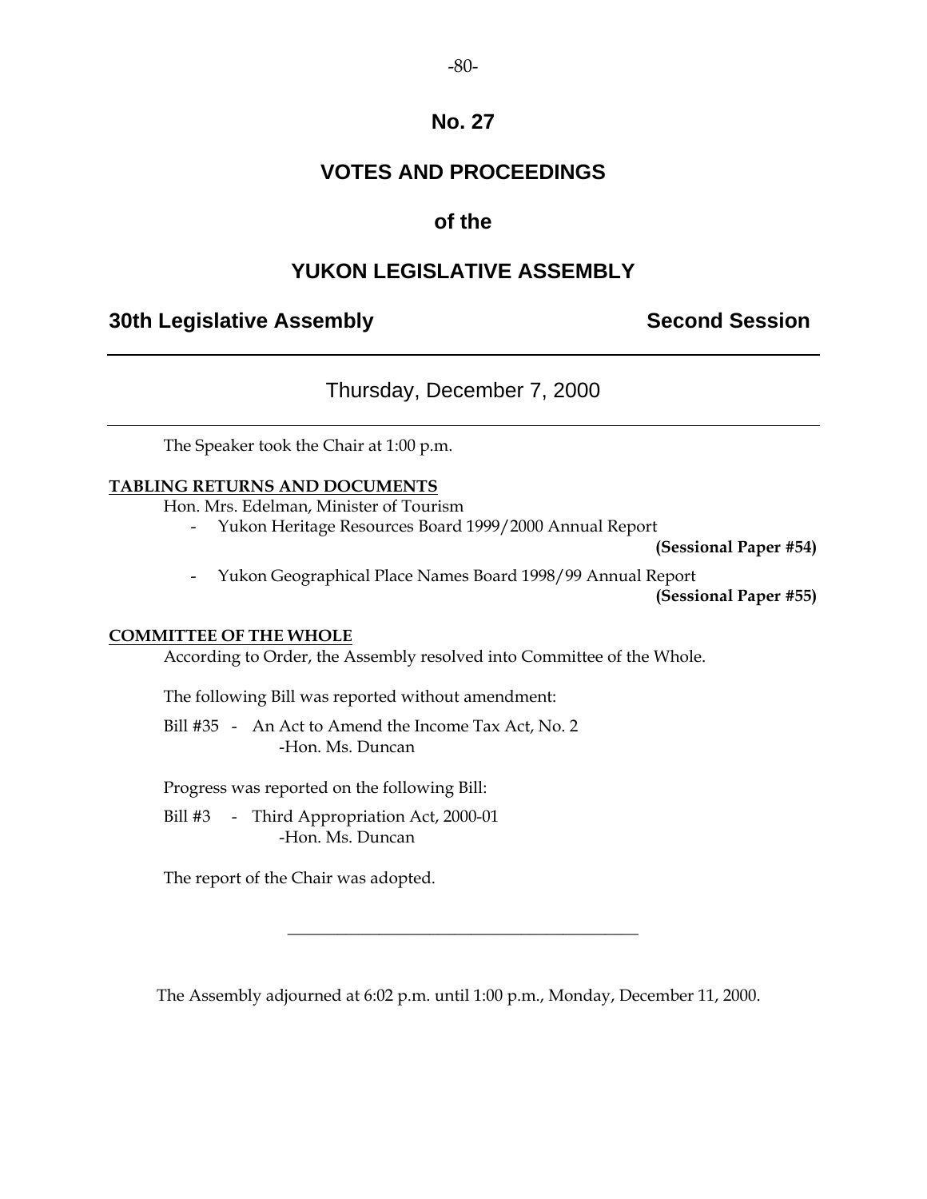# No. 27

# VOTES AND PROCEEDINGS

# of the

# YUKON LEGISLATIVE ASSEMBLY

## 30th Legislative Assembly — Second Session

---

### Thursday, December 7, 2000

---

The Speaker took the Chair at 1:00 p.m.

**TABLING RETURNS AND DOCUMENTS**

Hon. Mrs. Edelman, Minister of Tourism

- Yukon Heritage Resources Board 1999/2000 Annual Report **(Sessional Paper #54)**
- Yukon Geographical Place Names Board 1998/99 Annual Report **(Sessional Paper #55)**

**COMMITTEE OF THE WHOLE**

According to Order, the Assembly resolved into Committee of the Whole.

The following Bill was reported without amendment:

Bill #35 - An Act to Amend the Income Tax Act, No. 2
-Hon. Ms. Duncan

Progress was reported on the following Bill:

Bill #3 - Third Appropriation Act, 2000-01
-Hon. Ms. Duncan

The report of the Chair was adopted.

---

The Assembly adjourned at 6:02 p.m. until 1:00 p.m., Monday, December 11, 2000.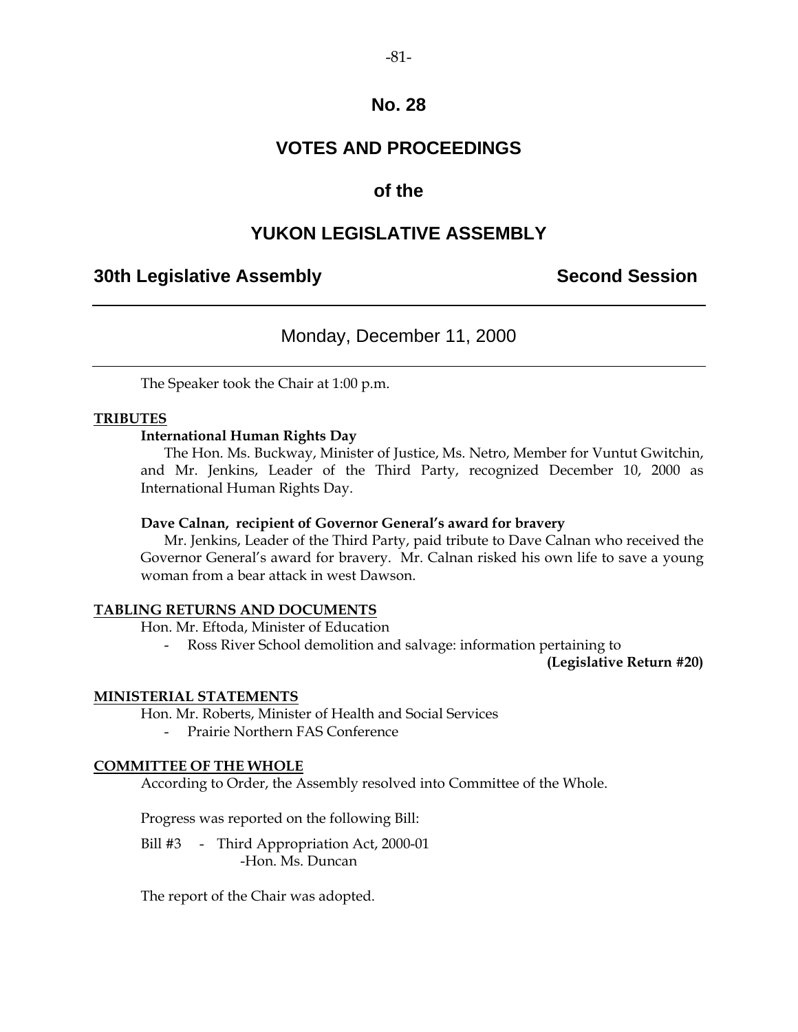# No. 28

# VOTES AND PROCEEDINGS

## of the

# YUKON LEGISLATIVE ASSEMBLY

**30th Legislative Assembly** **Second Session**

---

Monday, December 11, 2000

---

The Speaker took the Chair at 1:00 p.m.

**TRIBUTES**

**International Human Rights Day**

The Hon. Ms. Buckway, Minister of Justice, Ms. Netro, Member for Vuntut Gwitchin, and Mr. Jenkins, Leader of the Third Party, recognized December 10, 2000 as International Human Rights Day.

**Dave Calnan, recipient of Governor General's award for bravery**

Mr. Jenkins, Leader of the Third Party, paid tribute to Dave Calnan who received the Governor General's award for bravery. Mr. Calnan risked his own life to save a young woman from a bear attack in west Dawson.

**TABLING RETURNS AND DOCUMENTS**

Hon. Mr. Eftoda, Minister of Education

- Ross River School demolition and salvage: information pertaining to **(Legislative Return #20)**

**MINISTERIAL STATEMENTS**

Hon. Mr. Roberts, Minister of Health and Social Services

- Prairie Northern FAS Conference

**COMMITTEE OF THE WHOLE**

According to Order, the Assembly resolved into Committee of the Whole.

Progress was reported on the following Bill:

Bill #3 - Third Appropriation Act, 2000-01
-Hon. Ms. Duncan

The report of the Chair was adopted.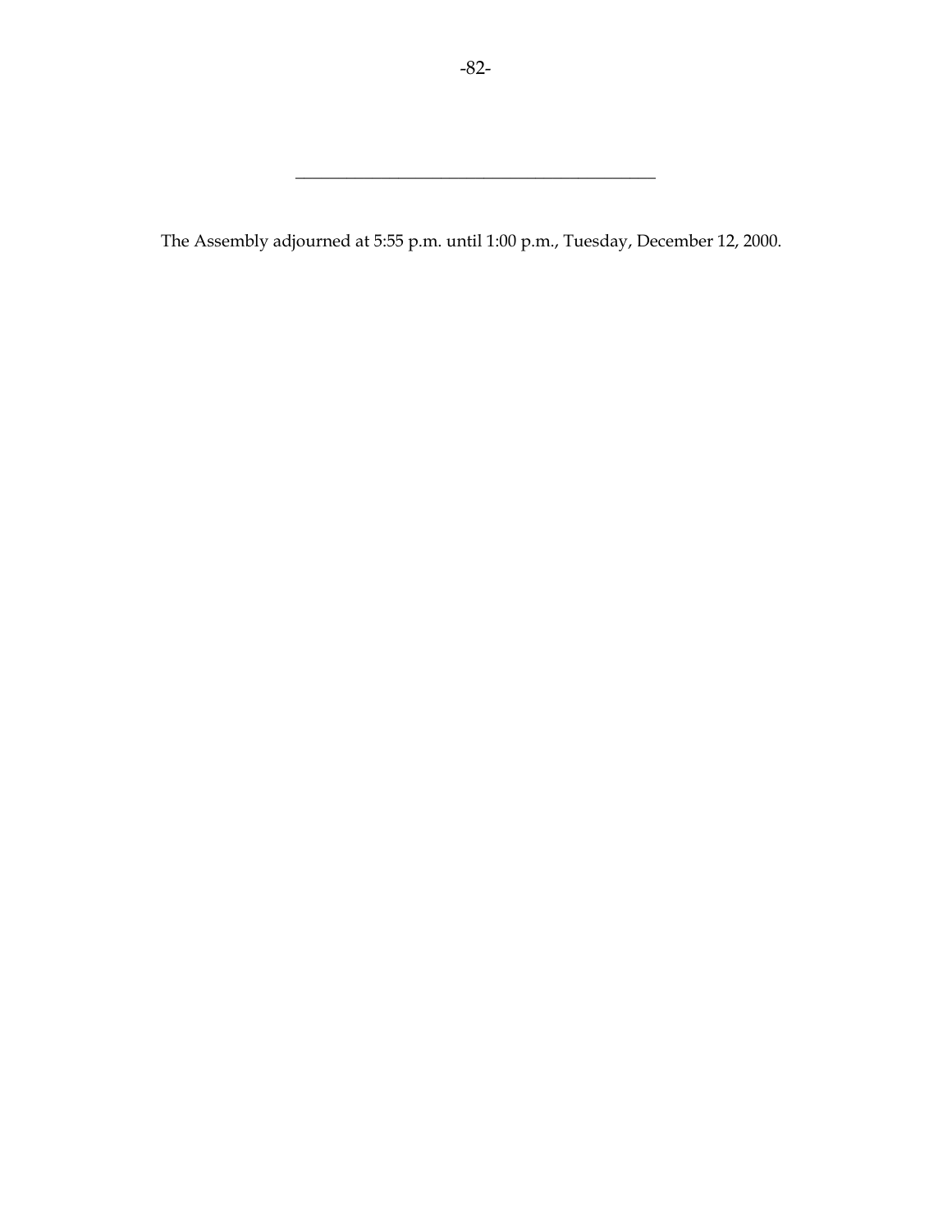---

The Assembly adjourned at 5:55 p.m. until 1:00 p.m., Tuesday, December 12, 2000.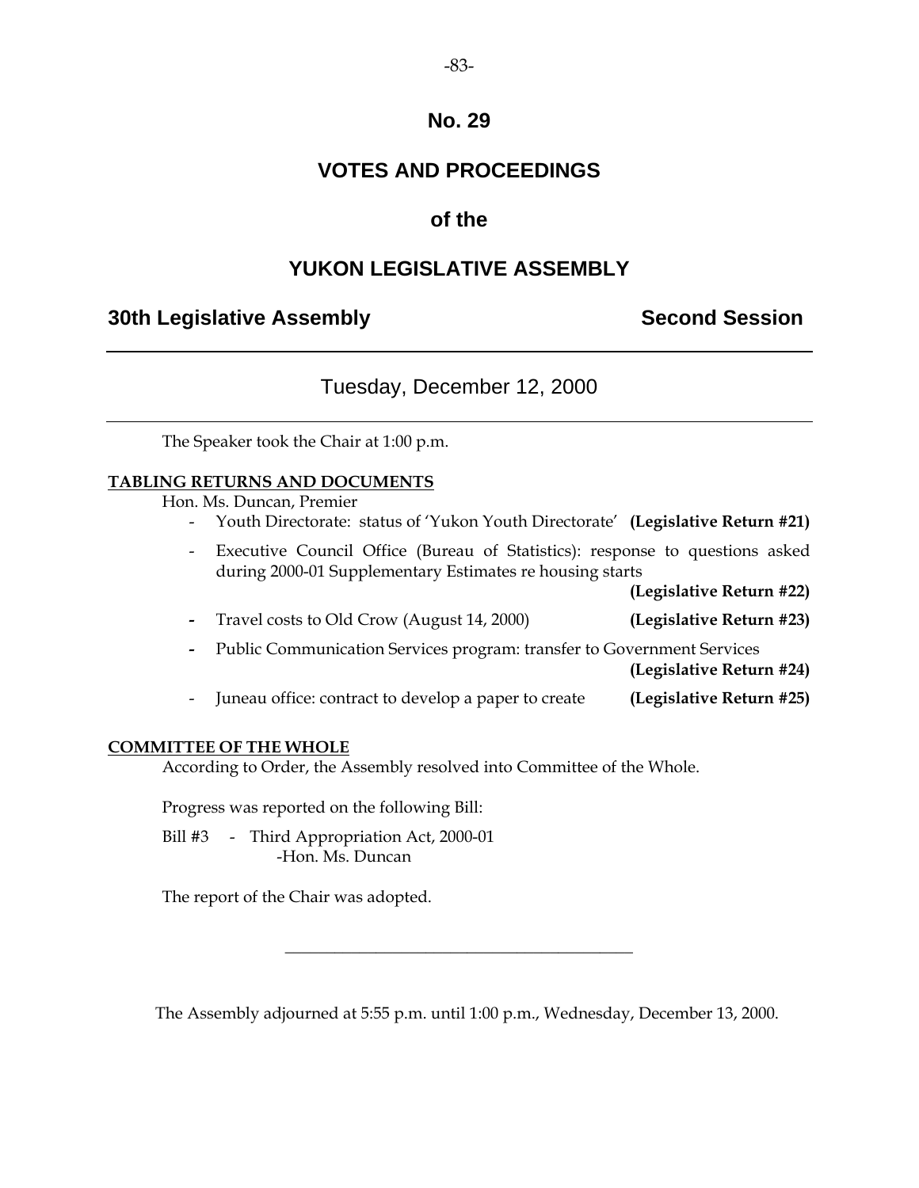# No. 29

# VOTES AND PROCEEDINGS

# of the

# YUKON LEGISLATIVE ASSEMBLY

**30th Legislative Assembly** **Second Session**

---

## Tuesday, December 12, 2000

---

The Speaker took the Chair at 1:00 p.m.

**TABLING RETURNS AND DOCUMENTS**

Hon. Ms. Duncan, Premier

- Youth Directorate: status of 'Yukon Youth Directorate' **(Legislative Return #21)**
- Executive Council Office (Bureau of Statistics): response to questions asked during 2000-01 Supplementary Estimates re housing starts **(Legislative Return #22)**
- Travel costs to Old Crow (August 14, 2000) **(Legislative Return #23)**
- Public Communication Services program: transfer to Government Services **(Legislative Return #24)**
- Juneau office: contract to develop a paper to create **(Legislative Return #25)**

**COMMITTEE OF THE WHOLE**

According to Order, the Assembly resolved into Committee of the Whole.

Progress was reported on the following Bill:

Bill #3 - Third Appropriation Act, 2000-01
-Hon. Ms. Duncan

The report of the Chair was adopted.

---

The Assembly adjourned at 5:55 p.m. until 1:00 p.m., Wednesday, December 13, 2000.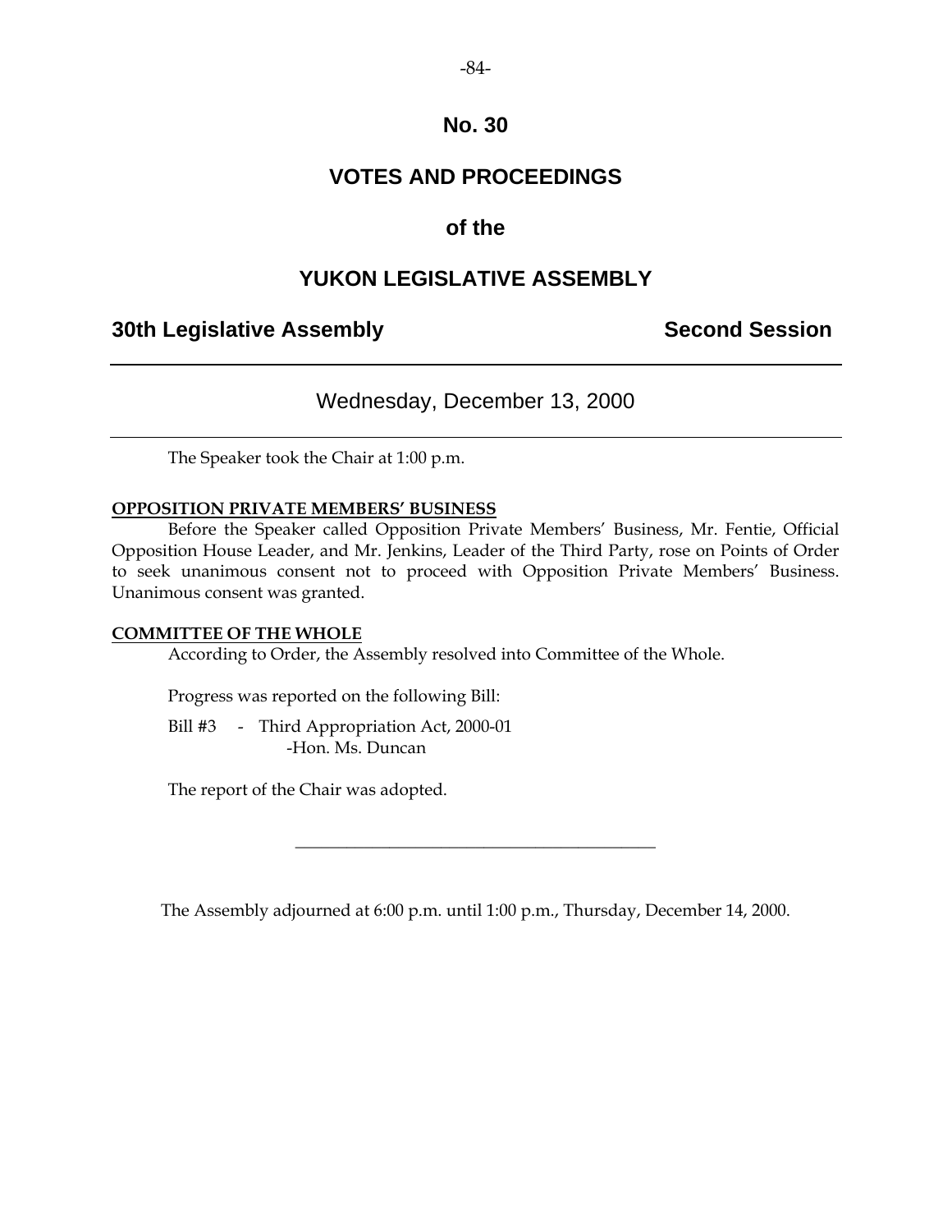# No. 30

# VOTES AND PROCEEDINGS

# of the

# YUKON LEGISLATIVE ASSEMBLY

**30th Legislative Assembly** **Second Session**

---

Wednesday, December 13, 2000

---

The Speaker took the Chair at 1:00 p.m.

**OPPOSITION PRIVATE MEMBERS' BUSINESS**

Before the Speaker called Opposition Private Members' Business, Mr. Fentie, Official Opposition House Leader, and Mr. Jenkins, Leader of the Third Party, rose on Points of Order to seek unanimous consent not to proceed with Opposition Private Members' Business. Unanimous consent was granted.

**COMMITTEE OF THE WHOLE**

According to Order, the Assembly resolved into Committee of the Whole.

Progress was reported on the following Bill:

Bill #3 - Third Appropriation Act, 2000-01
-Hon. Ms. Duncan

The report of the Chair was adopted.

---

The Assembly adjourned at 6:00 p.m. until 1:00 p.m., Thursday, December 14, 2000.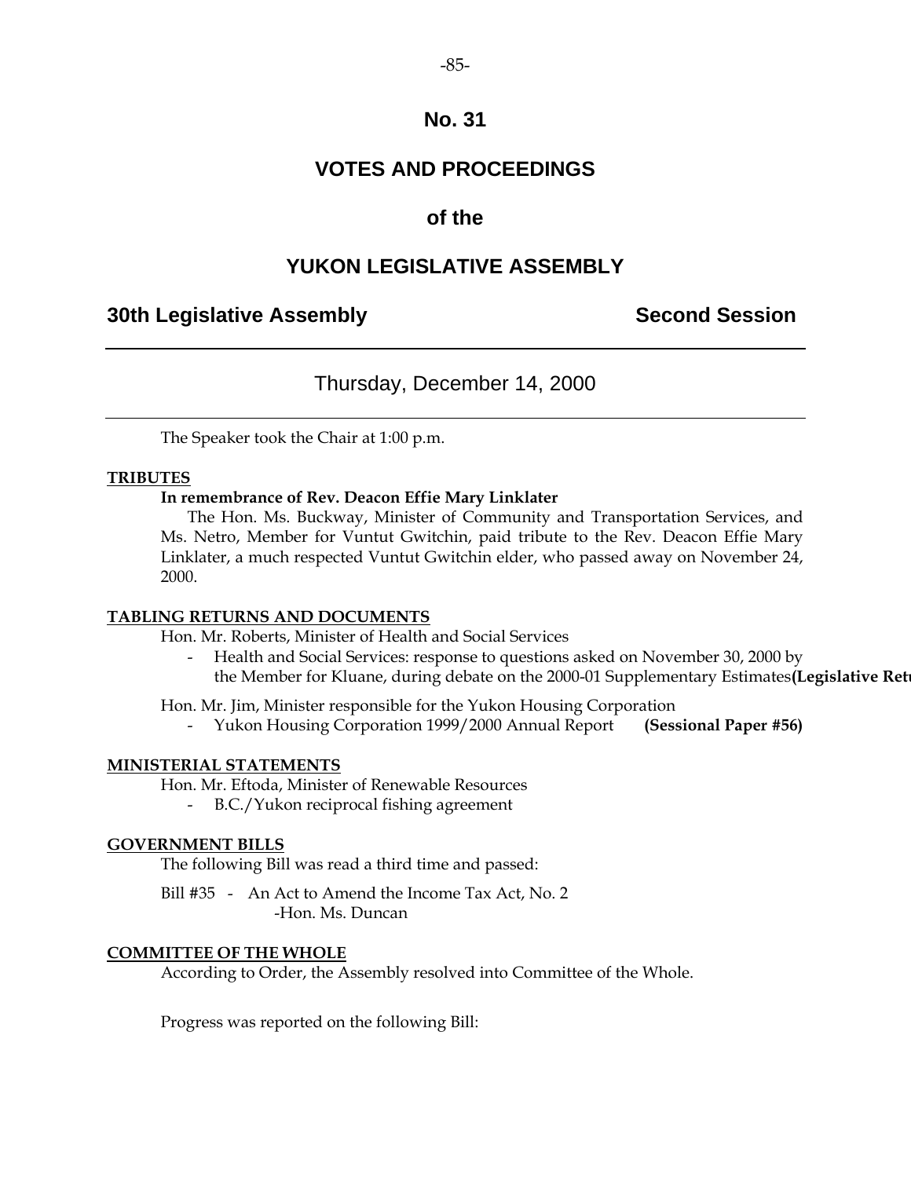# No. 31

# VOTES AND PROCEEDINGS

## of the

# YUKON LEGISLATIVE ASSEMBLY

**30th Legislative Assembly** **Second Session**

---

Thursday, December 14, 2000

---

The Speaker took the Chair at 1:00 p.m.

**TRIBUTES**

**In remembrance of Rev. Deacon Effie Mary Linklater**

The Hon. Ms. Buckway, Minister of Community and Transportation Services, and Ms. Netro, Member for Vuntut Gwitchin, paid tribute to the Rev. Deacon Effie Mary Linklater, a much respected Vuntut Gwitchin elder, who passed away on November 24, 2000.

**TABLING RETURNS AND DOCUMENTS**

Hon. Mr. Roberts, Minister of Health and Social Services

- Health and Social Services: response to questions asked on November 30, 2000 by the Member for Kluane, during debate on the 2000-01 Supplementary Estimates **(Legislative Ret**

Hon. Mr. Jim, Minister responsible for the Yukon Housing Corporation

- Yukon Housing Corporation 1999/2000 Annual Report **(Sessional Paper #56)**

**MINISTERIAL STATEMENTS**

Hon. Mr. Eftoda, Minister of Renewable Resources

- B.C./Yukon reciprocal fishing agreement

**GOVERNMENT BILLS**

The following Bill was read a third time and passed:

Bill #35 - An Act to Amend the Income Tax Act, No. 2
-Hon. Ms. Duncan

**COMMITTEE OF THE WHOLE**

According to Order, the Assembly resolved into Committee of the Whole.

Progress was reported on the following Bill: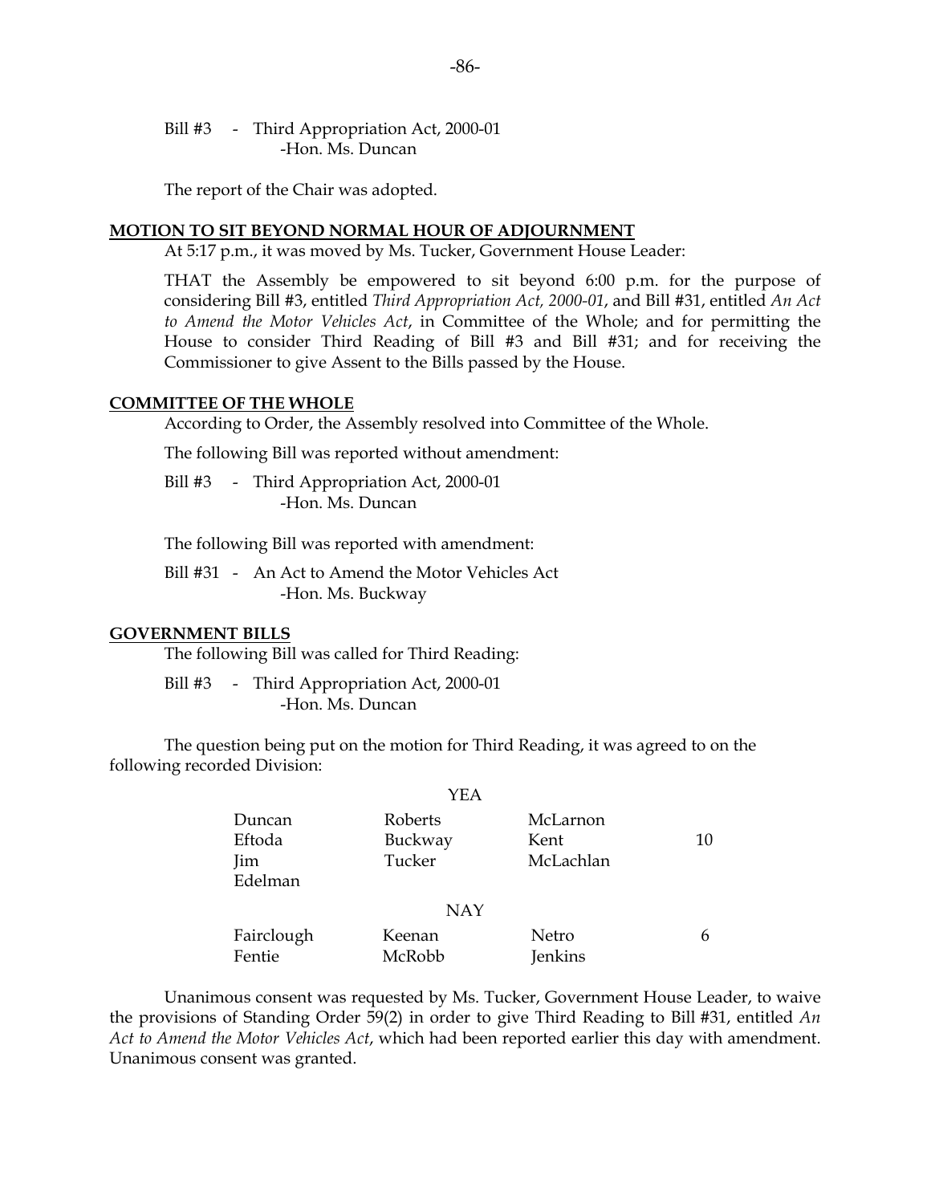Bill #3 - Third Appropriation Act, 2000-01
-Hon. Ms. Duncan

The report of the Chair was adopted.

**MOTION TO SIT BEYOND NORMAL HOUR OF ADJOURNMENT**

At 5:17 p.m., it was moved by Ms. Tucker, Government House Leader:

THAT the Assembly be empowered to sit beyond 6:00 p.m. for the purpose of considering Bill #3, entitled *Third Appropriation Act, 2000-01*, and Bill #31, entitled *An Act to Amend the Motor Vehicles Act*, in Committee of the Whole; and for permitting the House to consider Third Reading of Bill #3 and Bill #31; and for receiving the Commissioner to give Assent to the Bills passed by the House.

**COMMITTEE OF THE WHOLE**

According to Order, the Assembly resolved into Committee of the Whole.

The following Bill was reported without amendment:

Bill #3 - Third Appropriation Act, 2000-01
-Hon. Ms. Duncan

The following Bill was reported with amendment:

Bill #31 - An Act to Amend the Motor Vehicles Act
-Hon. Ms. Buckway

**GOVERNMENT BILLS**

The following Bill was called for Third Reading:

Bill #3 - Third Appropriation Act, 2000-01
-Hon. Ms. Duncan

The question being put on the motion for Third Reading, it was agreed to on the following recorded Division:

YEA

| | | | |
|---|---|---|---|
| Duncan | Roberts | McLarnon | |
| Eftoda | Buckway | Kent | 10 |
| Jim | Tucker | McLachlan | |
| Edelman | | | |

NAY

| | | | |
|---|---|---|---|
| Fairclough | Keenan | Netro | 6 |
| Fentie | McRobb | Jenkins | |

Unanimous consent was requested by Ms. Tucker, Government House Leader, to waive the provisions of Standing Order 59(2) in order to give Third Reading to Bill #31, entitled *An Act to Amend the Motor Vehicles Act*, which had been reported earlier this day with amendment. Unanimous consent was granted.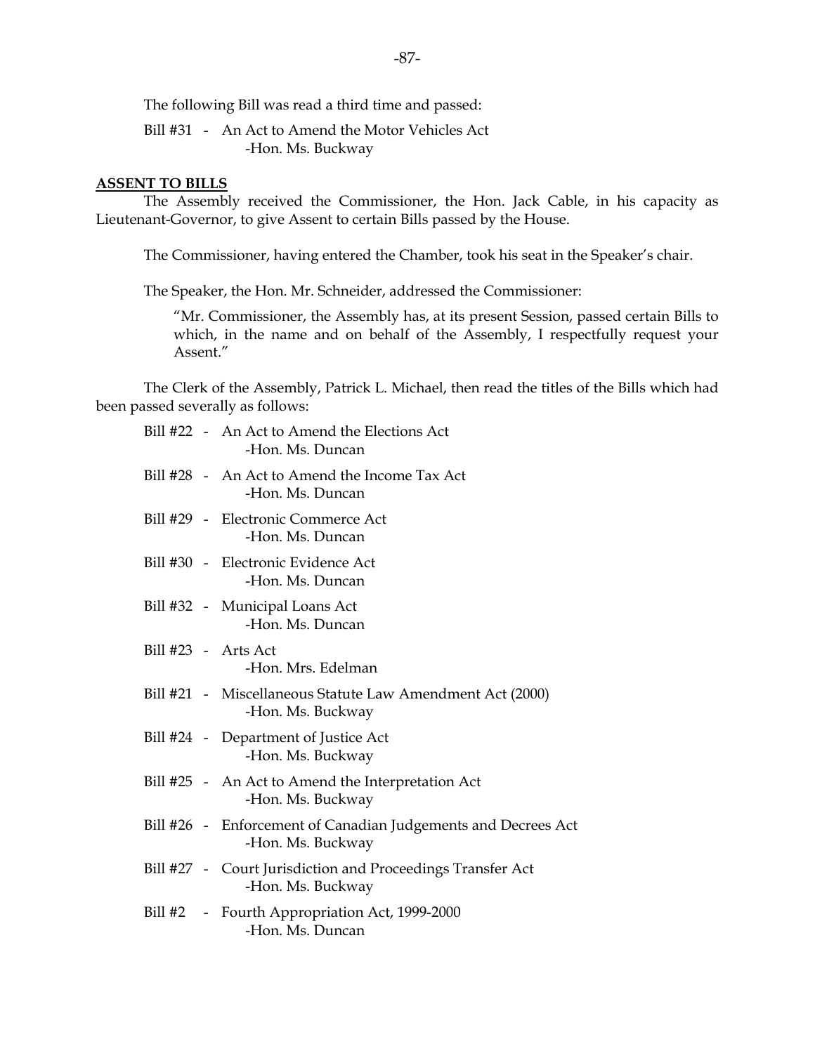The following Bill was read a third time and passed:

Bill #31 - An Act to Amend the Motor Vehicles Act
-Hon. Ms. Buckway

**ASSENT TO BILLS**

The Assembly received the Commissioner, the Hon. Jack Cable, in his capacity as Lieutenant-Governor, to give Assent to certain Bills passed by the House.

The Commissioner, having entered the Chamber, took his seat in the Speaker's chair.

The Speaker, the Hon. Mr. Schneider, addressed the Commissioner:

> "Mr. Commissioner, the Assembly has, at its present Session, passed certain Bills to which, in the name and on behalf of the Assembly, I respectfully request your Assent."

The Clerk of the Assembly, Patrick L. Michael, then read the titles of the Bills which had been passed severally as follows:

Bill #22 - An Act to Amend the Elections Act
-Hon. Ms. Duncan

Bill #28 - An Act to Amend the Income Tax Act
-Hon. Ms. Duncan

Bill #29 - Electronic Commerce Act
-Hon. Ms. Duncan

Bill #30 - Electronic Evidence Act
-Hon. Ms. Duncan

Bill #32 - Municipal Loans Act
-Hon. Ms. Duncan

Bill #23 - Arts Act
-Hon. Mrs. Edelman

Bill #21 - Miscellaneous Statute Law Amendment Act (2000)
-Hon. Ms. Buckway

Bill #24 - Department of Justice Act
-Hon. Ms. Buckway

Bill #25 - An Act to Amend the Interpretation Act
-Hon. Ms. Buckway

Bill #26 - Enforcement of Canadian Judgements and Decrees Act
-Hon. Ms. Buckway

Bill #27 - Court Jurisdiction and Proceedings Transfer Act
-Hon. Ms. Buckway

Bill #2 - Fourth Appropriation Act, 1999-2000
-Hon. Ms. Duncan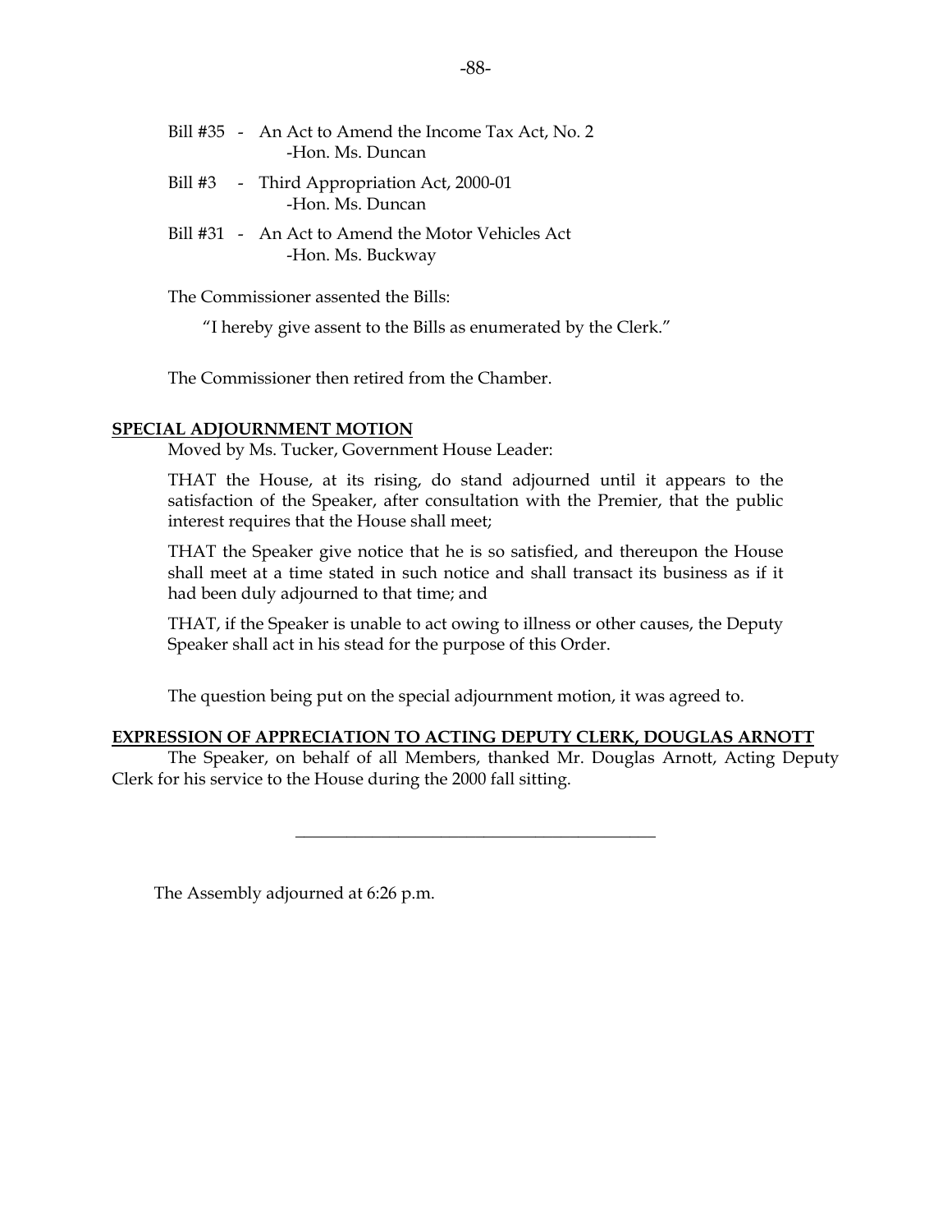Bill #35 - An Act to Amend the Income Tax Act, No. 2
-Hon. Ms. Duncan

Bill #3 - Third Appropriation Act, 2000-01
-Hon. Ms. Duncan

Bill #31 - An Act to Amend the Motor Vehicles Act
-Hon. Ms. Buckway

The Commissioner assented the Bills:

"I hereby give assent to the Bills as enumerated by the Clerk."

The Commissioner then retired from the Chamber.

**SPECIAL ADJOURNMENT MOTION**

Moved by Ms. Tucker, Government House Leader:

THAT the House, at its rising, do stand adjourned until it appears to the satisfaction of the Speaker, after consultation with the Premier, that the public interest requires that the House shall meet;

THAT the Speaker give notice that he is so satisfied, and thereupon the House shall meet at a time stated in such notice and shall transact its business as if it had been duly adjourned to that time; and

THAT, if the Speaker is unable to act owing to illness or other causes, the Deputy Speaker shall act in his stead for the purpose of this Order.

The question being put on the special adjournment motion, it was agreed to.

**EXPRESSION OF APPRECIATION TO ACTING DEPUTY CLERK, DOUGLAS ARNOTT**

The Speaker, on behalf of all Members, thanked Mr. Douglas Arnott, Acting Deputy Clerk for his service to the House during the 2000 fall sitting.

---

The Assembly adjourned at 6:26 p.m.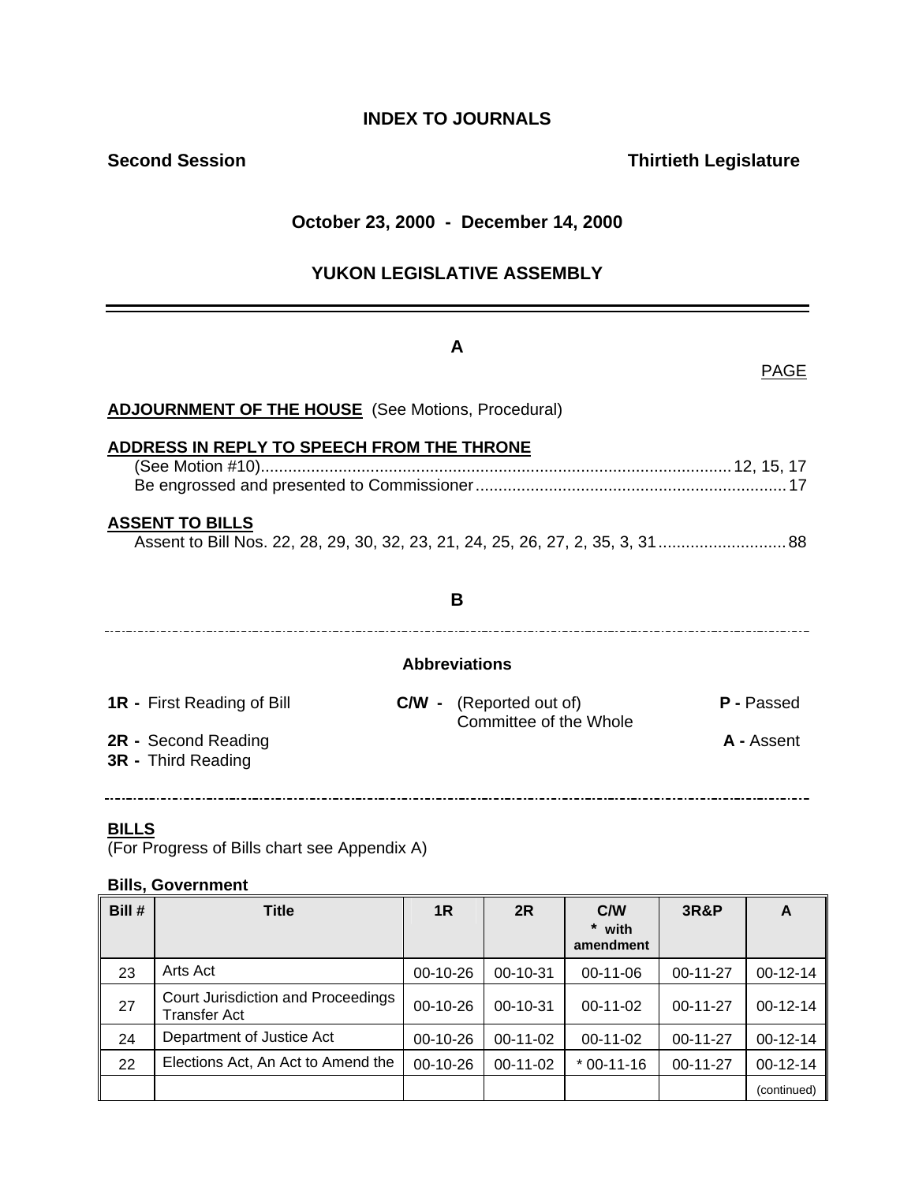# INDEX TO JOURNALS

**Second Session** **Thirtieth Legislature**

**October 23, 2000 - December 14, 2000**

**YUKON LEGISLATIVE ASSEMBLY**

---

## A

PAGE

**ADJOURNMENT OF THE HOUSE** (See Motions, Procedural)

**ADDRESS IN REPLY TO SPEECH FROM THE THRONE**

(See Motion #10)........................................................................................................12, 15, 17
Be engrossed and presented to Commissioner....................................................................17

**ASSENT TO BILLS**

Assent to Bill Nos. 22, 28, 29, 30, 32, 23, 21, 24, 25, 26, 27, 2, 35, 3, 31............................88

## B

**Abbreviations**

**1R -** First Reading of Bill
**2R -** Second Reading
**3R -** Third Reading
**C/W -** (Reported out of) Committee of the Whole
**P -** Passed
**A -** Assent

**BILLS**

(For Progress of Bills chart see Appendix A)

**Bills, Government**

| Bill # | Title | 1R | 2R | C/W * with amendment | 3R&P | A |
|---|---|---|---|---|---|---|
| 23 | Arts Act | 00-10-26 | 00-10-31 | 00-11-06 | 00-11-27 | 00-12-14 |
| 27 | Court Jurisdiction and Proceedings Transfer Act | 00-10-26 | 00-10-31 | 00-11-02 | 00-11-27 | 00-12-14 |
| 24 | Department of Justice Act | 00-10-26 | 00-11-02 | 00-11-02 | 00-11-27 | 00-12-14 |
| 22 | Elections Act, An Act to Amend the | 00-10-26 | 00-11-02 | * 00-11-16 | 00-11-27 | 00-12-14 |
| | | | | | | (continued) |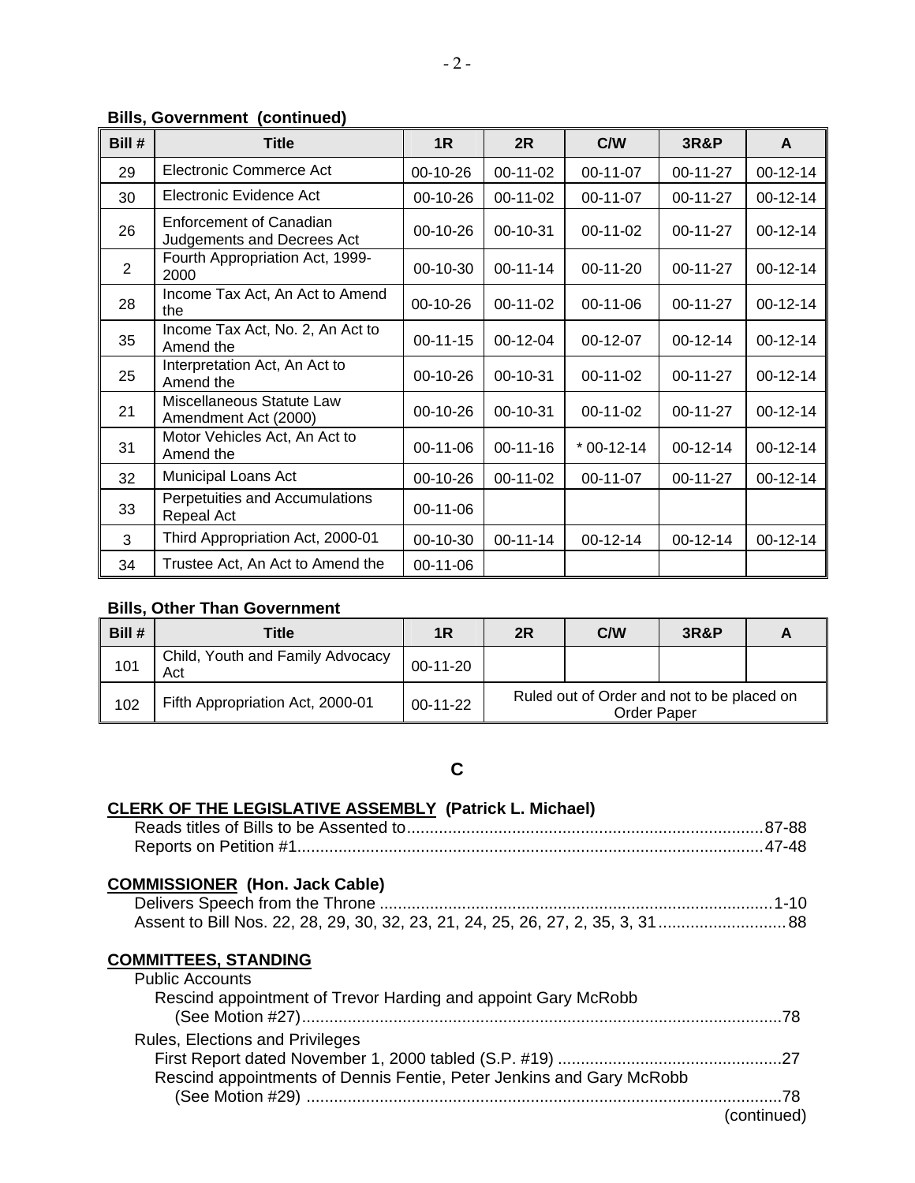**Bills, Government (continued)**

| Bill # | Title | 1R | 2R | C/W | 3R&P | A |
|---|---|---|---|---|---|---|
| 29 | Electronic Commerce Act | 00-10-26 | 00-11-02 | 00-11-07 | 00-11-27 | 00-12-14 |
| 30 | Electronic Evidence Act | 00-10-26 | 00-11-02 | 00-11-07 | 00-11-27 | 00-12-14 |
| 26 | Enforcement of Canadian Judgements and Decrees Act | 00-10-26 | 00-10-31 | 00-11-02 | 00-11-27 | 00-12-14 |
| 2 | Fourth Appropriation Act, 1999-2000 | 00-10-30 | 00-11-14 | 00-11-20 | 00-11-27 | 00-12-14 |
| 28 | Income Tax Act, An Act to Amend the | 00-10-26 | 00-11-02 | 00-11-06 | 00-11-27 | 00-12-14 |
| 35 | Income Tax Act, No. 2, An Act to Amend the | 00-11-15 | 00-12-04 | 00-12-07 | 00-12-14 | 00-12-14 |
| 25 | Interpretation Act, An Act to Amend the | 00-10-26 | 00-10-31 | 00-11-02 | 00-11-27 | 00-12-14 |
| 21 | Miscellaneous Statute Law Amendment Act (2000) | 00-10-26 | 00-10-31 | 00-11-02 | 00-11-27 | 00-12-14 |
| 31 | Motor Vehicles Act, An Act to Amend the | 00-11-06 | 00-11-16 | * 00-12-14 | 00-12-14 | 00-12-14 |
| 32 | Municipal Loans Act | 00-10-26 | 00-11-02 | 00-11-07 | 00-11-27 | 00-12-14 |
| 33 | Perpetuities and Accumulations Repeal Act | 00-11-06 | | | | |
| 3 | Third Appropriation Act, 2000-01 | 00-10-30 | 00-11-14 | 00-12-14 | 00-12-14 | 00-12-14 |
| 34 | Trustee Act, An Act to Amend the | 00-11-06 | | | | |

**Bills, Other Than Government**

| Bill # | Title | 1R | 2R | C/W | 3R&P | A |
|---|---|---|---|---|---|---|
| 101 | Child, Youth and Family Advocacy Act | 00-11-20 | | | | |
| 102 | Fifth Appropriation Act, 2000-01 | 00-11-22 | Ruled out of Order and not to be placed on Order Paper | | | |

## C

**CLERK OF THE LEGISLATIVE ASSEMBLY (Patrick L. Michael)**

- Reads titles of Bills to be Assented to....87-88
- Reports on Petition #1....47-48

**COMMISSIONER (Hon. Jack Cable)**

- Delivers Speech from the Throne....1-10
- Assent to Bill Nos. 22, 28, 29, 30, 32, 23, 21, 24, 25, 26, 27, 2, 35, 3, 31....88

**COMMITTEES, STANDING**

Public Accounts

- Rescind appointment of Trevor Harding and appoint Gary McRobb (See Motion #27)....78

Rules, Elections and Privileges

- First Report dated November 1, 2000 tabled (S.P. #19)....27
- Rescind appointments of Dennis Fentie, Peter Jenkins and Gary McRobb (See Motion #29)....78

(continued)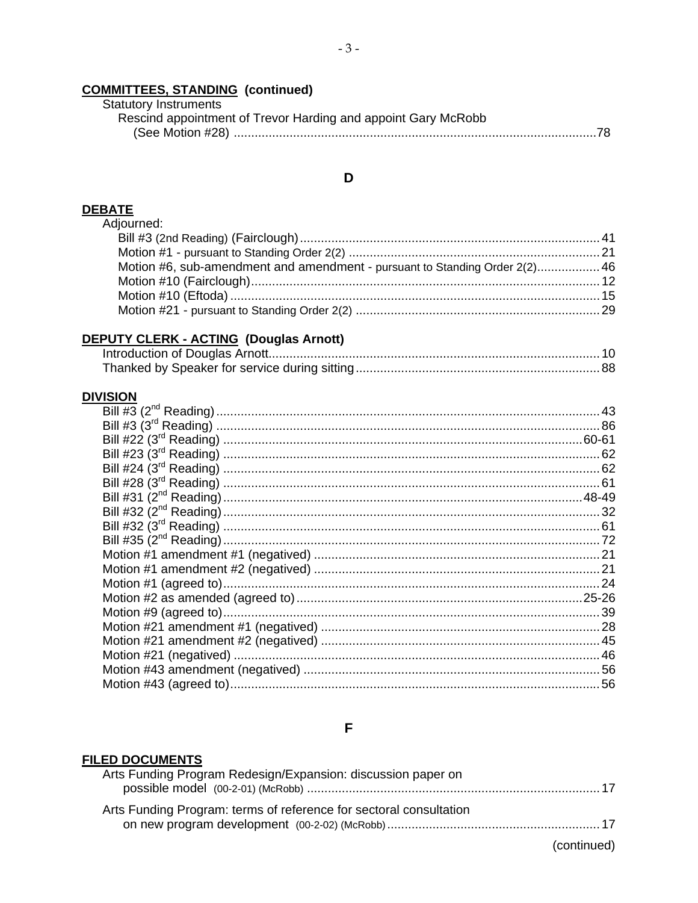**COMMITTEES, STANDING (continued)**

Statistical Instruments

Rescind appointment of Trevor Harding and appoint Gary McRobb (See Motion #28) ....78

## D

**DEBATE**

Adjourned:

- Bill #3 (2nd Reading) (Fairclough)....41
- Motion #1 - pursuant to Standing Order 2(2) ....21
- Motion #6, sub-amendment and amendment - pursuant to Standing Order 2(2)....46
- Motion #10 (Fairclough)....12
- Motion #10 (Eftoda)....15
- Motion #21 - pursuant to Standing Order 2(2) ....29

**DEPUTY CLERK - ACTING (Douglas Arnott)**

- Introduction of Douglas Arnott....10
- Thanked by Speaker for service during sitting....88

**DIVISION**

- Bill #3 (2nd Reading)....43
- Bill #3 (3rd Reading) ....86
- Bill #22 (3rd Reading) ....60-61
- Bill #23 (3rd Reading) ....62
- Bill #24 (3rd Reading) ....62
- Bill #28 (3rd Reading) ....61
- Bill #31 (2nd Reading)....48-49
- Bill #32 (2nd Reading)....32
- Bill #32 (3rd Reading) ....61
- Bill #35 (2nd Reading)....72
- Motion #1 amendment #1 (negatived) ....21
- Motion #1 amendment #2 (negatived) ....21
- Motion #1 (agreed to)....24
- Motion #2 as amended (agreed to)....25-26
- Motion #9 (agreed to)....39
- Motion #21 amendment #1 (negatived) ....28
- Motion #21 amendment #2 (negatived) ....45
- Motion #21 (negatived) ....46
- Motion #43 amendment (negatived) ....56
- Motion #43 (agreed to)....56

## F

**FILED DOCUMENTS**

- Arts Funding Program Redesign/Expansion: discussion paper on possible model (00-2-01) (McRobb) ....17
- Arts Funding Program: terms of reference for sectoral consultation on new program development (00-2-02) (McRobb)....17

(continued)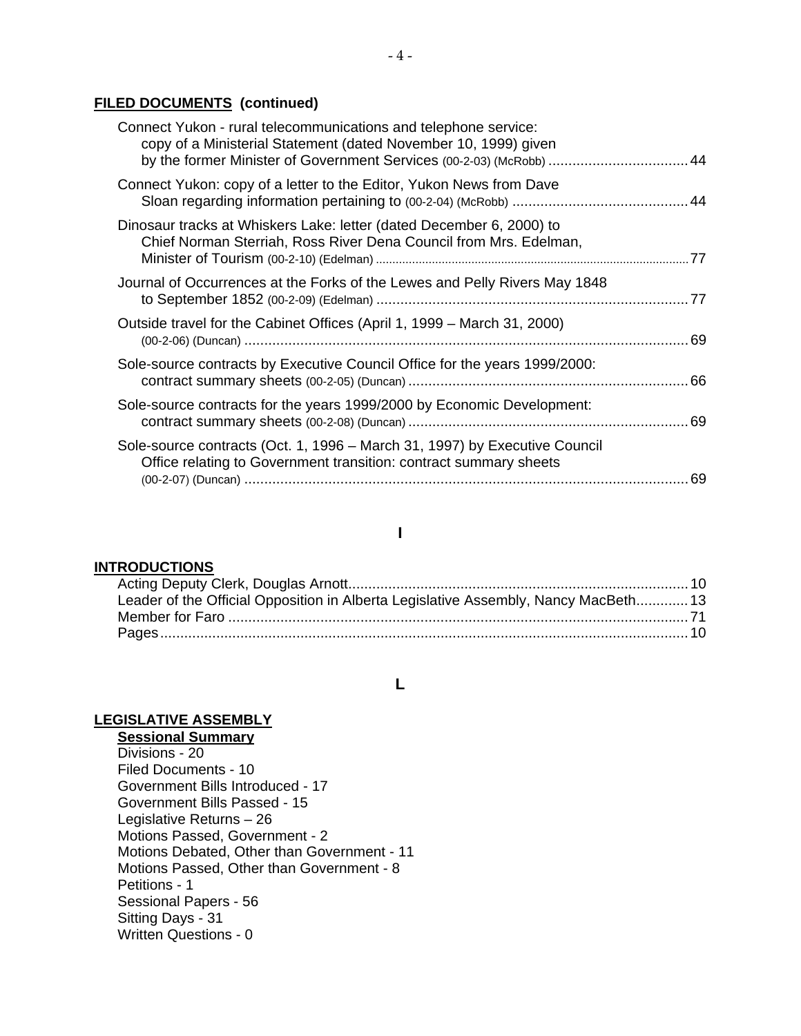**FILED DOCUMENTS (continued)**

Connect Yukon - rural telecommunications and telephone service: copy of a Ministerial Statement (dated November 10, 1999) given by the former Minister of Government Services (00-2-03) (McRobb) .................................. 44

Connect Yukon: copy of a letter to the Editor, Yukon News from Dave Sloan regarding information pertaining to (00-2-04) (McRobb) .......................................... 44

Dinosaur tracks at Whiskers Lake: letter (dated December 6, 2000) to Chief Norman Sterriah, Ross River Dena Council from Mrs. Edelman, Minister of Tourism (00-2-10) (Edelman) .......................................................................................... 77

Journal of Occurrences at the Forks of the Lewes and Pelly Rivers May 1848 to September 1852 (00-2-09) (Edelman) ............................................................................ 77

Outside travel for the Cabinet Offices (April 1, 1999 – March 31, 2000) (00-2-06) (Duncan) ............................................................................................................. 69

Sole-source contracts by Executive Council Office for the years 1999/2000: contract summary sheets (00-2-05) (Duncan) .................................................................... 66

Sole-source contracts for the years 1999/2000 by Economic Development: contract summary sheets (00-2-08) (Duncan) .................................................................... 69

Sole-source contracts (Oct. 1, 1996 – March 31, 1997) by Executive Council Office relating to Government transition: contract summary sheets (00-2-07) (Duncan) ............................................................................................................. 69

## I

**INTRODUCTIONS**

Acting Deputy Clerk, Douglas Arnott.................................................................................... 10
Leader of the Official Opposition in Alberta Legislative Assembly, Nancy MacBeth............. 13
Member for Faro ................................................................................................................. 71
Pages.................................................................................................................................. 10

## L

**LEGISLATIVE ASSEMBLY**

**Sessional Summary**

Divisions - 20
Filed Documents - 10
Government Bills Introduced - 17
Government Bills Passed - 15
Legislative Returns – 26
Motions Passed, Government - 2
Motions Debated, Other than Government - 11
Motions Passed, Other than Government - 8
Petitions - 1
Sessional Papers - 56
Sitting Days - 31
Written Questions - 0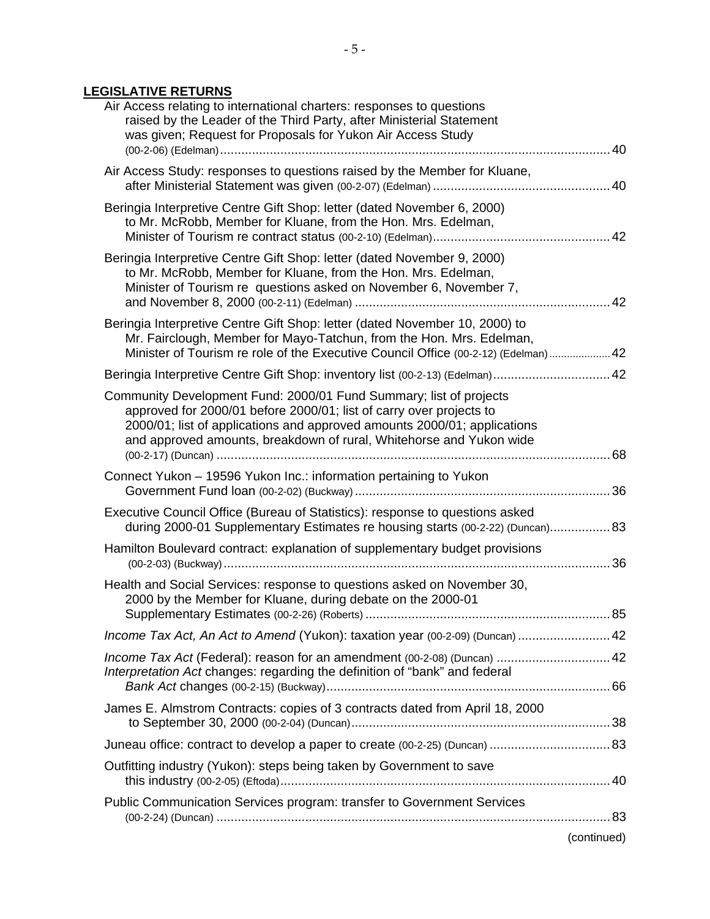## LEGISLATIVE RETURNS

Air Access relating to international charters: responses to questions raised by the Leader of the Third Party, after Ministerial Statement was given; Request for Proposals for Yukon Air Access Study (00-2-06) (Edelman) ..... 40

Air Access Study: responses to questions raised by the Member for Kluane, after Ministerial Statement was given (00-2-07) (Edelman) ..... 40

Beringia Interpretive Centre Gift Shop: letter (dated November 6, 2000) to Mr. McRobb, Member for Kluane, from the Hon. Mrs. Edelman, Minister of Tourism re contract status (00-2-10) (Edelman) ..... 42

Beringia Interpretive Centre Gift Shop: letter (dated November 9, 2000) to Mr. McRobb, Member for Kluane, from the Hon. Mrs. Edelman, Minister of Tourism re questions asked on November 6, November 7, and November 8, 2000 (00-2-11) (Edelman) ..... 42

Beringia Interpretive Centre Gift Shop: letter (dated November 10, 2000) to Mr. Fairclough, Member for Mayo-Tatchun, from the Hon. Mrs. Edelman, Minister of Tourism re role of the Executive Council Office (00-2-12) (Edelman) ..... 42

Beringia Interpretive Centre Gift Shop: inventory list (00-2-13) (Edelman) ..... 42

Community Development Fund: 2000/01 Fund Summary; list of projects approved for 2000/01 before 2000/01; list of carry over projects to 2000/01; list of applications and approved amounts 2000/01; applications and approved amounts, breakdown of rural, Whitehorse and Yukon wide (00-2-17) (Duncan) ..... 68

Connect Yukon – 19596 Yukon Inc.: information pertaining to Yukon Government Fund loan (00-2-02) (Buckway) ..... 36

Executive Council Office (Bureau of Statistics): response to questions asked during 2000-01 Supplementary Estimates re housing starts (00-2-22) (Duncan) ..... 83

Hamilton Boulevard contract: explanation of supplementary budget provisions (00-2-03) (Buckway) ..... 36

Health and Social Services: response to questions asked on November 30, 2000 by the Member for Kluane, during debate on the 2000-01 Supplementary Estimates (00-2-26) (Roberts) ..... 85

*Income Tax Act, An Act to Amend* (Yukon): taxation year (00-2-09) (Duncan) ..... 42

*Income Tax Act* (Federal): reason for an amendment (00-2-08) (Duncan) ..... 42

*Interpretation Act* changes: regarding the definition of "bank" and federal *Bank Act* changes (00-2-15) (Buckway) ..... 66

James E. Almstrom Contracts: copies of 3 contracts dated from April 18, 2000 to September 30, 2000 (00-2-04) (Duncan) ..... 38

Juneau office: contract to develop a paper to create (00-2-25) (Duncan) ..... 83

Outfitting industry (Yukon): steps being taken by Government to save this industry (00-2-05) (Eftoda) ..... 40

Public Communication Services program: transfer to Government Services (00-2-24) (Duncan) ..... 83

(continued)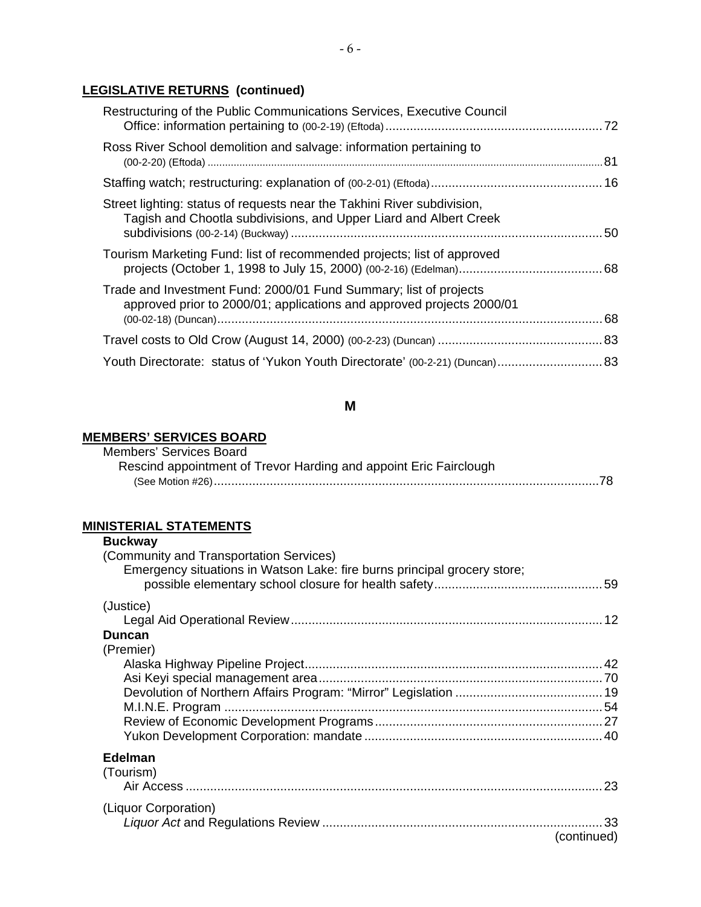**LEGISLATIVE RETURNS (continued)**

Restructuring of the Public Communications Services, Executive Council Office: information pertaining to (00-2-19) (Eftoda) ........ 72

Ross River School demolition and salvage: information pertaining to (00-2-20) (Eftoda) ........ 81

Staffing watch; restructuring: explanation of (00-2-01) (Eftoda) ........ 16

Street lighting: status of requests near the Takhini River subdivision, Tagish and Chootla subdivisions, and Upper Liard and Albert Creek subdivisions (00-2-14) (Buckway) ........ 50

Tourism Marketing Fund: list of recommended projects; list of approved projects (October 1, 1998 to July 15, 2000) (00-2-16) (Edelman) ........ 68

Trade and Investment Fund: 2000/01 Fund Summary; list of projects approved prior to 2000/01; applications and approved projects 2000/01 (00-02-18) (Duncan) ........ 68

Travel costs to Old Crow (August 14, 2000) (00-2-23) (Duncan) ........ 83

Youth Directorate: status of 'Yukon Youth Directorate' (00-2-21) (Duncan) ........ 83

## M

**MEMBERS' SERVICES BOARD**

Members' Services Board
Rescind appointment of Trevor Harding and appoint Eric Fairclough (See Motion #26) ........ 78

**MINISTERIAL STATEMENTS**

**Buckway**

(Community and Transportation Services)
Emergency situations in Watson Lake: fire burns principal grocery store; possible elementary school closure for health safety ........ 59

(Justice)
Legal Aid Operational Review ........ 12

**Duncan**

(Premier)
Alaska Highway Pipeline Project ........ 42
Asi Keyi special management area ........ 70
Devolution of Northern Affairs Program: "Mirror" Legislation ........ 19
M.I.N.E. Program ........ 54
Review of Economic Development Programs ........ 27
Yukon Development Corporation: mandate ........ 40

**Edelman**

(Tourism)
Air Access ........ 23

(Liquor Corporation)
*Liquor Act* and Regulations Review ........ 33

(continued)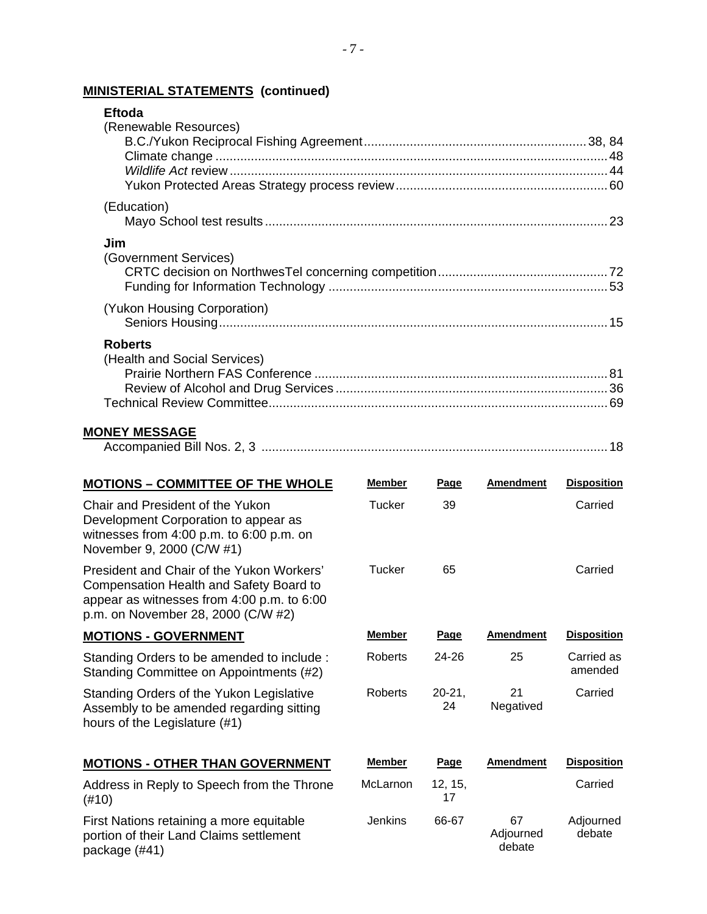## MINISTERIAL STATEMENTS (continued)

**Eftoda**

(Renewable Resources)

- B.C./Yukon Reciprocal Fishing Agreement .......... 38, 84
- Climate change .......... 48
- *Wildlife Act* review .......... 44
- Yukon Protected Areas Strategy process review .......... 60

(Education)

- Mayo School test results .......... 23

**Jim**

(Government Services)

- CRTC decision on NorthwesTel concerning competition .......... 72
- Funding for Information Technology .......... 53

(Yukon Housing Corporation)

- Seniors Housing .......... 15

**Roberts**

(Health and Social Services)

- Prairie Northern FAS Conference .......... 81
- Review of Alcohol and Drug Services .......... 36

Technical Review Committee .......... 69

## MONEY MESSAGE

Accompanied Bill Nos. 2, 3 .......... 18

| MOTIONS – COMMITTEE OF THE WHOLE | Member | Page | Amendment | Disposition |
|---|---|---|---|---|
| Chair and President of the Yukon Development Corporation to appear as witnesses from 4:00 p.m. to 6:00 p.m. on November 9, 2000 (C/W #1) | Tucker | 39 | | Carried |
| President and Chair of the Yukon Workers' Compensation Health and Safety Board to appear as witnesses from 4:00 p.m. to 6:00 p.m. on November 28, 2000 (C/W #2) | Tucker | 65 | | Carried |

| MOTIONS - GOVERNMENT | Member | Page | Amendment | Disposition |
|---|---|---|---|---|
| Standing Orders to be amended to include : Standing Committee on Appointments (#2) | Roberts | 24-26 | 25 | Carried as amended |
| Standing Orders of the Yukon Legislative Assembly to be amended regarding sitting hours of the Legislature (#1) | Roberts | 20-21, 24 | 21 Negatived | Carried |

| MOTIONS - OTHER THAN GOVERNMENT | Member | Page | Amendment | Disposition |
|---|---|---|---|---|
| Address in Reply to Speech from the Throne (#10) | McLarnon | 12, 15, 17 | | Carried |
| First Nations retaining a more equitable portion of their Land Claims settlement package (#41) | Jenkins | 66-67 | 67 Adjourned debate | Adjourned debate |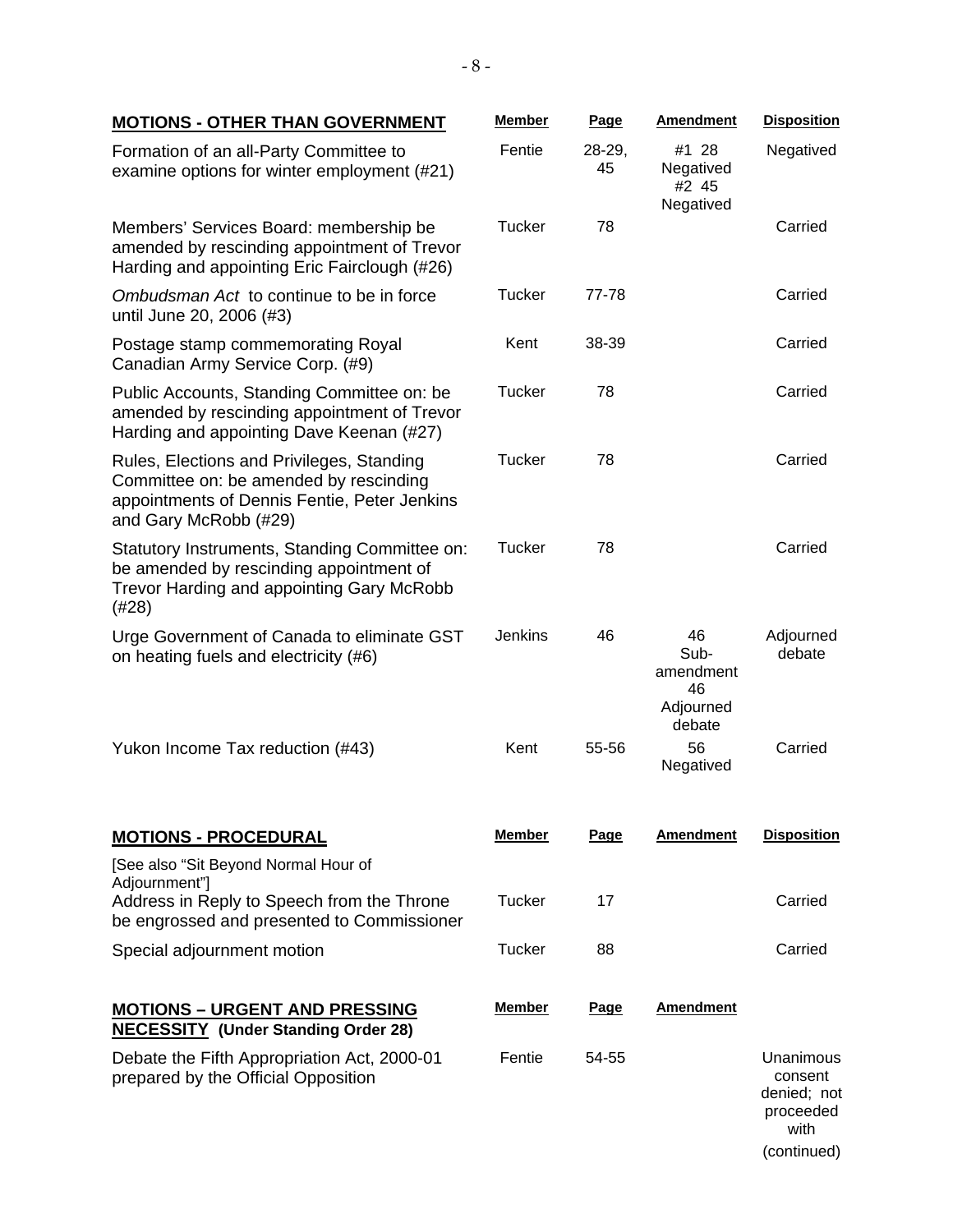| **MOTIONS - OTHER THAN GOVERNMENT** | **Member** | **Page** | **Amendment** | **Disposition** |
|---|---|---|---|---|
| Formation of an all-Party Committee to examine options for winter employment (#21) | Fentie | 28-29, 45 | #1 28 Negatived #2 45 Negatived | Negatived |
| Members' Services Board: membership be amended by rescinding appointment of Trevor Harding and appointing Eric Fairclough (#26) | Tucker | 78 | | Carried |
| *Ombudsman Act* to continue to be in force until June 20, 2006 (#3) | Tucker | 77-78 | | Carried |
| Postage stamp commemorating Royal Canadian Army Service Corp. (#9) | Kent | 38-39 | | Carried |
| Public Accounts, Standing Committee on: be amended by rescinding appointment of Trevor Harding and appointing Dave Keenan (#27) | Tucker | 78 | | Carried |
| Rules, Elections and Privileges, Standing Committee on: be amended by rescinding appointments of Dennis Fentie, Peter Jenkins and Gary McRobb (#29) | Tucker | 78 | | Carried |
| Statutory Instruments, Standing Committee on: be amended by rescinding appointment of Trevor Harding and appointing Gary McRobb (#28) | Tucker | 78 | | Carried |
| Urge Government of Canada to eliminate GST on heating fuels and electricity (#6) | Jenkins | 46 | 46 Sub-amendment 46 Adjourned debate | Adjourned debate |
| Yukon Income Tax reduction (#43) | Kent | 55-56 | 56 Negatived | Carried |

| **MOTIONS - PROCEDURAL** | **Member** | **Page** | **Amendment** | **Disposition** |
|---|---|---|---|---|
| [See also "Sit Beyond Normal Hour of Adjournment"] | | | | |
| Address in Reply to Speech from the Throne be engrossed and presented to Commissioner | Tucker | 17 | | Carried |
| Special adjournment motion | Tucker | 88 | | Carried |

| **MOTIONS – URGENT AND PRESSING NECESSITY (Under Standing Order 28)** | **Member** | **Page** | **Amendment** | |
|---|---|---|---|---|
| Debate the Fifth Appropriation Act, 2000-01 prepared by the Official Opposition | Fentie | 54-55 | | Unanimous consent denied; not proceeded with |

(continued)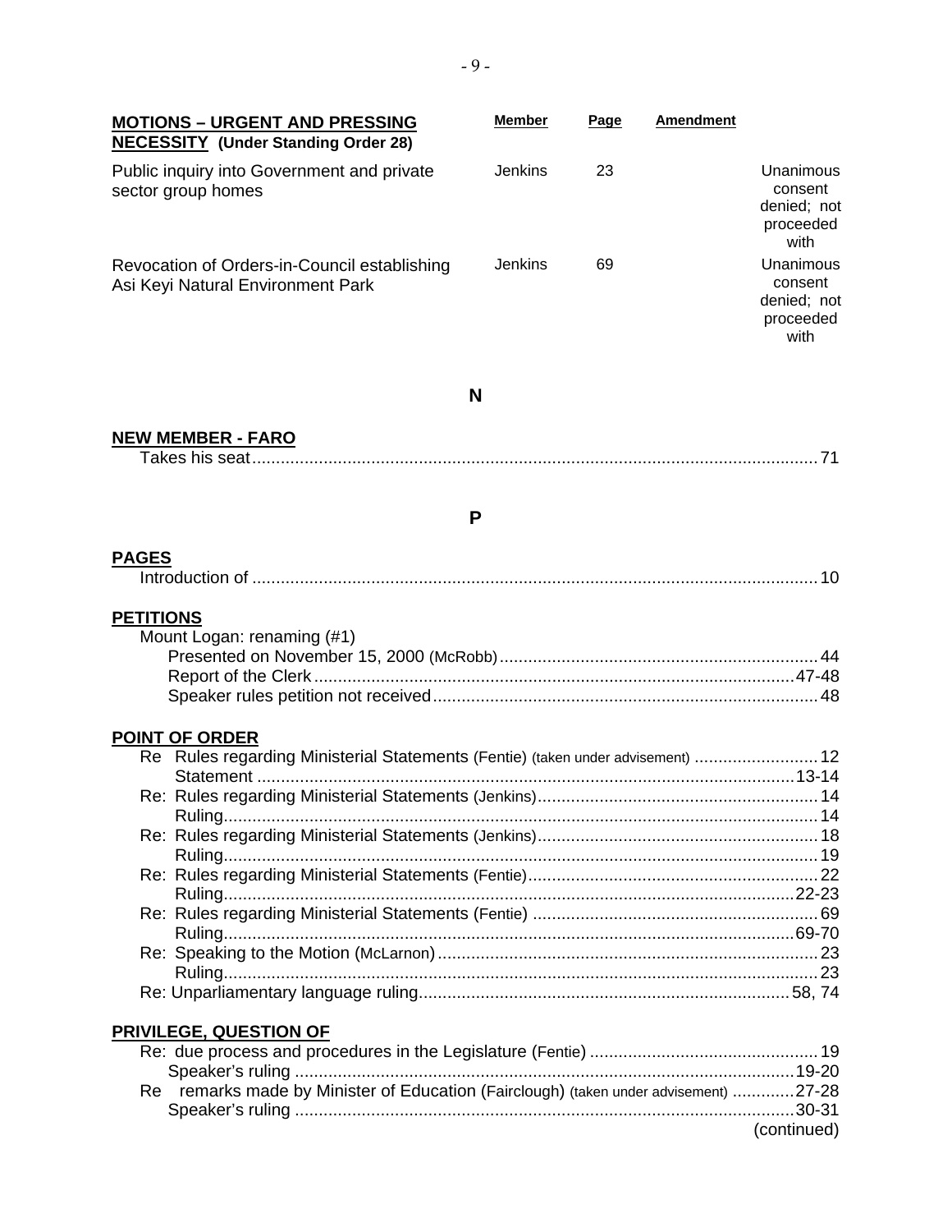**MOTIONS – URGENT AND PRESSING NECESSITY (Under Standing Order 28)**

| | Member | Page | Amendment | |
|---|---|---|---|---|
| Public inquiry into Government and private sector group homes | Jenkins | 23 | | Unanimous consent denied; not proceeded with |
| Revocation of Orders-in-Council establishing Asi Keyi Natural Environment Park | Jenkins | 69 | | Unanimous consent denied; not proceeded with |

## N

**NEW MEMBER - FARO**

Takes his seat ........ 71

## P

**PAGES**

Introduction of ........ 10

**PETITIONS**

Mount Logan: renaming (#1)
- Presented on November 15, 2000 (McRobb) ........ 44
- Report of the Clerk ........ 47-48
- Speaker rules petition not received ........ 48

**POINT OF ORDER**

Re Rules regarding Ministerial Statements (Fentie) (taken under advisement) ........ 12
- Statement ........ 13-14

Re: Rules regarding Ministerial Statements (Jenkins) ........ 14
- Ruling ........ 14

Re: Rules regarding Ministerial Statements (Jenkins) ........ 18
- Ruling ........ 19

Re: Rules regarding Ministerial Statements (Fentie) ........ 22
- Ruling ........ 22-23

Re: Rules regarding Ministerial Statements (Fentie) ........ 69
- Ruling ........ 69-70

Re: Speaking to the Motion (McLarnon) ........ 23
- Ruling ........ 23

Re: Unparliamentary language ruling ........ 58, 74

**PRIVILEGE, QUESTION OF**

Re: due process and procedures in the Legislature (Fentie) ........ 19
- Speaker's ruling ........ 19-20

Re remarks made by Minister of Education (Fairclough) (taken under advisement) ........ 27-28
- Speaker's ruling ........ 30-31

(continued)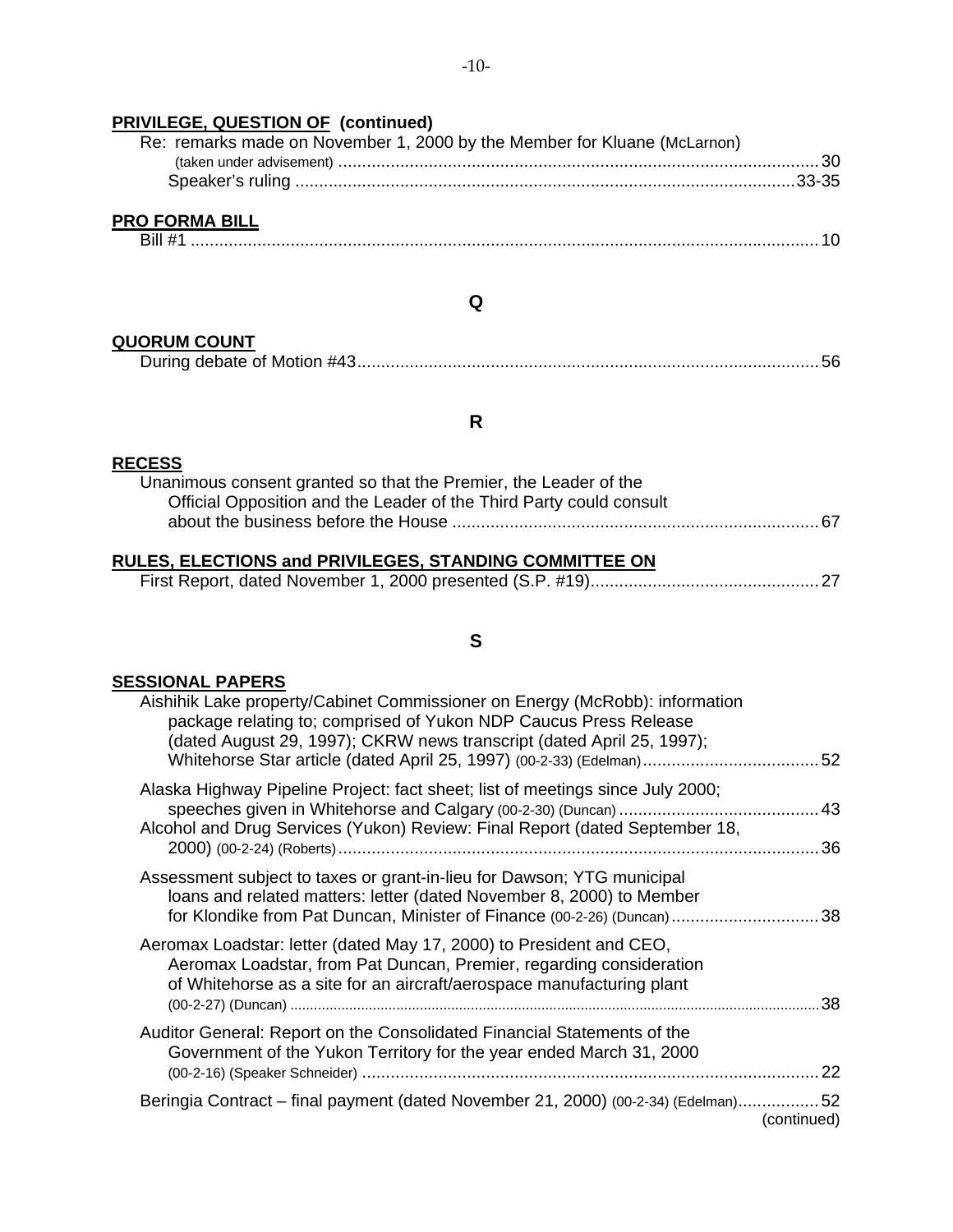**PRIVILEGE, QUESTION OF (continued)**

Re: remarks made on November 1, 2000 by the Member for Kluane (McLarnon)
(taken under advisement) ..... 30
Speaker's ruling ..... 33-35

**PRO FORMA BILL**

Bill #1 ..... 10

## Q

**QUORUM COUNT**

During debate of Motion #43 ..... 56

## R

**RECESS**

Unanimous consent granted so that the Premier, the Leader of the Official Opposition and the Leader of the Third Party could consult about the business before the House ..... 67

**RULES, ELECTIONS and PRIVILEGES, STANDING COMMITTEE ON**

First Report, dated November 1, 2000 presented (S.P. #19) ..... 27

## S

**SESSIONAL PAPERS**

Aishihik Lake property/Cabinet Commissioner on Energy (McRobb): information package relating to; comprised of Yukon NDP Caucus Press Release (dated August 29, 1997); CKRW news transcript (dated April 25, 1997); Whitehorse Star article (dated April 25, 1997) (00-2-33) (Edelman) ..... 52

Alaska Highway Pipeline Project: fact sheet; list of meetings since July 2000; speeches given in Whitehorse and Calgary (00-2-30) (Duncan) ..... 43

Alcohol and Drug Services (Yukon) Review: Final Report (dated September 18, 2000) (00-2-24) (Roberts) ..... 36

Assessment subject to taxes or grant-in-lieu for Dawson; YTG municipal loans and related matters: letter (dated November 8, 2000) to Member for Klondike from Pat Duncan, Minister of Finance (00-2-26) (Duncan) ..... 38

Aeromax Loadstar: letter (dated May 17, 2000) to President and CEO, Aeromax Loadstar, from Pat Duncan, Premier, regarding consideration of Whitehorse as a site for an aircraft/aerospace manufacturing plant (00-2-27) (Duncan) ..... 38

Auditor General: Report on the Consolidated Financial Statements of the Government of the Yukon Territory for the year ended March 31, 2000 (00-2-16) (Speaker Schneider) ..... 22

Beringia Contract – final payment (dated November 21, 2000) (00-2-34) (Edelman) ..... 52

(continued)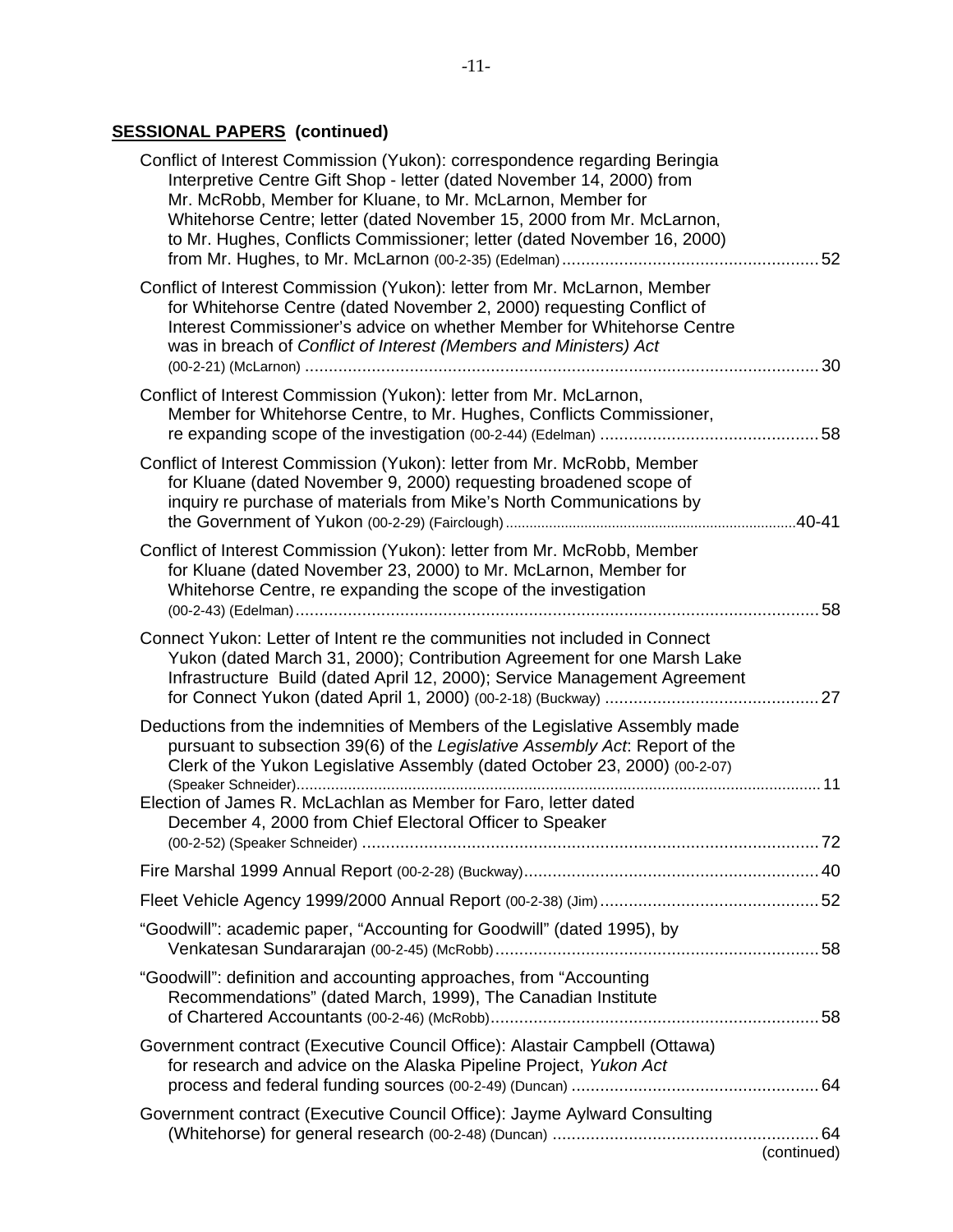**SESSIONAL PAPERS (continued)**

Conflict of Interest Commission (Yukon): correspondence regarding Beringia Interpretive Centre Gift Shop - letter (dated November 14, 2000) from Mr. McRobb, Member for Kluane, to Mr. McLarnon, Member for Whitehorse Centre; letter (dated November 15, 2000 from Mr. McLarnon, to Mr. Hughes, Conflicts Commissioner; letter (dated November 16, 2000) from Mr. Hughes, to Mr. McLarnon (00-2-35) (Edelman) ..................................................... 52

Conflict of Interest Commission (Yukon): letter from Mr. McLarnon, Member for Whitehorse Centre (dated November 2, 2000) requesting Conflict of Interest Commissioner's advice on whether Member for Whitehorse Centre was in breach of *Conflict of Interest (Members and Ministers) Act* (00-2-21) (McLarnon) ........................................................................................................... 30

Conflict of Interest Commission (Yukon): letter from Mr. McLarnon, Member for Whitehorse Centre, to Mr. Hughes, Conflicts Commissioner, re expanding scope of the investigation (00-2-44) (Edelman) ............................................. 58

Conflict of Interest Commission (Yukon): letter from Mr. McRobb, Member for Kluane (dated November 9, 2000) requesting broadened scope of inquiry re purchase of materials from Mike's North Communications by the Government of Yukon (00-2-29) (Fairclough) ........................................................................ 40-41

Conflict of Interest Commission (Yukon): letter from Mr. McRobb, Member for Kluane (dated November 23, 2000) to Mr. McLarnon, Member for Whitehorse Centre, re expanding the scope of the investigation (00-2-43) (Edelman) .............................................................................................................. 58

Connect Yukon: Letter of Intent re the communities not included in Connect Yukon (dated March 31, 2000); Contribution Agreement for one Marsh Lake Infrastructure Build (dated April 12, 2000); Service Management Agreement for Connect Yukon (dated April 1, 2000) (00-2-18) (Buckway) ............................................ 27

Deductions from the indemnities of Members of the Legislative Assembly made pursuant to subsection 39(6) of the *Legislative Assembly Act*: Report of the Clerk of the Yukon Legislative Assembly (dated October 23, 2000) (00-2-07) (Speaker Schneider)........................................................................................................... 11

Election of James R. McLachlan as Member for Faro, letter dated December 4, 2000 from Chief Electoral Officer to Speaker (00-2-52) (Speaker Schneider) ................................................................................................ 72

Fire Marshal 1999 Annual Report (00-2-28) (Buckway)............................................................. 40

Fleet Vehicle Agency 1999/2000 Annual Report (00-2-38) (Jim)............................................. 52

"Goodwill": academic paper, "Accounting for Goodwill" (dated 1995), by Venkatesan Sundararajan (00-2-45) (McRobb).................................................................... 58

"Goodwill": definition and accounting approaches, from "Accounting Recommendations" (dated March, 1999), The Canadian Institute of Chartered Accountants (00-2-46) (McRobb).................................................................... 58

Government contract (Executive Council Office): Alastair Campbell (Ottawa) for research and advice on the Alaska Pipeline Project, *Yukon Act* process and federal funding sources (00-2-49) (Duncan) ................................................... 64

Government contract (Executive Council Office): Jayme Aylward Consulting (Whitehorse) for general research (00-2-48) (Duncan) ........................................................ 64

(continued)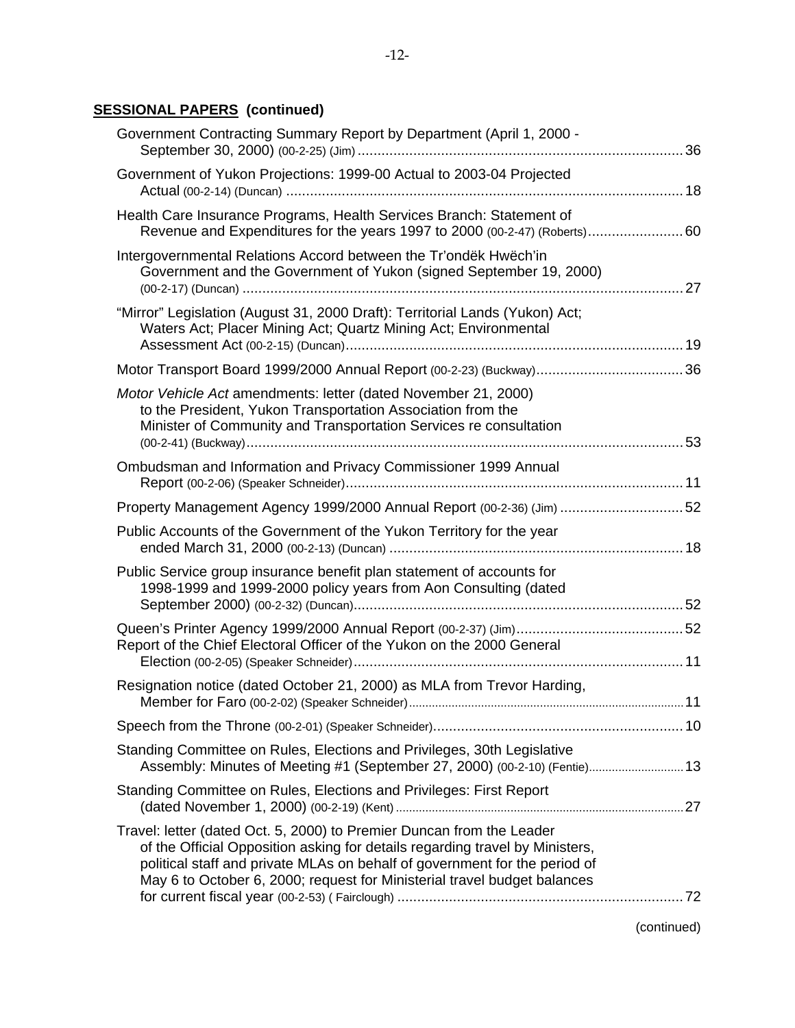**SESSIONAL PAPERS (continued)**

Government Contracting Summary Report by Department (April 1, 2000 - September 30, 2000) (00-2-25) (Jim) .......... 36

Government of Yukon Projections: 1999-00 Actual to 2003-04 Projected Actual (00-2-14) (Duncan) .......... 18

Health Care Insurance Programs, Health Services Branch: Statement of Revenue and Expenditures for the years 1997 to 2000 (00-2-47) (Roberts) .......... 60

Intergovernmental Relations Accord between the Tr'ondëk Hwëch'in Government and the Government of Yukon (signed September 19, 2000) (00-2-17) (Duncan) .......... 27

"Mirror" Legislation (August 31, 2000 Draft): Territorial Lands (Yukon) Act; Waters Act; Placer Mining Act; Quartz Mining Act; Environmental Assessment Act (00-2-15) (Duncan) .......... 19

Motor Transport Board 1999/2000 Annual Report (00-2-23) (Buckway) .......... 36

*Motor Vehicle Act* amendments: letter (dated November 21, 2000) to the President, Yukon Transportation Association from the Minister of Community and Transportation Services re consultation (00-2-41) (Buckway) .......... 53

Ombudsman and Information and Privacy Commissioner 1999 Annual Report (00-2-06) (Speaker Schneider) .......... 11

Property Management Agency 1999/2000 Annual Report (00-2-36) (Jim) .......... 52

Public Accounts of the Government of the Yukon Territory for the year ended March 31, 2000 (00-2-13) (Duncan) .......... 18

Public Service group insurance benefit plan statement of accounts for 1998-1999 and 1999-2000 policy years from Aon Consulting (dated September 2000) (00-2-32) (Duncan) .......... 52

Queen's Printer Agency 1999/2000 Annual Report (00-2-37) (Jim) .......... 52

Report of the Chief Electoral Officer of the Yukon on the 2000 General Election (00-2-05) (Speaker Schneider) .......... 11

Resignation notice (dated October 21, 2000) as MLA from Trevor Harding, Member for Faro (00-2-02) (Speaker Schneider) .......... 11

Speech from the Throne (00-2-01) (Speaker Schneider) .......... 10

Standing Committee on Rules, Elections and Privileges, 30th Legislative Assembly: Minutes of Meeting #1 (September 27, 2000) (00-2-10) (Fentie) .......... 13

Standing Committee on Rules, Elections and Privileges: First Report (dated November 1, 2000) (00-2-19) (Kent) .......... 27

Travel: letter (dated Oct. 5, 2000) to Premier Duncan from the Leader of the Official Opposition asking for details regarding travel by Ministers, political staff and private MLAs on behalf of government for the period of May 6 to October 6, 2000; request for Ministerial travel budget balances for current fiscal year (00-2-53) ( Fairclough) .......... 72

(continued)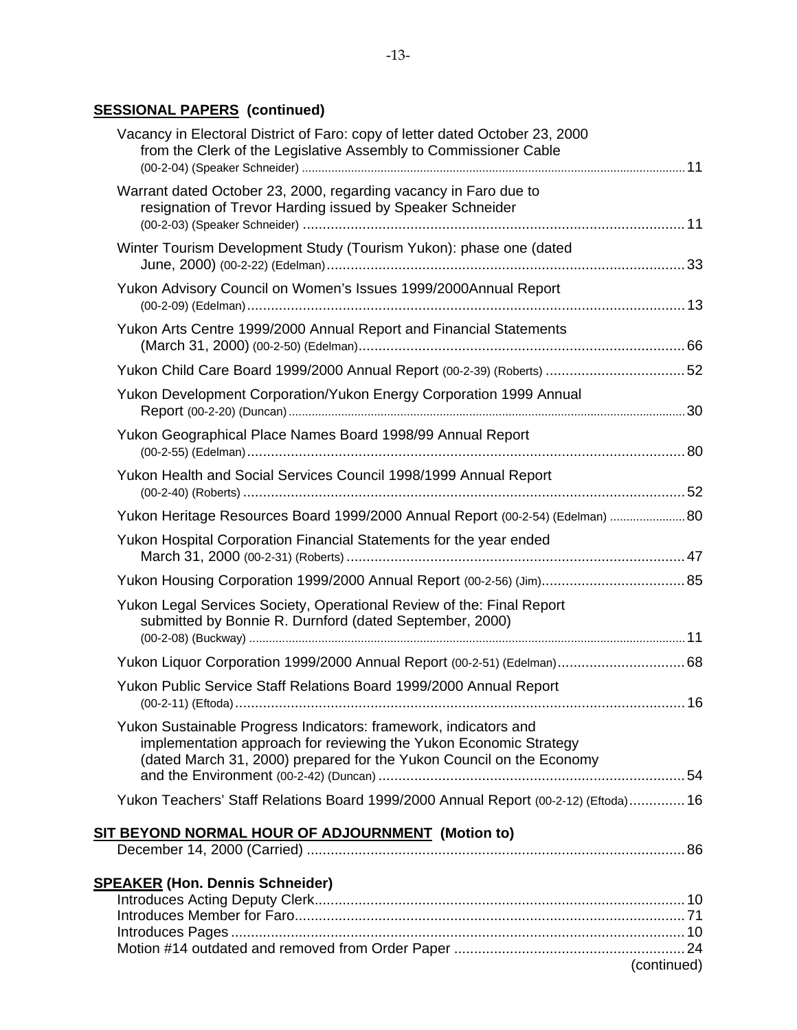## SESSIONAL PAPERS (continued)

Vacancy in Electoral District of Faro: copy of letter dated October 23, 2000 from the Clerk of the Legislative Assembly to Commissioner Cable (00-2-04) (Speaker Schneider) ........ 11

Warrant dated October 23, 2000, regarding vacancy in Faro due to resignation of Trevor Harding issued by Speaker Schneider (00-2-03) (Speaker Schneider) ........ 11

Winter Tourism Development Study (Tourism Yukon): phase one (dated June, 2000) (00-2-22) (Edelman) ........ 33

Yukon Advisory Council on Women's Issues 1999/2000Annual Report (00-2-09) (Edelman) ........ 13

Yukon Arts Centre 1999/2000 Annual Report and Financial Statements (March 31, 2000) (00-2-50) (Edelman) ........ 66

Yukon Child Care Board 1999/2000 Annual Report (00-2-39) (Roberts) ........ 52

Yukon Development Corporation/Yukon Energy Corporation 1999 Annual Report (00-2-20) (Duncan) ........ 30

Yukon Geographical Place Names Board 1998/99 Annual Report (00-2-55) (Edelman) ........ 80

Yukon Health and Social Services Council 1998/1999 Annual Report (00-2-40) (Roberts) ........ 52

Yukon Heritage Resources Board 1999/2000 Annual Report (00-2-54) (Edelman) ........ 80

Yukon Hospital Corporation Financial Statements for the year ended March 31, 2000 (00-2-31) (Roberts) ........ 47

Yukon Housing Corporation 1999/2000 Annual Report (00-2-56) (Jim) ........ 85

Yukon Legal Services Society, Operational Review of the: Final Report submitted by Bonnie R. Durnford (dated September, 2000) (00-2-08) (Buckway) ........ 11

Yukon Liquor Corporation 1999/2000 Annual Report (00-2-51) (Edelman) ........ 68

Yukon Public Service Staff Relations Board 1999/2000 Annual Report (00-2-11) (Eftoda) ........ 16

Yukon Sustainable Progress Indicators: framework, indicators and implementation approach for reviewing the Yukon Economic Strategy (dated March 31, 2000) prepared for the Yukon Council on the Economy and the Environment (00-2-42) (Duncan) ........ 54

Yukon Teachers' Staff Relations Board 1999/2000 Annual Report (00-2-12) (Eftoda) ........ 16

## SIT BEYOND NORMAL HOUR OF ADJOURNMENT (Motion to)

December 14, 2000 (Carried) ........ 86

## SPEAKER (Hon. Dennis Schneider)

Introduces Acting Deputy Clerk ........ 10
Introduces Member for Faro ........ 71
Introduces Pages ........ 10
Motion #14 outdated and removed from Order Paper ........ 24

(continued)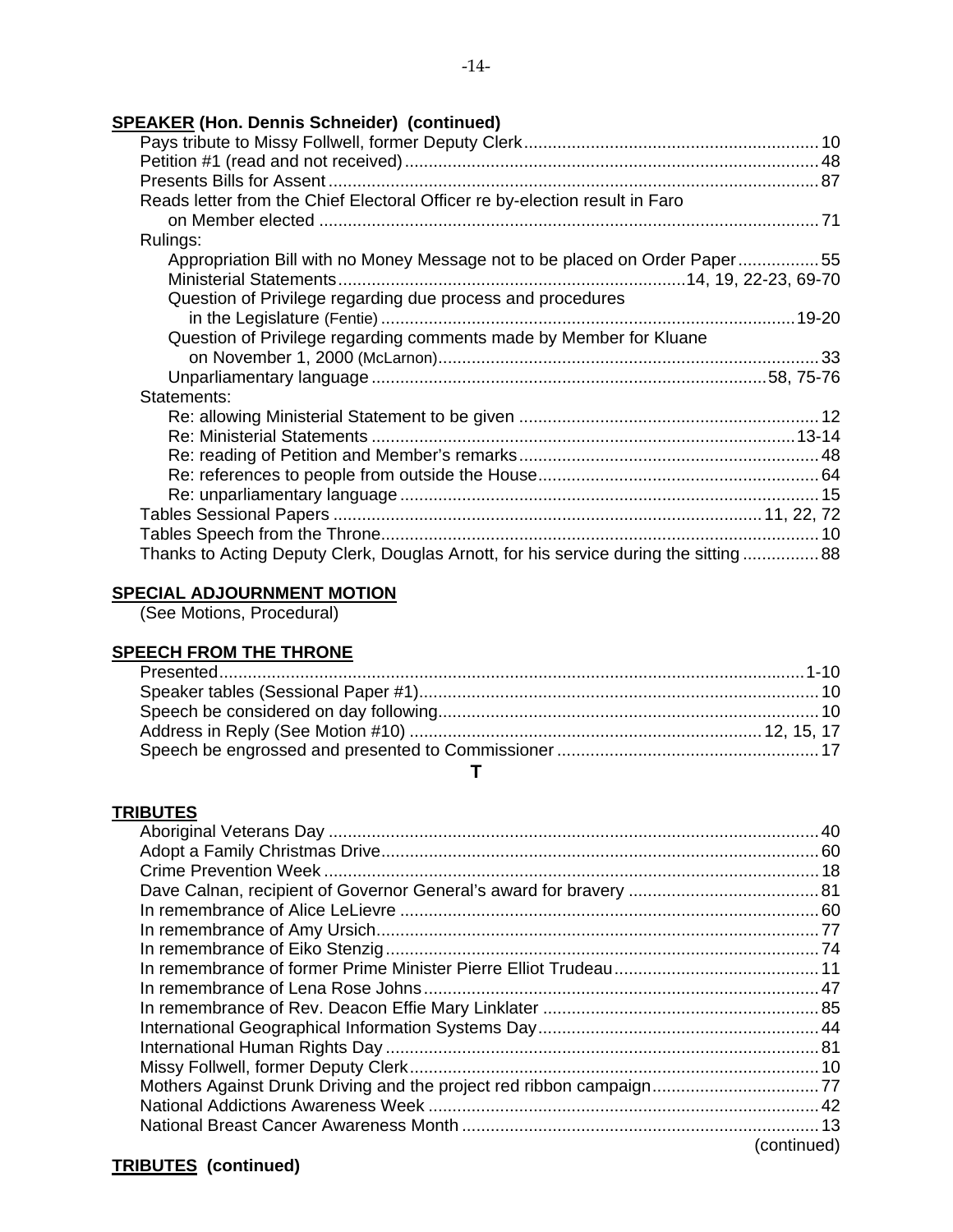**SPEAKER (Hon. Dennis Schneider) (continued)**

- Pays tribute to Missy Follwell, former Deputy Clerk .......... 10
- Petition #1 (read and not received) .......... 48
- Presents Bills for Assent .......... 87
- Reads letter from the Chief Electoral Officer re by-election result in Faro on Member elected .......... 71
- Rulings:
  - Appropriation Bill with no Money Message not to be placed on Order Paper .......... 55
  - Ministerial Statements .......... 14, 19, 22-23, 69-70
  - Question of Privilege regarding due process and procedures in the Legislature (Fentie) .......... 19-20
  - Question of Privilege regarding comments made by Member for Kluane on November 1, 2000 (McLarnon) .......... 33
  - Unparliamentary language .......... 58, 75-76
- Statements:
  - Re: allowing Ministerial Statement to be given .......... 12
  - Re: Ministerial Statements .......... 13-14
  - Re: reading of Petition and Member's remarks .......... 48
  - Re: references to people from outside the House .......... 64
  - Re: unparliamentary language .......... 15
- Tables Sessional Papers .......... 11, 22, 72
- Tables Speech from the Throne .......... 10
- Thanks to Acting Deputy Clerk, Douglas Arnott, for his service during the sitting .......... 88

**SPECIAL ADJOURNMENT MOTION**

(See Motions, Procedural)

**SPEECH FROM THE THRONE**

- Presented .......... 1-10
- Speaker tables (Sessional Paper #1) .......... 10
- Speech be considered on day following .......... 10
- Address in Reply (See Motion #10) .......... 12, 15, 17
- Speech be engrossed and presented to Commissioner .......... 17

## T

**TRIBUTES**

- Aboriginal Veterans Day .......... 40
- Adopt a Family Christmas Drive .......... 60
- Crime Prevention Week .......... 18
- Dave Calnan, recipient of Governor General's award for bravery .......... 81
- In remembrance of Alice LeLievre .......... 60
- In remembrance of Amy Ursich .......... 77
- In remembrance of Eiko Stenzig .......... 74
- In remembrance of former Prime Minister Pierre Elliot Trudeau .......... 11
- In remembrance of Lena Rose Johns .......... 47
- In remembrance of Rev. Deacon Effie Mary Linklater .......... 85
- International Geographical Information Systems Day .......... 44
- International Human Rights Day .......... 81
- Missy Follwell, former Deputy Clerk .......... 10
- Mothers Against Drunk Driving and the project red ribbon campaign .......... 77
- National Addictions Awareness Week .......... 42
- National Breast Cancer Awareness Month .......... 13

(continued)

**TRIBUTES (continued)**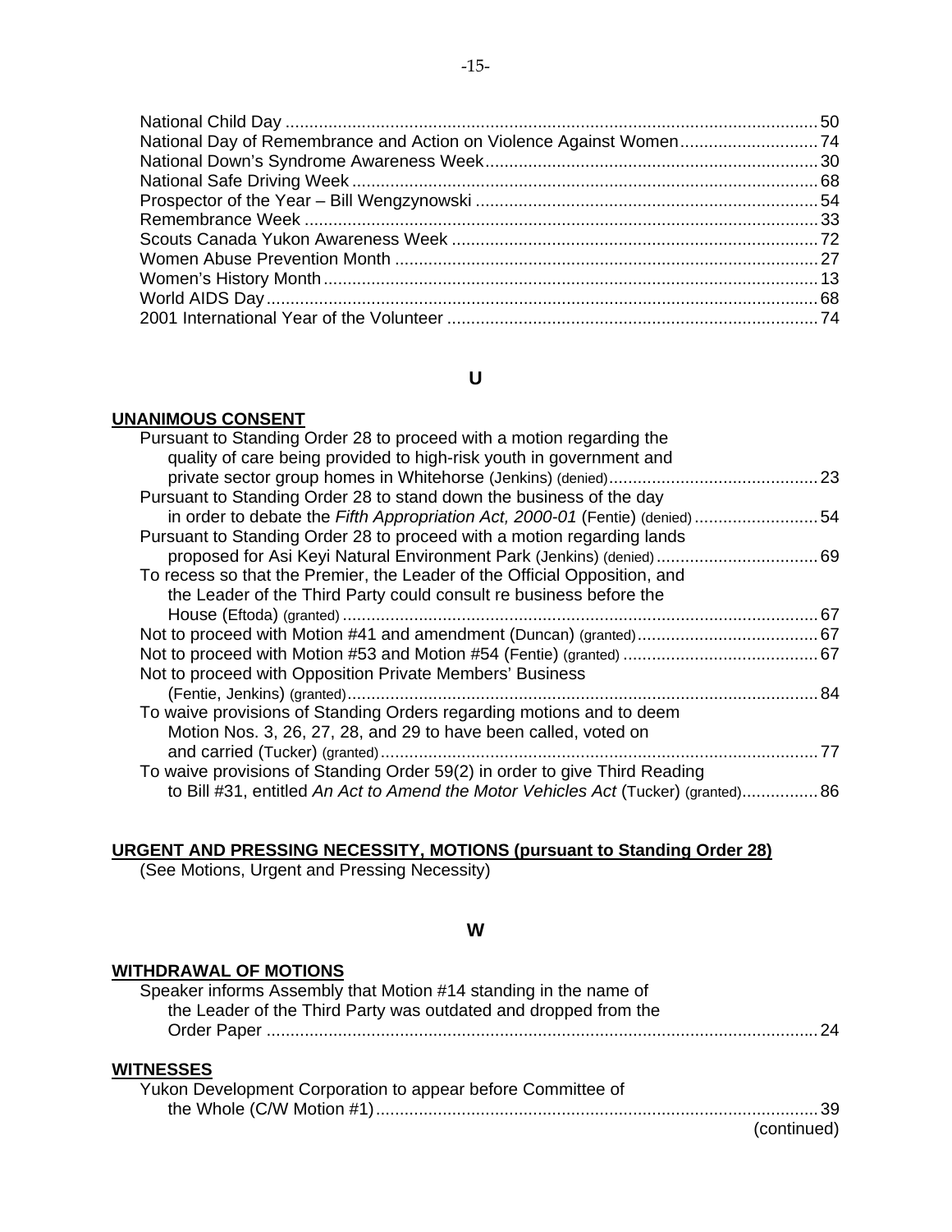National Child Day .................................................................................................... 50
National Day of Remembrance and Action on Violence Against Women ............................ 74
National Down's Syndrome Awareness Week ..................................................................... 30
National Safe Driving Week ............................................................................................... 68
Prospector of the Year – Bill Wengzynowski ...................................................................... 54
Remembrance Week ......................................................................................................... 33
Scouts Canada Yukon Awareness Week ............................................................................ 72
Women Abuse Prevention Month ....................................................................................... 27
Women's History Month ..................................................................................................... 13
World AIDS Day ................................................................................................................ 68
2001 International Year of the Volunteer ............................................................................ 74

## U

**UNANIMOUS CONSENT**

Pursuant to Standing Order 28 to proceed with a motion regarding the quality of care being provided to high-risk youth in government and private sector group homes in Whitehorse (Jenkins) (denied) ........................................... 23

Pursuant to Standing Order 28 to stand down the business of the day in order to debate the *Fifth Appropriation Act, 2000-01* (Fentie) (denied) ......................... 54

Pursuant to Standing Order 28 to proceed with a motion regarding lands proposed for Asi Keyi Natural Environment Park (Jenkins) (denied) ................................. 69

To recess so that the Premier, the Leader of the Official Opposition, and the Leader of the Third Party could consult re business before the House (Eftoda) (granted) ................................................................................................... 67

Not to proceed with Motion #41 and amendment (Duncan) (granted) ..................................... 67

Not to proceed with Motion #53 and Motion #54 (Fentie) (granted) ........................................ 67

Not to proceed with Opposition Private Members' Business (Fentie, Jenkins) (granted) ................................................................................................ 84

To waive provisions of Standing Orders regarding motions and to deem Motion Nos. 3, 26, 27, 28, and 29 to have been called, voted on and carried (Tucker) (granted) .......................................................................................... 77

To waive provisions of Standing Order 59(2) in order to give Third Reading to Bill #31, entitled *An Act to Amend the Motor Vehicles Act* (Tucker) (granted) ............... 86

**URGENT AND PRESSING NECESSITY, MOTIONS (pursuant to Standing Order 28)**

(See Motions, Urgent and Pressing Necessity)

## W

**WITHDRAWAL OF MOTIONS**

Speaker informs Assembly that Motion #14 standing in the name of the Leader of the Third Party was outdated and dropped from the Order Paper ...................................................................................................................... 24

**WITNESSES**

Yukon Development Corporation to appear before Committee of the Whole (C/W Motion #1) ........................................................................................... 39

(continued)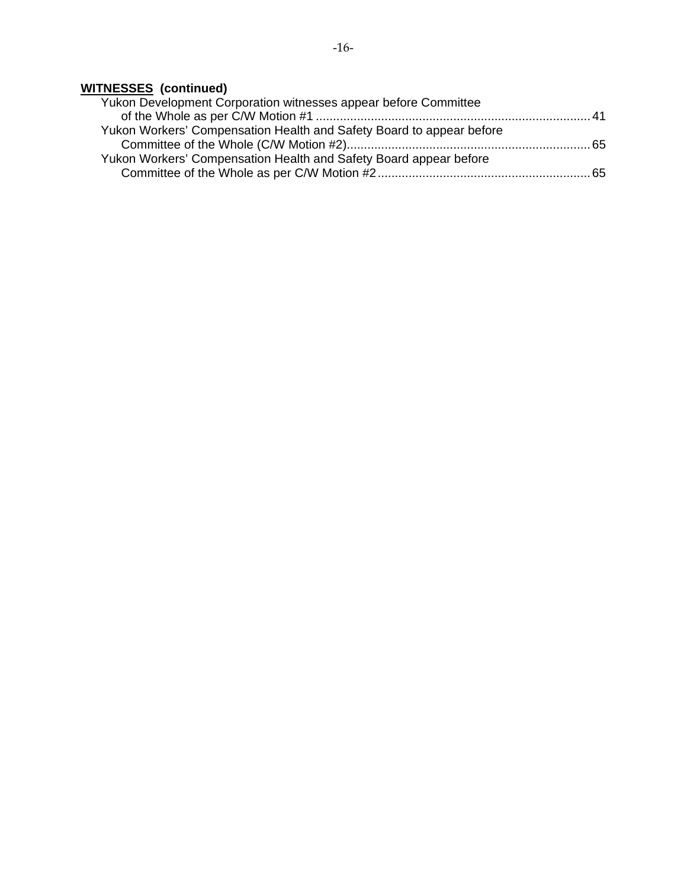**<u>WITNESSES</u> (continued)**

Yukon Development Corporation witnesses appear before Committee of the Whole as per C/W Motion #1 ........................................................................ 41

Yukon Workers' Compensation Health and Safety Board to appear before Committee of the Whole (C/W Motion #2)........................................................................ 65

Yukon Workers' Compensation Health and Safety Board appear before Committee of the Whole as per C/W Motion #2 ........................................................................ 65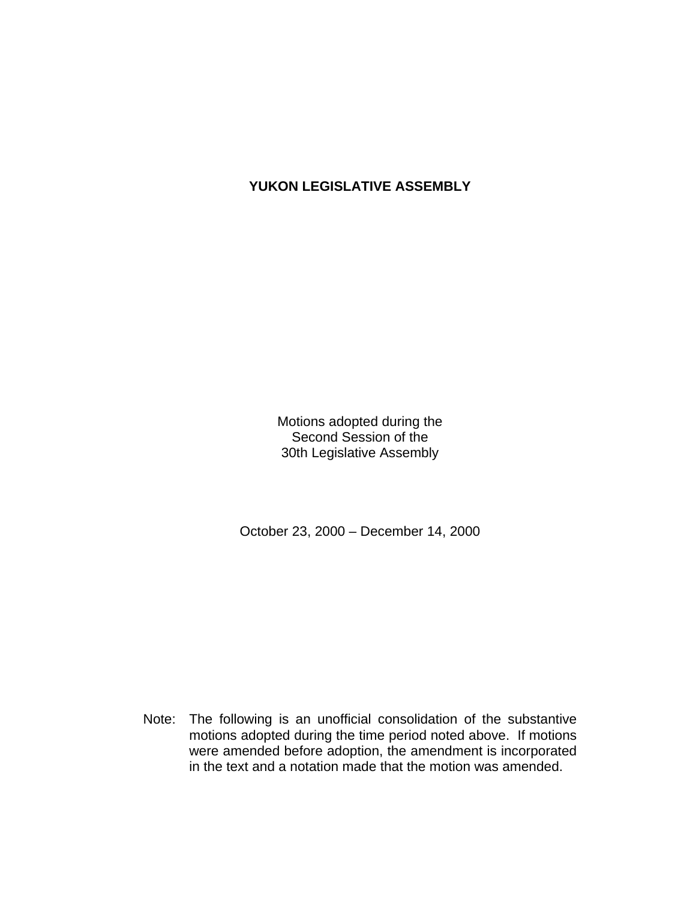# YUKON LEGISLATIVE ASSEMBLY

Motions adopted during the
Second Session of the
30th Legislative Assembly

October 23, 2000 – December 14, 2000

Note: The following is an unofficial consolidation of the substantive motions adopted during the time period noted above. If motions were amended before adoption, the amendment is incorporated in the text and a notation made that the motion was amended.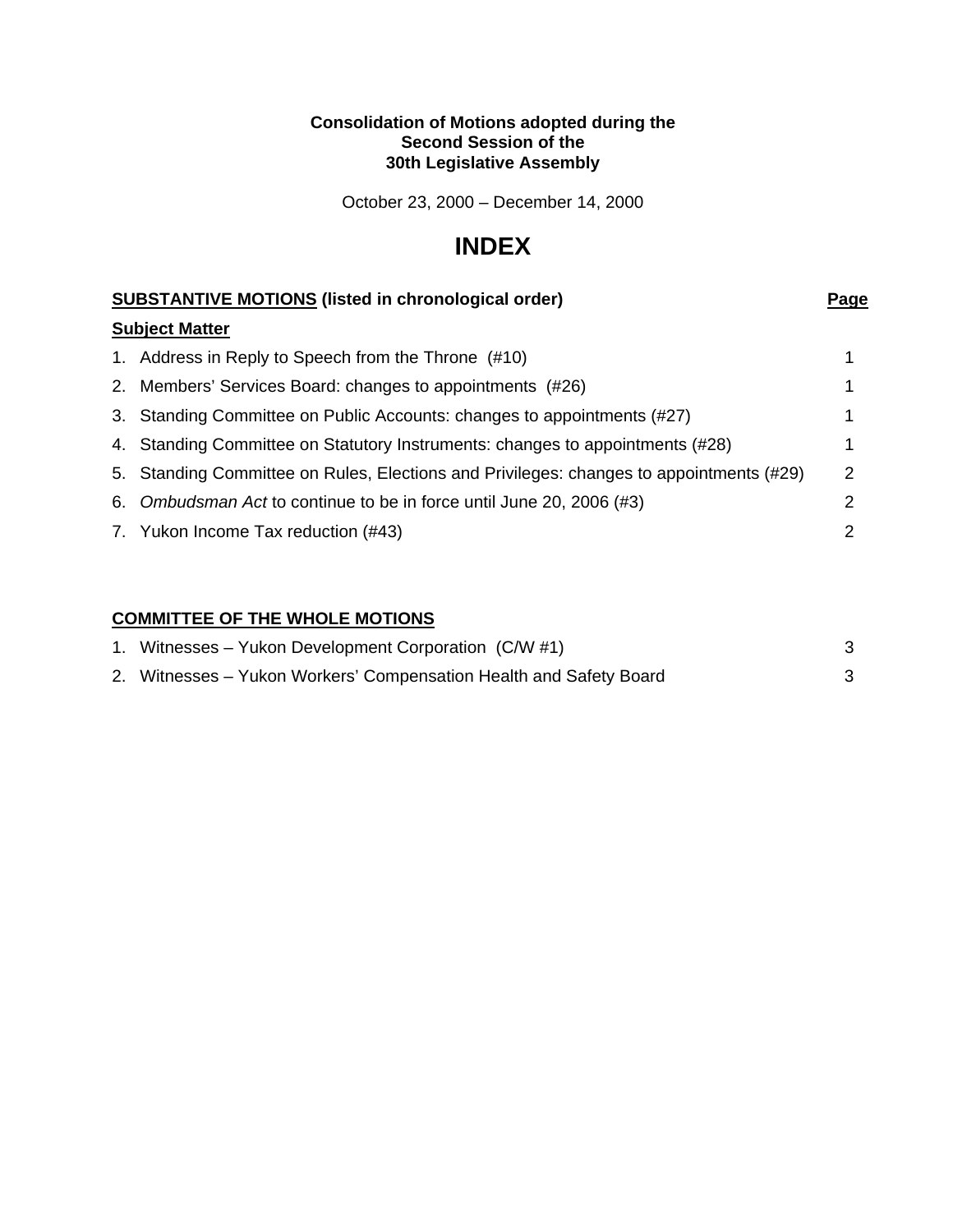**Consolidation of Motions adopted during the**
**Second Session of the**
**30th Legislative Assembly**

October 23, 2000 – December 14, 2000

# INDEX

| **SUBSTANTIVE MOTIONS (listed in chronological order)** | **Page** |
|---|---|
| **Subject Matter** | |
| 1. Address in Reply to Speech from the Throne (#10) | 1 |
| 2. Members’ Services Board: changes to appointments (#26) | 1 |
| 3. Standing Committee on Public Accounts: changes to appointments (#27) | 1 |
| 4. Standing Committee on Statutory Instruments: changes to appointments (#28) | 1 |
| 5. Standing Committee on Rules, Elections and Privileges: changes to appointments (#29) | 2 |
| 6. *Ombudsman Act* to continue to be in force until June 20, 2006 (#3) | 2 |
| 7. Yukon Income Tax reduction (#43) | 2 |

## COMMITTEE OF THE WHOLE MOTIONS

| | |
|---|---|
| 1. Witnesses – Yukon Development Corporation (C/W #1) | 3 |
| 2. Witnesses – Yukon Workers’ Compensation Health and Safety Board | 3 |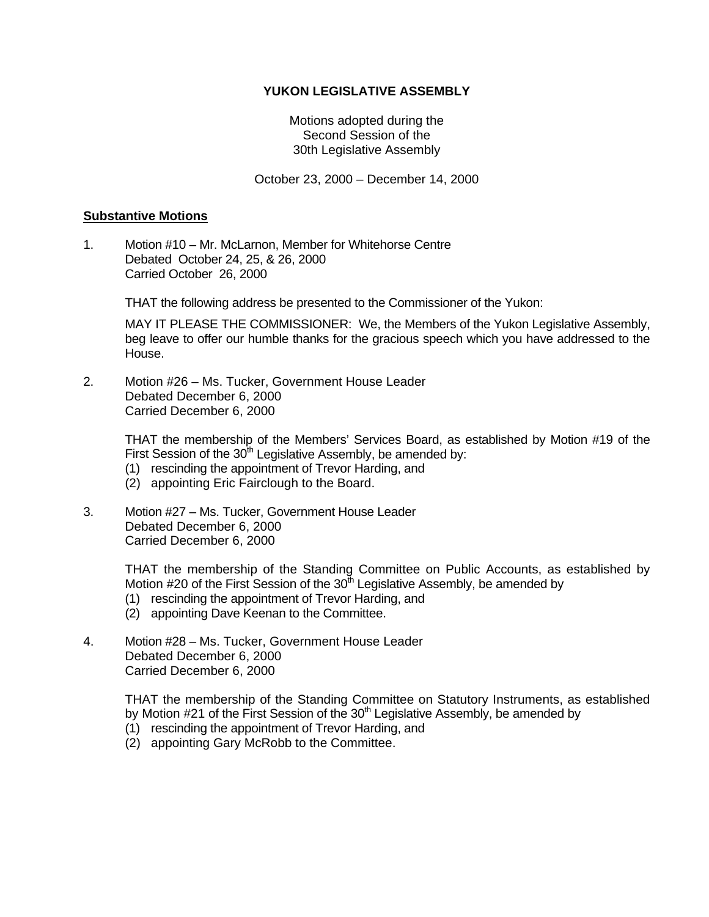# YUKON LEGISLATIVE ASSEMBLY

Motions adopted during the
Second Session of the
30th Legislative Assembly

October 23, 2000 – December 14, 2000

## Substantive Motions

1. Motion #10 – Mr. McLarnon, Member for Whitehorse Centre
   Debated October 24, 25, & 26, 2000
   Carried October 26, 2000

   THAT the following address be presented to the Commissioner of the Yukon:

   MAY IT PLEASE THE COMMISSIONER: We, the Members of the Yukon Legislative Assembly, beg leave to offer our humble thanks for the gracious speech which you have addressed to the House.

2. Motion #26 – Ms. Tucker, Government House Leader
   Debated December 6, 2000
   Carried December 6, 2000

   THAT the membership of the Members' Services Board, as established by Motion #19 of the First Session of the 30th Legislative Assembly, be amended by:
   (1) rescinding the appointment of Trevor Harding, and
   (2) appointing Eric Fairclough to the Board.

3. Motion #27 – Ms. Tucker, Government House Leader
   Debated December 6, 2000
   Carried December 6, 2000

   THAT the membership of the Standing Committee on Public Accounts, as established by Motion #20 of the First Session of the 30th Legislative Assembly, be amended by
   (1) rescinding the appointment of Trevor Harding, and
   (2) appointing Dave Keenan to the Committee.

4. Motion #28 – Ms. Tucker, Government House Leader
   Debated December 6, 2000
   Carried December 6, 2000

   THAT the membership of the Standing Committee on Statutory Instruments, as established by Motion #21 of the First Session of the 30th Legislative Assembly, be amended by
   (1) rescinding the appointment of Trevor Harding, and
   (2) appointing Gary McRobb to the Committee.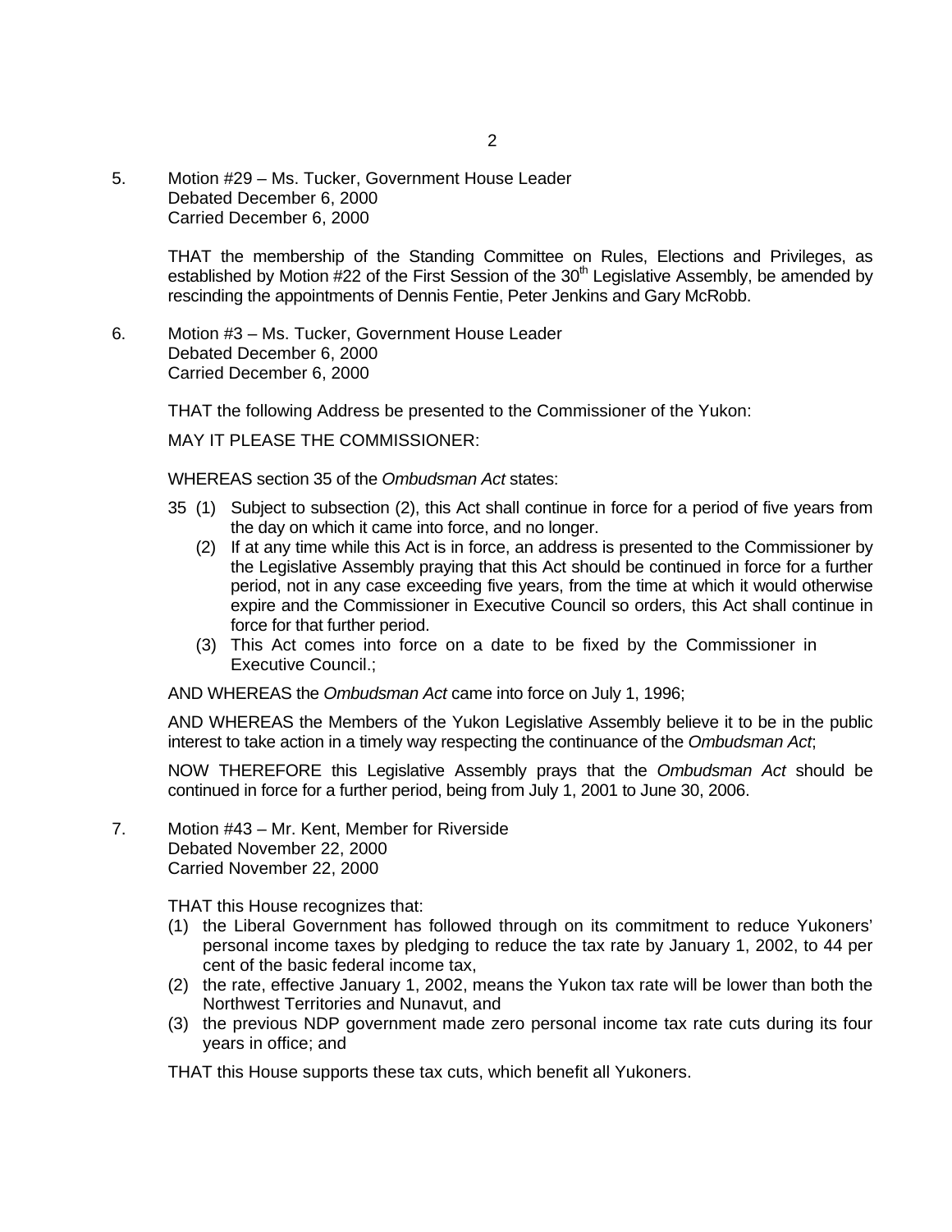5. Motion #29 – Ms. Tucker, Government House Leader
   Debated December 6, 2000
   Carried December 6, 2000

   THAT the membership of the Standing Committee on Rules, Elections and Privileges, as established by Motion #22 of the First Session of the 30th Legislative Assembly, be amended by rescinding the appointments of Dennis Fentie, Peter Jenkins and Gary McRobb.

6. Motion #3 – Ms. Tucker, Government House Leader
   Debated December 6, 2000
   Carried December 6, 2000

   THAT the following Address be presented to the Commissioner of the Yukon:

   MAY IT PLEASE THE COMMISSIONER:

   WHEREAS section 35 of the *Ombudsman Act* states:

   35 (1) Subject to subsection (2), this Act shall continue in force for a period of five years from the day on which it came into force, and no longer.

   (2) If at any time while this Act is in force, an address is presented to the Commissioner by the Legislative Assembly praying that this Act should be continued in force for a further period, not in any case exceeding five years, from the time at which it would otherwise expire and the Commissioner in Executive Council so orders, this Act shall continue in force for that further period.

   (3) This Act comes into force on a date to be fixed by the Commissioner in Executive Council.;

   AND WHEREAS the *Ombudsman Act* came into force on July 1, 1996;

   AND WHEREAS the Members of the Yukon Legislative Assembly believe it to be in the public interest to take action in a timely way respecting the continuance of the *Ombudsman Act*;

   NOW THEREFORE this Legislative Assembly prays that the *Ombudsman Act* should be continued in force for a further period, being from July 1, 2001 to June 30, 2006.

7. Motion #43 – Mr. Kent, Member for Riverside
   Debated November 22, 2000
   Carried November 22, 2000

   THAT this House recognizes that:

   (1) the Liberal Government has followed through on its commitment to reduce Yukoners' personal income taxes by pledging to reduce the tax rate by January 1, 2002, to 44 per cent of the basic federal income tax,
   (2) the rate, effective January 1, 2002, means the Yukon tax rate will be lower than both the Northwest Territories and Nunavut, and
   (3) the previous NDP government made zero personal income tax rate cuts during its four years in office; and

   THAT this House supports these tax cuts, which benefit all Yukoners.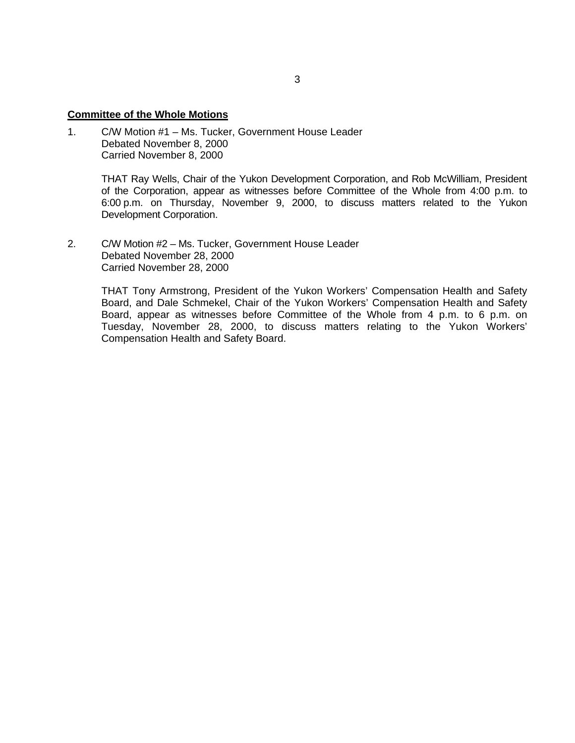**Committee of the Whole Motions**

1. C/W Motion #1 – Ms. Tucker, Government House Leader
   Debated November 8, 2000
   Carried November 8, 2000

   THAT Ray Wells, Chair of the Yukon Development Corporation, and Rob McWilliam, President of the Corporation, appear as witnesses before Committee of the Whole from 4:00 p.m. to 6:00 p.m. on Thursday, November 9, 2000, to discuss matters related to the Yukon Development Corporation.

2. C/W Motion #2 – Ms. Tucker, Government House Leader
   Debated November 28, 2000
   Carried November 28, 2000

   THAT Tony Armstrong, President of the Yukon Workers' Compensation Health and Safety Board, and Dale Schmekel, Chair of the Yukon Workers' Compensation Health and Safety Board, appear as witnesses before Committee of the Whole from 4 p.m. to 6 p.m. on Tuesday, November 28, 2000, to discuss matters relating to the Yukon Workers' Compensation Health and Safety Board.